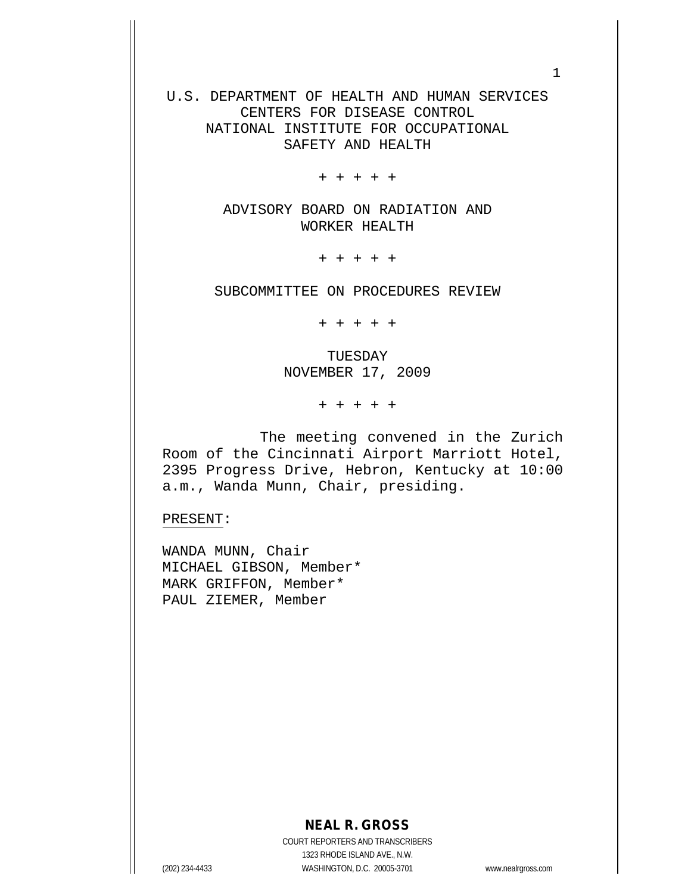U.S. DEPARTMENT OF HEALTH AND HUMAN SERVICES
CENTERS FOR DISEASE CONTROL
NATIONAL INSTITUTE FOR OCCUPATIONAL
SAFETY AND HEALTH

+ + + + +

ADVISORY BOARD ON RADIATION AND
WORKER HEALTH

+ + + + +

SUBCOMMITTEE ON PROCEDURES REVIEW

+ + + + +

TUESDAY
NOVEMBER 17, 2009

+ + + + +

The meeting convened in the Zurich Room of the Cincinnati Airport Marriott Hotel, 2395 Progress Drive, Hebron, Kentucky at 10:00 a.m., Wanda Munn, Chair, presiding.

PRESENT:

WANDA MUNN, Chair
MICHAEL GIBSON, Member*
MARK GRIFFON, Member*
PAUL ZIEMER, Member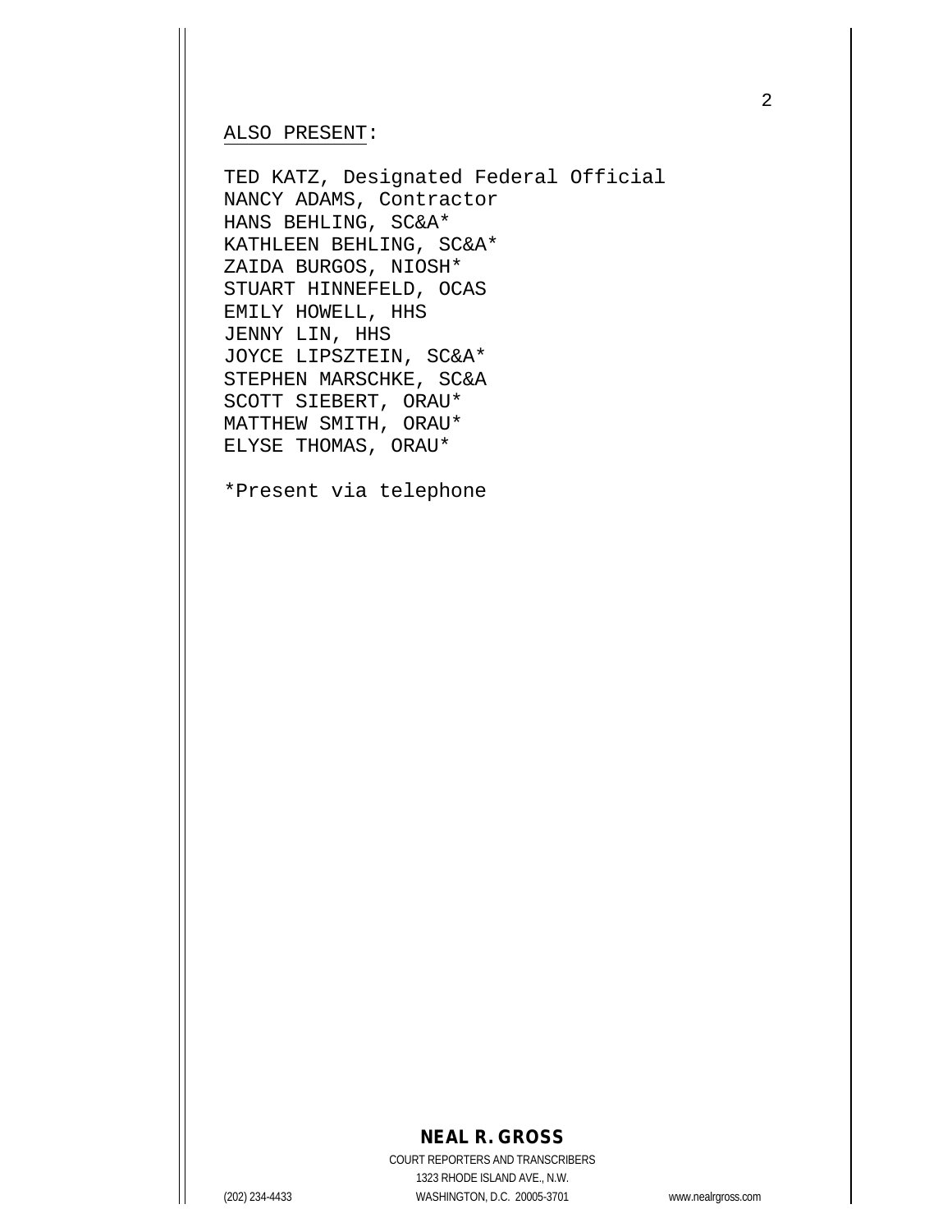ALSO PRESENT:

TED KATZ, Designated Federal Official
NANCY ADAMS, Contractor
HANS BEHLING, SC&A*
KATHLEEN BEHLING, SC&A*
ZAIDA BURGOS, NIOSH*
STUART HINNEFELD, OCAS
EMILY HOWELL, HHS
JENNY LIN, HHS
JOYCE LIPSZTEIN, SC&A*
STEPHEN MARSCHKE, SC&A
SCOTT SIEBERT, ORAU*
MATTHEW SMITH, ORAU*
ELYSE THOMAS, ORAU*

*Present via telephone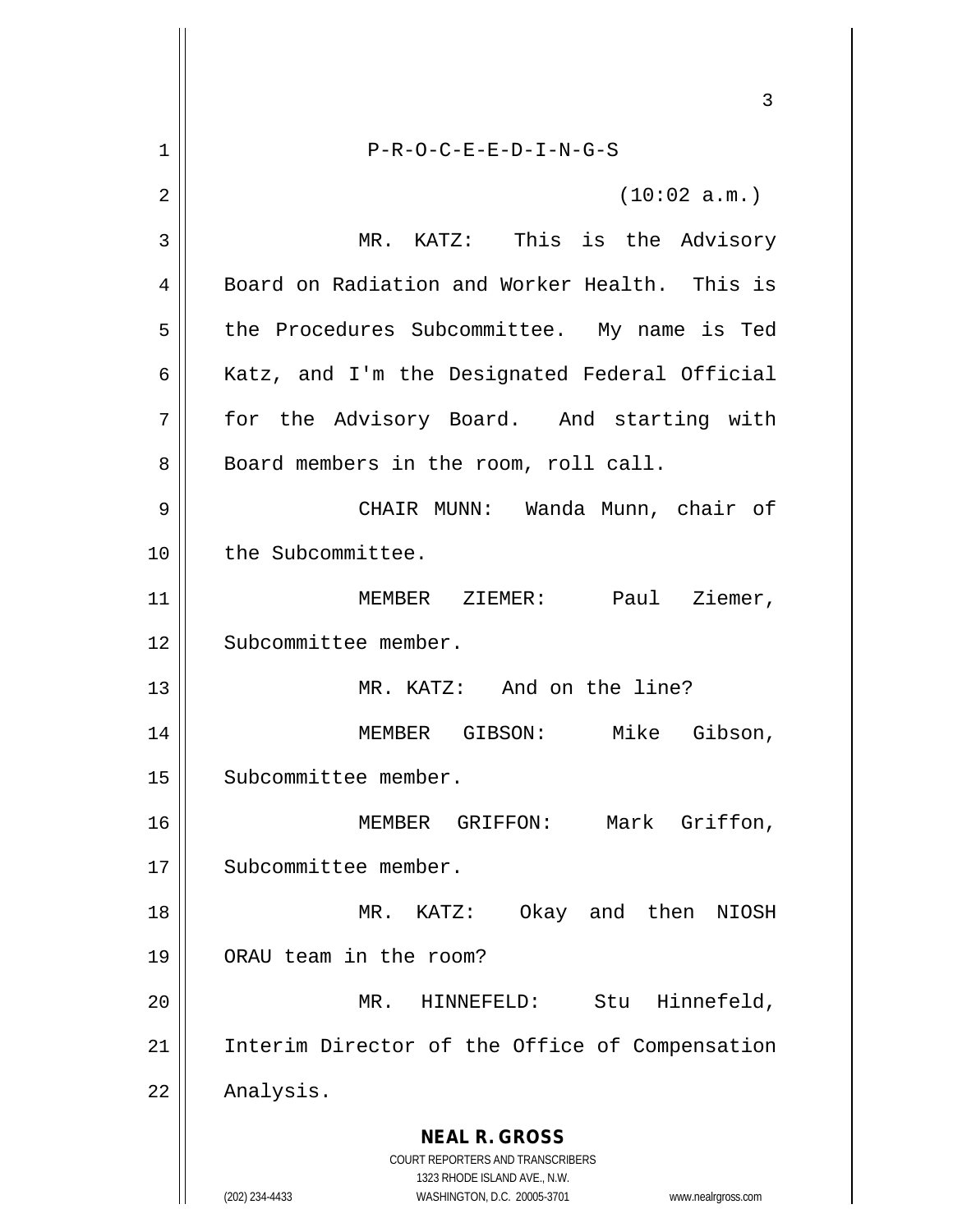P-R-O-C-E-E-D-I-N-G-S

(10:02 a.m.)

MR. KATZ: This is the Advisory Board on Radiation and Worker Health. This is the Procedures Subcommittee. My name is Ted Katz, and I'm the Designated Federal Official for the Advisory Board. And starting with Board members in the room, roll call.

CHAIR MUNN: Wanda Munn, chair of the Subcommittee.

MEMBER ZIEMER: Paul Ziemer, Subcommittee member.

MR. KATZ: And on the line?

MEMBER GIBSON: Mike Gibson, Subcommittee member.

MEMBER GRIFFON: Mark Griffon, Subcommittee member.

MR. KATZ: Okay and then NIOSH ORAU team in the room?

MR. HINNEFELD: Stu Hinnefeld, Interim Director of the Office of Compensation Analysis.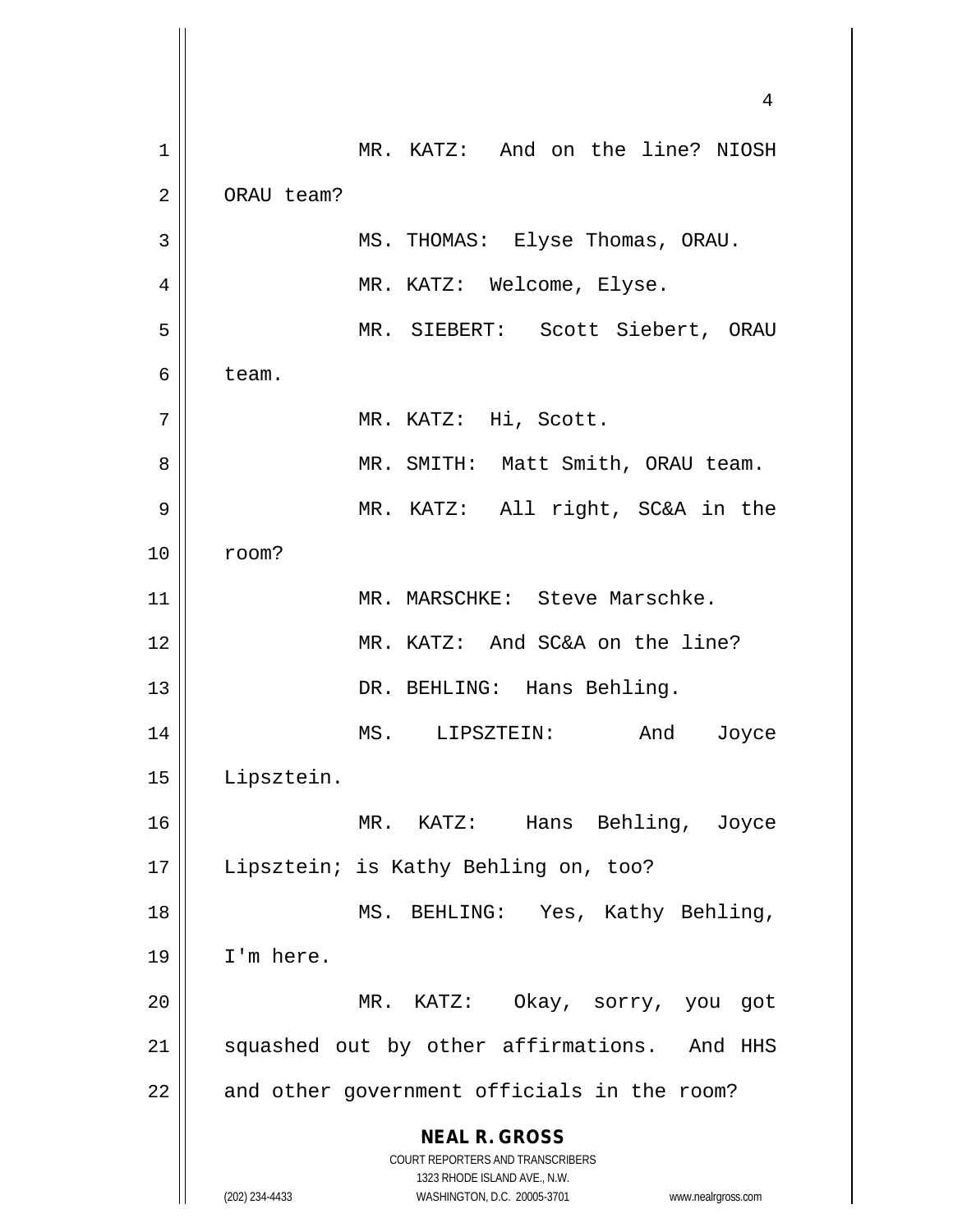MR. KATZ: And on the line? NIOSH ORAU team?

MS. THOMAS: Elyse Thomas, ORAU.

MR. KATZ: Welcome, Elyse.

MR. SIEBERT: Scott Siebert, ORAU team.

MR. KATZ: Hi, Scott.

MR. SMITH: Matt Smith, ORAU team.

MR. KATZ: All right, SC&A in the room?

MR. MARSCHKE: Steve Marschke.

MR. KATZ: And SC&A on the line?

DR. BEHLING: Hans Behling.

MS. LIPSZTEIN: And Joyce Lipsztein.

MR. KATZ: Hans Behling, Joyce Lipsztein; is Kathy Behling on, too?

MS. BEHLING: Yes, Kathy Behling, I'm here.

MR. KATZ: Okay, sorry, you got squashed out by other affirmations. And HHS and other government officials in the room?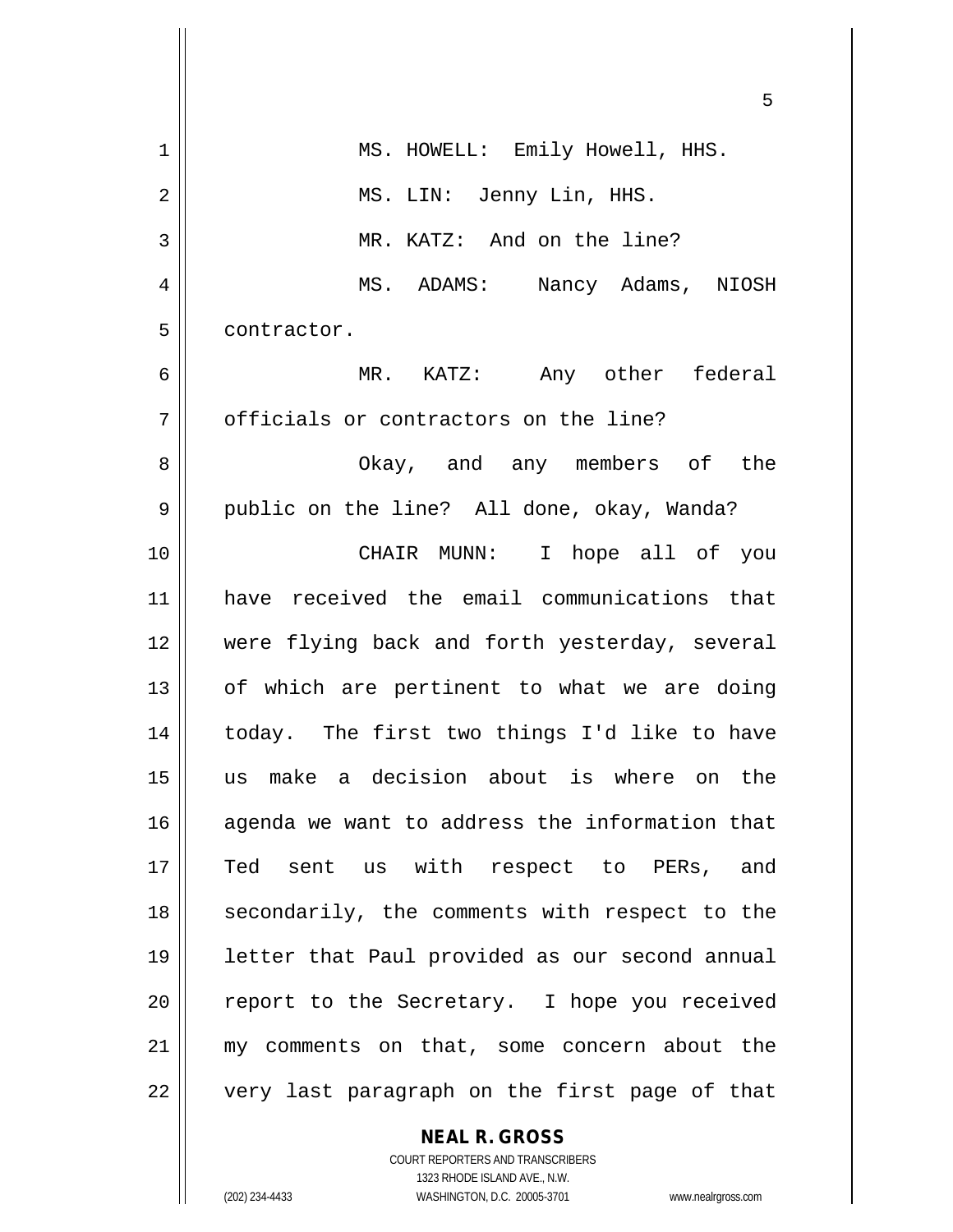MS. HOWELL: Emily Howell, HHS.

MS. LIN: Jenny Lin, HHS.

MR. KATZ: And on the line?

MS. ADAMS: Nancy Adams, NIOSH contractor.

MR. KATZ: Any other federal officials or contractors on the line?

Okay, and any members of the public on the line? All done, okay, Wanda?

CHAIR MUNN: I hope all of you have received the email communications that were flying back and forth yesterday, several of which are pertinent to what we are doing today. The first two things I'd like to have us make a decision about is where on the agenda we want to address the information that Ted sent us with respect to PERs, and secondarily, the comments with respect to the letter that Paul provided as our second annual report to the Secretary. I hope you received my comments on that, some concern about the very last paragraph on the first page of that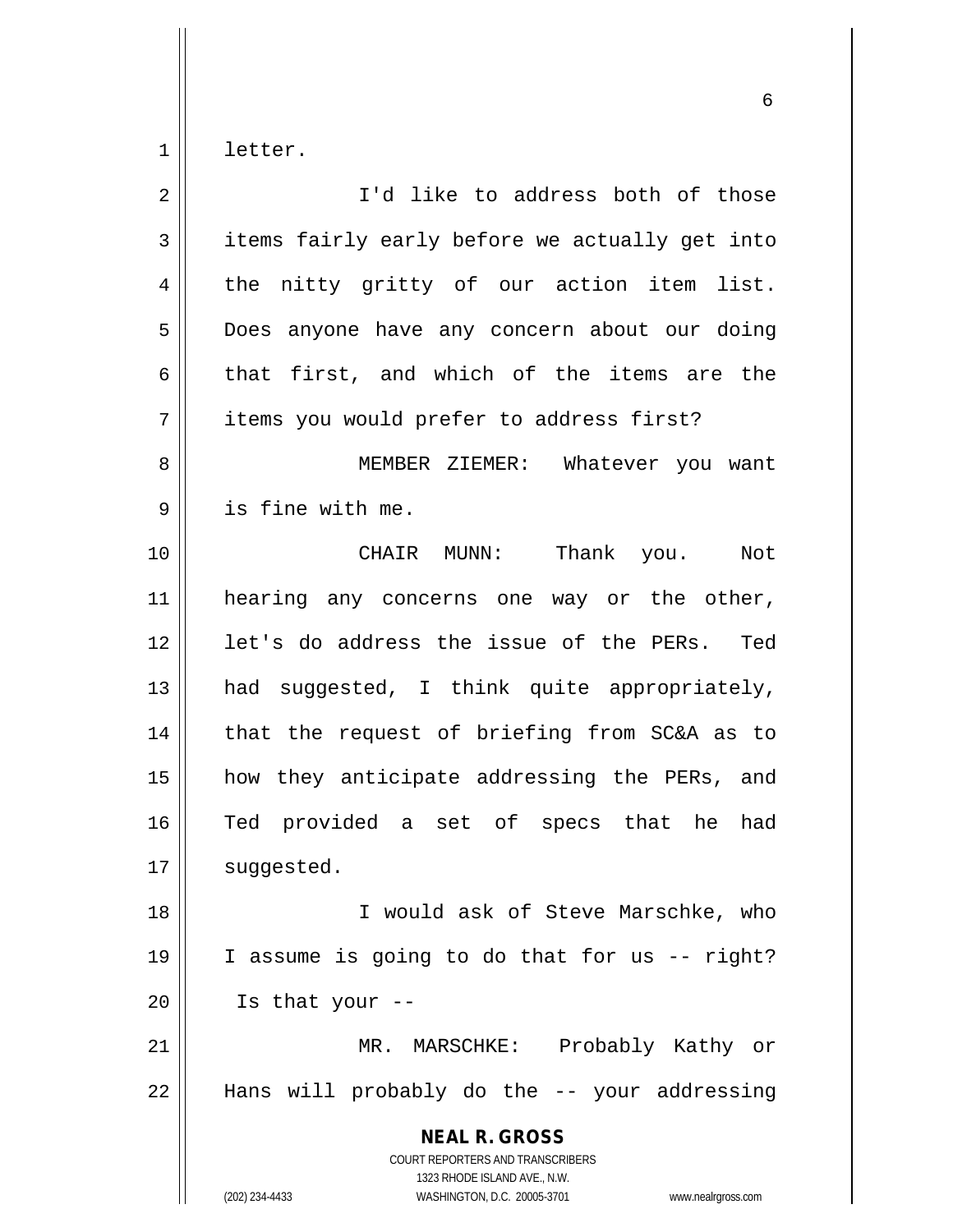letter.

I'd like to address both of those items fairly early before we actually get into the nitty gritty of our action item list. Does anyone have any concern about our doing that first, and which of the items are the items you would prefer to address first?

MEMBER ZIEMER: Whatever you want is fine with me.

CHAIR MUNN: Thank you. Not hearing any concerns one way or the other, let's do address the issue of the PERs. Ted had suggested, I think quite appropriately, that the request of briefing from SC&A as to how they anticipate addressing the PERs, and Ted provided a set of specs that he had suggested.

I would ask of Steve Marschke, who I assume is going to do that for us -- right? Is that your --

MR. MARSCHKE: Probably Kathy or Hans will probably do the -- your addressing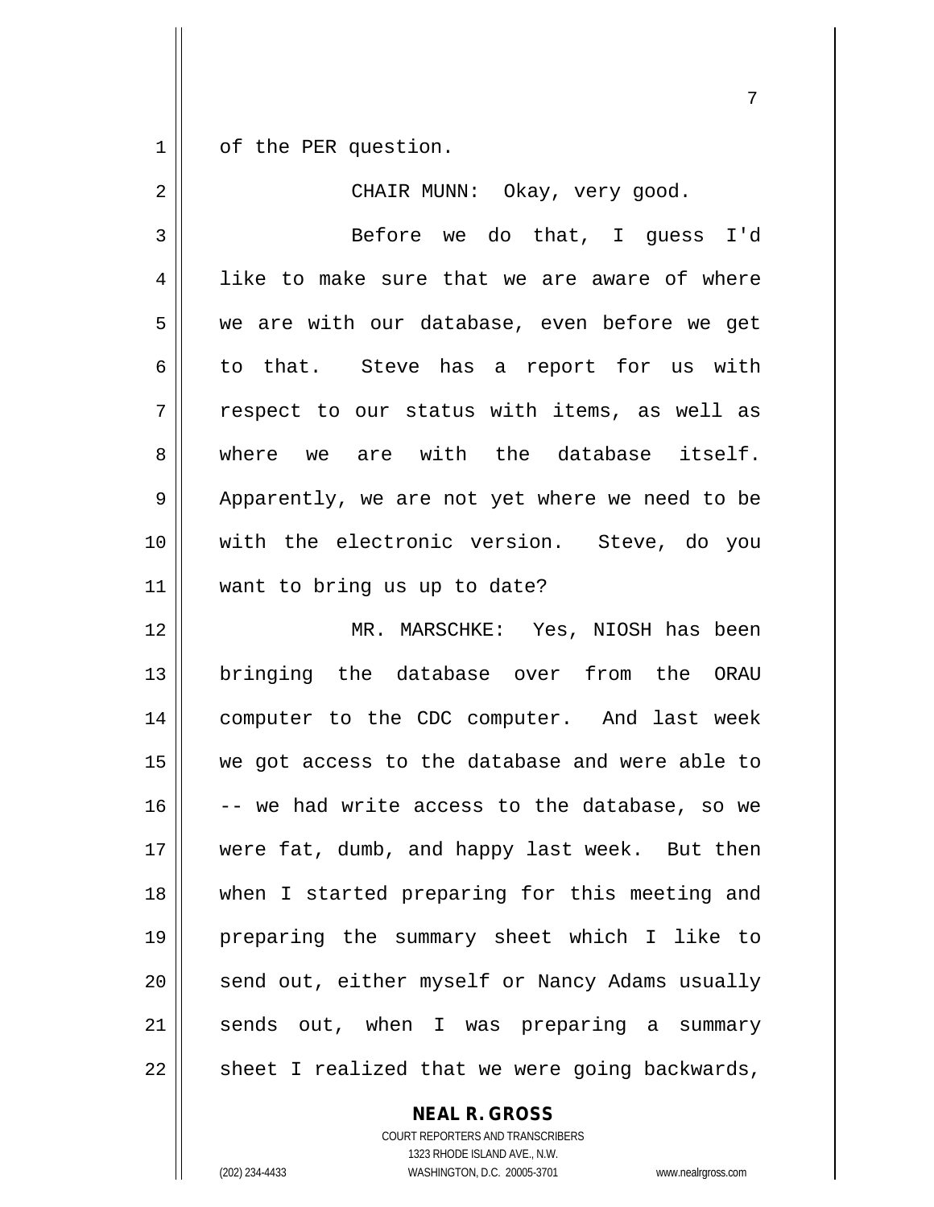of the PER question.

CHAIR MUNN: Okay, very good.

Before we do that, I guess I'd like to make sure that we are aware of where we are with our database, even before we get to that. Steve has a report for us with respect to our status with items, as well as where we are with the database itself. Apparently, we are not yet where we need to be with the electronic version. Steve, do you want to bring us up to date?

MR. MARSCHKE: Yes, NIOSH has been bringing the database over from the ORAU computer to the CDC computer. And last week we got access to the database and were able to -- we had write access to the database, so we were fat, dumb, and happy last week. But then when I started preparing for this meeting and preparing the summary sheet which I like to send out, either myself or Nancy Adams usually sends out, when I was preparing a summary sheet I realized that we were going backwards,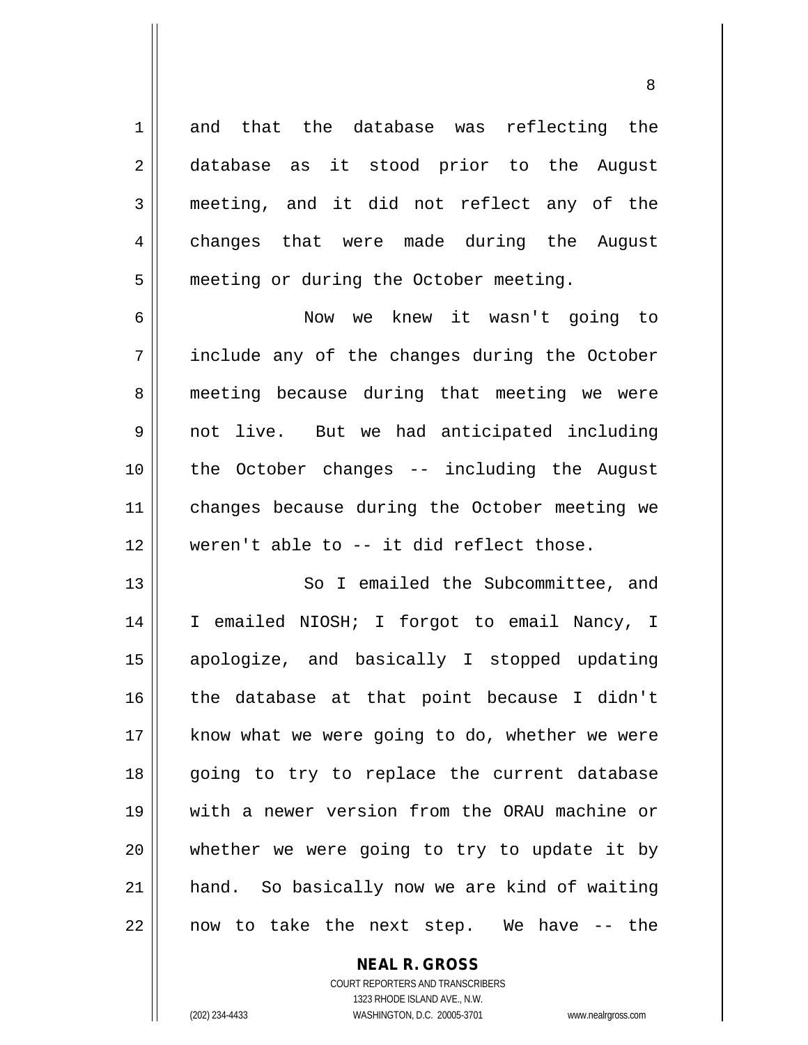and that the database was reflecting the database as it stood prior to the August meeting, and it did not reflect any of the changes that were made during the August meeting or during the October meeting.

Now we knew it wasn't going to include any of the changes during the October meeting because during that meeting we were not live. But we had anticipated including the October changes -- including the August changes because during the October meeting we weren't able to -- it did reflect those.

So I emailed the Subcommittee, and I emailed NIOSH; I forgot to email Nancy, I apologize, and basically I stopped updating the database at that point because I didn't know what we were going to do, whether we were going to try to replace the current database with a newer version from the ORAU machine or whether we were going to try to update it by hand. So basically now we are kind of waiting now to take the next step. We have -- the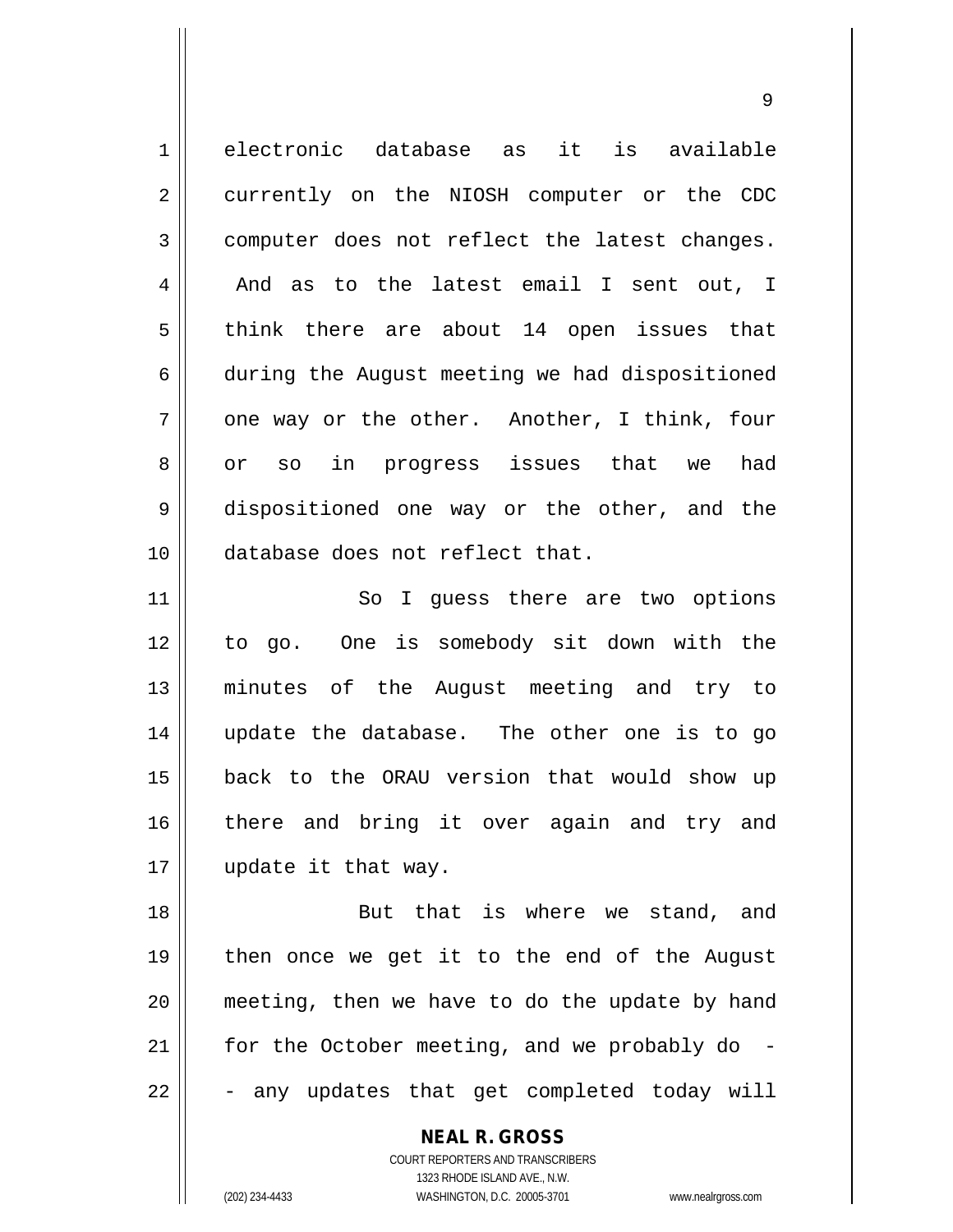electronic database as it is available currently on the NIOSH computer or the CDC computer does not reflect the latest changes. And as to the latest email I sent out, I think there are about 14 open issues that during the August meeting we had dispositioned one way or the other. Another, I think, four or so in progress issues that we had dispositioned one way or the other, and the database does not reflect that.

So I guess there are two options to go. One is somebody sit down with the minutes of the August meeting and try to update the database. The other one is to go back to the ORAU version that would show up there and bring it over again and try and update it that way.

But that is where we stand, and then once we get it to the end of the August meeting, then we have to do the update by hand for the October meeting, and we probably do -- any updates that get completed today will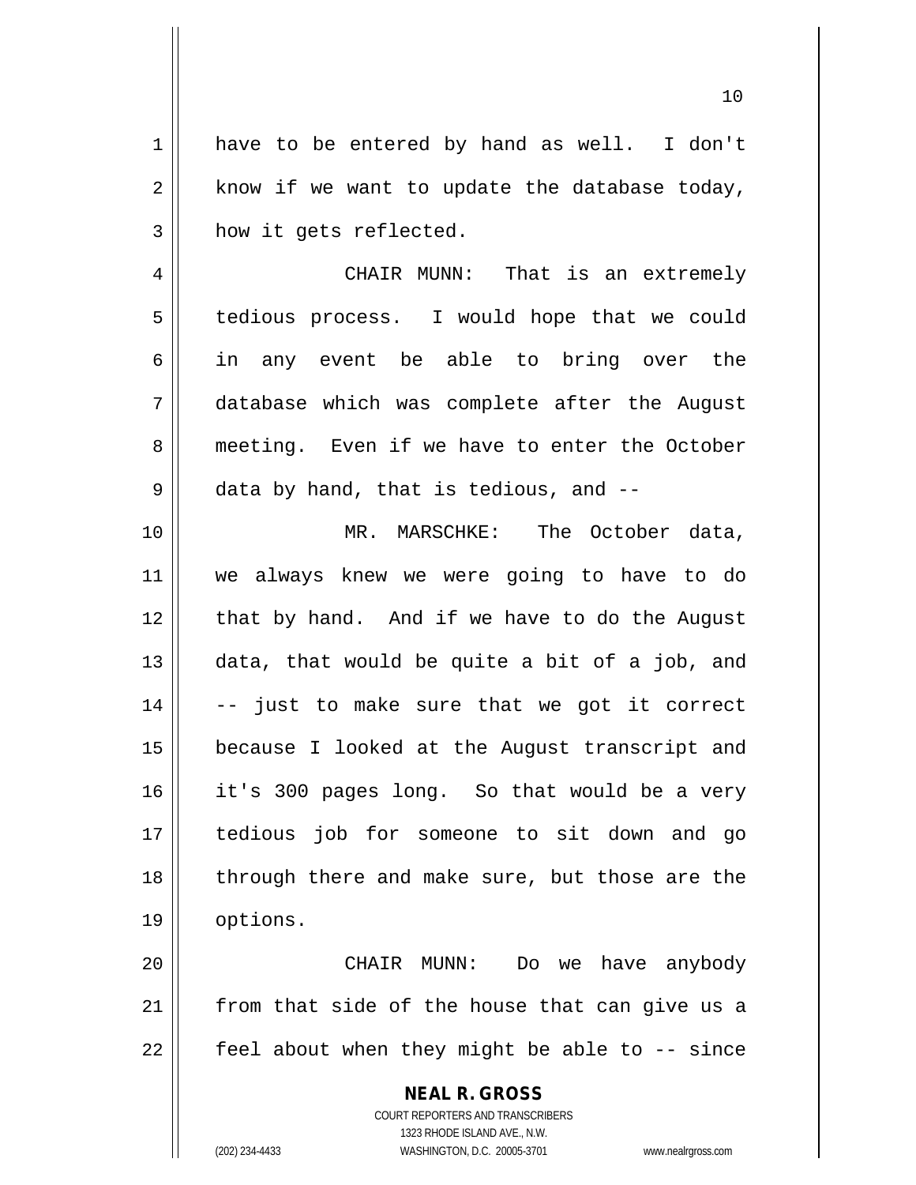have to be entered by hand as well. I don't know if we want to update the database today, how it gets reflected.

CHAIR MUNN: That is an extremely tedious process. I would hope that we could in any event be able to bring over the database which was complete after the August meeting. Even if we have to enter the October data by hand, that is tedious, and --

MR. MARSCHKE: The October data, we always knew we were going to have to do that by hand. And if we have to do the August data, that would be quite a bit of a job, and -- just to make sure that we got it correct because I looked at the August transcript and it's 300 pages long. So that would be a very tedious job for someone to sit down and go through there and make sure, but those are the options.

CHAIR MUNN: Do we have anybody from that side of the house that can give us a feel about when they might be able to -- since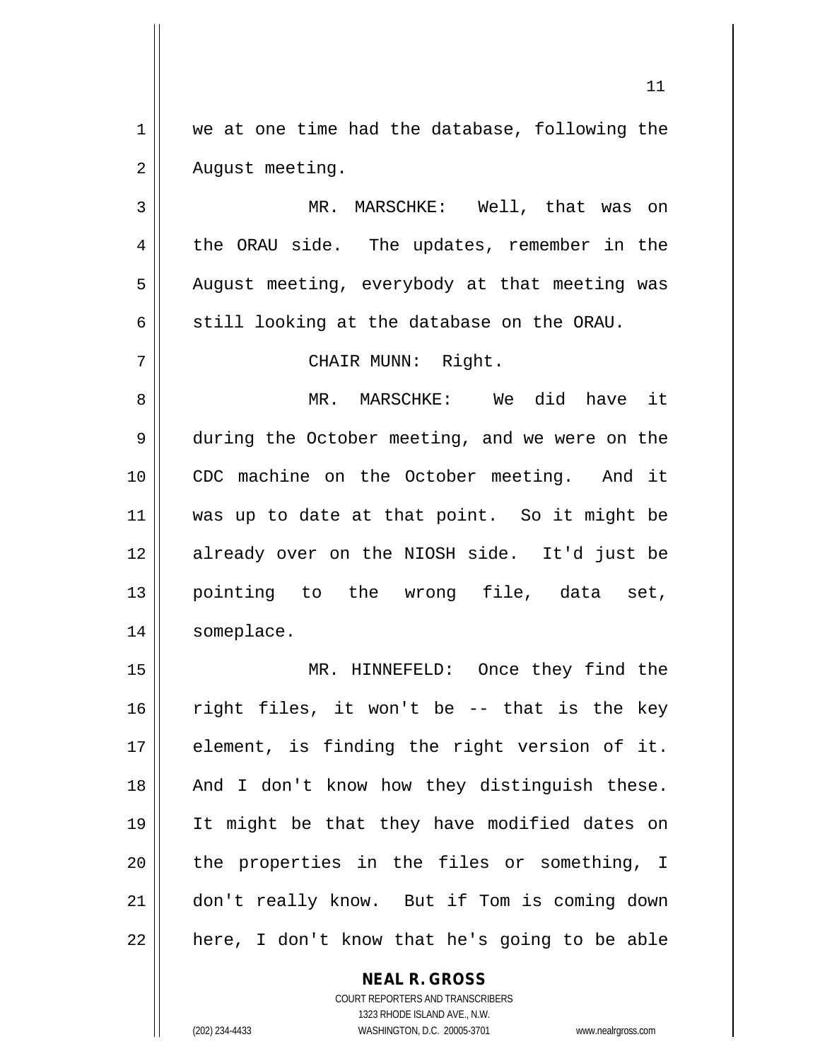we at one time had the database, following the August meeting.

MR. MARSCHKE: Well, that was on the ORAU side. The updates, remember in the August meeting, everybody at that meeting was still looking at the database on the ORAU.

CHAIR MUNN: Right.

MR. MARSCHKE: We did have it during the October meeting, and we were on the CDC machine on the October meeting. And it was up to date at that point. So it might be already over on the NIOSH side. It'd just be pointing to the wrong file, data set, someplace.

MR. HINNEFELD: Once they find the right files, it won't be -- that is the key element, is finding the right version of it. And I don't know how they distinguish these. It might be that they have modified dates on the properties in the files or something, I don't really know. But if Tom is coming down here, I don't know that he's going to be able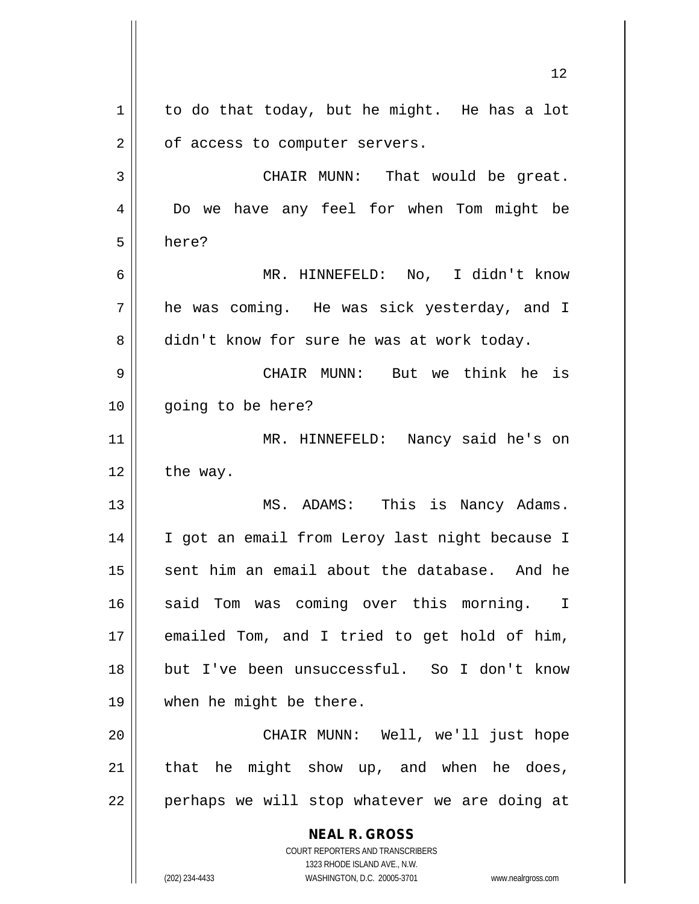to do that today, but he might. He has a lot of access to computer servers.

CHAIR MUNN: That would be great. Do we have any feel for when Tom might be here?

MR. HINNEFELD: No, I didn't know he was coming. He was sick yesterday, and I didn't know for sure he was at work today.

CHAIR MUNN: But we think he is going to be here?

MR. HINNEFELD: Nancy said he's on the way.

MS. ADAMS: This is Nancy Adams. I got an email from Leroy last night because I sent him an email about the database. And he said Tom was coming over this morning. I emailed Tom, and I tried to get hold of him, but I've been unsuccessful. So I don't know when he might be there.

CHAIR MUNN: Well, we'll just hope that he might show up, and when he does, perhaps we will stop whatever we are doing at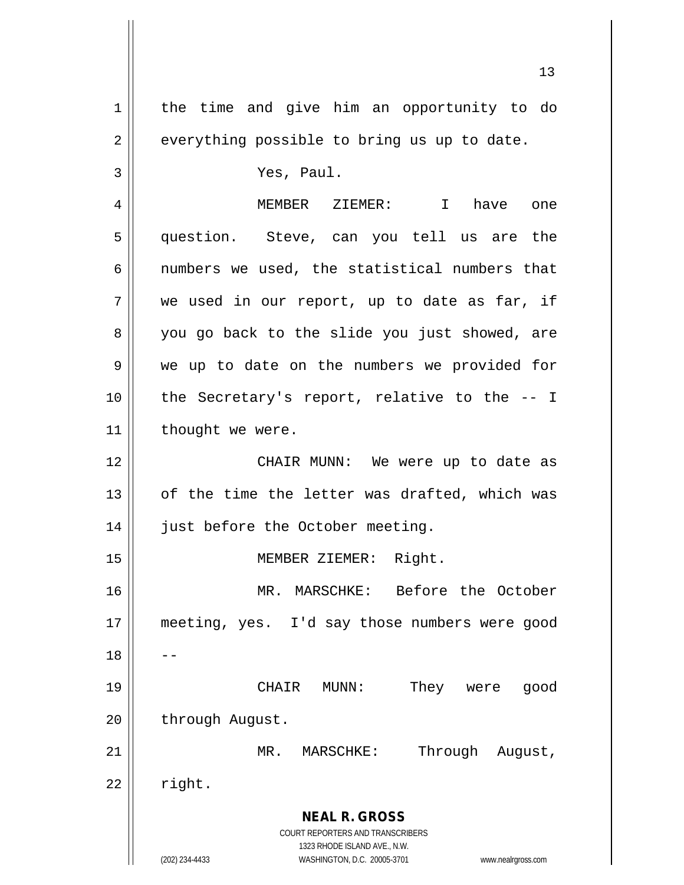the time and give him an opportunity to do everything possible to bring us up to date.

Yes, Paul.

MEMBER ZIEMER: I have one question. Steve, can you tell us are the numbers we used, the statistical numbers that we used in our report, up to date as far, if you go back to the slide you just showed, are we up to date on the numbers we provided for the Secretary's report, relative to the -- I thought we were.

CHAIR MUNN: We were up to date as of the time the letter was drafted, which was just before the October meeting.

MEMBER ZIEMER: Right.

MR. MARSCHKE: Before the October meeting, yes. I'd say those numbers were good --

CHAIR MUNN: They were good through August.

MR. MARSCHKE: Through August, right.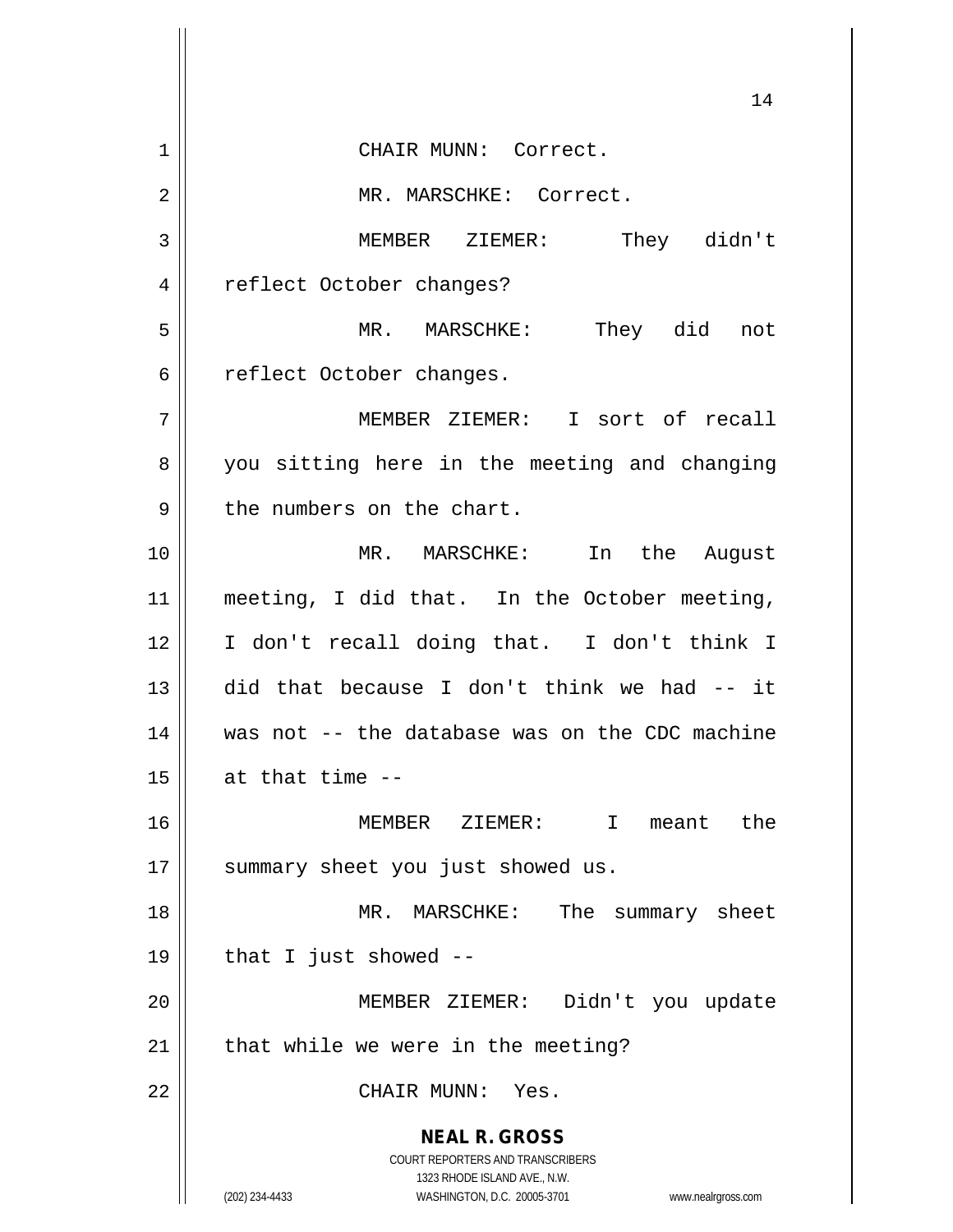CHAIR MUNN: Correct.

MR. MARSCHKE: Correct.

MEMBER ZIEMER: They didn't reflect October changes?

MR. MARSCHKE: They did not reflect October changes.

MEMBER ZIEMER: I sort of recall you sitting here in the meeting and changing the numbers on the chart.

MR. MARSCHKE: In the August meeting, I did that. In the October meeting, I don't recall doing that. I don't think I did that because I don't think we had -- it was not -- the database was on the CDC machine at that time --

MEMBER ZIEMER: I meant the summary sheet you just showed us.

MR. MARSCHKE: The summary sheet that I just showed --

MEMBER ZIEMER: Didn't you update that while we were in the meeting?

CHAIR MUNN: Yes.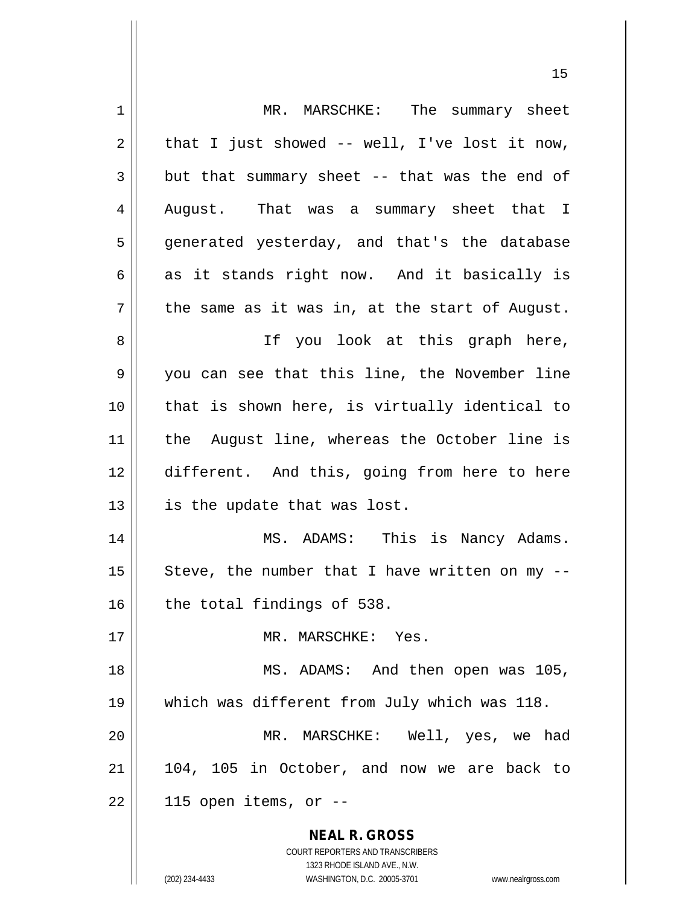MR. MARSCHKE: The summary sheet that I just showed -- well, I've lost it now, but that summary sheet -- that was the end of August. That was a summary sheet that I generated yesterday, and that's the database as it stands right now. And it basically is the same as it was in, at the start of August.

If you look at this graph here, you can see that this line, the November line that is shown here, is virtually identical to the August line, whereas the October line is different. And this, going from here to here is the update that was lost.

MS. ADAMS: This is Nancy Adams. Steve, the number that I have written on my -- the total findings of 538.

MR. MARSCHKE: Yes.

MS. ADAMS: And then open was 105, which was different from July which was 118.

MR. MARSCHKE: Well, yes, we had 104, 105 in October, and now we are back to 115 open items, or --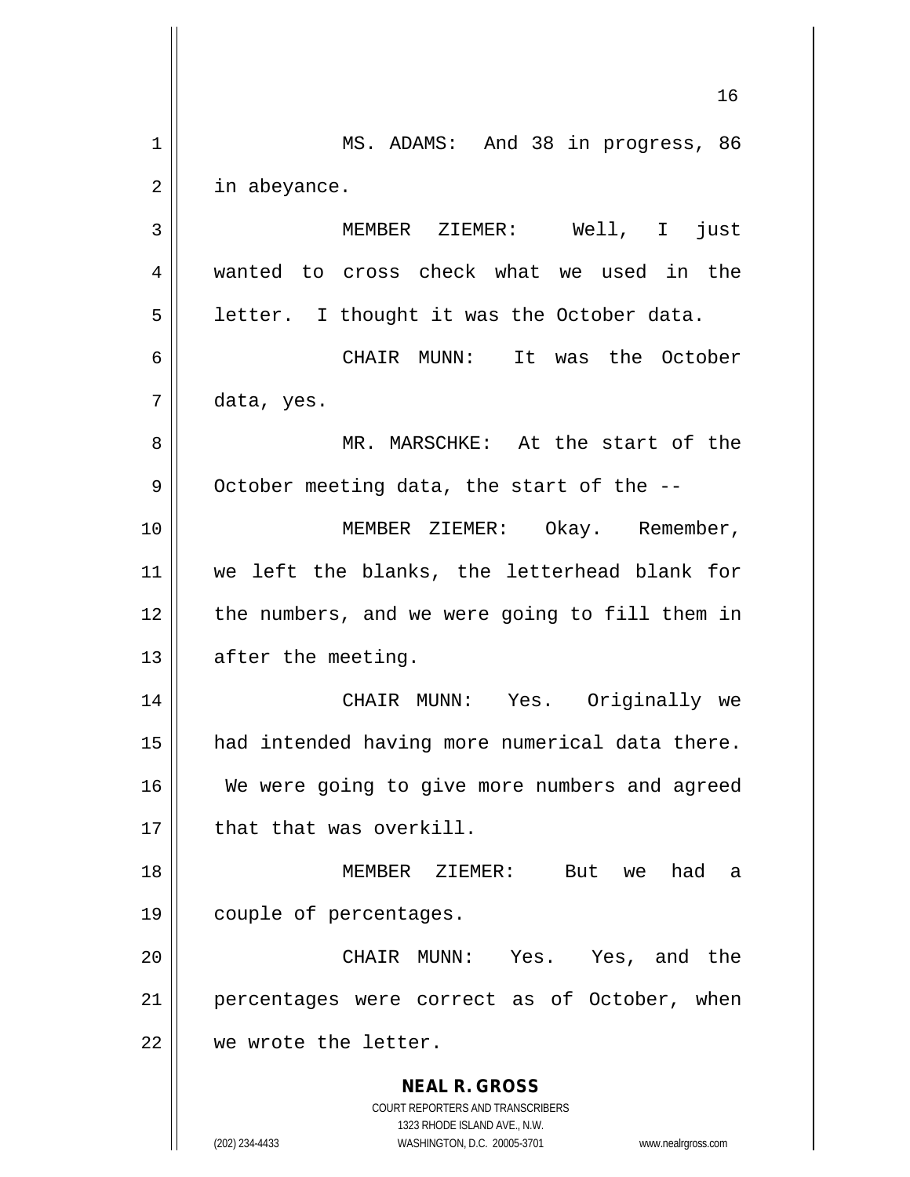MS. ADAMS: And 38 in progress, 86 in abeyance.

MEMBER ZIEMER: Well, I just wanted to cross check what we used in the letter. I thought it was the October data.

CHAIR MUNN: It was the October data, yes.

MR. MARSCHKE: At the start of the October meeting data, the start of the --

MEMBER ZIEMER: Okay. Remember, we left the blanks, the letterhead blank for the numbers, and we were going to fill them in after the meeting.

CHAIR MUNN: Yes. Originally we had intended having more numerical data there. We were going to give more numbers and agreed that that was overkill.

MEMBER ZIEMER: But we had a couple of percentages.

CHAIR MUNN: Yes. Yes, and the percentages were correct as of October, when we wrote the letter.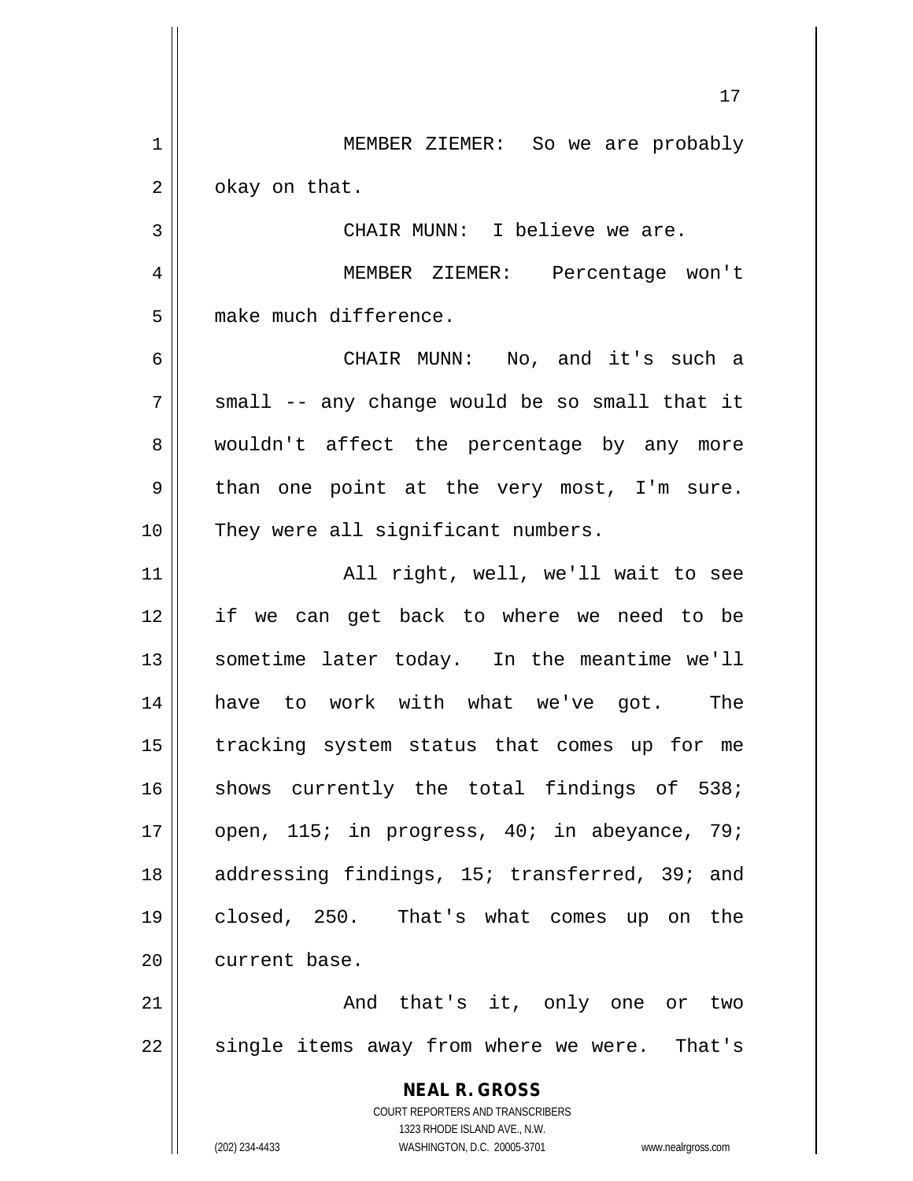MEMBER ZIEMER: So we are probably okay on that.

CHAIR MUNN: I believe we are.

MEMBER ZIEMER: Percentage won't make much difference.

CHAIR MUNN: No, and it's such a small -- any change would be so small that it wouldn't affect the percentage by any more than one point at the very most, I'm sure. They were all significant numbers.

All right, well, we'll wait to see if we can get back to where we need to be sometime later today. In the meantime we'll have to work with what we've got. The tracking system status that comes up for me shows currently the total findings of 538; open, 115; in progress, 40; in abeyance, 79; addressing findings, 15; transferred, 39; and closed, 250. That's what comes up on the current base.

And that's it, only one or two single items away from where we were. That's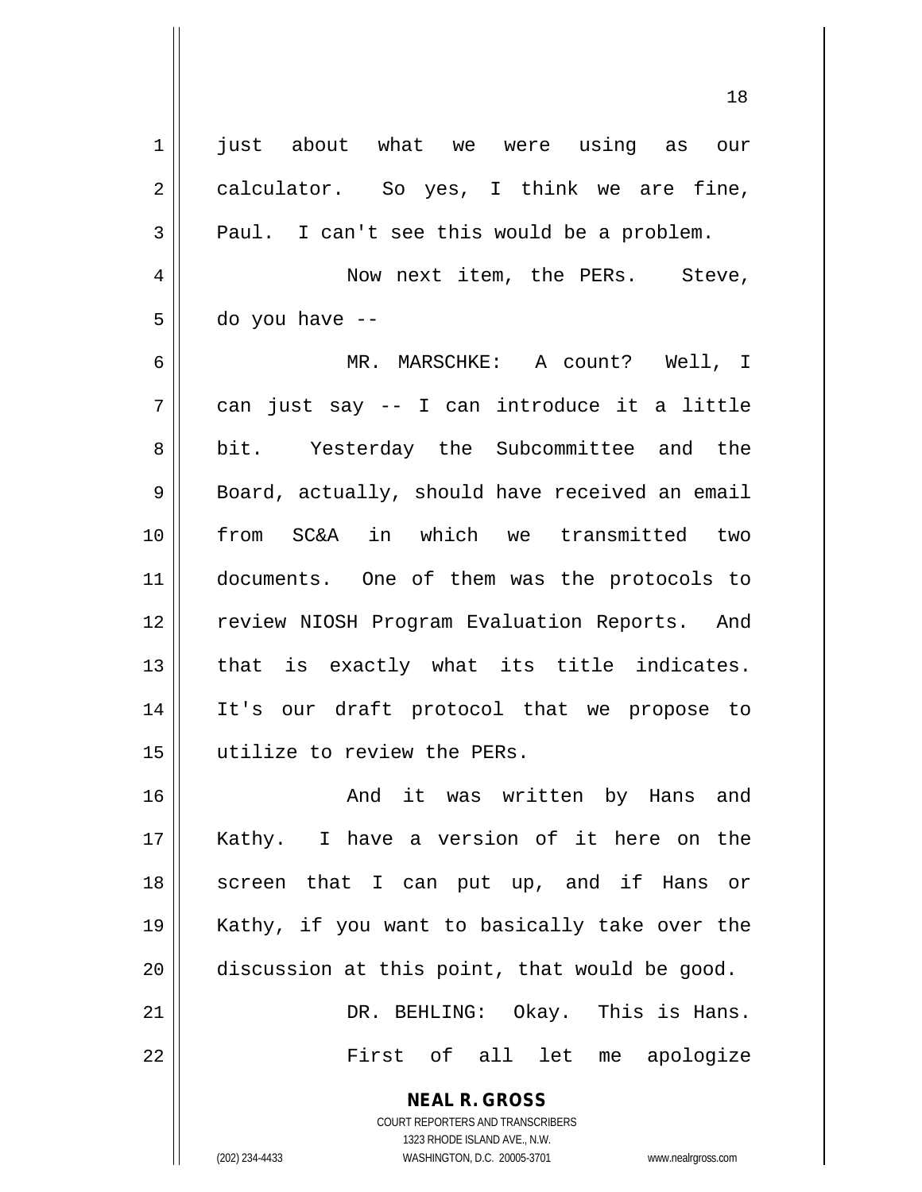just about what we were using as our calculator. So yes, I think we are fine, Paul. I can't see this would be a problem.

Now next item, the PERs. Steve, do you have --

MR. MARSCHKE: A count? Well, I can just say -- I can introduce it a little bit. Yesterday the Subcommittee and the Board, actually, should have received an email from SC&A in which we transmitted two documents. One of them was the protocols to review NIOSH Program Evaluation Reports. And that is exactly what its title indicates. It's our draft protocol that we propose to utilize to review the PERs.

And it was written by Hans and Kathy. I have a version of it here on the screen that I can put up, and if Hans or Kathy, if you want to basically take over the discussion at this point, that would be good.

DR. BEHLING: Okay. This is Hans.

First of all let me apologize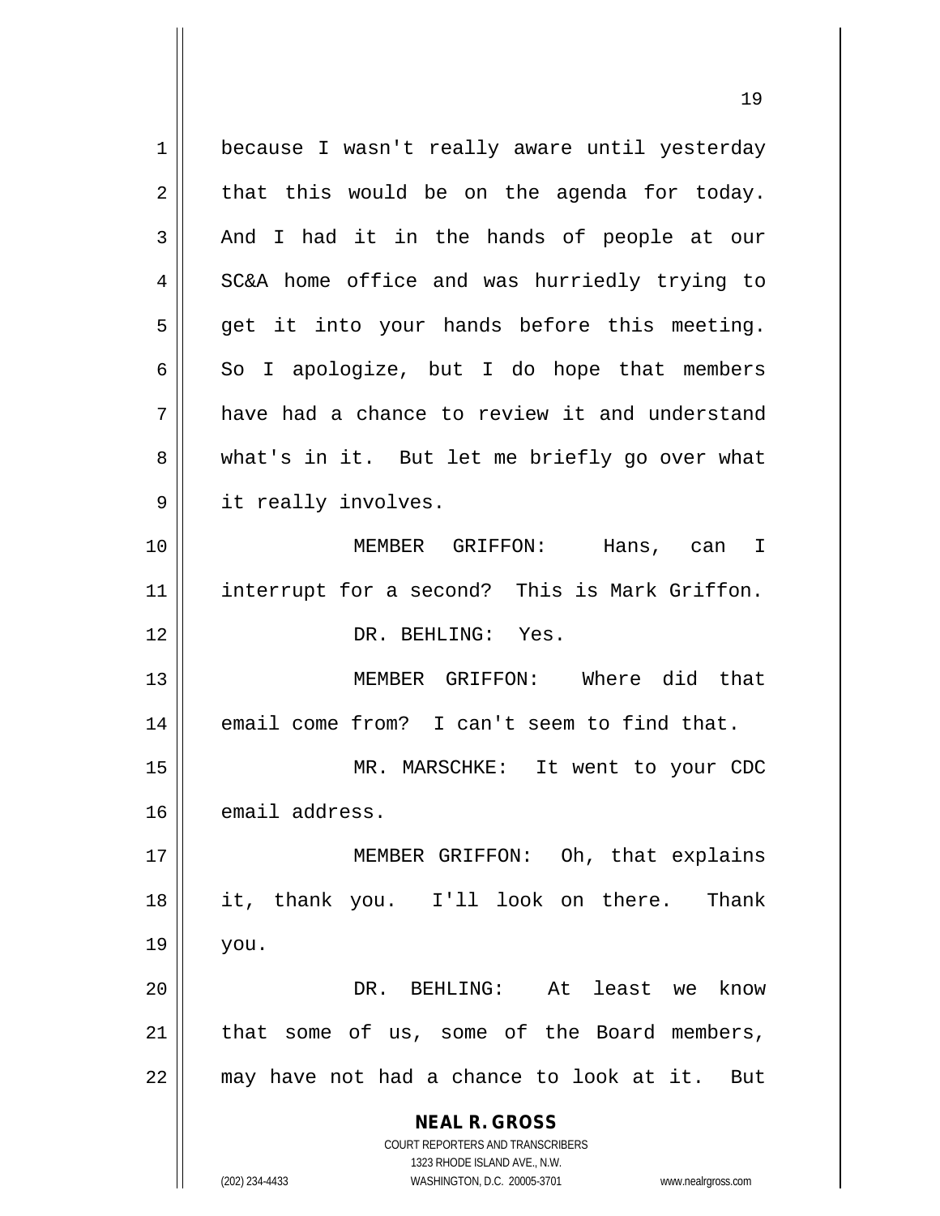because I wasn't really aware until yesterday that this would be on the agenda for today. And I had it in the hands of people at our SC&A home office and was hurriedly trying to get it into your hands before this meeting. So I apologize, but I do hope that members have had a chance to review it and understand what's in it. But let me briefly go over what it really involves.

MEMBER GRIFFON: Hans, can I interrupt for a second? This is Mark Griffon.

DR. BEHLING: Yes.

MEMBER GRIFFON: Where did that email come from? I can't seem to find that.

MR. MARSCHKE: It went to your CDC email address.

MEMBER GRIFFON: Oh, that explains it, thank you. I'll look on there. Thank you.

DR. BEHLING: At least we know that some of us, some of the Board members, may have not had a chance to look at it. But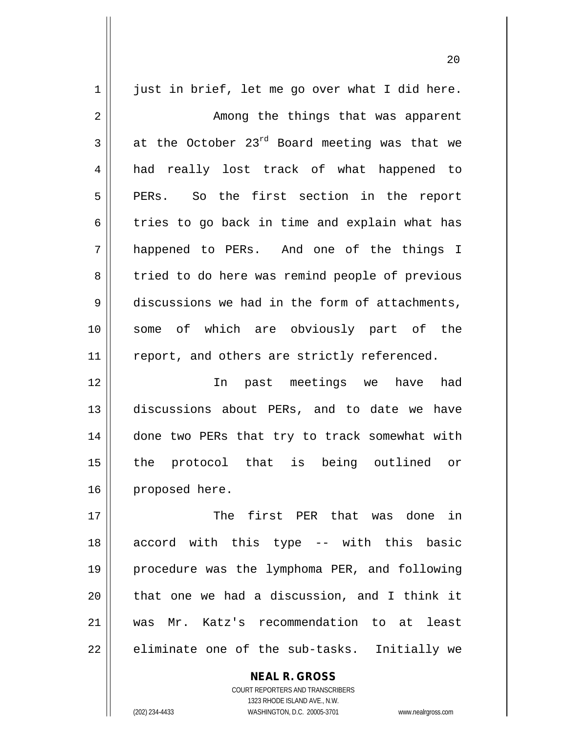just in brief, let me go over what I did here.

Among the things that was apparent at the October 23rd Board meeting was that we had really lost track of what happened to PERs. So the first section in the report tries to go back in time and explain what has happened to PERs. And one of the things I tried to do here was remind people of previous discussions we had in the form of attachments, some of which are obviously part of the report, and others are strictly referenced.

In past meetings we have had discussions about PERs, and to date we have done two PERs that try to track somewhat with the protocol that is being outlined or proposed here.

The first PER that was done in accord with this type -- with this basic procedure was the lymphoma PER, and following that one we had a discussion, and I think it was Mr. Katz's recommendation to at least eliminate one of the sub-tasks. Initially we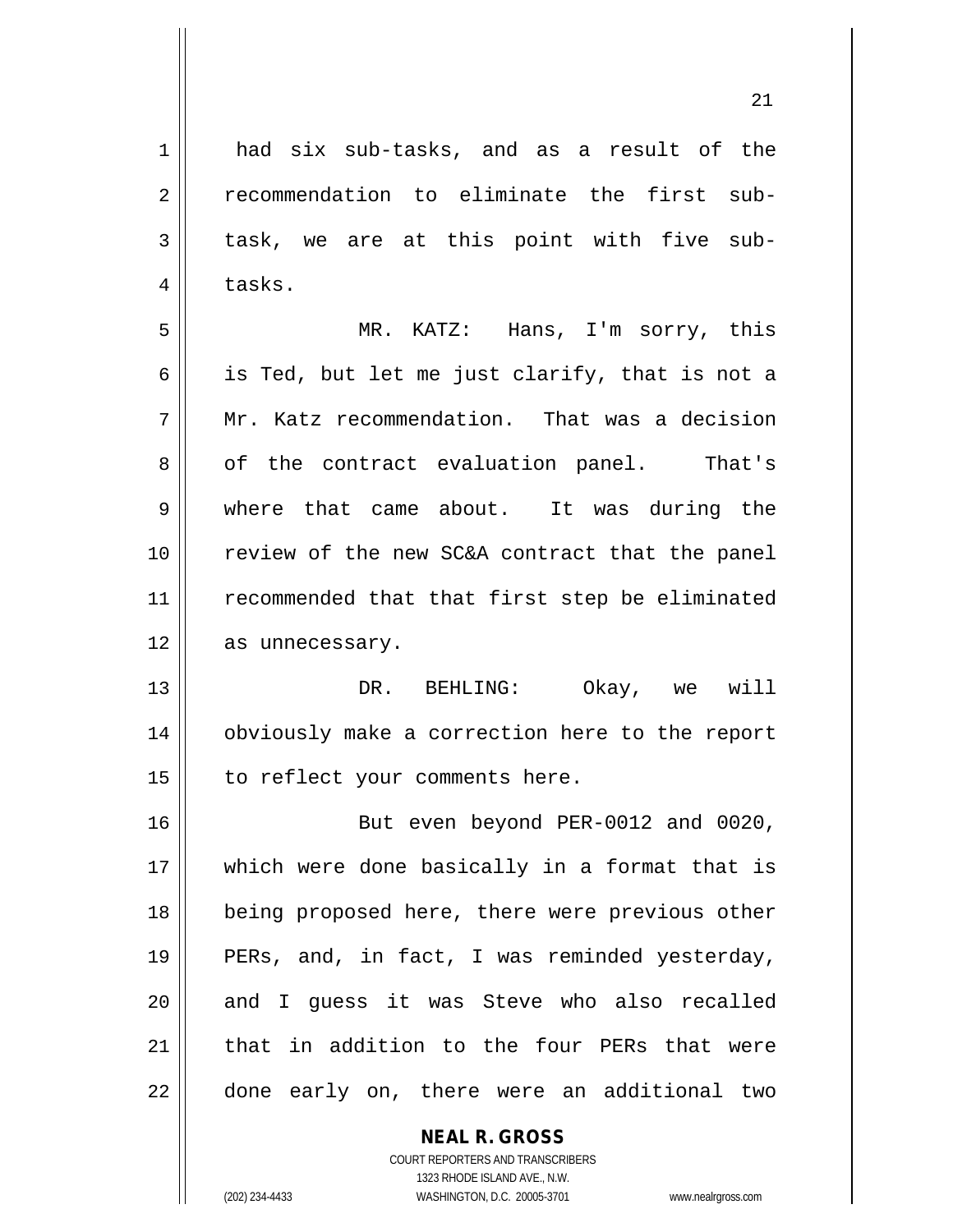had six sub-tasks, and as a result of the recommendation to eliminate the first sub-task, we are at this point with five sub-tasks.

MR. KATZ: Hans, I'm sorry, this is Ted, but let me just clarify, that is not a Mr. Katz recommendation. That was a decision of the contract evaluation panel. That's where that came about. It was during the review of the new SC&A contract that the panel recommended that that first step be eliminated as unnecessary.

DR. BEHLING: Okay, we will obviously make a correction here to the report to reflect your comments here.

But even beyond PER-0012 and 0020, which were done basically in a format that is being proposed here, there were previous other PERs, and, in fact, I was reminded yesterday, and I guess it was Steve who also recalled that in addition to the four PERs that were done early on, there were an additional two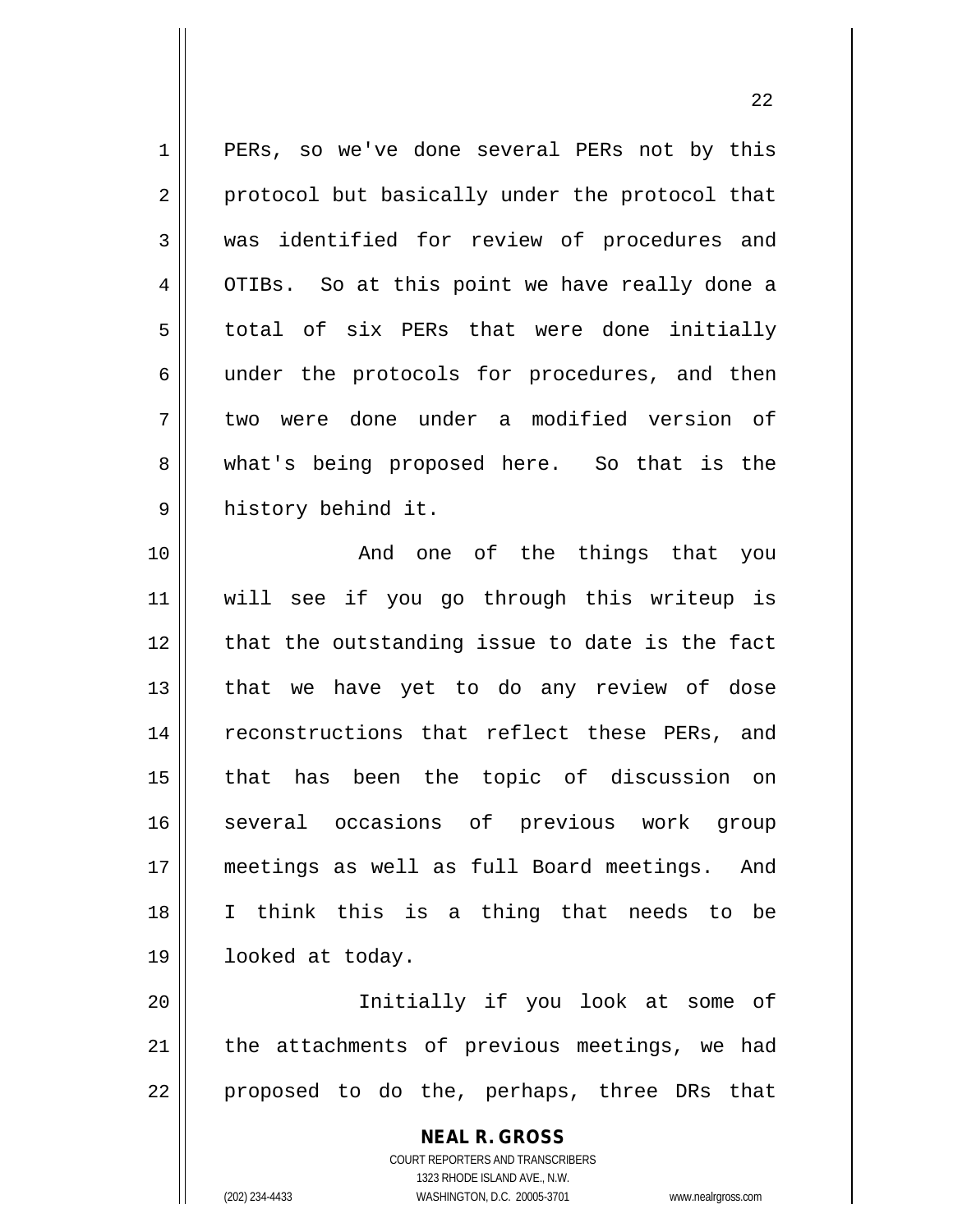PERs, so we've done several PERs not by this protocol but basically under the protocol that was identified for review of procedures and OTIBs. So at this point we have really done a total of six PERs that were done initially under the protocols for procedures, and then two were done under a modified version of what's being proposed here. So that is the history behind it.

And one of the things that you will see if you go through this writeup is that the outstanding issue to date is the fact that we have yet to do any review of dose reconstructions that reflect these PERs, and that has been the topic of discussion on several occasions of previous work group meetings as well as full Board meetings. And I think this is a thing that needs to be looked at today.

Initially if you look at some of the attachments of previous meetings, we had proposed to do the, perhaps, three DRs that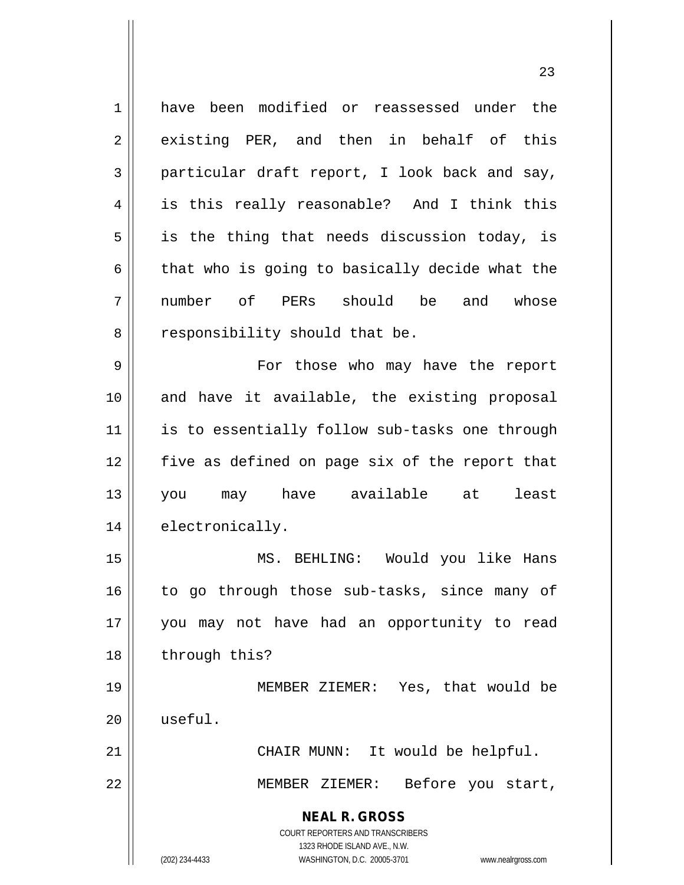have been modified or reassessed under the existing PER, and then in behalf of this particular draft report, I look back and say, is this really reasonable? And I think this is the thing that needs discussion today, is that who is going to basically decide what the number of PERs should be and whose responsibility should that be.

For those who may have the report and have it available, the existing proposal is to essentially follow sub-tasks one through five as defined on page six of the report that you may have available at least electronically.

MS. BEHLING: Would you like Hans to go through those sub-tasks, since many of you may not have had an opportunity to read through this?

MEMBER ZIEMER: Yes, that would be useful.

CHAIR MUNN: It would be helpful.

MEMBER ZIEMER: Before you start,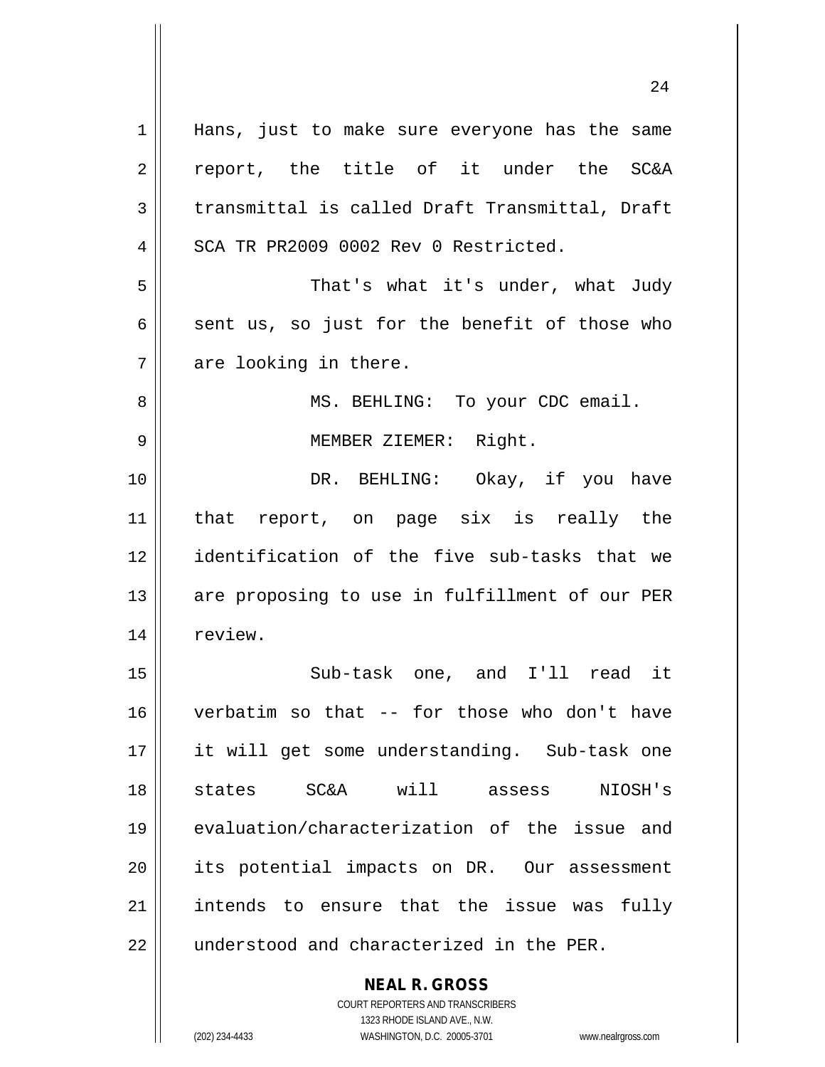Hans, just to make sure everyone has the same report, the title of it under the SC&A transmittal is called Draft Transmittal, Draft SCA TR PR2009 0002 Rev 0 Restricted.

That's what it's under, what Judy sent us, so just for the benefit of those who are looking in there.

MS. BEHLING: To your CDC email.

MEMBER ZIEMER: Right.

DR. BEHLING: Okay, if you have that report, on page six is really the identification of the five sub-tasks that we are proposing to use in fulfillment of our PER review.

Sub-task one, and I'll read it verbatim so that -- for those who don't have it will get some understanding. Sub-task one states SC&A will assess NIOSH's evaluation/characterization of the issue and its potential impacts on DR. Our assessment intends to ensure that the issue was fully understood and characterized in the PER.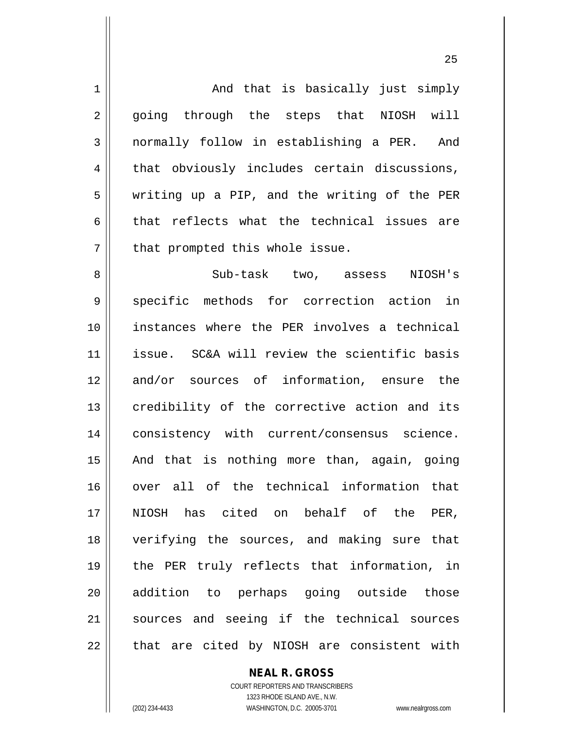And that is basically just simply going through the steps that NIOSH will normally follow in establishing a PER. And that obviously includes certain discussions, writing up a PIP, and the writing of the PER that reflects what the technical issues are that prompted this whole issue.

Sub-task two, assess NIOSH's specific methods for correction action in instances where the PER involves a technical issue. SC&A will review the scientific basis and/or sources of information, ensure the credibility of the corrective action and its consistency with current/consensus science. And that is nothing more than, again, going over all of the technical information that NIOSH has cited on behalf of the PER, verifying the sources, and making sure that the PER truly reflects that information, in addition to perhaps going outside those sources and seeing if the technical sources that are cited by NIOSH are consistent with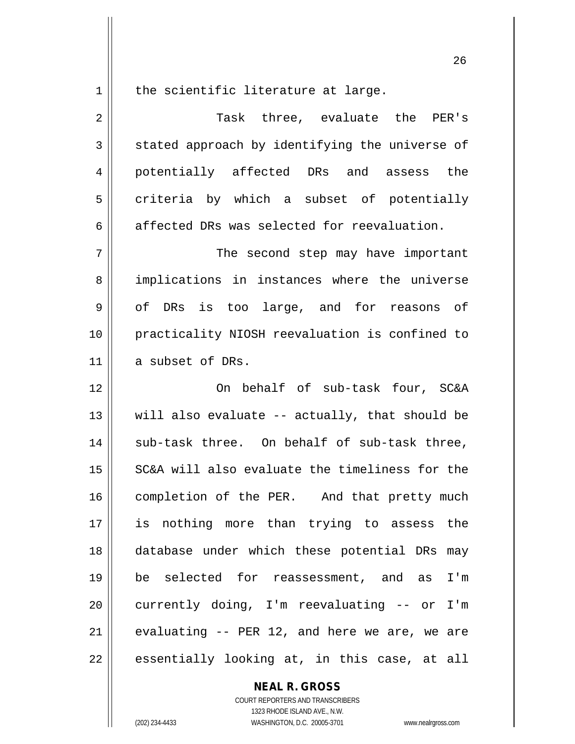the scientific literature at large.

Task three, evaluate the PER's stated approach by identifying the universe of potentially affected DRs and assess the criteria by which a subset of potentially affected DRs was selected for reevaluation.

The second step may have important implications in instances where the universe of DRs is too large, and for reasons of practicality NIOSH reevaluation is confined to a subset of DRs.

On behalf of sub-task four, SC&A will also evaluate -- actually, that should be sub-task three. On behalf of sub-task three, SC&A will also evaluate the timeliness for the completion of the PER. And that pretty much is nothing more than trying to assess the database under which these potential DRs may be selected for reassessment, and as I'm currently doing, I'm reevaluating -- or I'm evaluating -- PER 12, and here we are, we are essentially looking at, in this case, at all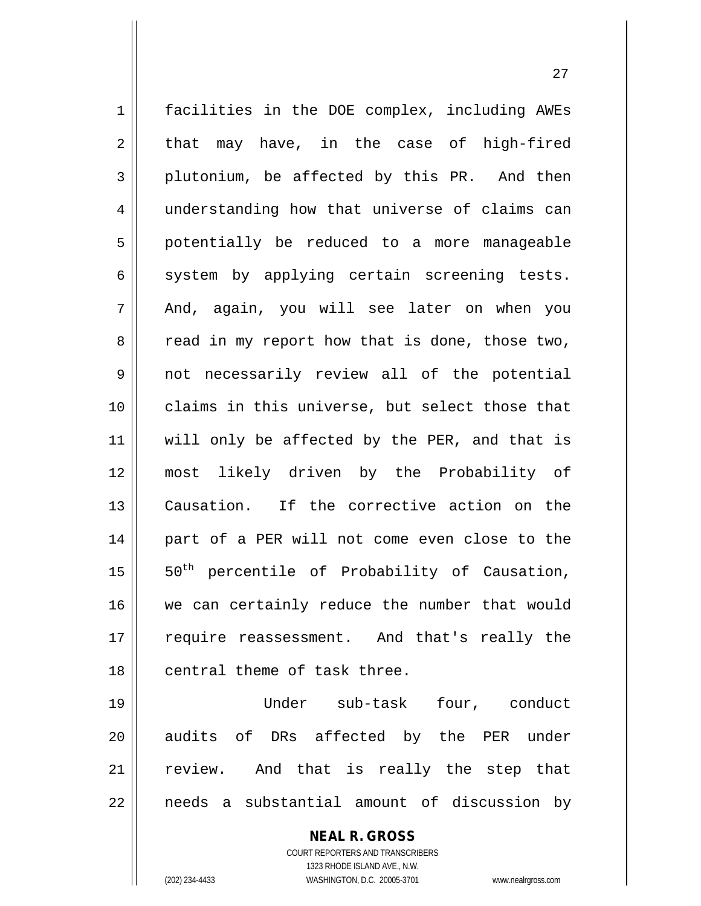facilities in the DOE complex, including AWEs that may have, in the case of high-fired plutonium, be affected by this PR. And then understanding how that universe of claims can potentially be reduced to a more manageable system by applying certain screening tests. And, again, you will see later on when you read in my report how that is done, those two, not necessarily review all of the potential claims in this universe, but select those that will only be affected by the PER, and that is most likely driven by the Probability of Causation. If the corrective action on the part of a PER will not come even close to the $50^{th}$ percentile of Probability of Causation, we can certainly reduce the number that would require reassessment. And that's really the central theme of task three.

Under sub-task four, conduct audits of DRs affected by the PER under review. And that is really the step that needs a substantial amount of discussion by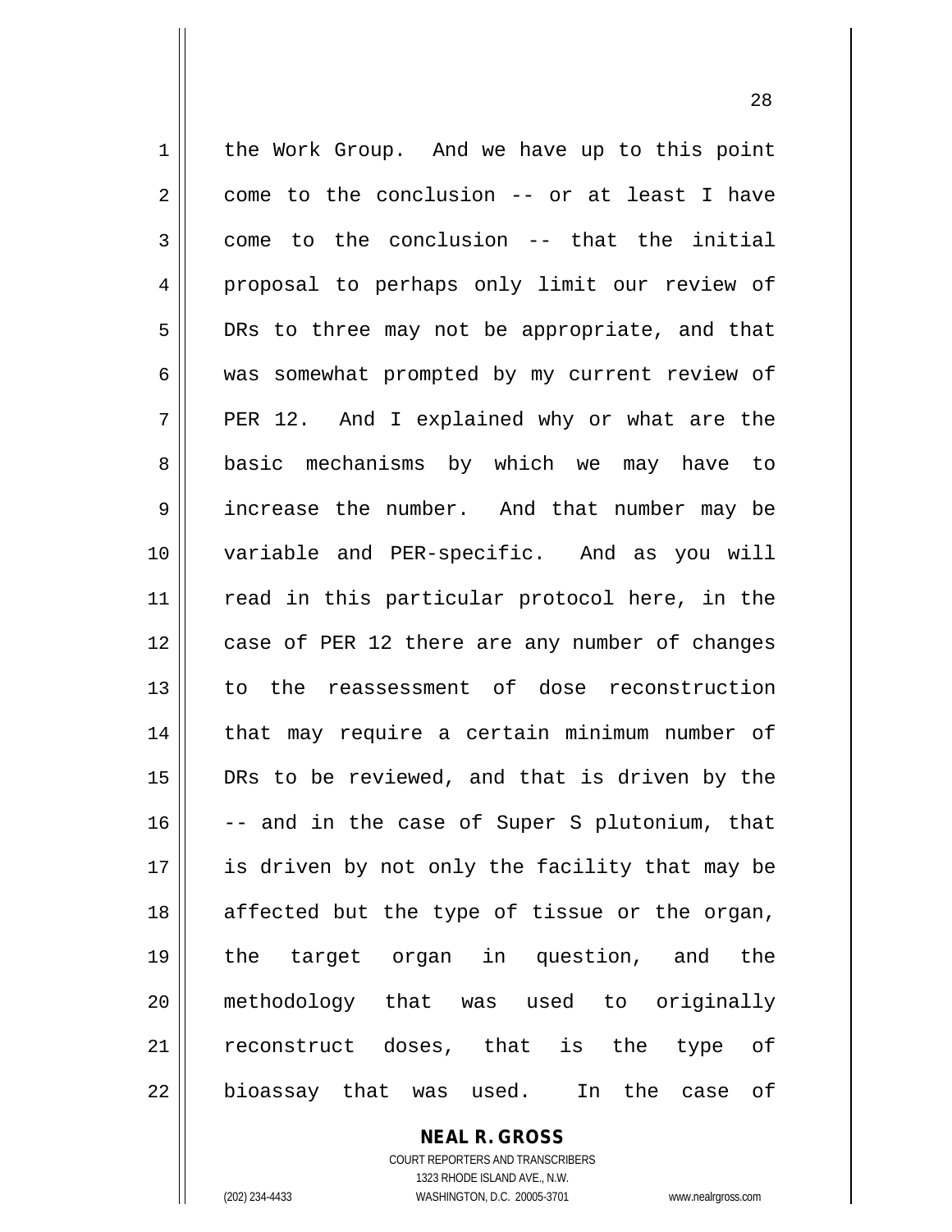the Work Group. And we have up to this point come to the conclusion -- or at least I have come to the conclusion -- that the initial proposal to perhaps only limit our review of DRs to three may not be appropriate, and that was somewhat prompted by my current review of PER 12. And I explained why or what are the basic mechanisms by which we may have to increase the number. And that number may be variable and PER-specific. And as you will read in this particular protocol here, in the case of PER 12 there are any number of changes to the reassessment of dose reconstruction that may require a certain minimum number of DRs to be reviewed, and that is driven by the -- and in the case of Super S plutonium, that is driven by not only the facility that may be affected but the type of tissue or the organ, the target organ in question, and the methodology that was used to originally reconstruct doses, that is the type of bioassay that was used. In the case of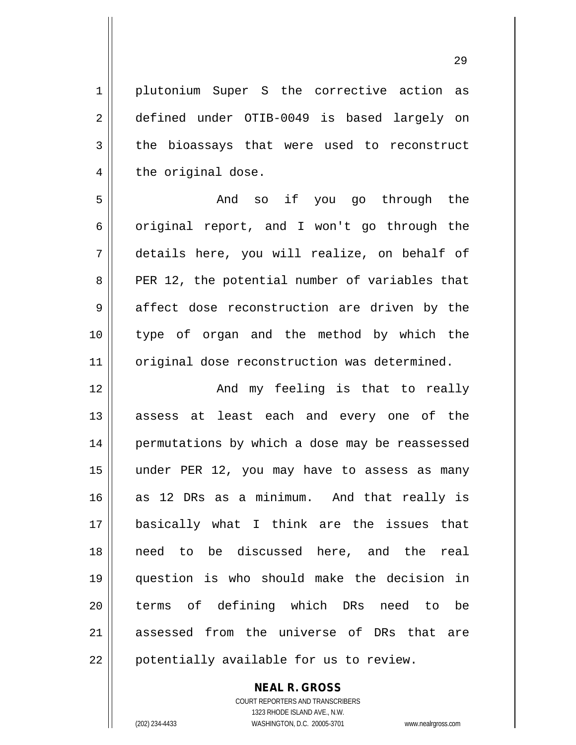plutonium Super S the corrective action as defined under OTIB-0049 is based largely on the bioassays that were used to reconstruct the original dose.

And so if you go through the original report, and I won't go through the details here, you will realize, on behalf of PER 12, the potential number of variables that affect dose reconstruction are driven by the type of organ and the method by which the original dose reconstruction was determined.

And my feeling is that to really assess at least each and every one of the permutations by which a dose may be reassessed under PER 12, you may have to assess as many as 12 DRs as a minimum. And that really is basically what I think are the issues that need to be discussed here, and the real question is who should make the decision in terms of defining which DRs need to be assessed from the universe of DRs that are potentially available for us to review.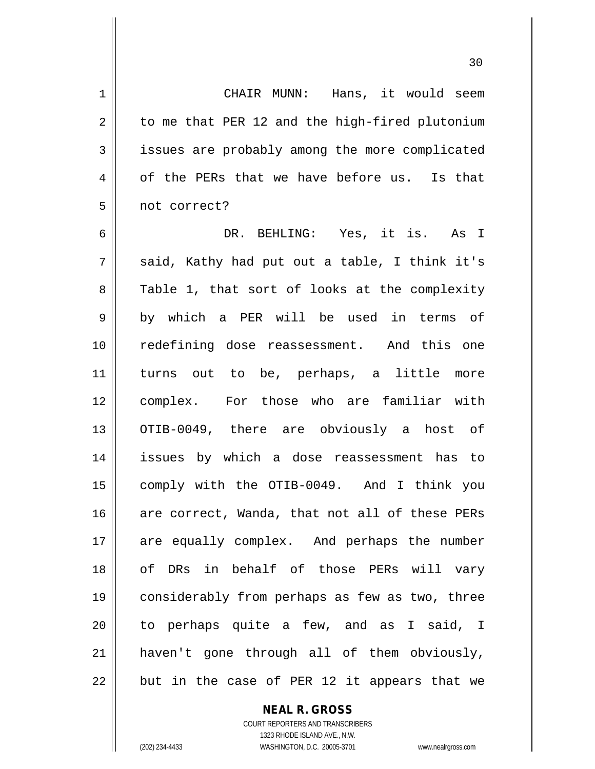CHAIR MUNN: Hans, it would seem to me that PER 12 and the high-fired plutonium issues are probably among the more complicated of the PERs that we have before us. Is that not correct?

DR. BEHLING: Yes, it is. As I said, Kathy had put out a table, I think it's Table 1, that sort of looks at the complexity by which a PER will be used in terms of redefining dose reassessment. And this one turns out to be, perhaps, a little more complex. For those who are familiar with OTIB-0049, there are obviously a host of issues by which a dose reassessment has to comply with the OTIB-0049. And I think you are correct, Wanda, that not all of these PERs are equally complex. And perhaps the number of DRs in behalf of those PERs will vary considerably from perhaps as few as two, three to perhaps quite a few, and as I said, I haven't gone through all of them obviously, but in the case of PER 12 it appears that we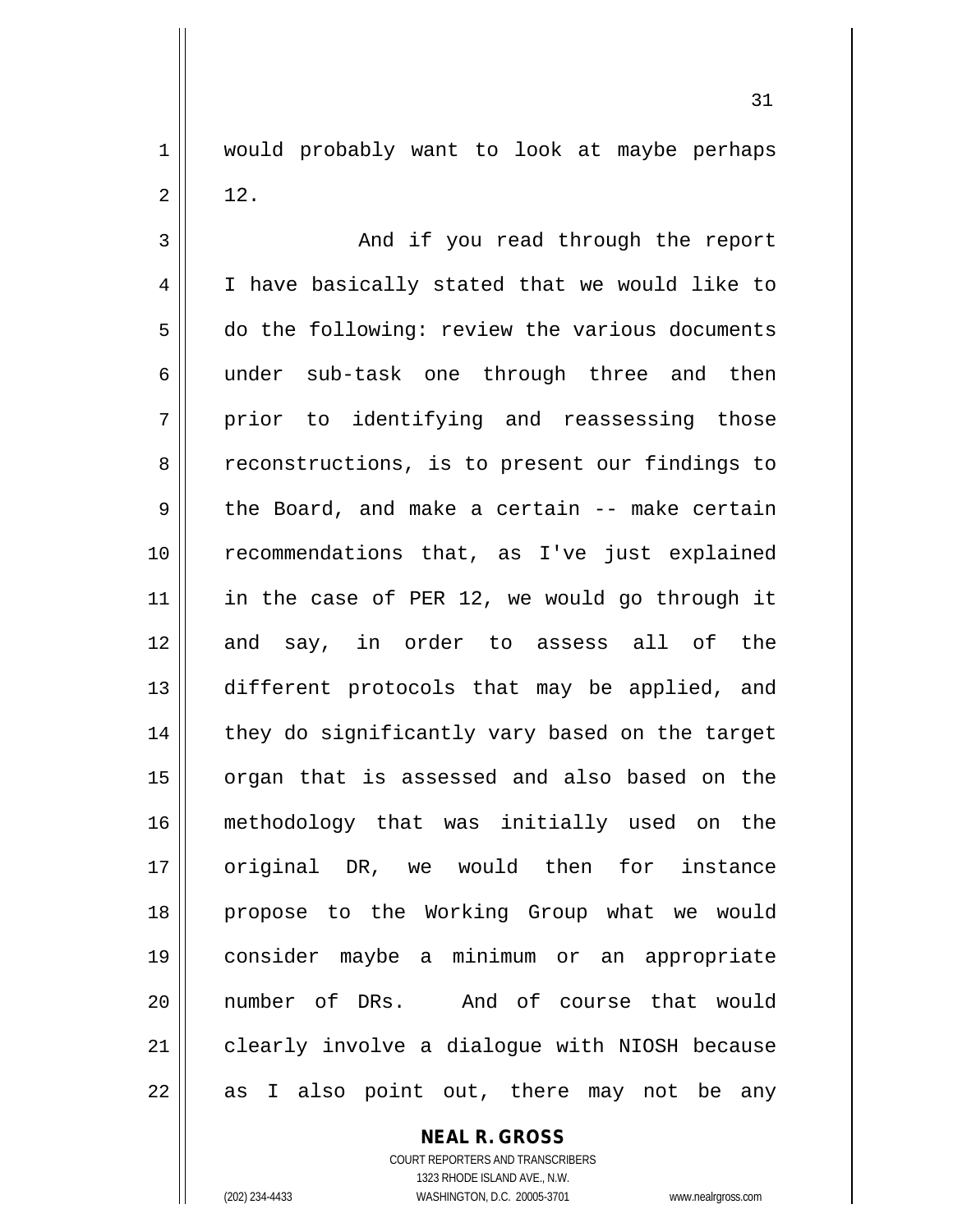would probably want to look at maybe perhaps 12.

And if you read through the report I have basically stated that we would like to do the following: review the various documents under sub-task one through three and then prior to identifying and reassessing those reconstructions, is to present our findings to the Board, and make a certain -- make certain recommendations that, as I've just explained in the case of PER 12, we would go through it and say, in order to assess all of the different protocols that may be applied, and they do significantly vary based on the target organ that is assessed and also based on the methodology that was initially used on the original DR, we would then for instance propose to the Working Group what we would consider maybe a minimum or an appropriate number of DRs. And of course that would clearly involve a dialogue with NIOSH because as I also point out, there may not be any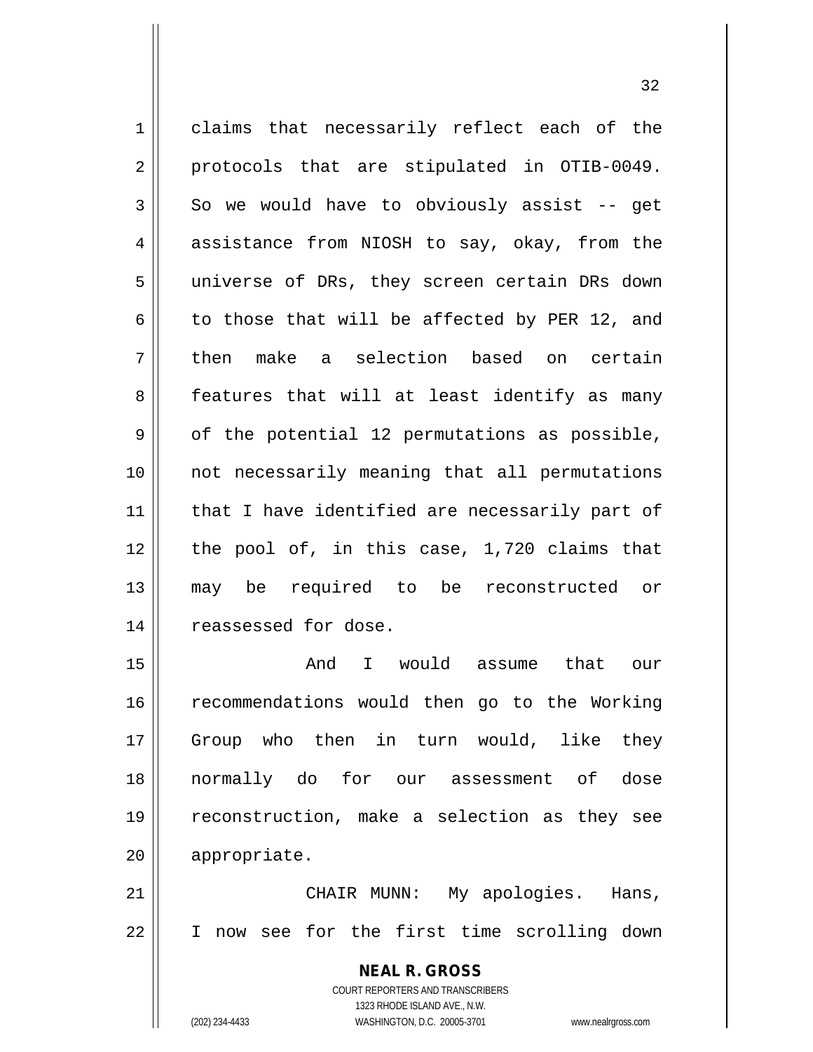claims that necessarily reflect each of the protocols that are stipulated in OTIB-0049. So we would have to obviously assist -- get assistance from NIOSH to say, okay, from the universe of DRs, they screen certain DRs down to those that will be affected by PER 12, and then make a selection based on certain features that will at least identify as many of the potential 12 permutations as possible, not necessarily meaning that all permutations that I have identified are necessarily part of the pool of, in this case, 1,720 claims that may be required to be reconstructed or reassessed for dose.

And I would assume that our recommendations would then go to the Working Group who then in turn would, like they normally do for our assessment of dose reconstruction, make a selection as they see appropriate.

CHAIR MUNN: My apologies. Hans, I now see for the first time scrolling down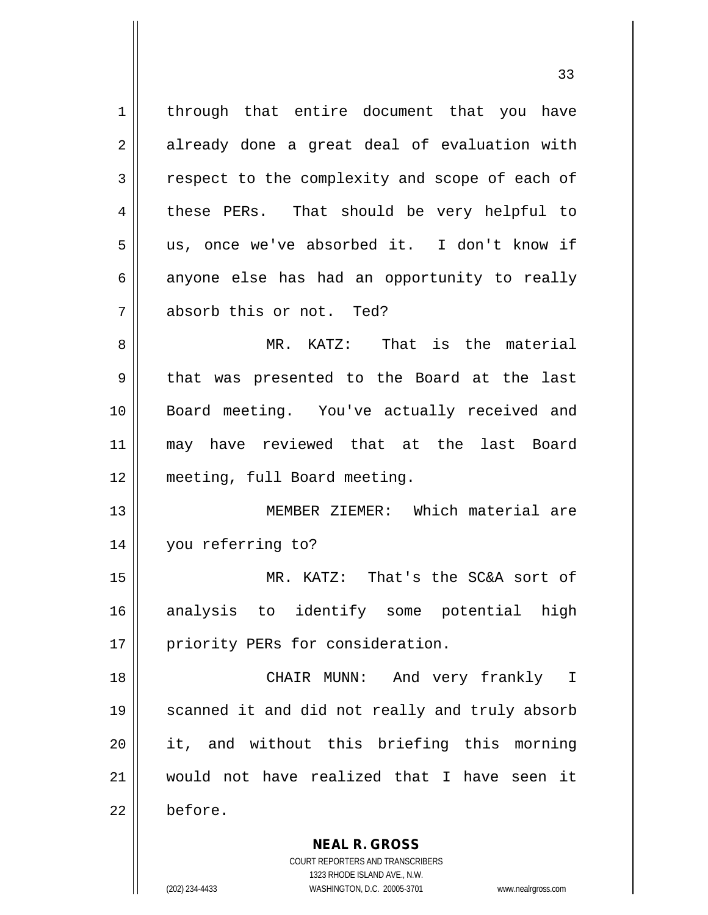through that entire document that you have already done a great deal of evaluation with respect to the complexity and scope of each of these PERs. That should be very helpful to us, once we've absorbed it. I don't know if anyone else has had an opportunity to really absorb this or not. Ted?

MR. KATZ: That is the material that was presented to the Board at the last Board meeting. You've actually received and may have reviewed that at the last Board meeting, full Board meeting.

MEMBER ZIEMER: Which material are you referring to?

MR. KATZ: That's the SC&A sort of analysis to identify some potential high priority PERs for consideration.

CHAIR MUNN: And very frankly I scanned it and did not really and truly absorb it, and without this briefing this morning would not have realized that I have seen it before.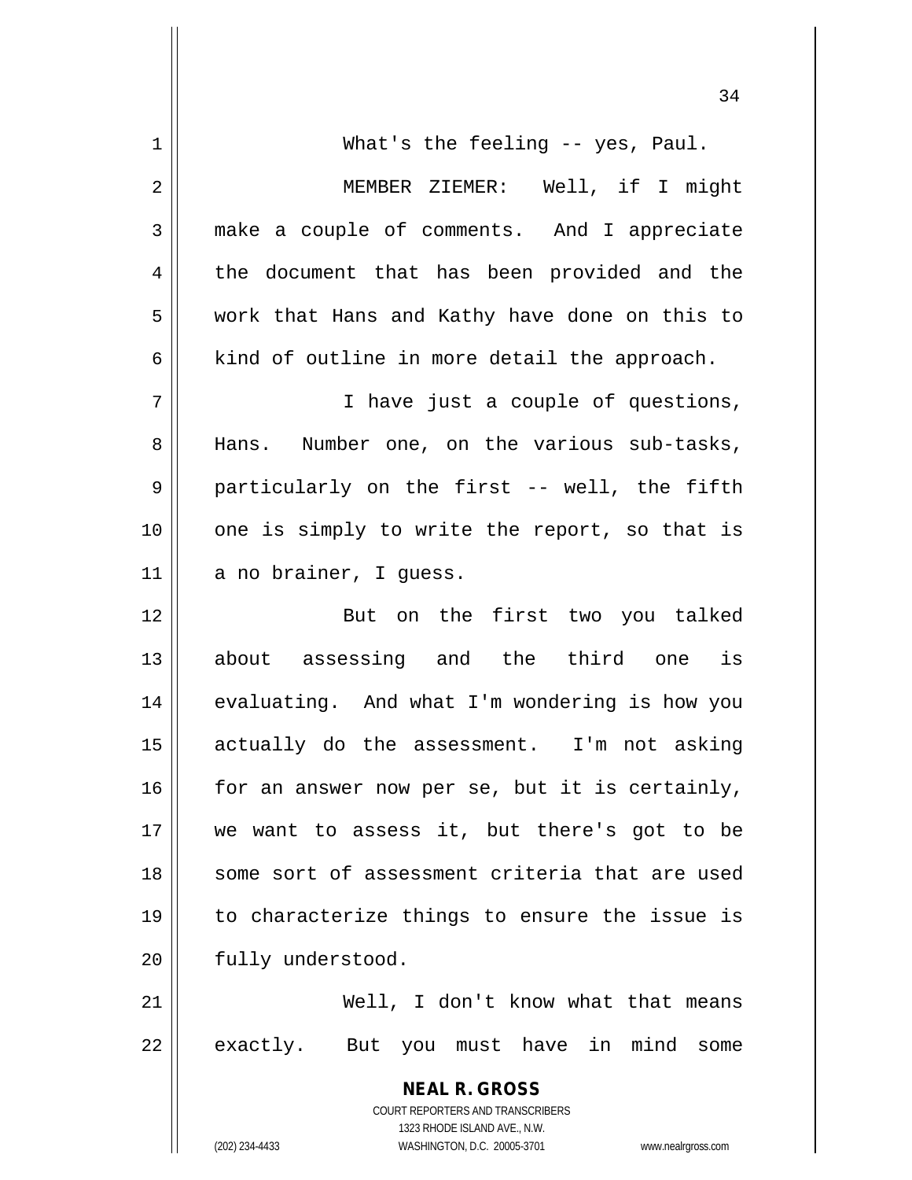What's the feeling -- yes, Paul.

MEMBER ZIEMER: Well, if I might make a couple of comments. And I appreciate the document that has been provided and the work that Hans and Kathy have done on this to kind of outline in more detail the approach.

I have just a couple of questions, Hans. Number one, on the various sub-tasks, particularly on the first -- well, the fifth one is simply to write the report, so that is a no brainer, I guess.

But on the first two you talked about assessing and the third one is evaluating. And what I'm wondering is how you actually do the assessment. I'm not asking for an answer now per se, but it is certainly, we want to assess it, but there's got to be some sort of assessment criteria that are used to characterize things to ensure the issue is fully understood.

Well, I don't know what that means exactly. But you must have in mind some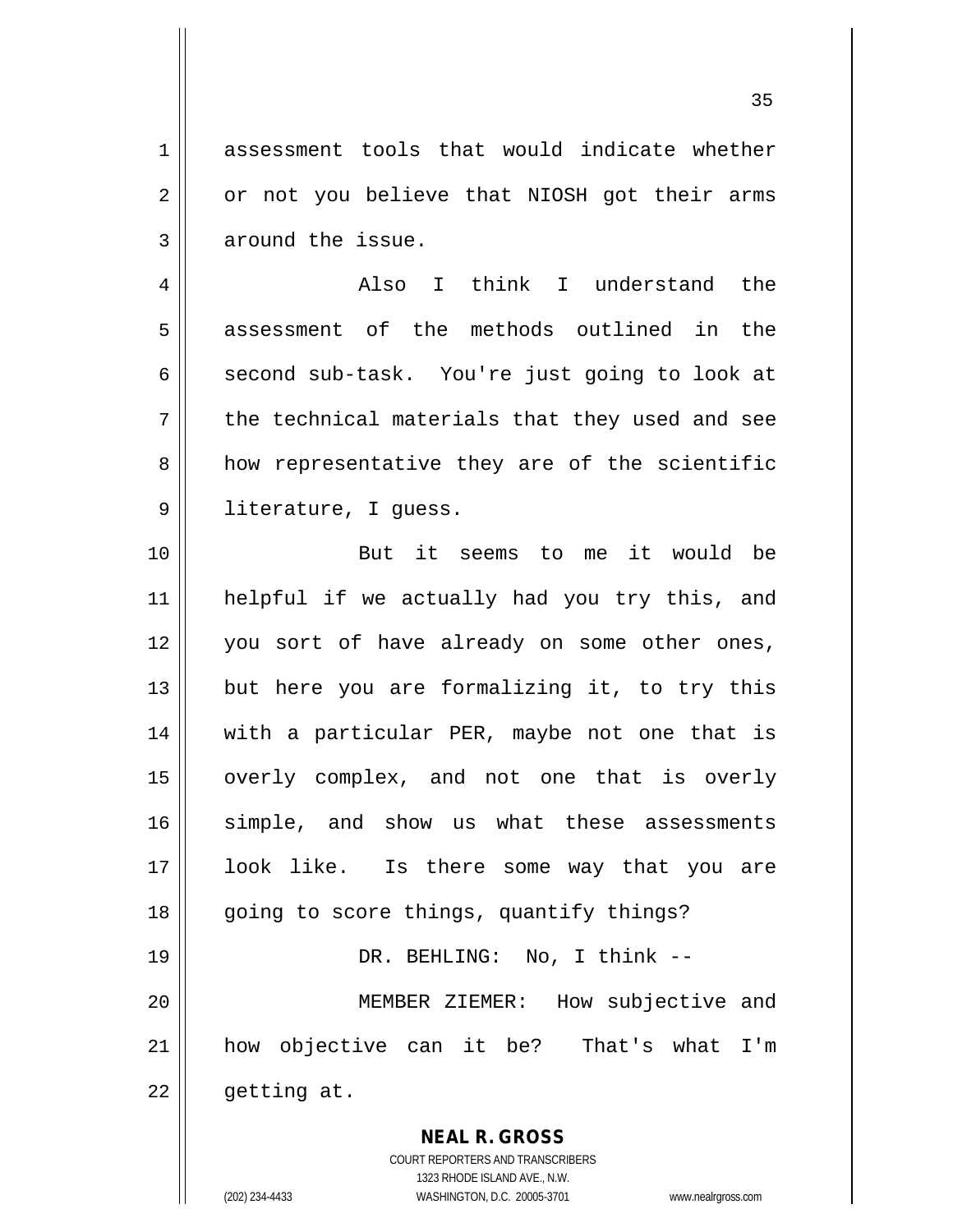assessment tools that would indicate whether or not you believe that NIOSH got their arms around the issue.

Also I think I understand the assessment of the methods outlined in the second sub-task. You're just going to look at the technical materials that they used and see how representative they are of the scientific literature, I guess.

But it seems to me it would be helpful if we actually had you try this, and you sort of have already on some other ones, but here you are formalizing it, to try this with a particular PER, maybe not one that is overly complex, and not one that is overly simple, and show us what these assessments look like. Is there some way that you are going to score things, quantify things?

DR. BEHLING: No, I think --

MEMBER ZIEMER: How subjective and how objective can it be? That's what I'm getting at.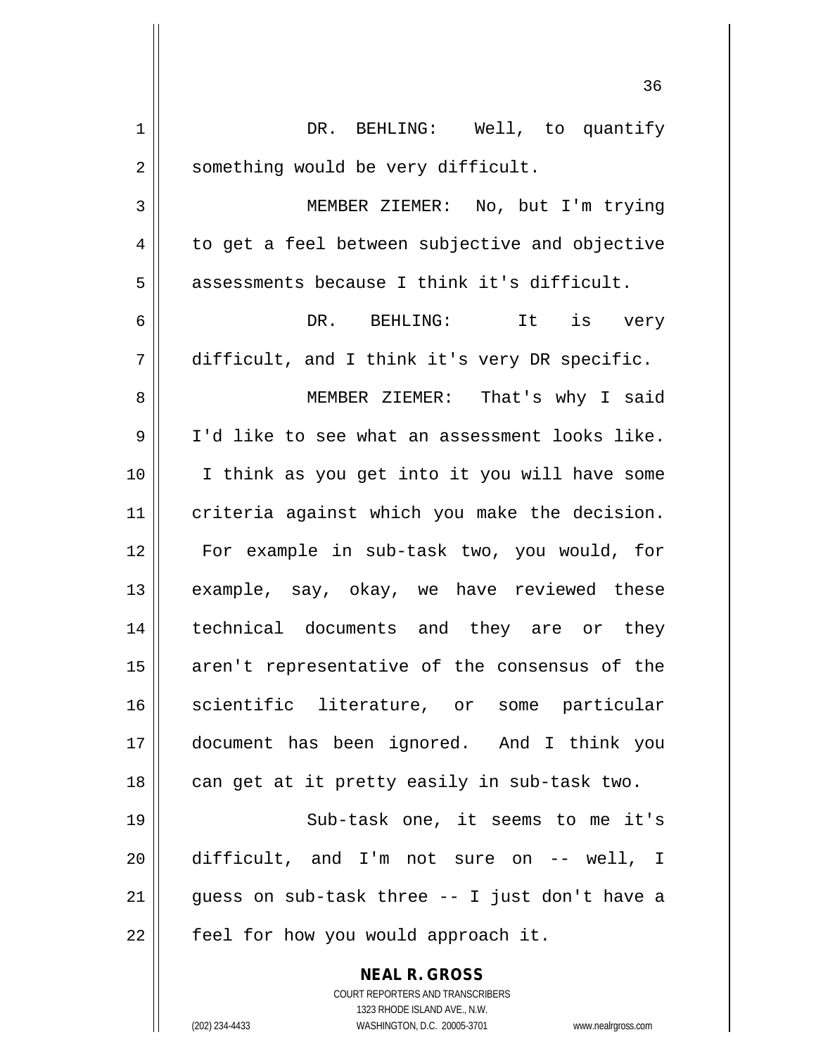DR. BEHLING: Well, to quantify something would be very difficult.

MEMBER ZIEMER: No, but I'm trying to get a feel between subjective and objective assessments because I think it's difficult.

DR. BEHLING: It is very difficult, and I think it's very DR specific.

MEMBER ZIEMER: That's why I said I'd like to see what an assessment looks like. I think as you get into it you will have some criteria against which you make the decision. For example in sub-task two, you would, for example, say, okay, we have reviewed these technical documents and they are or they aren't representative of the consensus of the scientific literature, or some particular document has been ignored. And I think you can get at it pretty easily in sub-task two.

Sub-task one, it seems to me it's difficult, and I'm not sure on -- well, I guess on sub-task three -- I just don't have a feel for how you would approach it.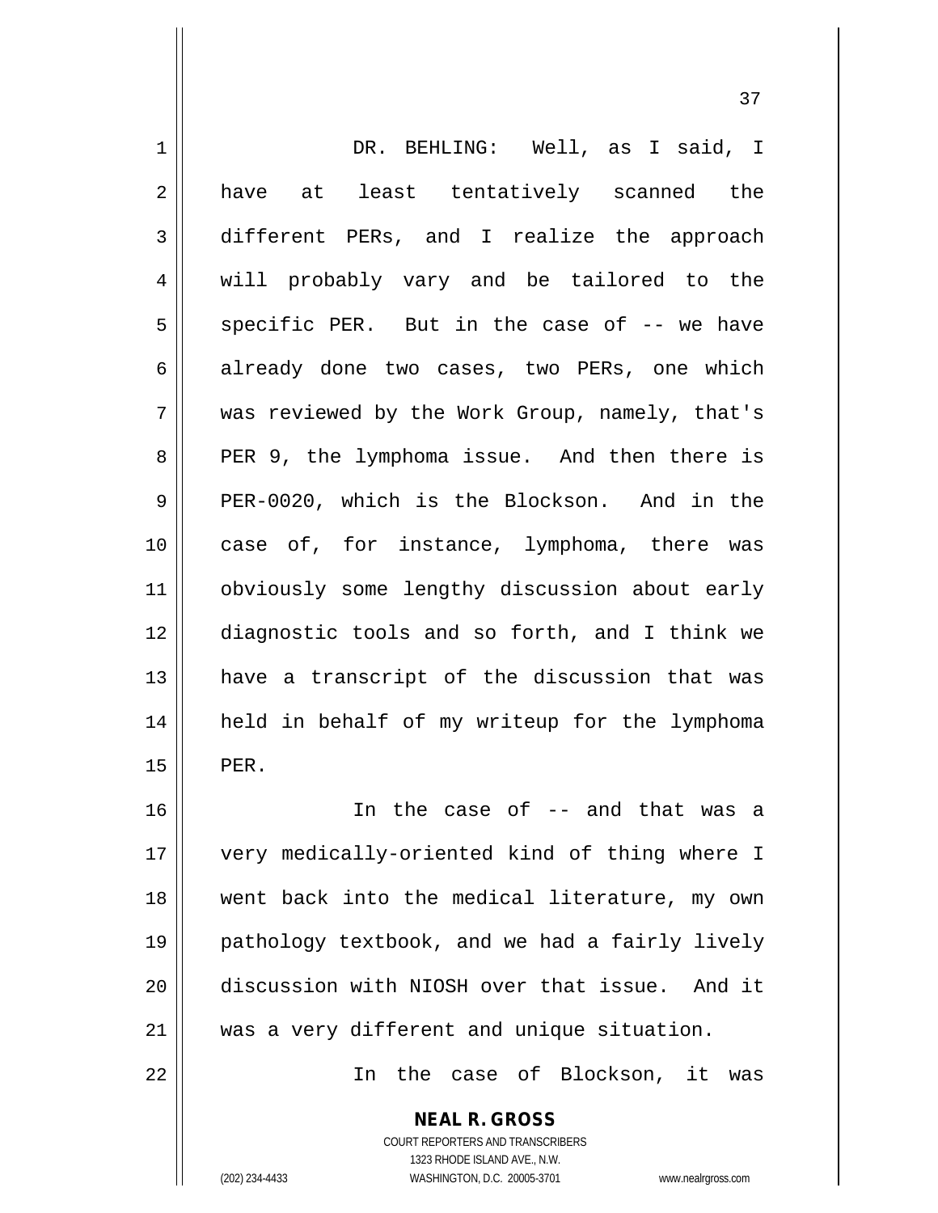DR. BEHLING: Well, as I said, I have at least tentatively scanned the different PERs, and I realize the approach will probably vary and be tailored to the specific PER. But in the case of -- we have already done two cases, two PERs, one which was reviewed by the Work Group, namely, that's PER 9, the lymphoma issue. And then there is PER-0020, which is the Blockson. And in the case of, for instance, lymphoma, there was obviously some lengthy discussion about early diagnostic tools and so forth, and I think we have a transcript of the discussion that was held in behalf of my writeup for the lymphoma PER.

In the case of -- and that was a very medically-oriented kind of thing where I went back into the medical literature, my own pathology textbook, and we had a fairly lively discussion with NIOSH over that issue. And it was a very different and unique situation.

In the case of Blockson, it was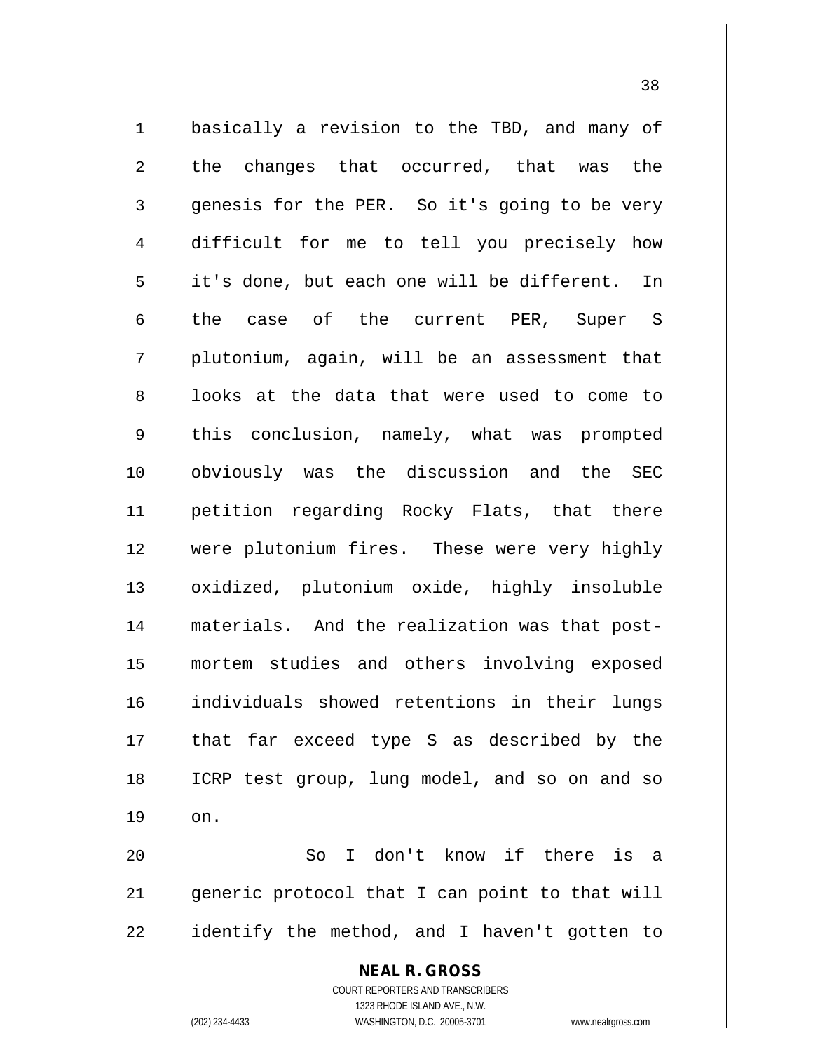basically a revision to the TBD, and many of the changes that occurred, that was the genesis for the PER. So it's going to be very difficult for me to tell you precisely how it's done, but each one will be different. In the case of the current PER, Super S plutonium, again, will be an assessment that looks at the data that were used to come to this conclusion, namely, what was prompted obviously was the discussion and the SEC petition regarding Rocky Flats, that there were plutonium fires. These were very highly oxidized, plutonium oxide, highly insoluble materials. And the realization was that post-mortem studies and others involving exposed individuals showed retentions in their lungs that far exceed type S as described by the ICRP test group, lung model, and so on and so on.

So I don't know if there is a generic protocol that I can point to that will identify the method, and I haven't gotten to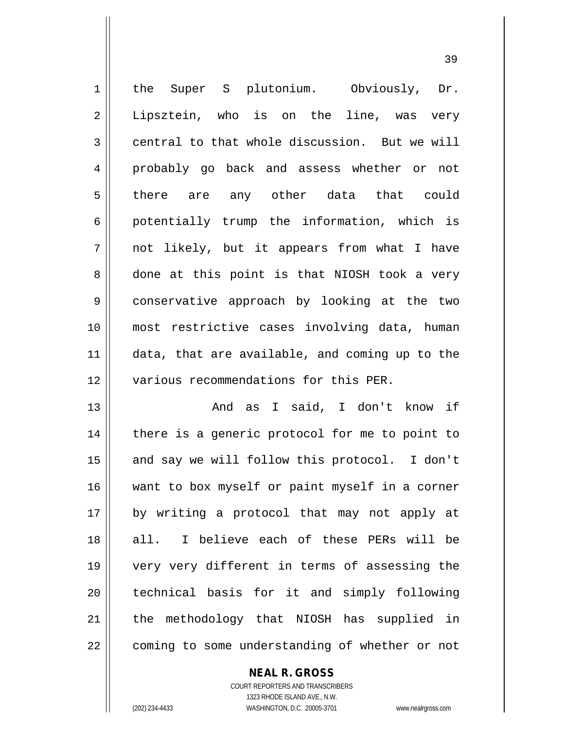the Super S plutonium. Obviously, Dr. Lipsztein, who is on the line, was very central to that whole discussion. But we will probably go back and assess whether or not there are any other data that could potentially trump the information, which is not likely, but it appears from what I have done at this point is that NIOSH took a very conservative approach by looking at the two most restrictive cases involving data, human data, that are available, and coming up to the various recommendations for this PER.

And as I said, I don't know if there is a generic protocol for me to point to and say we will follow this protocol. I don't want to box myself or paint myself in a corner by writing a protocol that may not apply at all. I believe each of these PERs will be very very different in terms of assessing the technical basis for it and simply following the methodology that NIOSH has supplied in coming to some understanding of whether or not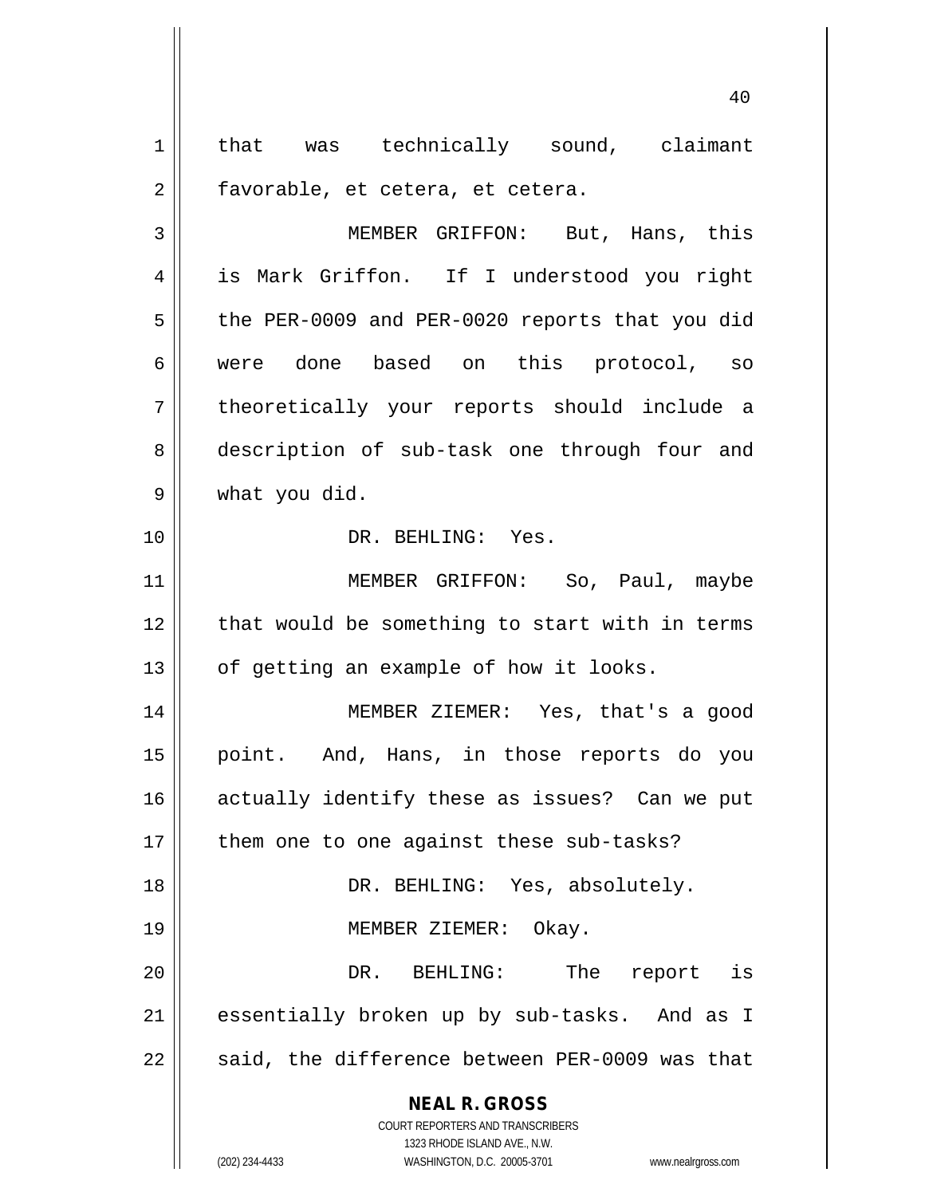that was technically sound, claimant favorable, et cetera, et cetera.

MEMBER GRIFFON: But, Hans, this is Mark Griffon. If I understood you right the PER-0009 and PER-0020 reports that you did were done based on this protocol, so theoretically your reports should include a description of sub-task one through four and what you did.

DR. BEHLING: Yes.

MEMBER GRIFFON: So, Paul, maybe that would be something to start with in terms of getting an example of how it looks.

MEMBER ZIEMER: Yes, that's a good point. And, Hans, in those reports do you actually identify these as issues? Can we put them one to one against these sub-tasks?

DR. BEHLING: Yes, absolutely.

MEMBER ZIEMER: Okay.

DR. BEHLING: The report is essentially broken up by sub-tasks. And as I said, the difference between PER-0009 was that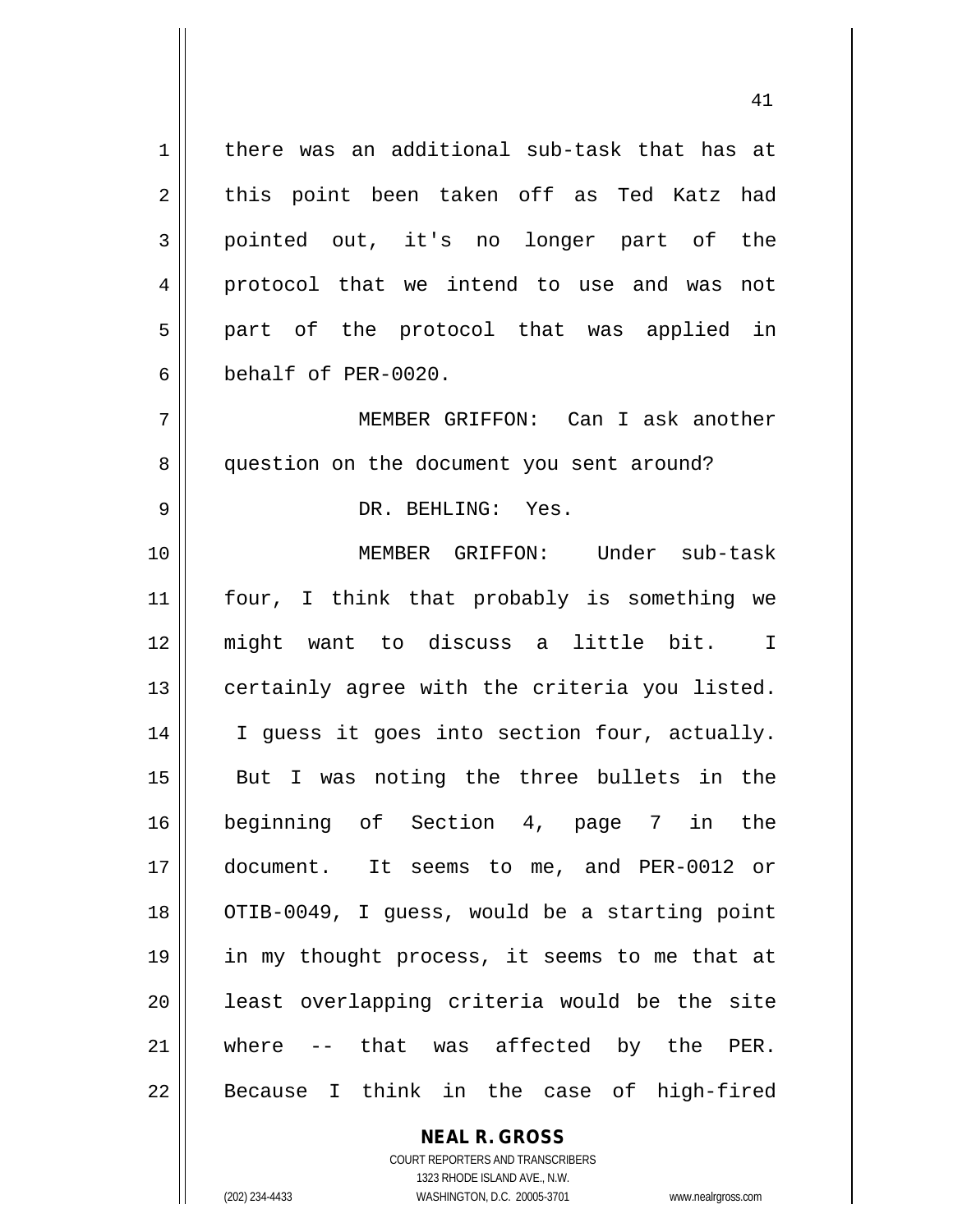there was an additional sub-task that has at this point been taken off as Ted Katz had pointed out, it's no longer part of the protocol that we intend to use and was not part of the protocol that was applied in behalf of PER-0020.

MEMBER GRIFFON: Can I ask another question on the document you sent around?

DR. BEHLING: Yes.

MEMBER GRIFFON: Under sub-task four, I think that probably is something we might want to discuss a little bit. I certainly agree with the criteria you listed. I guess it goes into section four, actually. But I was noting the three bullets in the beginning of Section 4, page 7 in the document. It seems to me, and PER-0012 or OTIB-0049, I guess, would be a starting point in my thought process, it seems to me that at least overlapping criteria would be the site where -- that was affected by the PER. Because I think in the case of high-fired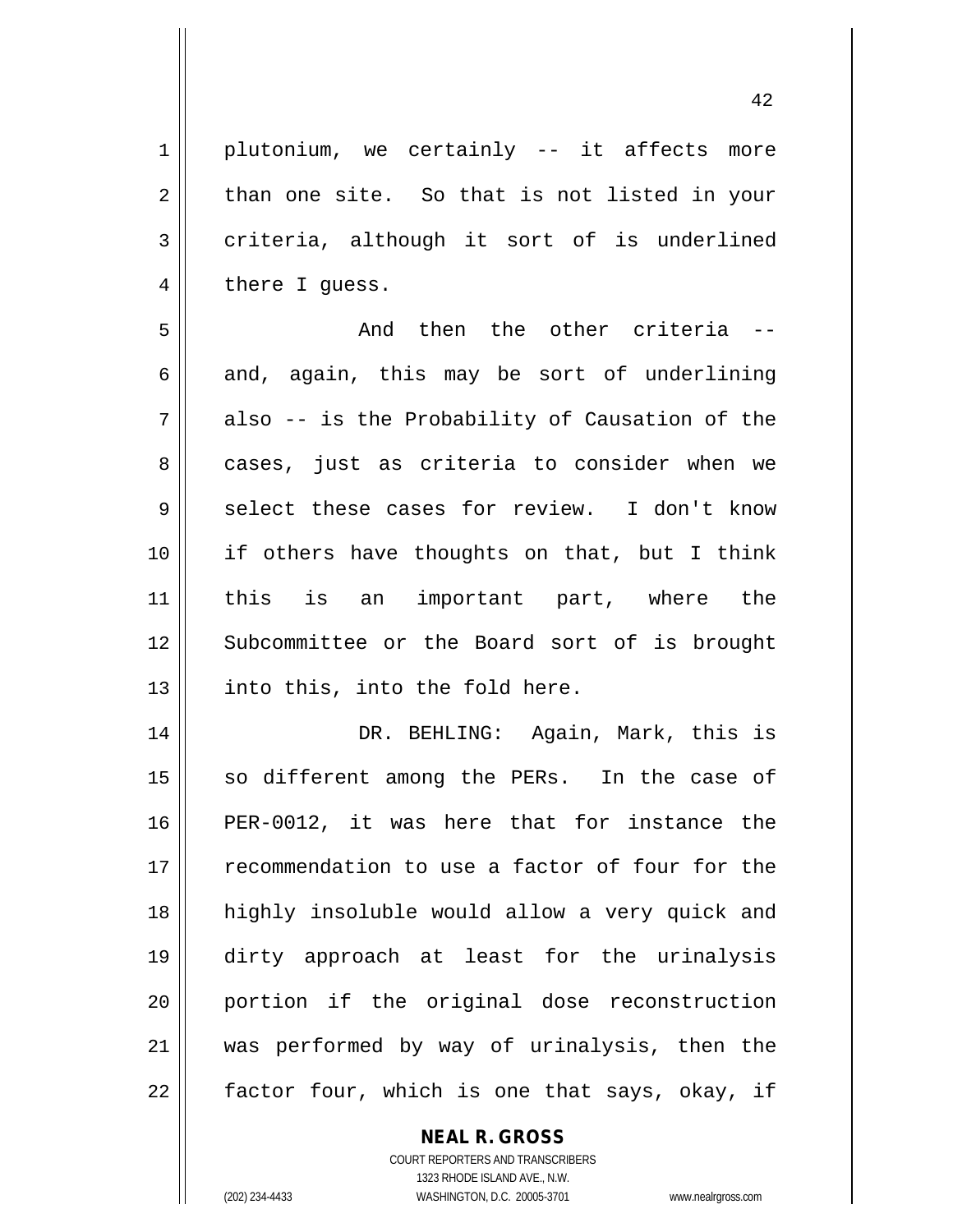plutonium, we certainly -- it affects more than one site. So that is not listed in your criteria, although it sort of is underlined there I guess.

And then the other criteria -- and, again, this may be sort of underlining also -- is the Probability of Causation of the cases, just as criteria to consider when we select these cases for review. I don't know if others have thoughts on that, but I think this is an important part, where the Subcommittee or the Board sort of is brought into this, into the fold here.

DR. BEHLING: Again, Mark, this is so different among the PERs. In the case of PER-0012, it was here that for instance the recommendation to use a factor of four for the highly insoluble would allow a very quick and dirty approach at least for the urinalysis portion if the original dose reconstruction was performed by way of urinalysis, then the factor four, which is one that says, okay, if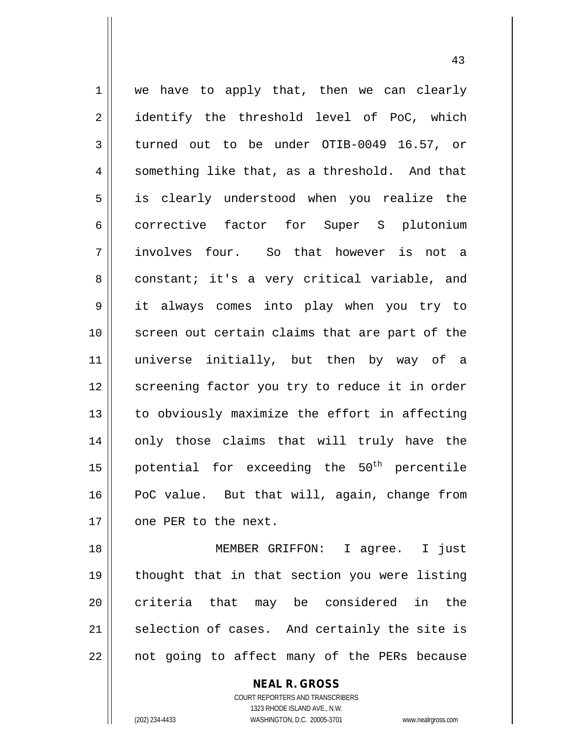we have to apply that, then we can clearly identify the threshold level of PoC, which turned out to be under OTIB-0049 16.57, or something like that, as a threshold. And that is clearly understood when you realize the corrective factor for Super S plutonium involves four. So that however is not a constant; it's a very critical variable, and it always comes into play when you try to screen out certain claims that are part of the universe initially, but then by way of a screening factor you try to reduce it in order to obviously maximize the effort in affecting only those claims that will truly have the potential for exceeding the $50^{th}$ percentile PoC value. But that will, again, change from one PER to the next.

MEMBER GRIFFON: I agree. I just thought that in that section you were listing criteria that may be considered in the selection of cases. And certainly the site is not going to affect many of the PERs because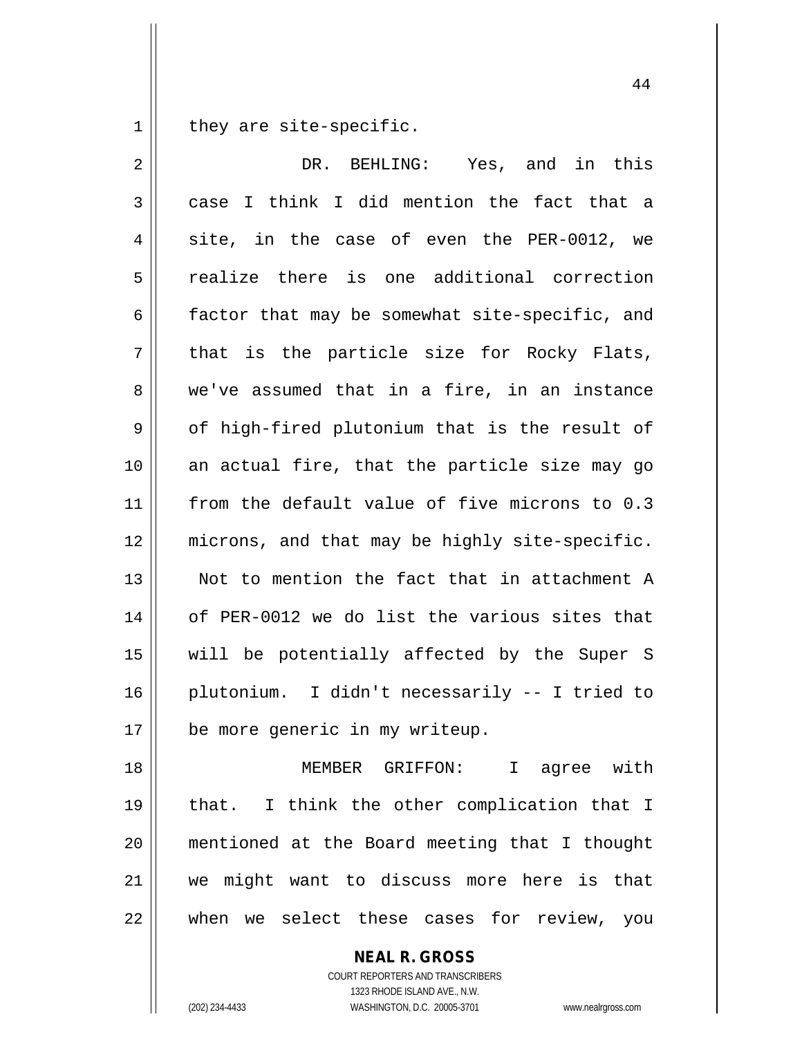they are site-specific.

DR. BEHLING: Yes, and in this case I think I did mention the fact that a site, in the case of even the PER-0012, we realize there is one additional correction factor that may be somewhat site-specific, and that is the particle size for Rocky Flats, we've assumed that in a fire, in an instance of high-fired plutonium that is the result of an actual fire, that the particle size may go from the default value of five microns to 0.3 microns, and that may be highly site-specific. Not to mention the fact that in attachment A of PER-0012 we do list the various sites that will be potentially affected by the Super S plutonium. I didn't necessarily -- I tried to be more generic in my writeup.

MEMBER GRIFFON: I agree with that. I think the other complication that I mentioned at the Board meeting that I thought we might want to discuss more here is that when we select these cases for review, you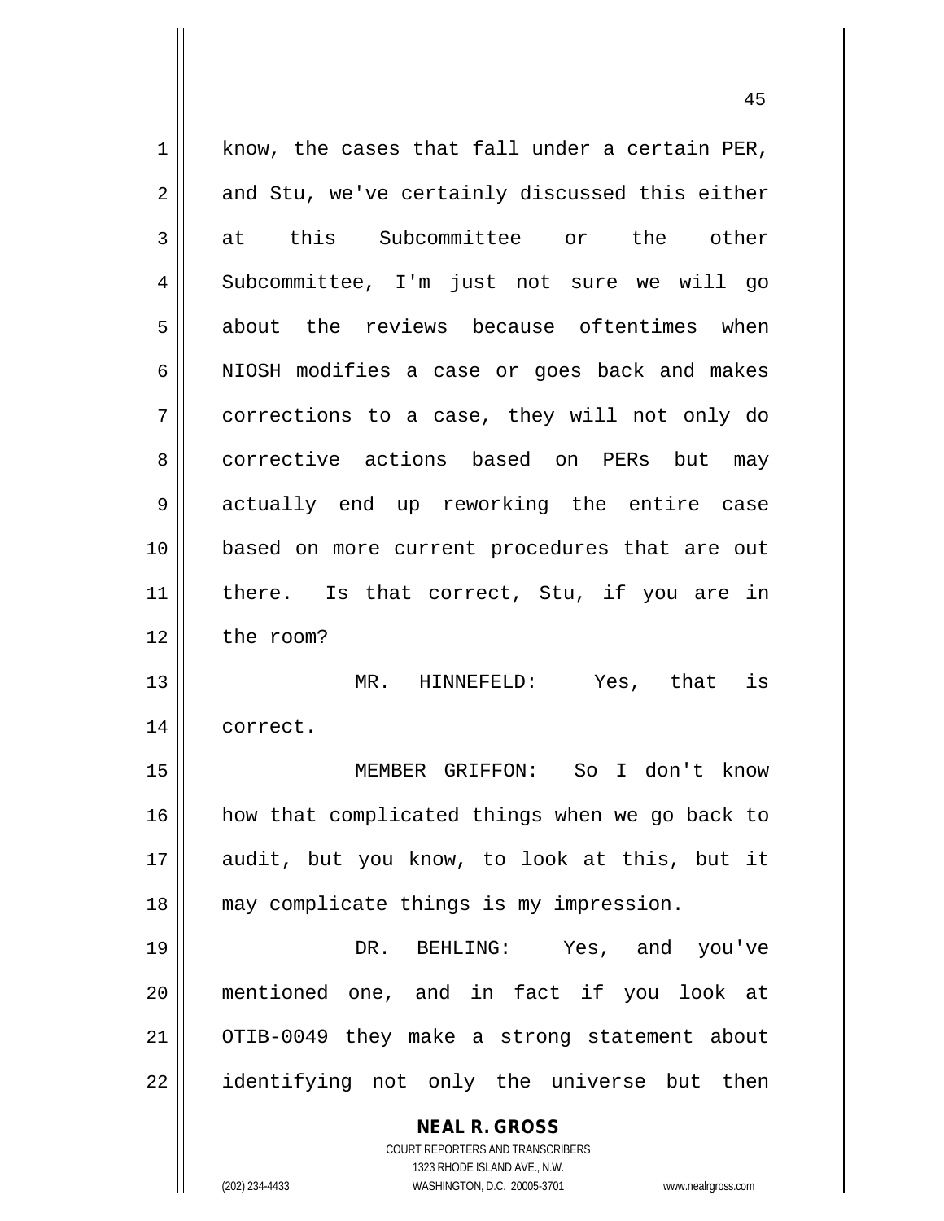know, the cases that fall under a certain PER, and Stu, we've certainly discussed this either at this Subcommittee or the other Subcommittee, I'm just not sure we will go about the reviews because oftentimes when NIOSH modifies a case or goes back and makes corrections to a case, they will not only do corrective actions based on PERs but may actually end up reworking the entire case based on more current procedures that are out there. Is that correct, Stu, if you are in the room?

MR. HINNEFELD: Yes, that is correct.

MEMBER GRIFFON: So I don't know how that complicated things when we go back to audit, but you know, to look at this, but it may complicate things is my impression.

DR. BEHLING: Yes, and you've mentioned one, and in fact if you look at OTIB-0049 they make a strong statement about identifying not only the universe but then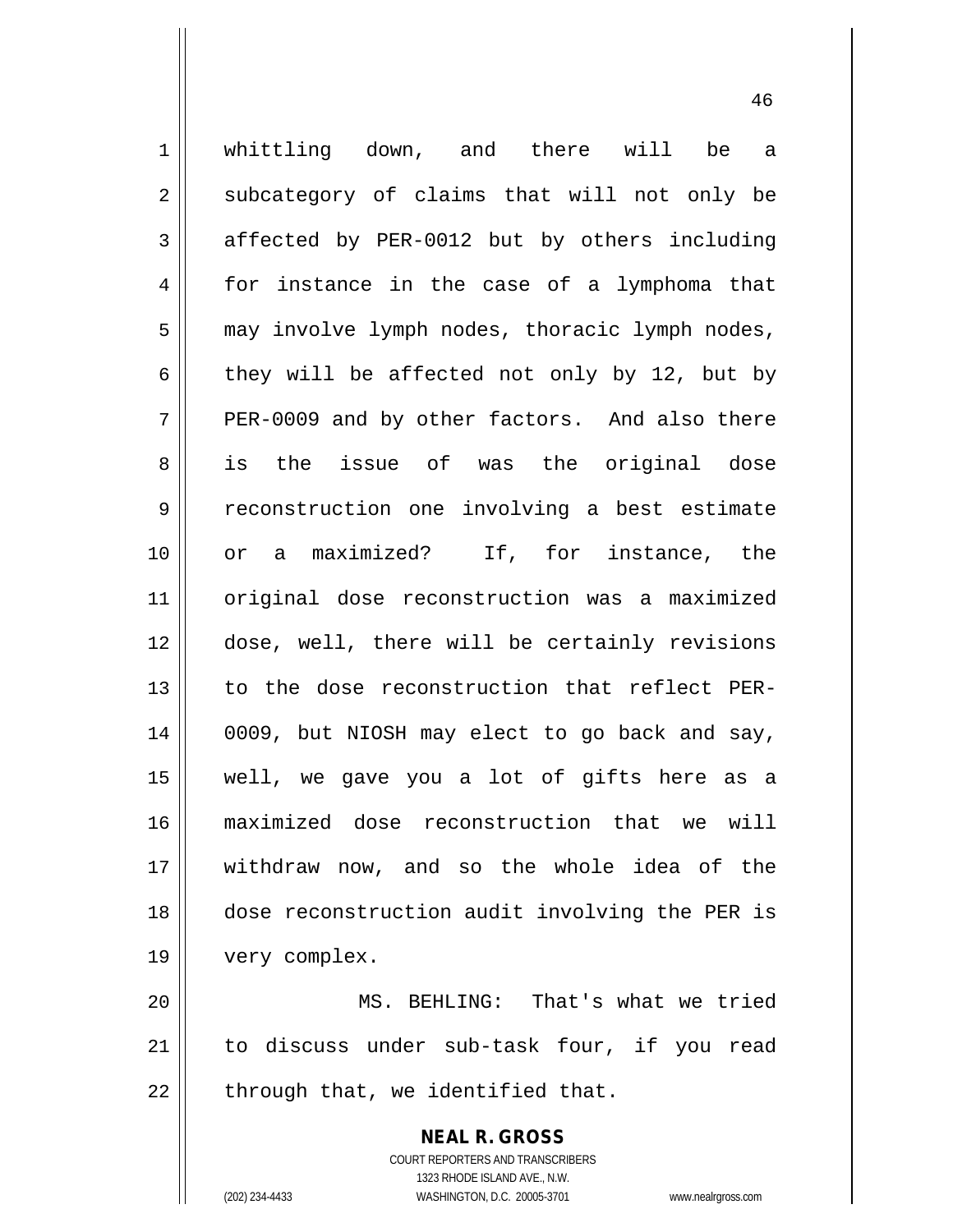whittling down, and there will be a subcategory of claims that will not only be affected by PER-0012 but by others including for instance in the case of a lymphoma that may involve lymph nodes, thoracic lymph nodes, they will be affected not only by 12, but by PER-0009 and by other factors. And also there is the issue of was the original dose reconstruction one involving a best estimate or a maximized? If, for instance, the original dose reconstruction was a maximized dose, well, there will be certainly revisions to the dose reconstruction that reflect PER-0009, but NIOSH may elect to go back and say, well, we gave you a lot of gifts here as a maximized dose reconstruction that we will withdraw now, and so the whole idea of the dose reconstruction audit involving the PER is very complex.

MS. BEHLING: That's what we tried to discuss under sub-task four, if you read through that, we identified that.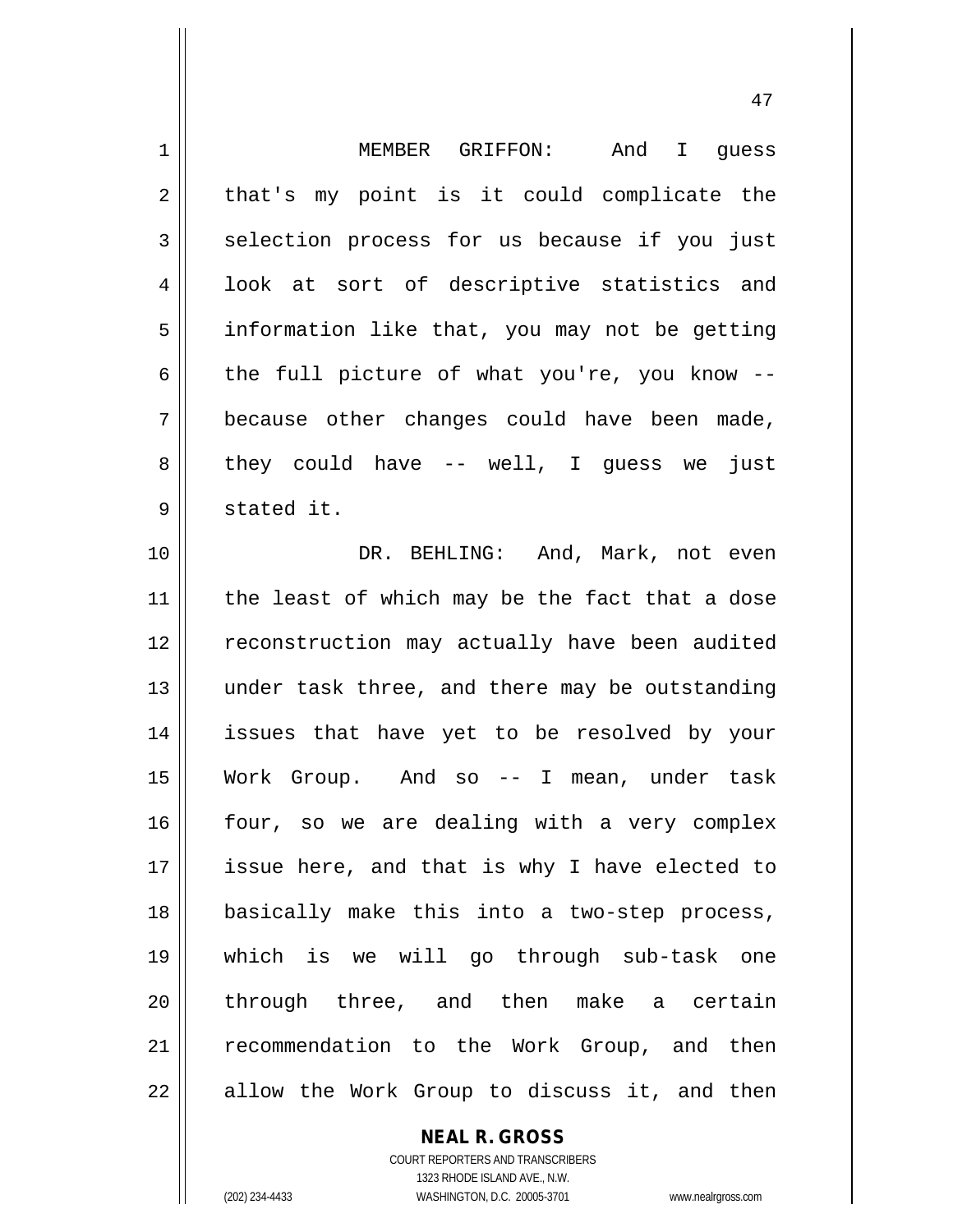MEMBER GRIFFON: And I guess that's my point is it could complicate the selection process for us because if you just look at sort of descriptive statistics and information like that, you may not be getting the full picture of what you're, you know -- because other changes could have been made, they could have -- well, I guess we just stated it.

DR. BEHLING: And, Mark, not even the least of which may be the fact that a dose reconstruction may actually have been audited under task three, and there may be outstanding issues that have yet to be resolved by your Work Group. And so -- I mean, under task four, so we are dealing with a very complex issue here, and that is why I have elected to basically make this into a two-step process, which is we will go through sub-task one through three, and then make a certain recommendation to the Work Group, and then allow the Work Group to discuss it, and then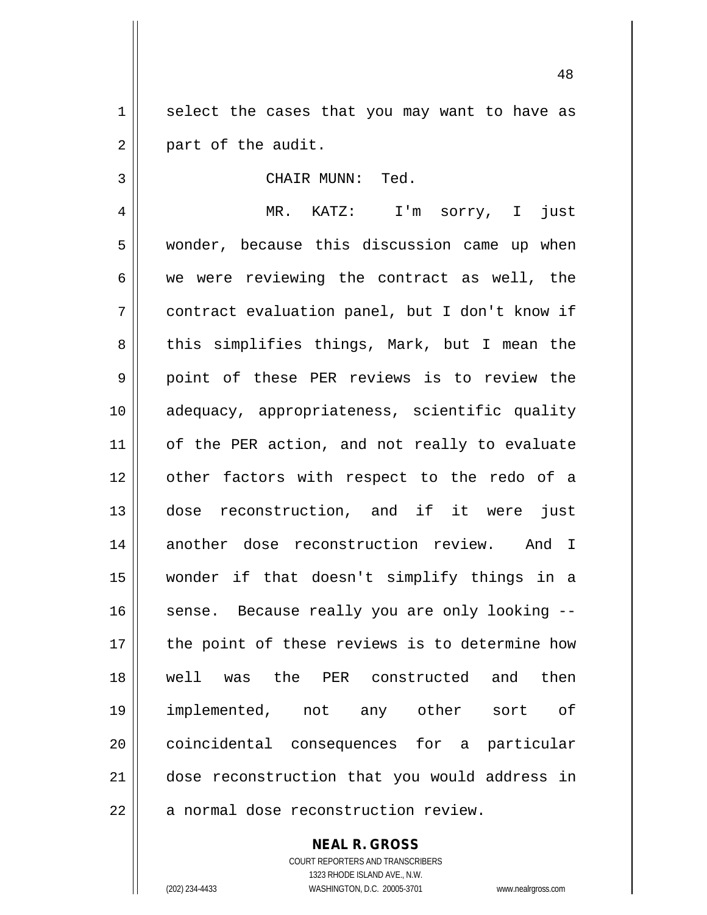select the cases that you may want to have as part of the audit.

CHAIR MUNN: Ted.

MR. KATZ: I'm sorry, I just wonder, because this discussion came up when we were reviewing the contract as well, the contract evaluation panel, but I don't know if this simplifies things, Mark, but I mean the point of these PER reviews is to review the adequacy, appropriateness, scientific quality of the PER action, and not really to evaluate other factors with respect to the redo of a dose reconstruction, and if it were just another dose reconstruction review. And I wonder if that doesn't simplify things in a sense. Because really you are only looking -- the point of these reviews is to determine how well was the PER constructed and then implemented, not any other sort of coincidental consequences for a particular dose reconstruction that you would address in a normal dose reconstruction review.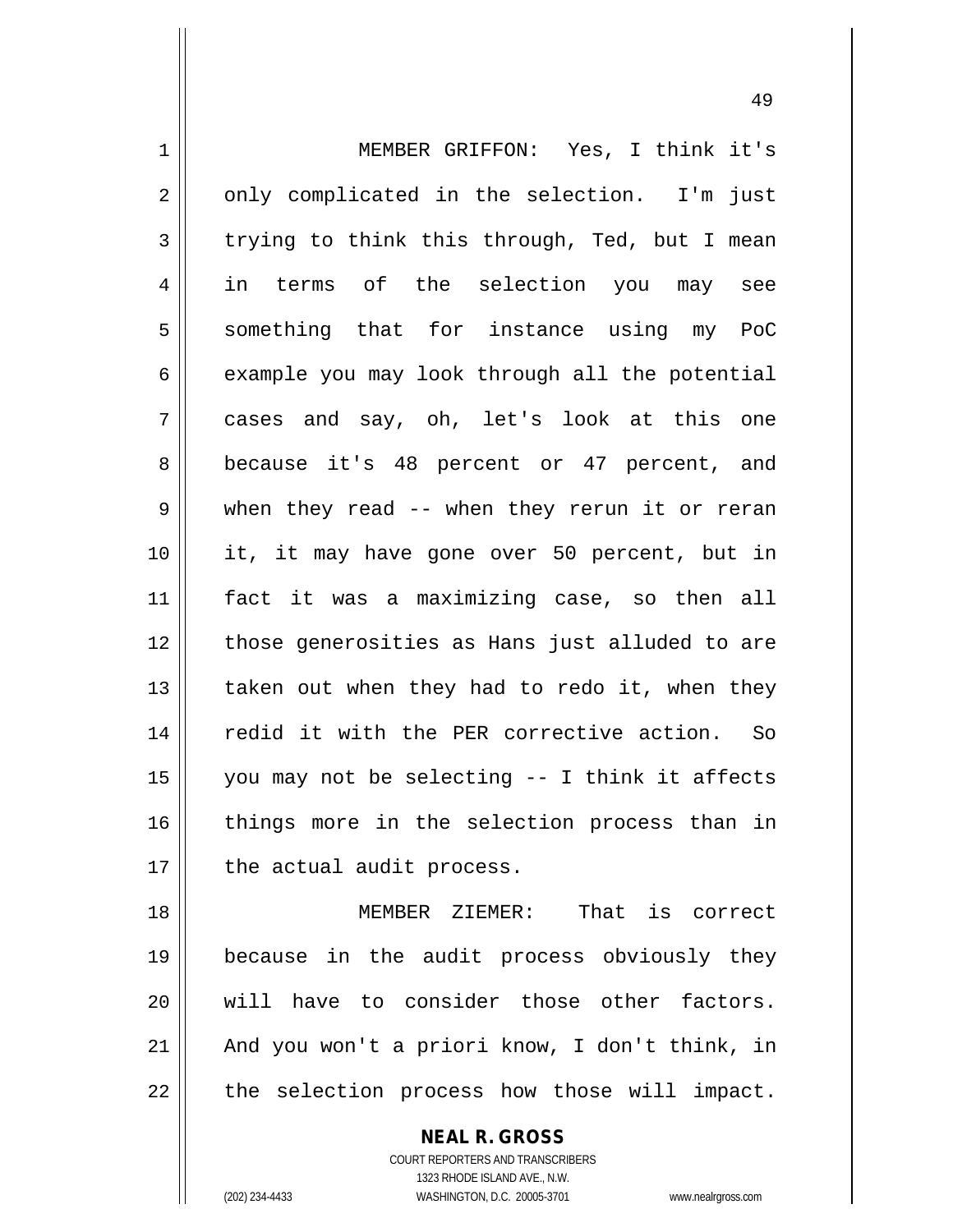MEMBER GRIFFON: Yes, I think it's only complicated in the selection. I'm just trying to think this through, Ted, but I mean in terms of the selection you may see something that for instance using my PoC example you may look through all the potential cases and say, oh, let's look at this one because it's 48 percent or 47 percent, and when they read -- when they rerun it or reran it, it may have gone over 50 percent, but in fact it was a maximizing case, so then all those generosities as Hans just alluded to are taken out when they had to redo it, when they redid it with the PER corrective action. So you may not be selecting -- I think it affects things more in the selection process than in the actual audit process.

MEMBER ZIEMER: That is correct because in the audit process obviously they will have to consider those other factors. And you won't a priori know, I don't think, in the selection process how those will impact.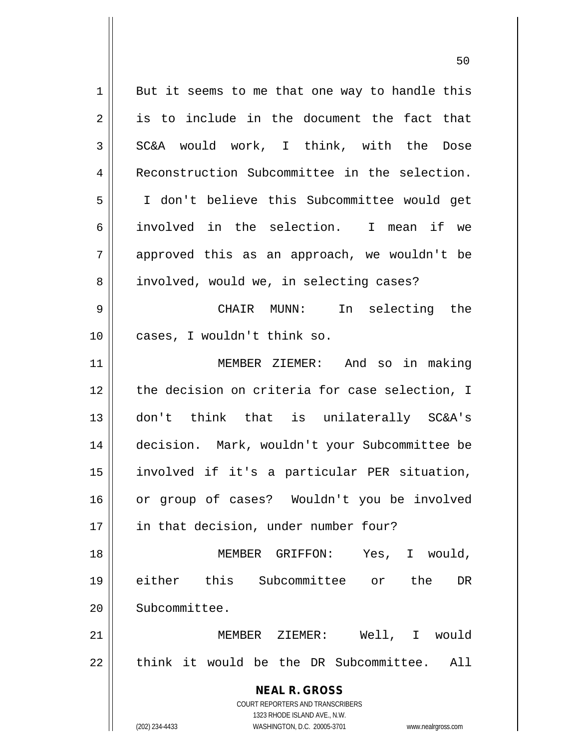But it seems to me that one way to handle this is to include in the document the fact that SC&A would work, I think, with the Dose Reconstruction Subcommittee in the selection. I don't believe this Subcommittee would get involved in the selection. I mean if we approved this as an approach, we wouldn't be involved, would we, in selecting cases?

CHAIR MUNN: In selecting the cases, I wouldn't think so.

MEMBER ZIEMER: And so in making the decision on criteria for case selection, I don't think that is unilaterally SC&A's decision. Mark, wouldn't your Subcommittee be involved if it's a particular PER situation, or group of cases? Wouldn't you be involved in that decision, under number four?

MEMBER GRIFFON: Yes, I would, either this Subcommittee or the DR Subcommittee.

MEMBER ZIEMER: Well, I would think it would be the DR Subcommittee. All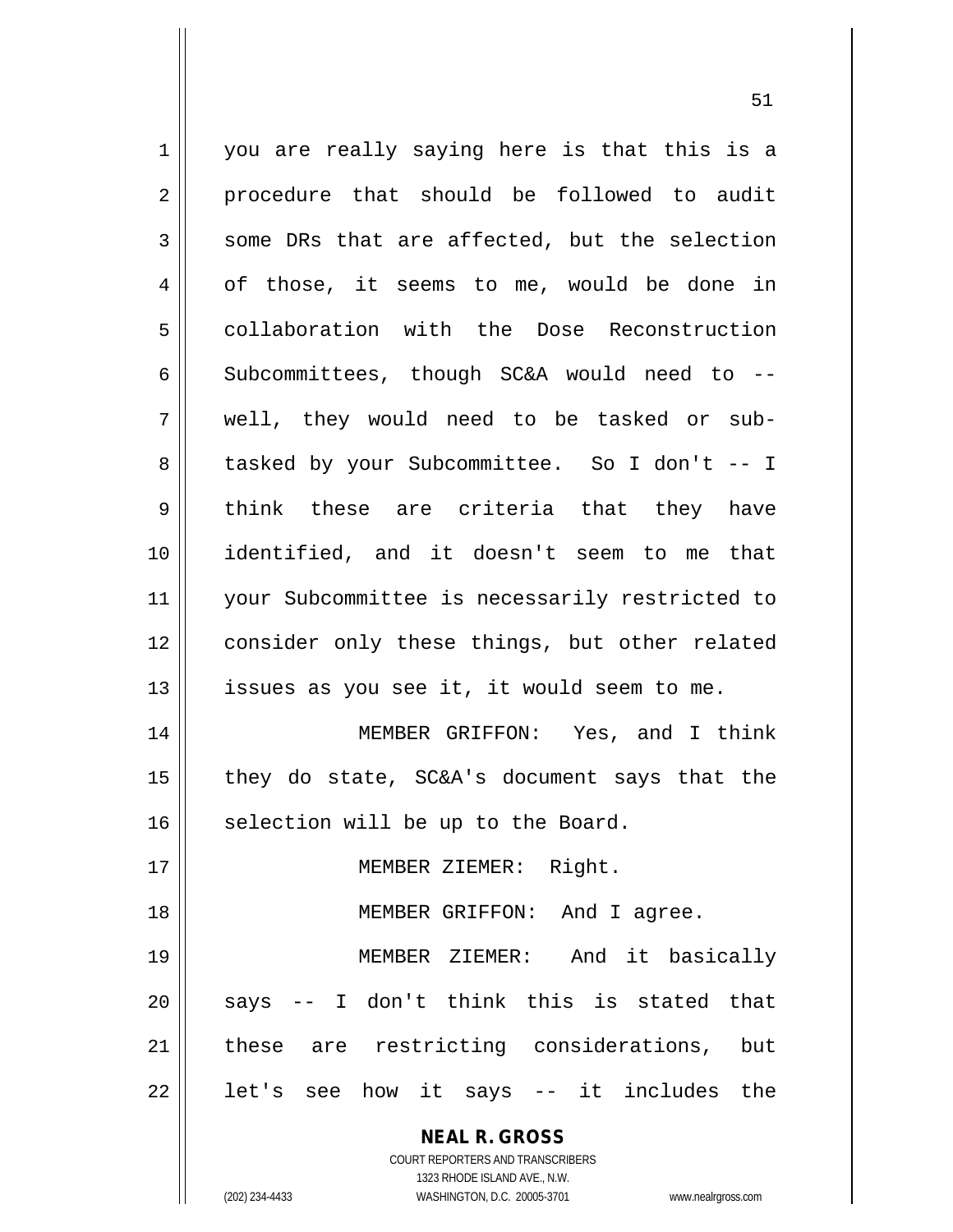you are really saying here is that this is a procedure that should be followed to audit some DRs that are affected, but the selection of those, it seems to me, would be done in collaboration with the Dose Reconstruction Subcommittees, though SC&A would need to -- well, they would need to be tasked or sub-tasked by your Subcommittee. So I don't -- I think these are criteria that they have identified, and it doesn't seem to me that your Subcommittee is necessarily restricted to consider only these things, but other related issues as you see it, it would seem to me.

MEMBER GRIFFON: Yes, and I think they do state, SC&A's document says that the selection will be up to the Board.

MEMBER ZIEMER: Right.

MEMBER GRIFFON: And I agree.

MEMBER ZIEMER: And it basically says -- I don't think this is stated that these are restricting considerations, but let's see how it says -- it includes the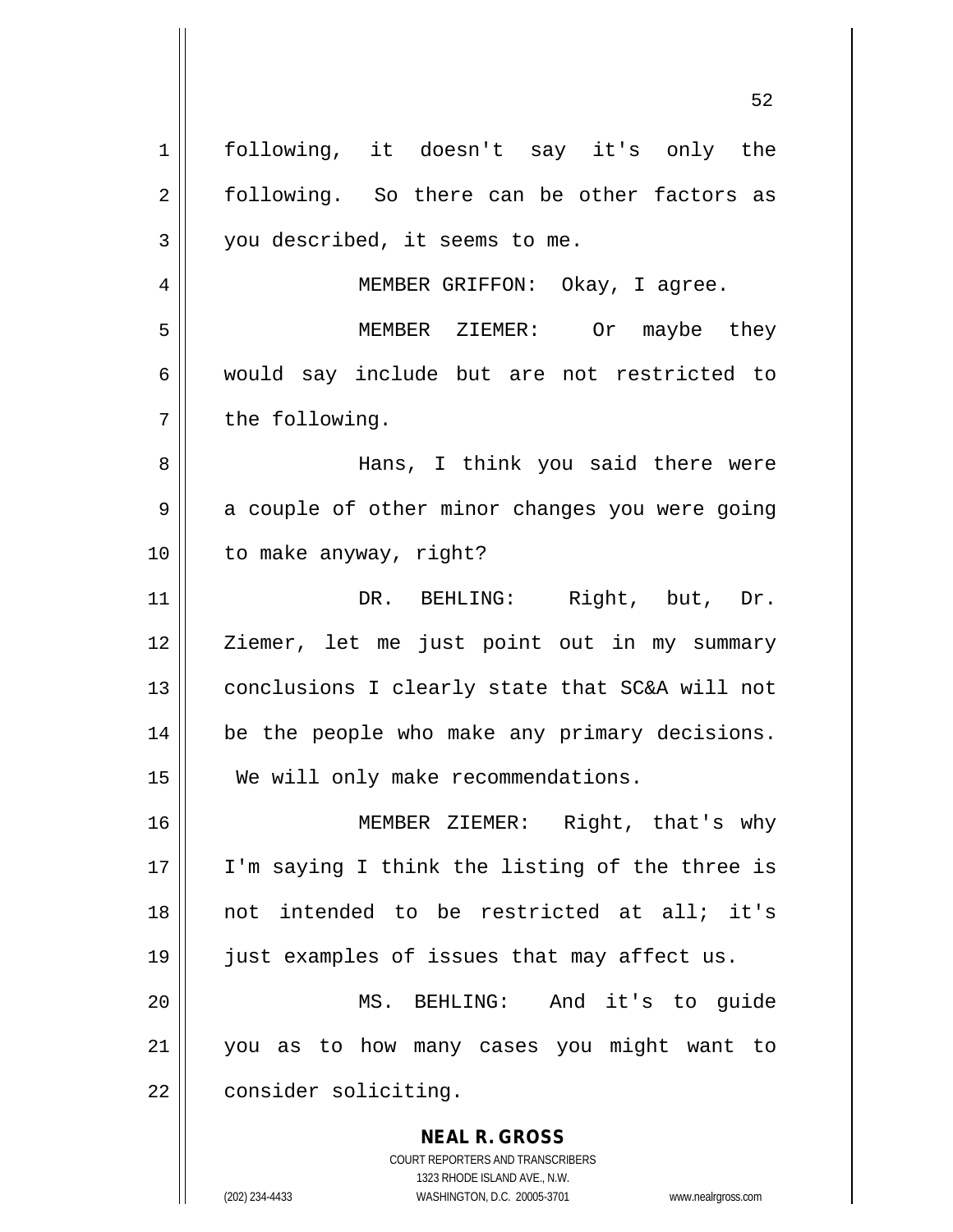following, it doesn't say it's only the following. So there can be other factors as you described, it seems to me.

MEMBER GRIFFON: Okay, I agree.

MEMBER ZIEMER: Or maybe they would say include but are not restricted to the following.

Hans, I think you said there were a couple of other minor changes you were going to make anyway, right?

DR. BEHLING: Right, but, Dr. Ziemer, let me just point out in my summary conclusions I clearly state that SC&A will not be the people who make any primary decisions. We will only make recommendations.

MEMBER ZIEMER: Right, that's why I'm saying I think the listing of the three is not intended to be restricted at all; it's just examples of issues that may affect us.

MS. BEHLING: And it's to guide you as to how many cases you might want to consider soliciting.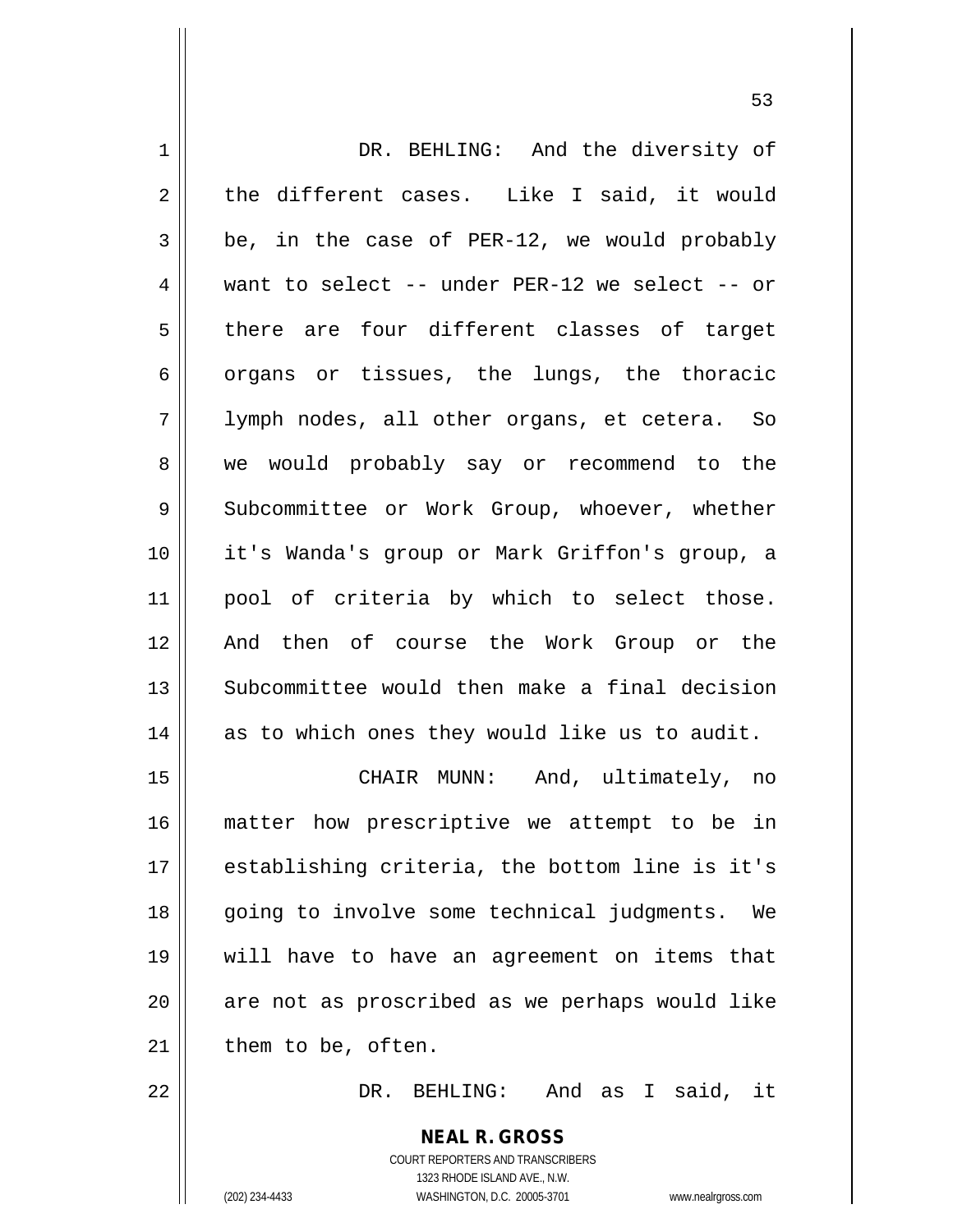DR. BEHLING: And the diversity of the different cases. Like I said, it would be, in the case of PER-12, we would probably want to select -- under PER-12 we select -- or there are four different classes of target organs or tissues, the lungs, the thoracic lymph nodes, all other organs, et cetera. So we would probably say or recommend to the Subcommittee or Work Group, whoever, whether it's Wanda's group or Mark Griffon's group, a pool of criteria by which to select those. And then of course the Work Group or the Subcommittee would then make a final decision as to which ones they would like us to audit.

CHAIR MUNN: And, ultimately, no matter how prescriptive we attempt to be in establishing criteria, the bottom line is it's going to involve some technical judgments. We will have to have an agreement on items that are not as proscribed as we perhaps would like them to be, often.

DR. BEHLING: And as I said, it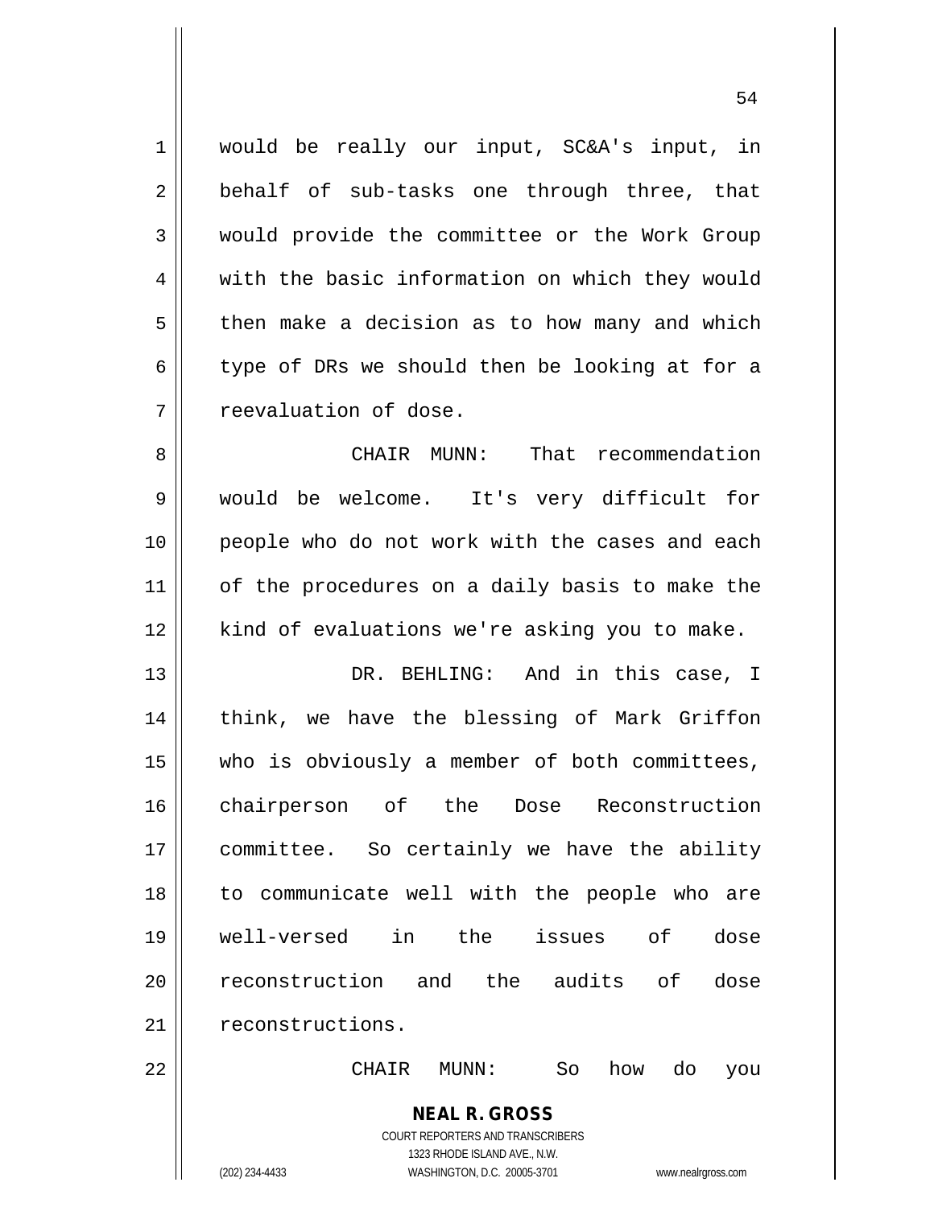would be really our input, SC&A's input, in behalf of sub-tasks one through three, that would provide the committee or the Work Group with the basic information on which they would then make a decision as to how many and which type of DRs we should then be looking at for a reevaluation of dose.

CHAIR MUNN: That recommendation would be welcome. It's very difficult for people who do not work with the cases and each of the procedures on a daily basis to make the kind of evaluations we're asking you to make.

DR. BEHLING: And in this case, I think, we have the blessing of Mark Griffon who is obviously a member of both committees, chairperson of the Dose Reconstruction committee. So certainly we have the ability to communicate well with the people who are well-versed in the issues of dose reconstruction and the audits of dose reconstructions.

CHAIR MUNN: So how do you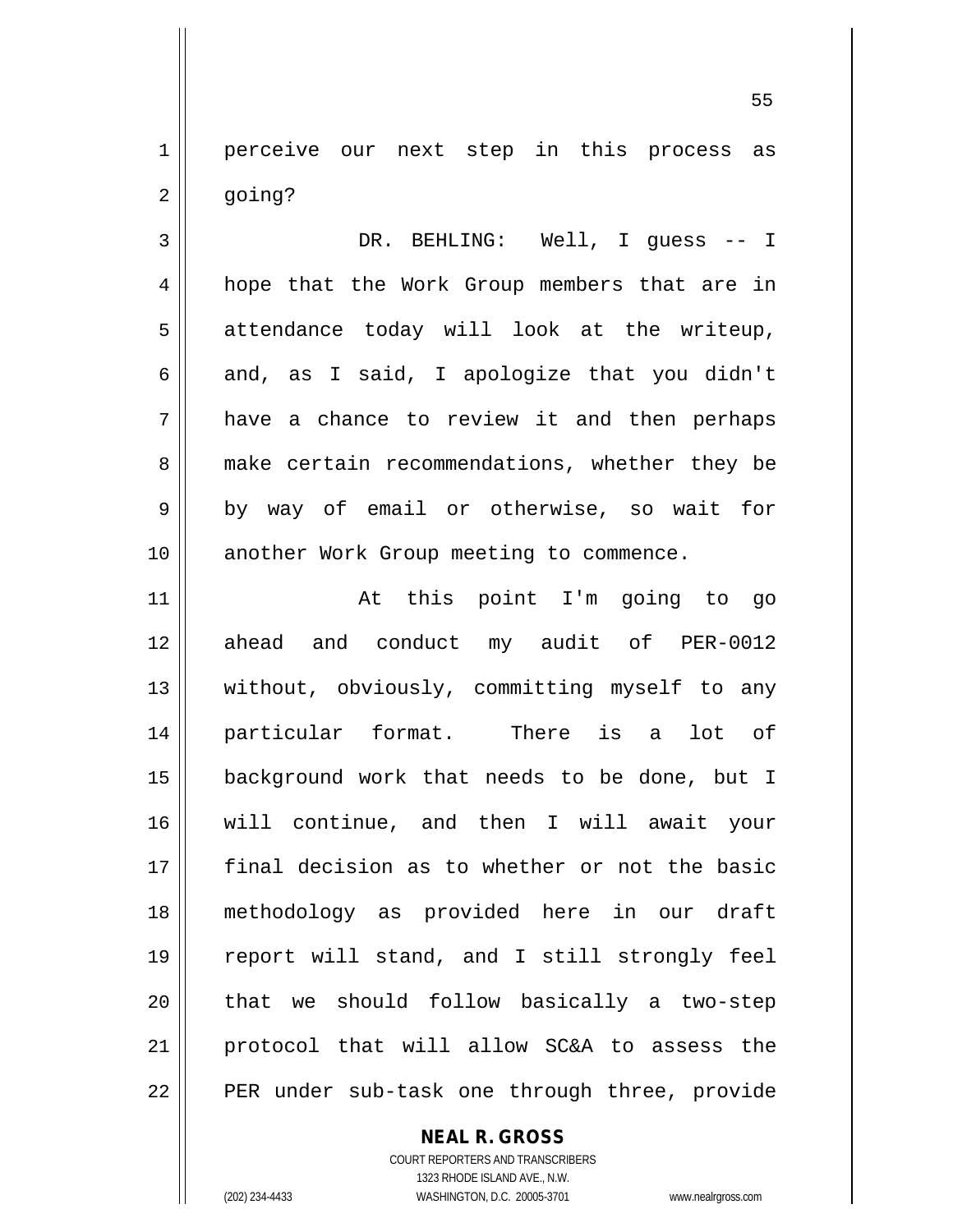perceive our next step in this process as going?

DR. BEHLING: Well, I guess -- I hope that the Work Group members that are in attendance today will look at the writeup, and, as I said, I apologize that you didn't have a chance to review it and then perhaps make certain recommendations, whether they be by way of email or otherwise, so wait for another Work Group meeting to commence.

At this point I'm going to go ahead and conduct my audit of PER-0012 without, obviously, committing myself to any particular format. There is a lot of background work that needs to be done, but I will continue, and then I will await your final decision as to whether or not the basic methodology as provided here in our draft report will stand, and I still strongly feel that we should follow basically a two-step protocol that will allow SC&A to assess the PER under sub-task one through three, provide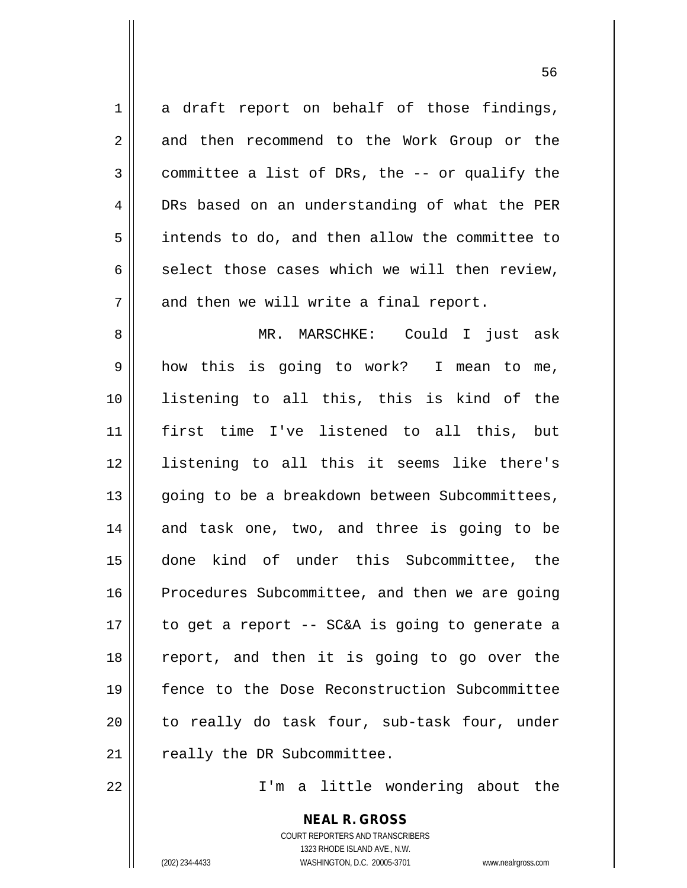a draft report on behalf of those findings, and then recommend to the Work Group or the committee a list of DRs, the -- or qualify the DRs based on an understanding of what the PER intends to do, and then allow the committee to select those cases which we will then review, and then we will write a final report.

MR. MARSCHKE: Could I just ask how this is going to work? I mean to me, listening to all this, this is kind of the first time I've listened to all this, but listening to all this it seems like there's going to be a breakdown between Subcommittees, and task one, two, and three is going to be done kind of under this Subcommittee, the Procedures Subcommittee, and then we are going to get a report -- SC&A is going to generate a report, and then it is going to go over the fence to the Dose Reconstruction Subcommittee to really do task four, sub-task four, under really the DR Subcommittee.

I'm a little wondering about the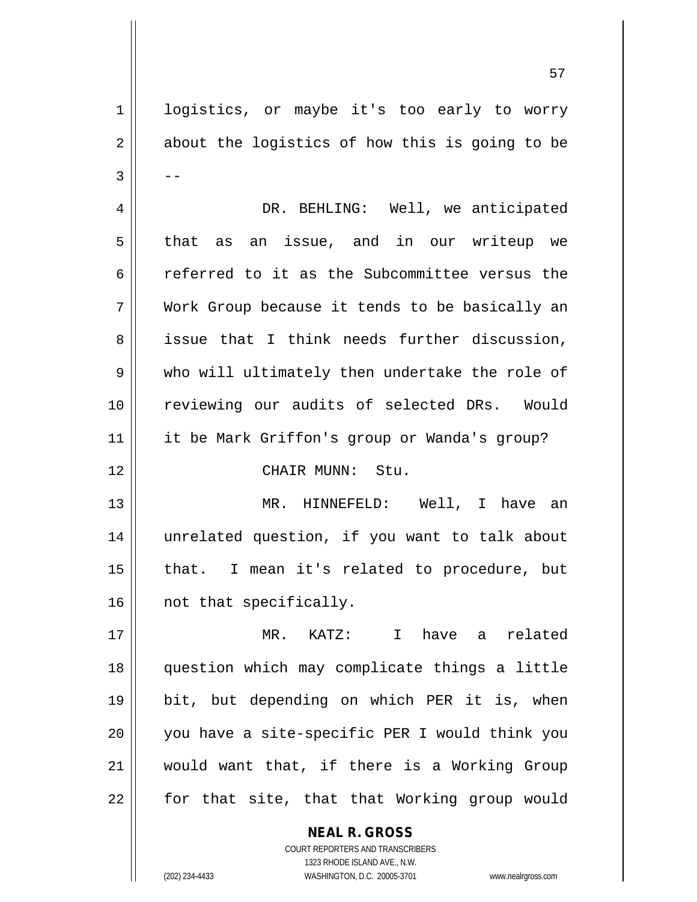logistics, or maybe it's too early to worry about the logistics of how this is going to be --

DR. BEHLING: Well, we anticipated that as an issue, and in our writeup we referred to it as the Subcommittee versus the Work Group because it tends to be basically an issue that I think needs further discussion, who will ultimately then undertake the role of reviewing our audits of selected DRs. Would it be Mark Griffon's group or Wanda's group?

CHAIR MUNN: Stu.

MR. HINNEFELD: Well, I have an unrelated question, if you want to talk about that. I mean it's related to procedure, but not that specifically.

MR. KATZ: I have a related question which may complicate things a little bit, but depending on which PER it is, when you have a site-specific PER I would think you would want that, if there is a Working Group for that site, that that Working group would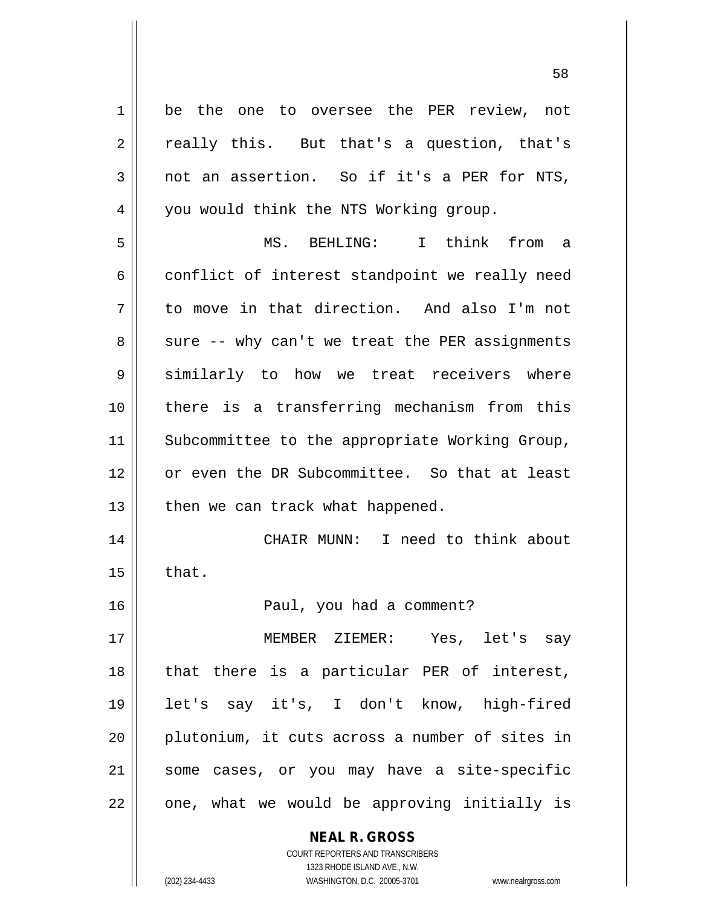be the one to oversee the PER review, not really this. But that's a question, that's not an assertion. So if it's a PER for NTS, you would think the NTS Working group.

MS. BEHLING: I think from a conflict of interest standpoint we really need to move in that direction. And also I'm not sure -- why can't we treat the PER assignments similarly to how we treat receivers where there is a transferring mechanism from this Subcommittee to the appropriate Working Group, or even the DR Subcommittee. So that at least then we can track what happened.

CHAIR MUNN: I need to think about that.

Paul, you had a comment?

MEMBER ZIEMER: Yes, let's say that there is a particular PER of interest, let's say it's, I don't know, high-fired plutonium, it cuts across a number of sites in some cases, or you may have a site-specific one, what we would be approving initially is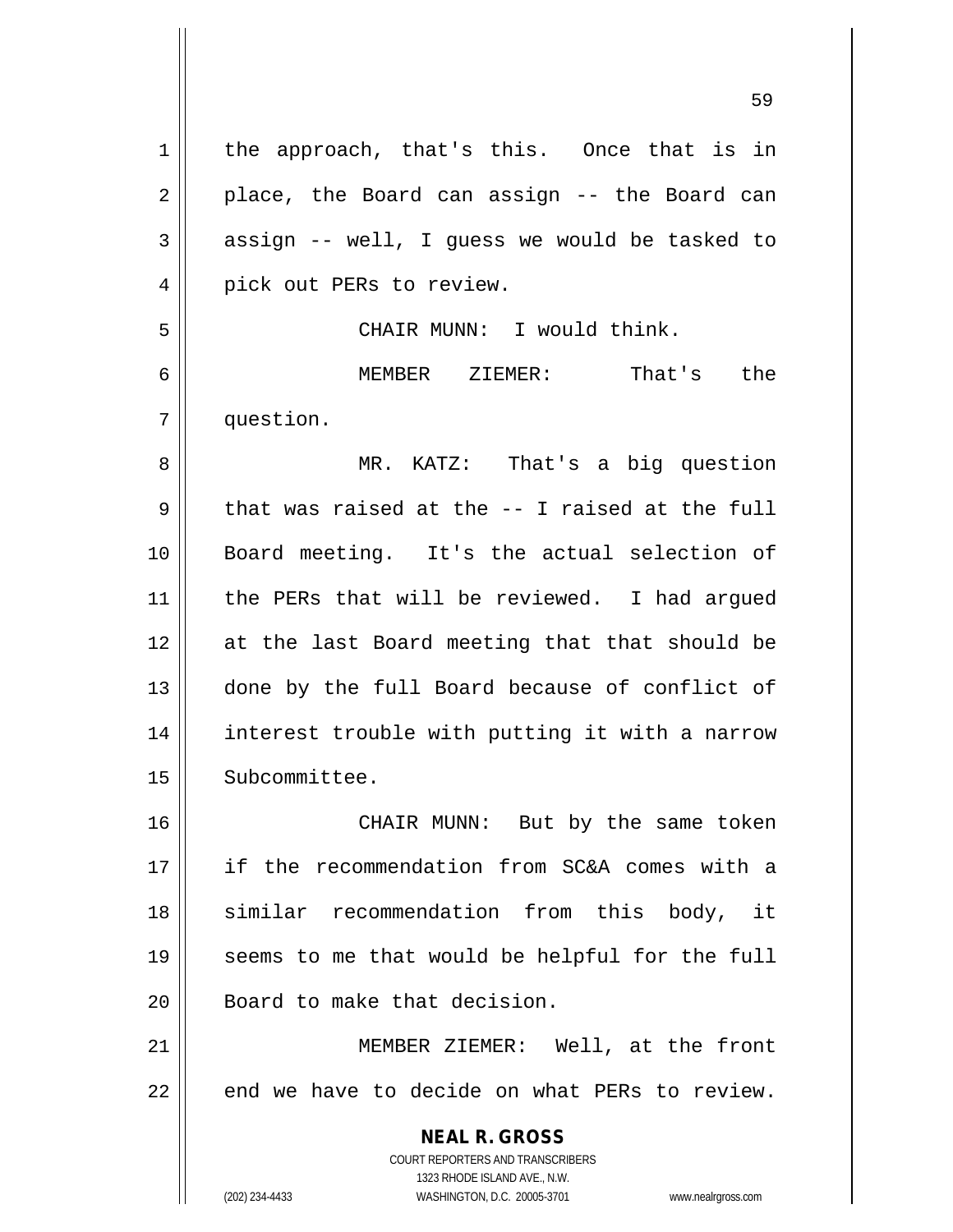the approach, that's this. Once that is in place, the Board can assign -- the Board can assign -- well, I guess we would be tasked to pick out PERs to review.

CHAIR MUNN: I would think.

MEMBER ZIEMER: That's the question.

MR. KATZ: That's a big question that was raised at the -- I raised at the full Board meeting. It's the actual selection of the PERs that will be reviewed. I had argued at the last Board meeting that that should be done by the full Board because of conflict of interest trouble with putting it with a narrow Subcommittee.

CHAIR MUNN: But by the same token if the recommendation from SC&A comes with a similar recommendation from this body, it seems to me that would be helpful for the full Board to make that decision.

MEMBER ZIEMER: Well, at the front end we have to decide on what PERs to review.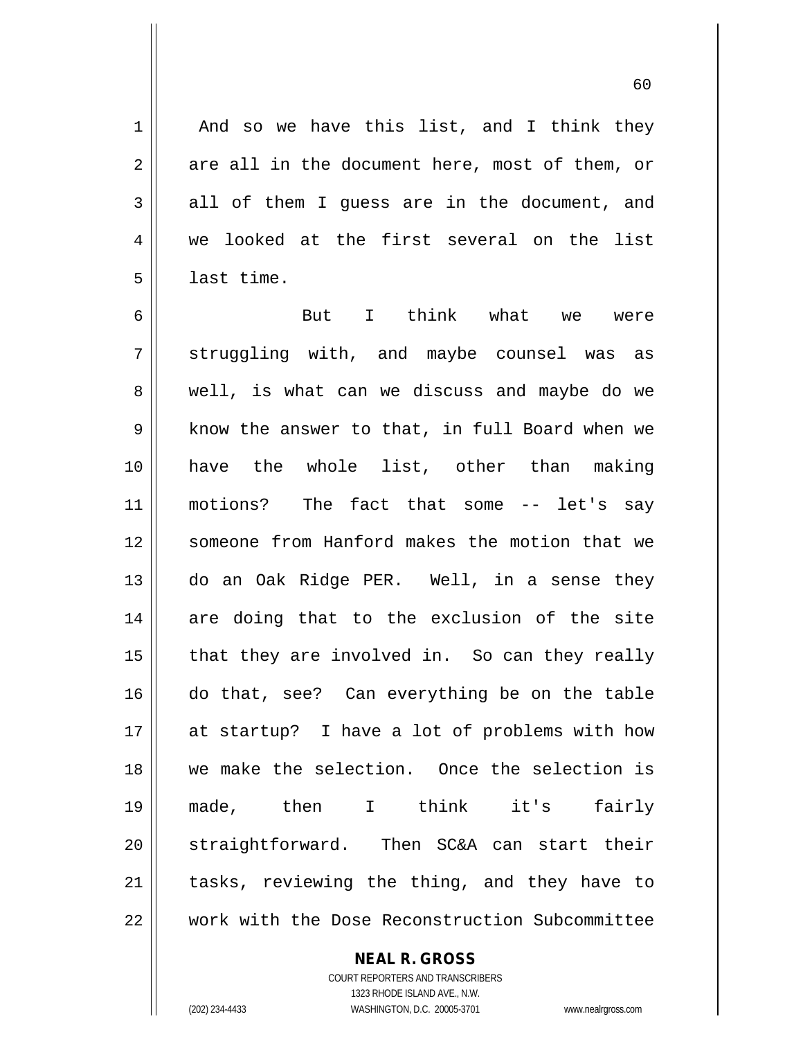And so we have this list, and I think they are all in the document here, most of them, or all of them I guess are in the document, and we looked at the first several on the list last time.

But I think what we were struggling with, and maybe counsel was as well, is what can we discuss and maybe do we know the answer to that, in full Board when we have the whole list, other than making motions? The fact that some -- let's say someone from Hanford makes the motion that we do an Oak Ridge PER. Well, in a sense they are doing that to the exclusion of the site that they are involved in. So can they really do that, see? Can everything be on the table at startup? I have a lot of problems with how we make the selection. Once the selection is made, then I think it's fairly straightforward. Then SC&A can start their tasks, reviewing the thing, and they have to work with the Dose Reconstruction Subcommittee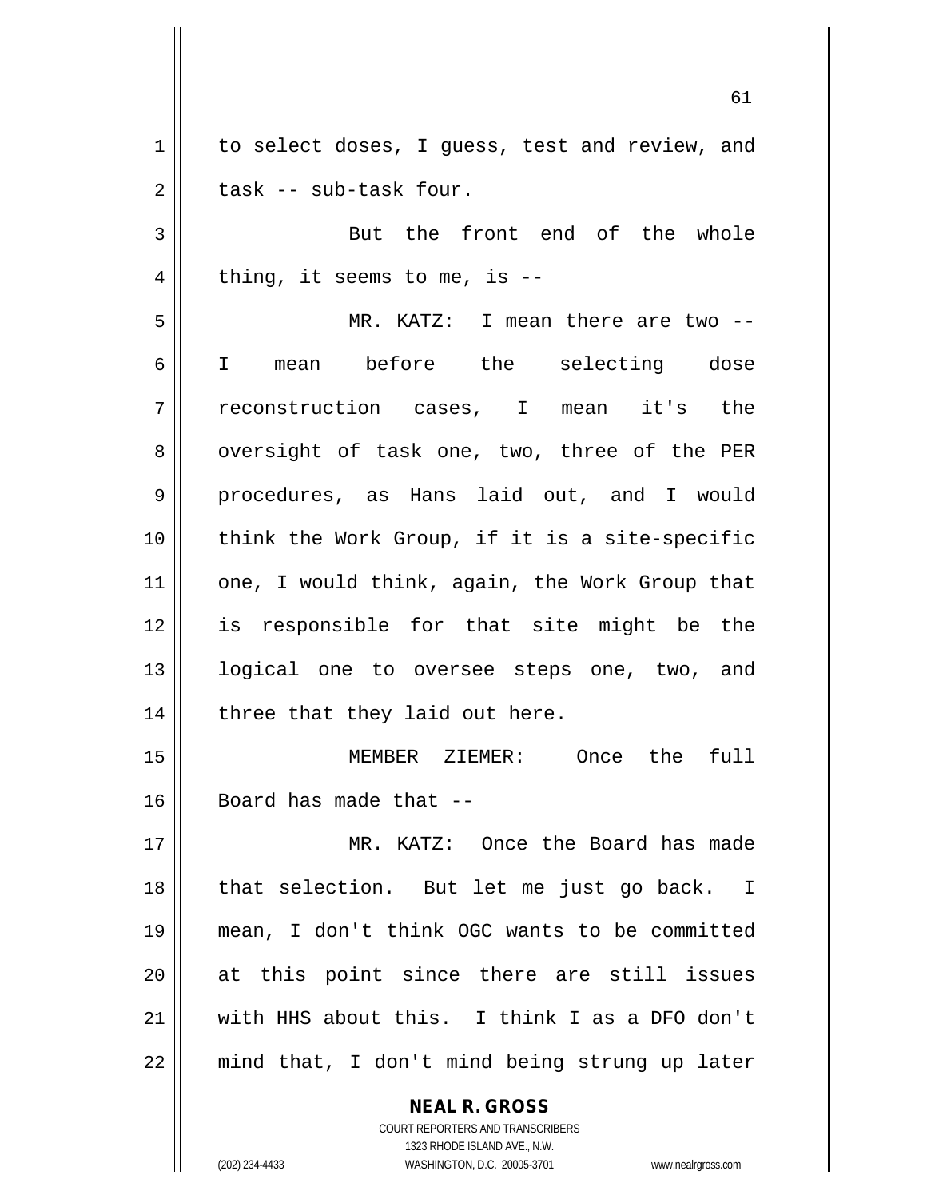to select doses, I guess, test and review, and task -- sub-task four.

But the front end of the whole thing, it seems to me, is --

MR. KATZ: I mean there are two -- I mean before the selecting dose reconstruction cases, I mean it's the oversight of task one, two, three of the PER procedures, as Hans laid out, and I would think the Work Group, if it is a site-specific one, I would think, again, the Work Group that is responsible for that site might be the logical one to oversee steps one, two, and three that they laid out here.

MEMBER ZIEMER: Once the full Board has made that --

MR. KATZ: Once the Board has made that selection. But let me just go back. I mean, I don't think OGC wants to be committed at this point since there are still issues with HHS about this. I think I as a DFO don't mind that, I don't mind being strung up later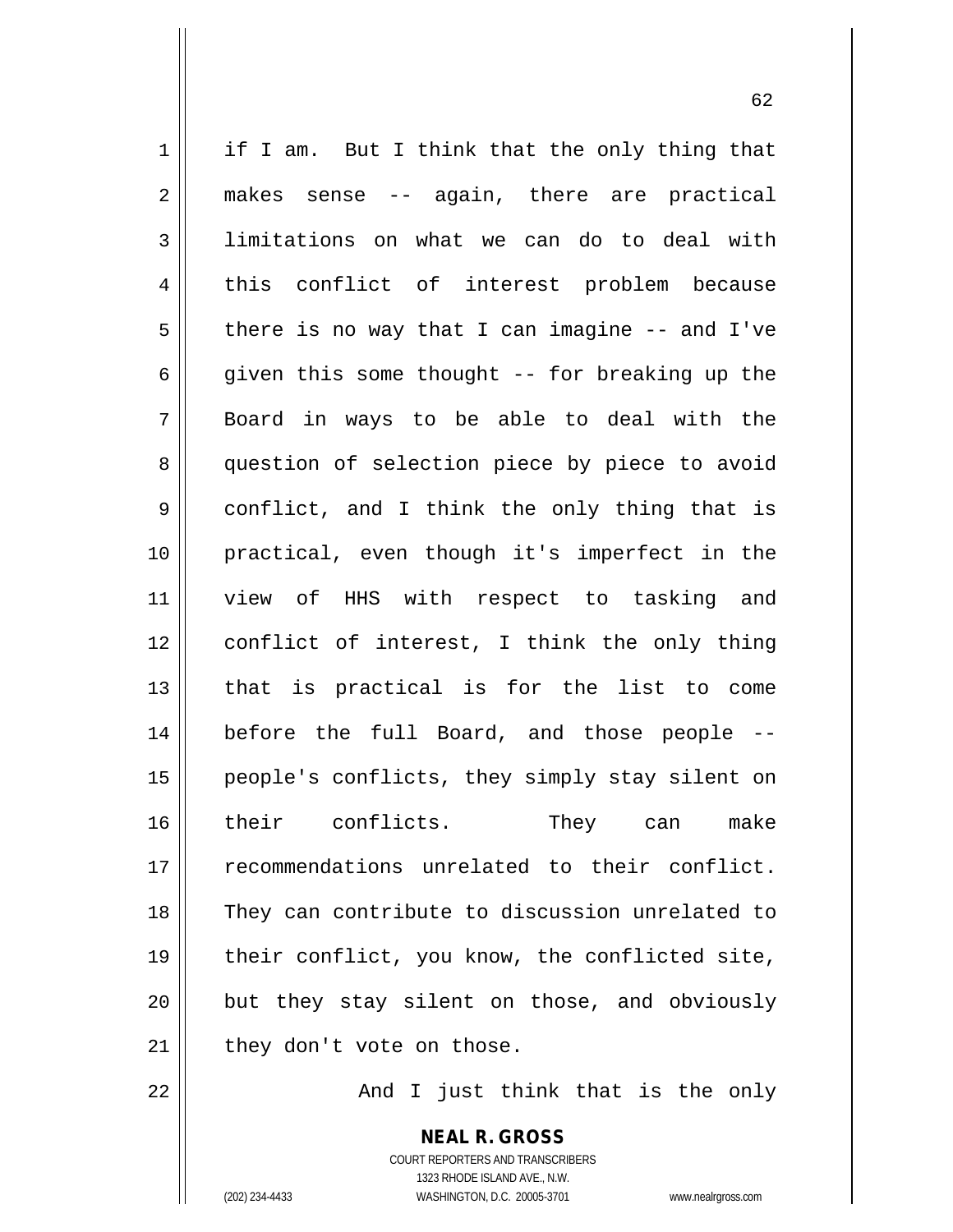if I am. But I think that the only thing that makes sense -- again, there are practical limitations on what we can do to deal with this conflict of interest problem because there is no way that I can imagine -- and I've given this some thought -- for breaking up the Board in ways to be able to deal with the question of selection piece by piece to avoid conflict, and I think the only thing that is practical, even though it's imperfect in the view of HHS with respect to tasking and conflict of interest, I think the only thing that is practical is for the list to come before the full Board, and those people -- people's conflicts, they simply stay silent on their conflicts. They can make recommendations unrelated to their conflict. They can contribute to discussion unrelated to their conflict, you know, the conflicted site, but they stay silent on those, and obviously they don't vote on those.

And I just think that is the only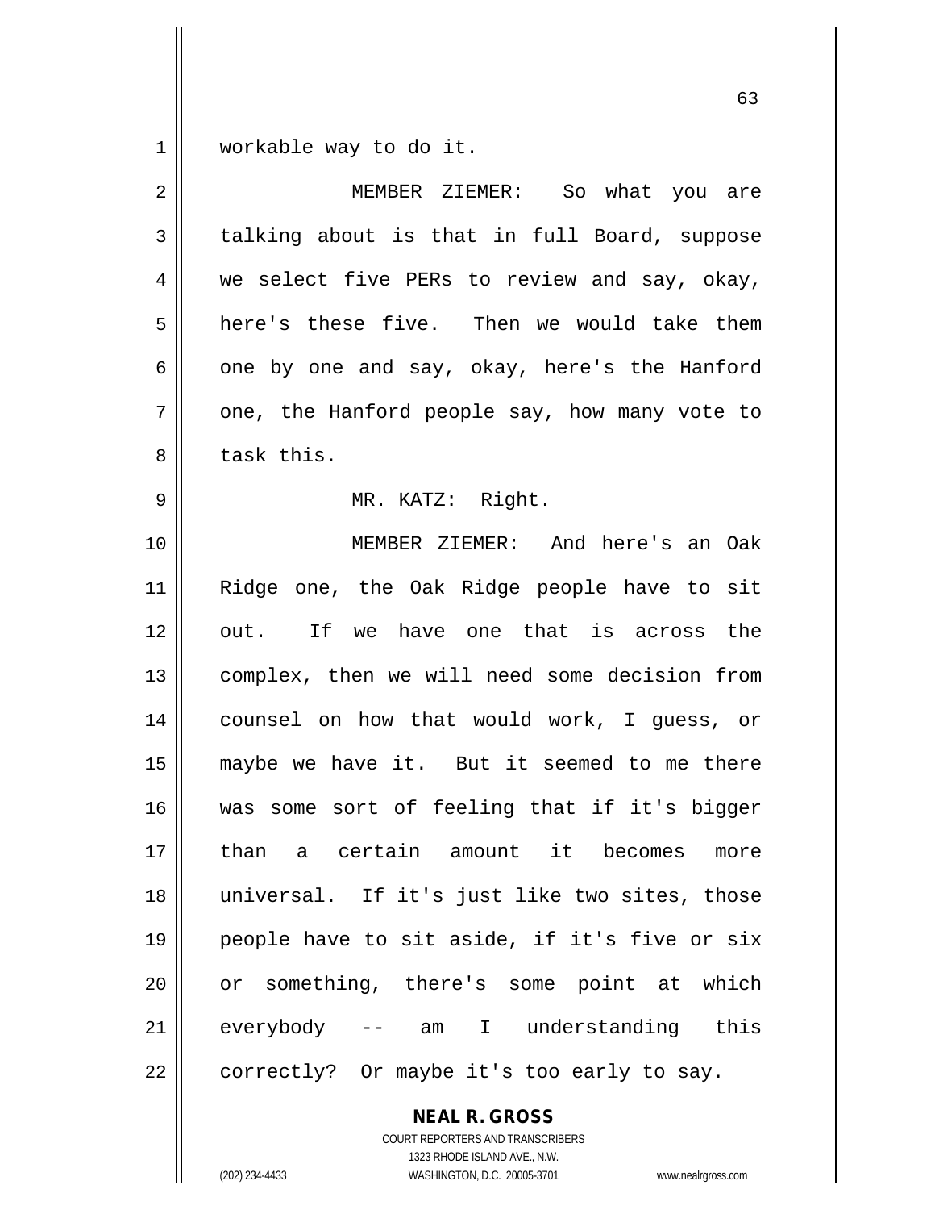workable way to do it.

MEMBER ZIEMER: So what you are talking about is that in full Board, suppose we select five PERs to review and say, okay, here's these five. Then we would take them one by one and say, okay, here's the Hanford one, the Hanford people say, how many vote to task this.

MR. KATZ: Right.

MEMBER ZIEMER: And here's an Oak Ridge one, the Oak Ridge people have to sit out. If we have one that is across the complex, then we will need some decision from counsel on how that would work, I guess, or maybe we have it. But it seemed to me there was some sort of feeling that if it's bigger than a certain amount it becomes more universal. If it's just like two sites, those people have to sit aside, if it's five or six or something, there's some point at which everybody -- am I understanding this correctly? Or maybe it's too early to say.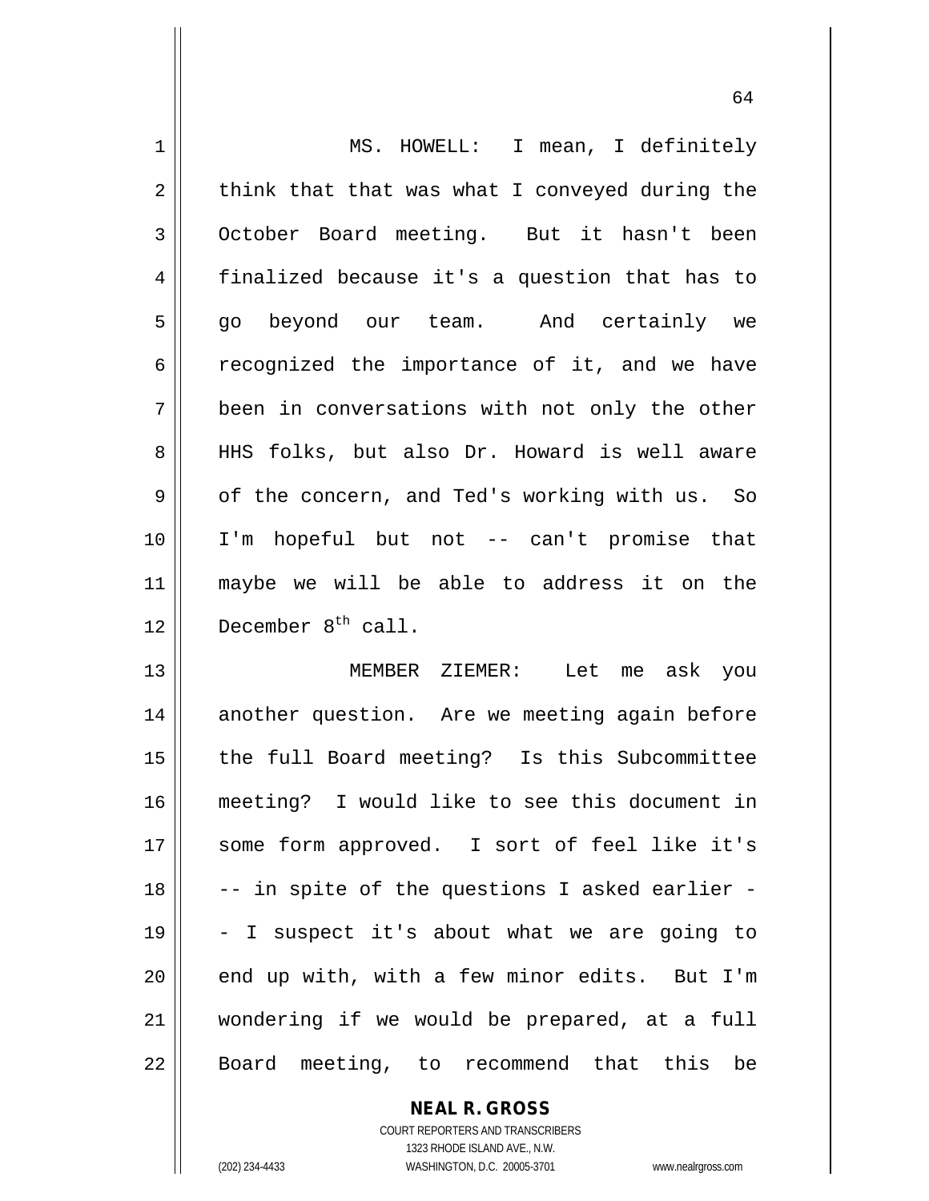MS. HOWELL: I mean, I definitely think that that was what I conveyed during the October Board meeting. But it hasn't been finalized because it's a question that has to go beyond our team. And certainly we recognized the importance of it, and we have been in conversations with not only the other HHS folks, but also Dr. Howard is well aware of the concern, and Ted's working with us. So I'm hopeful but not -- can't promise that maybe we will be able to address it on the December 8th call.

MEMBER ZIEMER: Let me ask you another question. Are we meeting again before the full Board meeting? Is this Subcommittee meeting? I would like to see this document in some form approved. I sort of feel like it's -- in spite of the questions I asked earlier -- I suspect it's about what we are going to end up with, with a few minor edits. But I'm wondering if we would be prepared, at a full Board meeting, to recommend that this be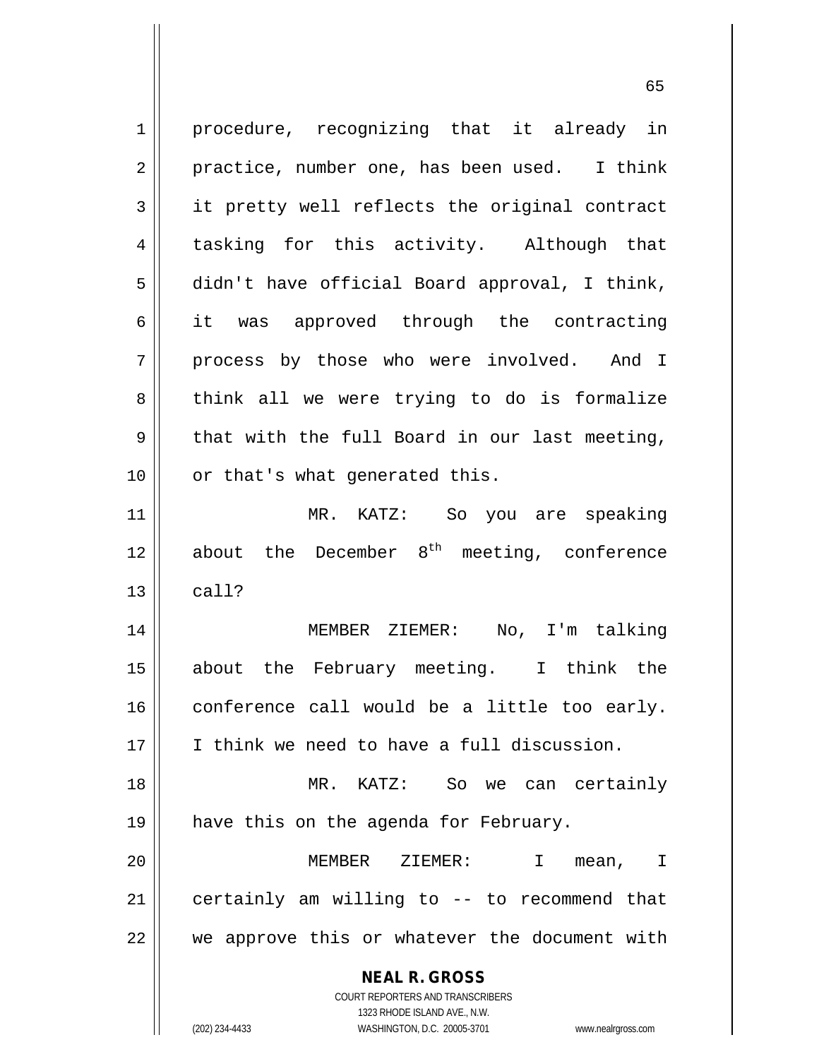procedure, recognizing that it already in practice, number one, has been used. I think it pretty well reflects the original contract tasking for this activity. Although that didn't have official Board approval, I think, it was approved through the contracting process by those who were involved. And I think all we were trying to do is formalize that with the full Board in our last meeting, or that's what generated this.

MR. KATZ: So you are speaking about the December 8th meeting, conference call?

MEMBER ZIEMER: No, I'm talking about the February meeting. I think the conference call would be a little too early. I think we need to have a full discussion.

MR. KATZ: So we can certainly have this on the agenda for February.

MEMBER ZIEMER: I mean, I certainly am willing to -- to recommend that we approve this or whatever the document with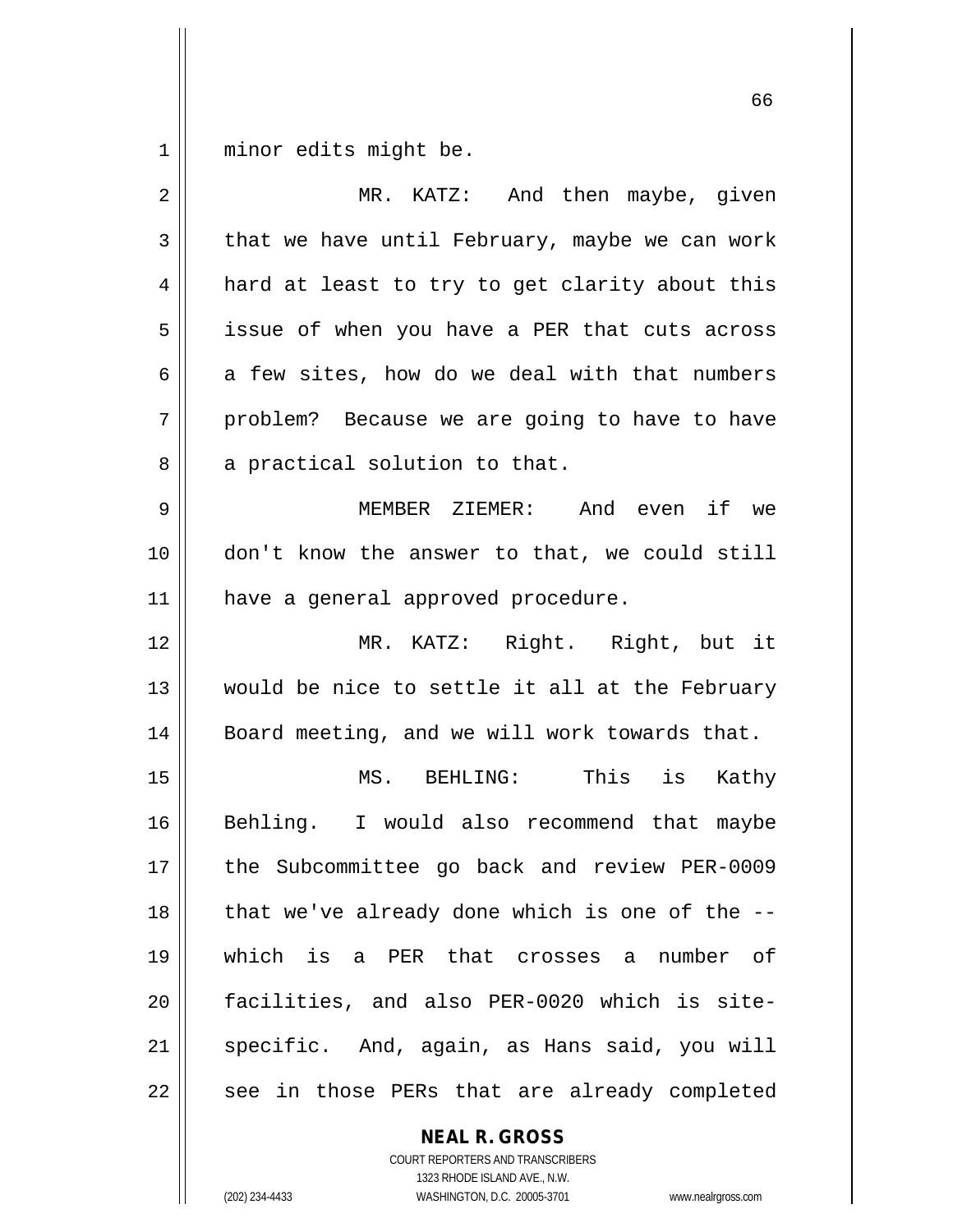minor edits might be.

MR. KATZ: And then maybe, given that we have until February, maybe we can work hard at least to try to get clarity about this issue of when you have a PER that cuts across a few sites, how do we deal with that numbers problem? Because we are going to have to have a practical solution to that.

MEMBER ZIEMER: And even if we don't know the answer to that, we could still have a general approved procedure.

MR. KATZ: Right. Right, but it would be nice to settle it all at the February Board meeting, and we will work towards that.

MS. BEHLING: This is Kathy Behling. I would also recommend that maybe the Subcommittee go back and review PER-0009 that we've already done which is one of the -- which is a PER that crosses a number of facilities, and also PER-0020 which is site-specific. And, again, as Hans said, you will see in those PERs that are already completed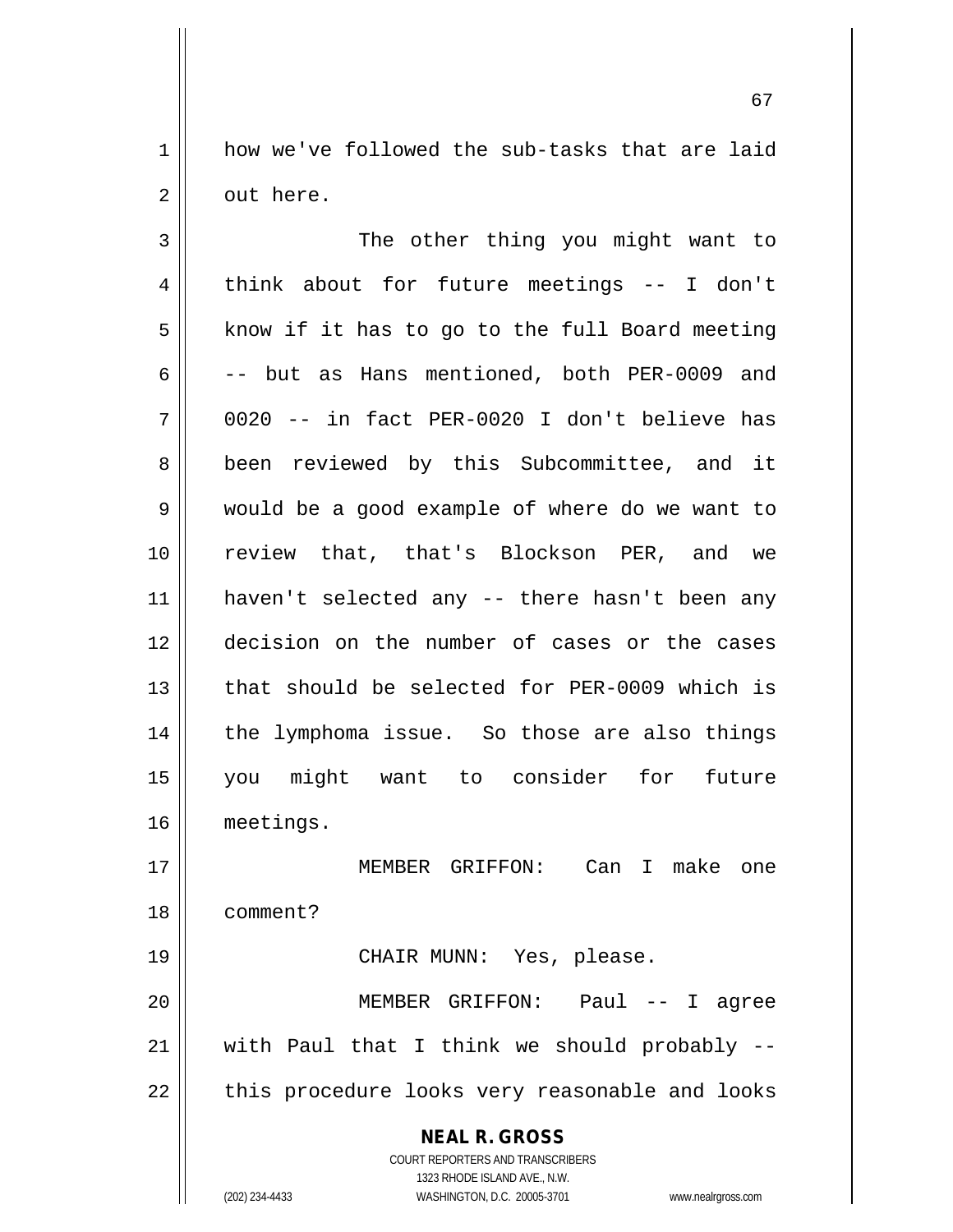how we've followed the sub-tasks that are laid out here.

The other thing you might want to think about for future meetings -- I don't know if it has to go to the full Board meeting -- but as Hans mentioned, both PER-0009 and 0020 -- in fact PER-0020 I don't believe has been reviewed by this Subcommittee, and it would be a good example of where do we want to review that, that's Blockson PER, and we haven't selected any -- there hasn't been any decision on the number of cases or the cases that should be selected for PER-0009 which is the lymphoma issue. So those are also things you might want to consider for future meetings.

MEMBER GRIFFON: Can I make one comment?

CHAIR MUNN: Yes, please.

MEMBER GRIFFON: Paul -- I agree with Paul that I think we should probably -- this procedure looks very reasonable and looks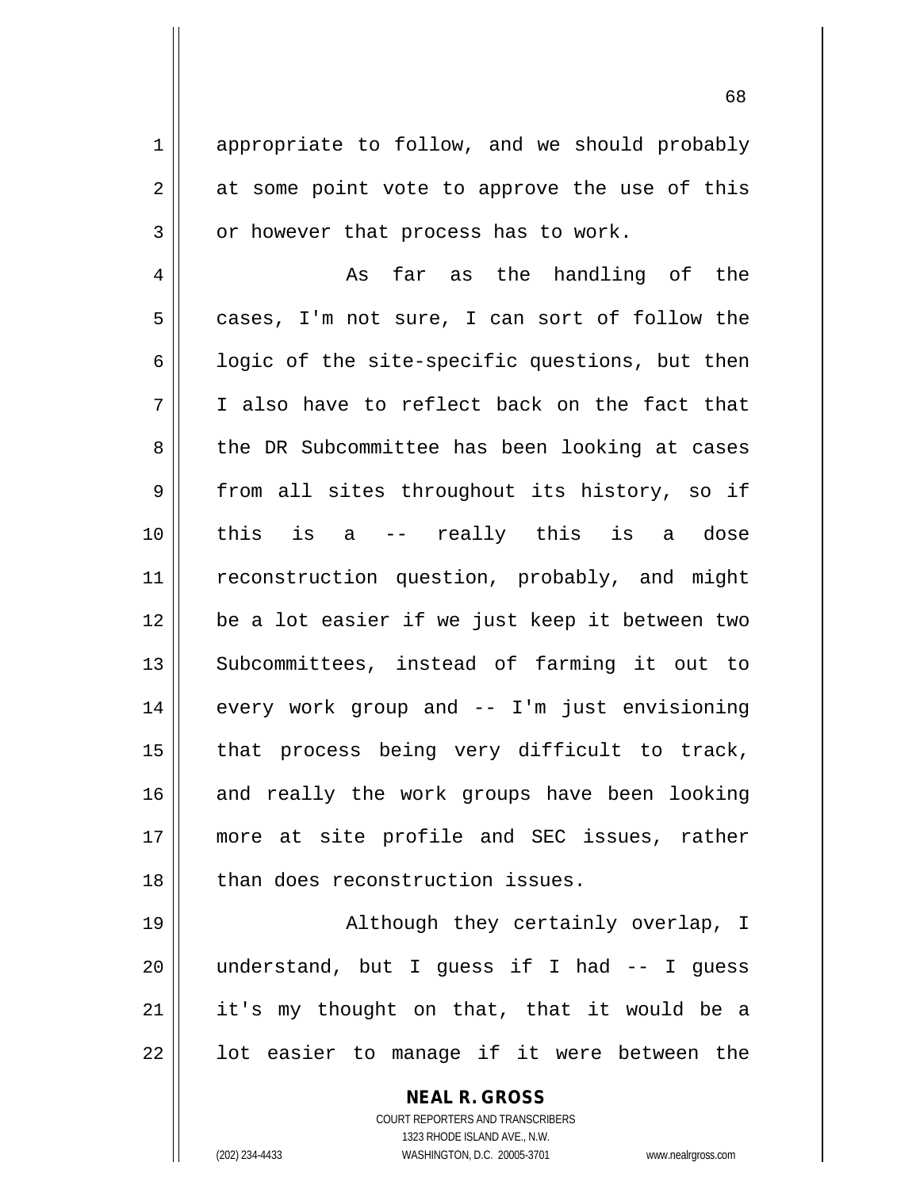appropriate to follow, and we should probably at some point vote to approve the use of this or however that process has to work.

As far as the handling of the cases, I'm not sure, I can sort of follow the logic of the site-specific questions, but then I also have to reflect back on the fact that the DR Subcommittee has been looking at cases from all sites throughout its history, so if this is a -- really this is a dose reconstruction question, probably, and might be a lot easier if we just keep it between two Subcommittees, instead of farming it out to every work group and -- I'm just envisioning that process being very difficult to track, and really the work groups have been looking more at site profile and SEC issues, rather than does reconstruction issues.

Although they certainly overlap, I understand, but I guess if I had -- I guess it's my thought on that, that it would be a lot easier to manage if it were between the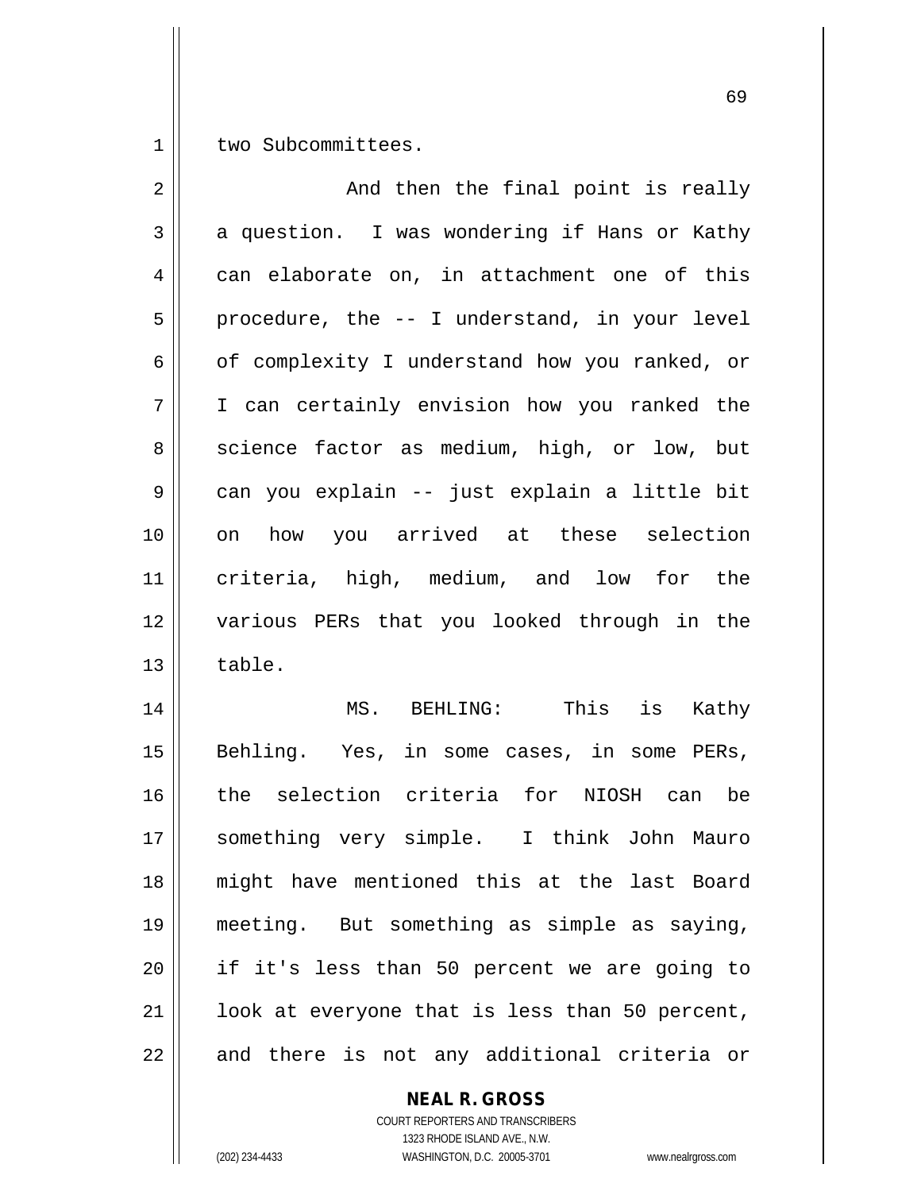two Subcommittees.

And then the final point is really a question. I was wondering if Hans or Kathy can elaborate on, in attachment one of this procedure, the -- I understand, in your level of complexity I understand how you ranked, or I can certainly envision how you ranked the science factor as medium, high, or low, but can you explain -- just explain a little bit on how you arrived at these selection criteria, high, medium, and low for the various PERs that you looked through in the table.

MS. BEHLING: This is Kathy Behling. Yes, in some cases, in some PERs, the selection criteria for NIOSH can be something very simple. I think John Mauro might have mentioned this at the last Board meeting. But something as simple as saying, if it's less than 50 percent we are going to look at everyone that is less than 50 percent, and there is not any additional criteria or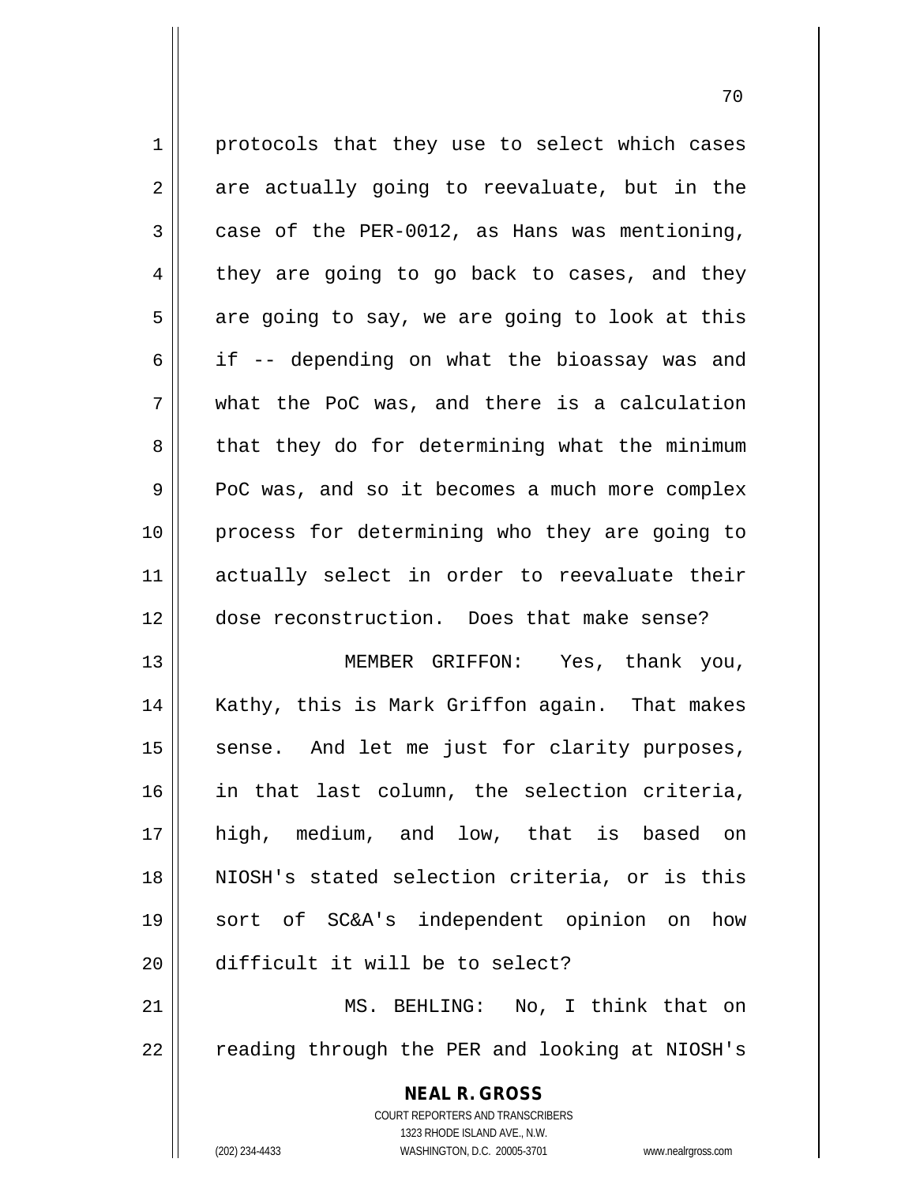protocols that they use to select which cases are actually going to reevaluate, but in the case of the PER-0012, as Hans was mentioning, they are going to go back to cases, and they are going to say, we are going to look at this if -- depending on what the bioassay was and what the PoC was, and there is a calculation that they do for determining what the minimum PoC was, and so it becomes a much more complex process for determining who they are going to actually select in order to reevaluate their dose reconstruction. Does that make sense?

MEMBER GRIFFON: Yes, thank you, Kathy, this is Mark Griffon again. That makes sense. And let me just for clarity purposes, in that last column, the selection criteria, high, medium, and low, that is based on NIOSH's stated selection criteria, or is this sort of SC&A's independent opinion on how difficult it will be to select?

MS. BEHLING: No, I think that on reading through the PER and looking at NIOSH's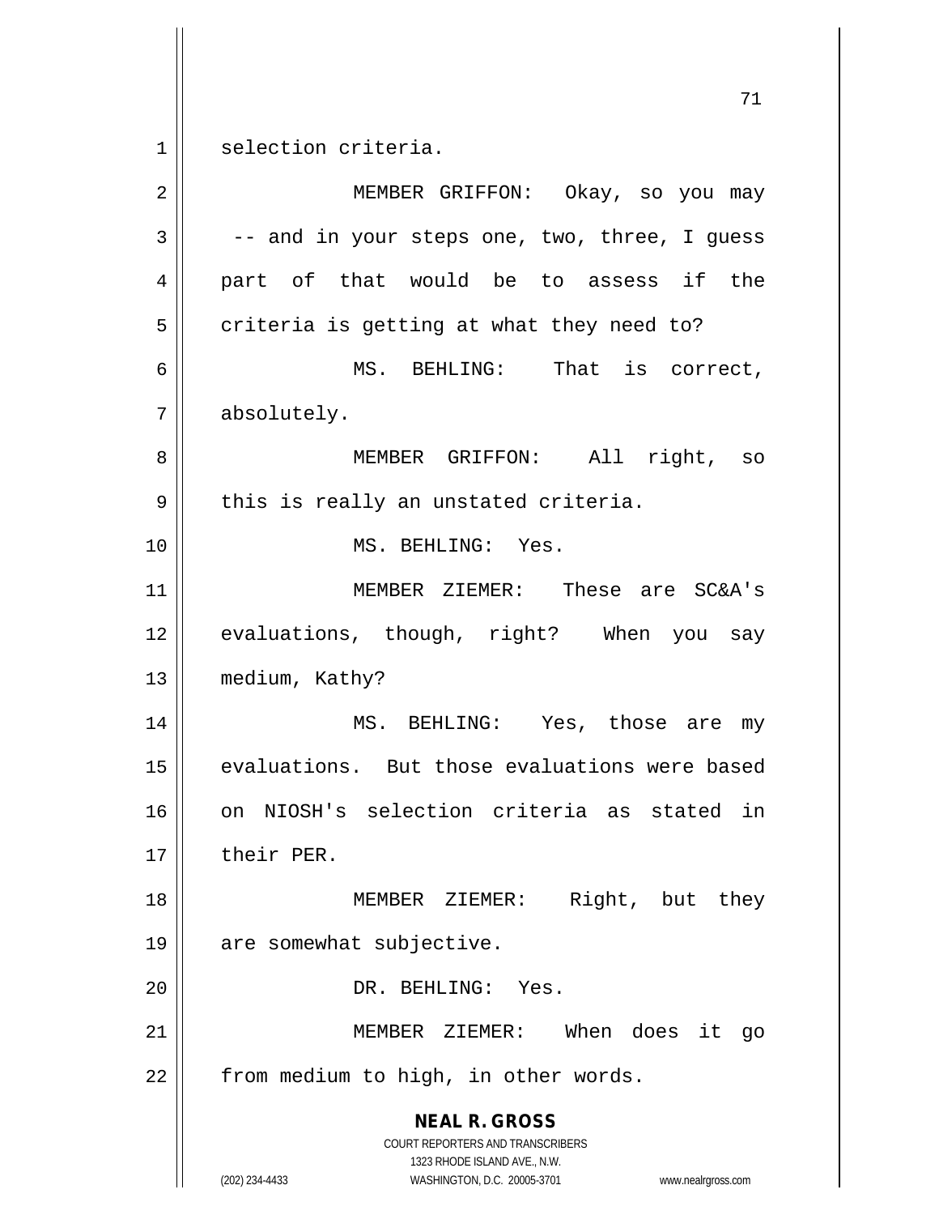selection criteria.

MEMBER GRIFFON: Okay, so you may -- and in your steps one, two, three, I guess part of that would be to assess if the criteria is getting at what they need to?

MS. BEHLING: That is correct, absolutely.

MEMBER GRIFFON: All right, so this is really an unstated criteria.

MS. BEHLING: Yes.

MEMBER ZIEMER: These are SC&A's evaluations, though, right? When you say medium, Kathy?

MS. BEHLING: Yes, those are my evaluations. But those evaluations were based on NIOSH's selection criteria as stated in their PER.

MEMBER ZIEMER: Right, but they are somewhat subjective.

DR. BEHLING: Yes.

MEMBER ZIEMER: When does it go from medium to high, in other words.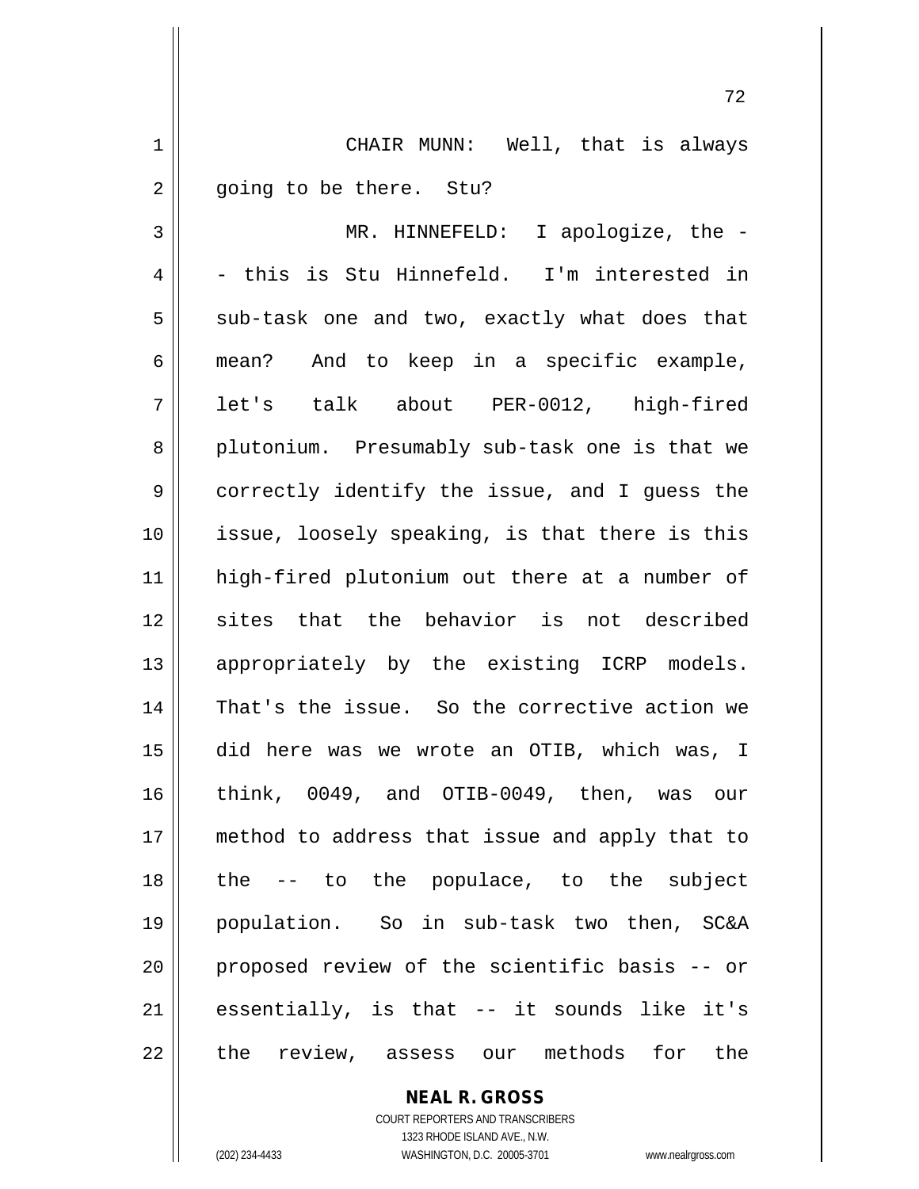CHAIR MUNN: Well, that is always going to be there. Stu?

MR. HINNEFELD: I apologize, the -- this is Stu Hinnefeld. I'm interested in sub-task one and two, exactly what does that mean? And to keep in a specific example, let's talk about PER-0012, high-fired plutonium. Presumably sub-task one is that we correctly identify the issue, and I guess the issue, loosely speaking, is that there is this high-fired plutonium out there at a number of sites that the behavior is not described appropriately by the existing ICRP models. That's the issue. So the corrective action we did here was we wrote an OTIB, which was, I think, 0049, and OTIB-0049, then, was our method to address that issue and apply that to the -- to the populace, to the subject population. So in sub-task two then, SC&A proposed review of the scientific basis -- or essentially, is that -- it sounds like it's the review, assess our methods for the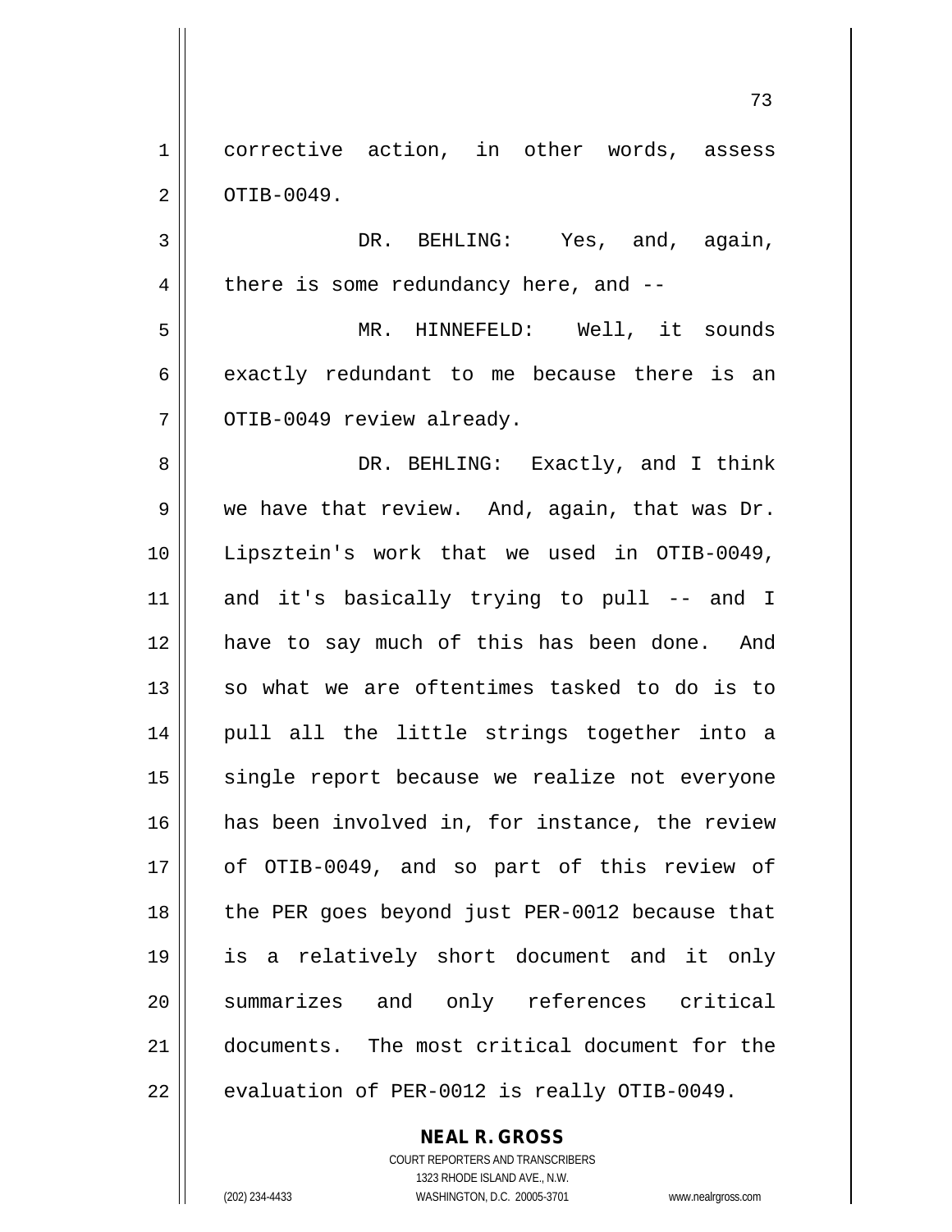corrective action, in other words, assess OTIB-0049.

DR. BEHLING: Yes, and, again, there is some redundancy here, and --

MR. HINNEFELD: Well, it sounds exactly redundant to me because there is an OTIB-0049 review already.

DR. BEHLING: Exactly, and I think we have that review. And, again, that was Dr. Lipsztein's work that we used in OTIB-0049, and it's basically trying to pull -- and I have to say much of this has been done. And so what we are oftentimes tasked to do is to pull all the little strings together into a single report because we realize not everyone has been involved in, for instance, the review of OTIB-0049, and so part of this review of the PER goes beyond just PER-0012 because that is a relatively short document and it only summarizes and only references critical documents. The most critical document for the evaluation of PER-0012 is really OTIB-0049.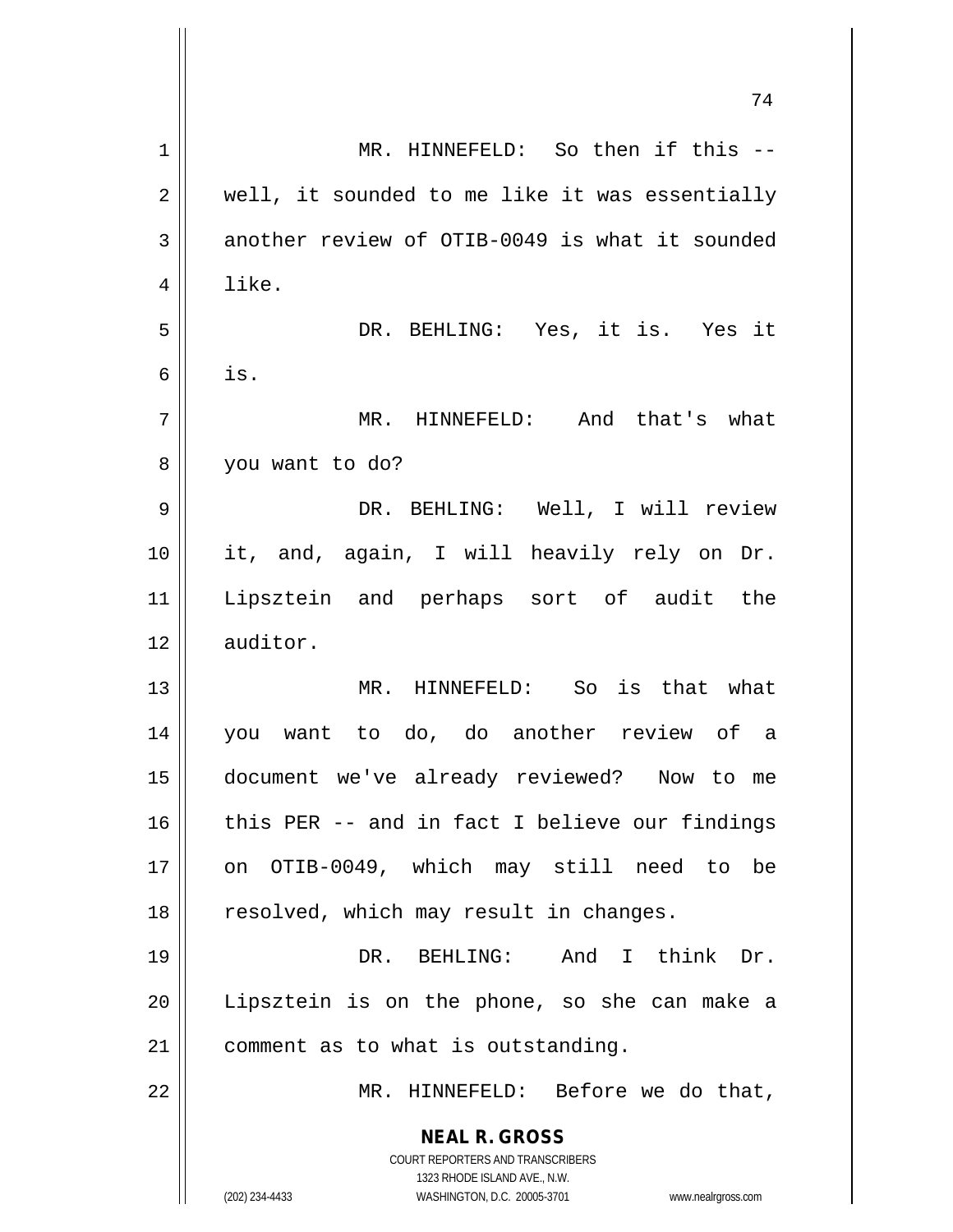MR. HINNEFELD: So then if this -- well, it sounded to me like it was essentially another review of OTIB-0049 is what it sounded like.

DR. BEHLING: Yes, it is. Yes it is.

MR. HINNEFELD: And that's what you want to do?

DR. BEHLING: Well, I will review it, and, again, I will heavily rely on Dr. Lipsztein and perhaps sort of audit the auditor.

MR. HINNEFELD: So is that what you want to do, do another review of a document we've already reviewed? Now to me this PER -- and in fact I believe our findings on OTIB-0049, which may still need to be resolved, which may result in changes.

DR. BEHLING: And I think Dr. Lipsztein is on the phone, so she can make a comment as to what is outstanding.

MR. HINNEFELD: Before we do that,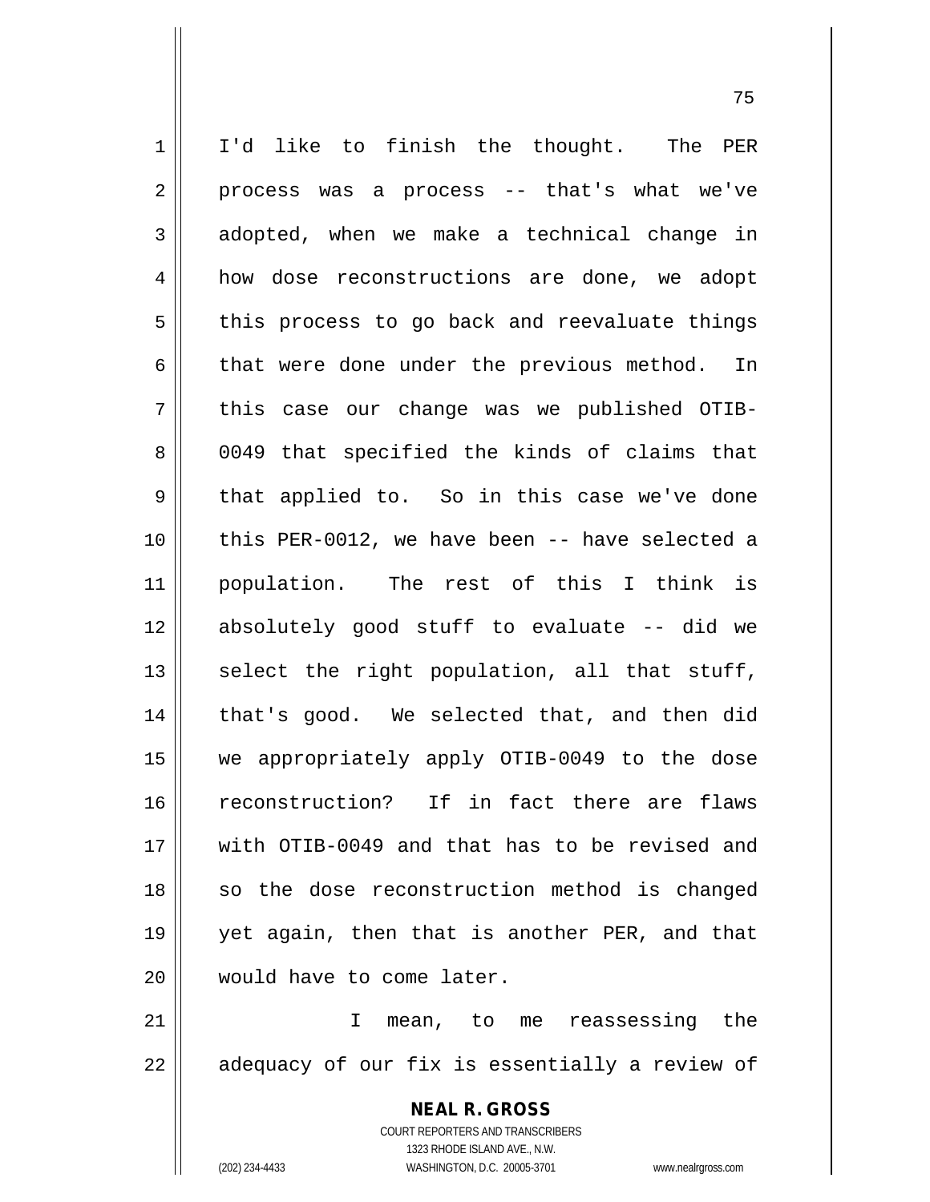I'd like to finish the thought. The PER process was a process -- that's what we've adopted, when we make a technical change in how dose reconstructions are done, we adopt this process to go back and reevaluate things that were done under the previous method. In this case our change was we published OTIB-0049 that specified the kinds of claims that that applied to. So in this case we've done this PER-0012, we have been -- have selected a population. The rest of this I think is absolutely good stuff to evaluate -- did we select the right population, all that stuff, that's good. We selected that, and then did we appropriately apply OTIB-0049 to the dose reconstruction? If in fact there are flaws with OTIB-0049 and that has to be revised and so the dose reconstruction method is changed yet again, then that is another PER, and that would have to come later.

I mean, to me reassessing the adequacy of our fix is essentially a review of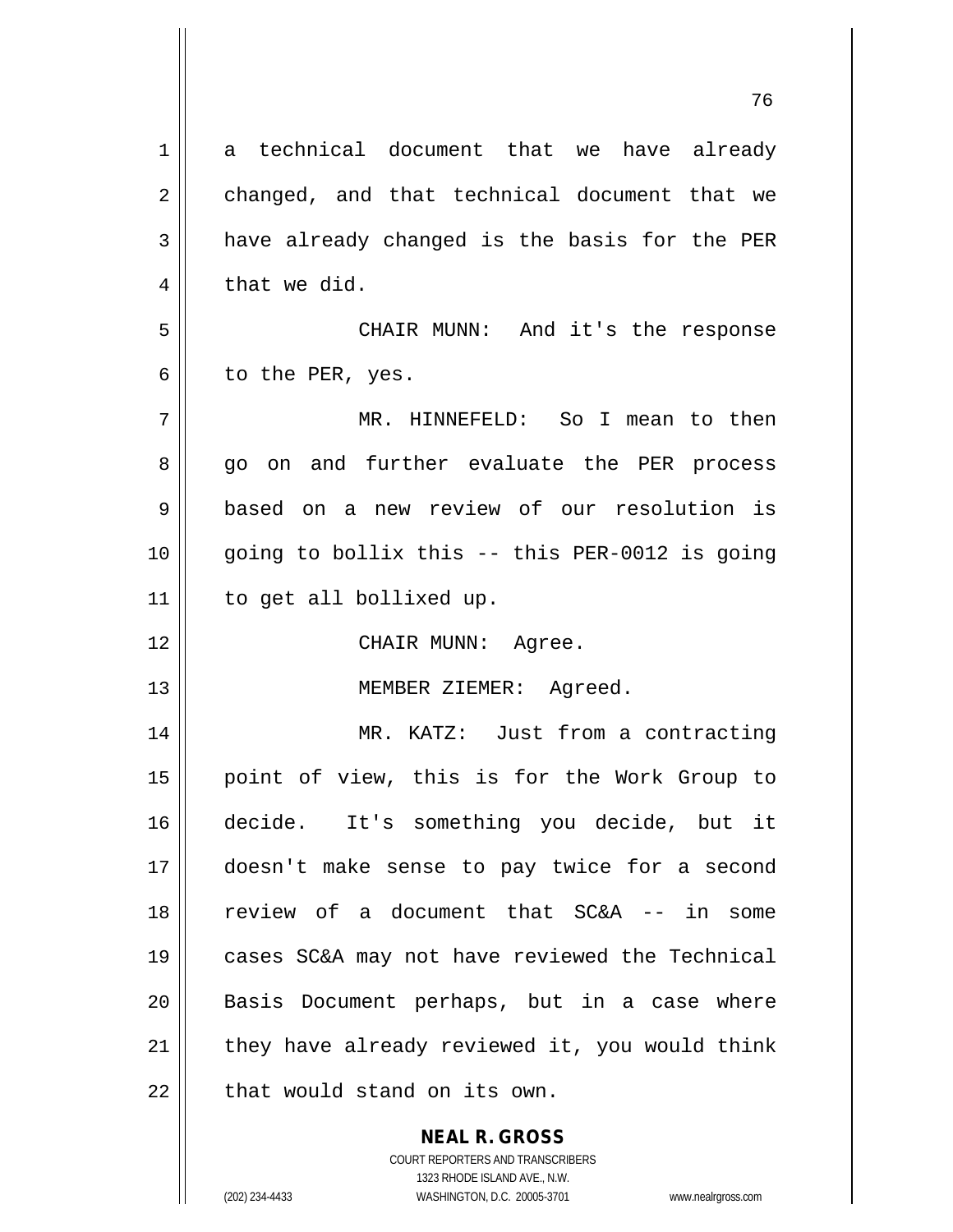a technical document that we have already changed, and that technical document that we have already changed is the basis for the PER that we did.

CHAIR MUNN: And it's the response to the PER, yes.

MR. HINNEFELD: So I mean to then go on and further evaluate the PER process based on a new review of our resolution is going to bollix this -- this PER-0012 is going to get all bollixed up.

CHAIR MUNN: Agree.

MEMBER ZIEMER: Agreed.

MR. KATZ: Just from a contracting point of view, this is for the Work Group to decide. It's something you decide, but it doesn't make sense to pay twice for a second review of a document that SC&A -- in some cases SC&A may not have reviewed the Technical Basis Document perhaps, but in a case where they have already reviewed it, you would think that would stand on its own.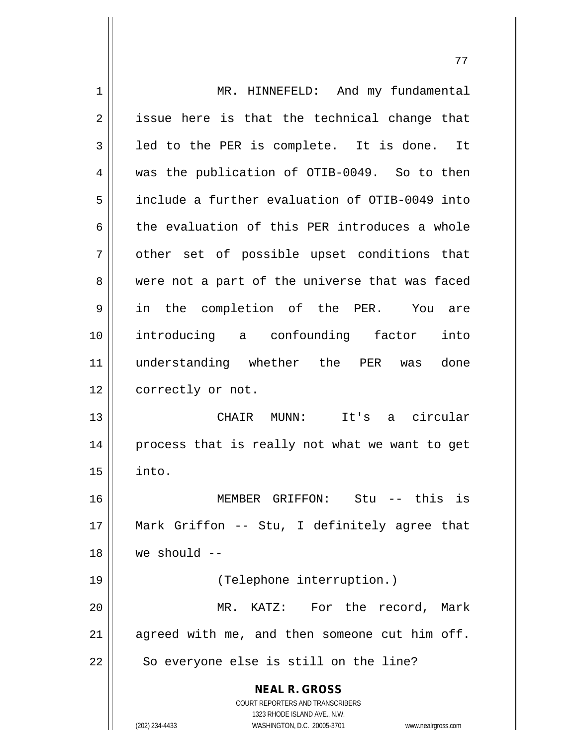MR. HINNEFELD: And my fundamental issue here is that the technical change that led to the PER is complete. It is done. It was the publication of OTIB-0049. So to then include a further evaluation of OTIB-0049 into the evaluation of this PER introduces a whole other set of possible upset conditions that were not a part of the universe that was faced in the completion of the PER. You are introducing a confounding factor into understanding whether the PER was done correctly or not.

CHAIR MUNN: It's a circular process that is really not what we want to get into.

MEMBER GRIFFON: Stu -- this is Mark Griffon -- Stu, I definitely agree that we should --

(Telephone interruption.)

MR. KATZ: For the record, Mark agreed with me, and then someone cut him off. So everyone else is still on the line?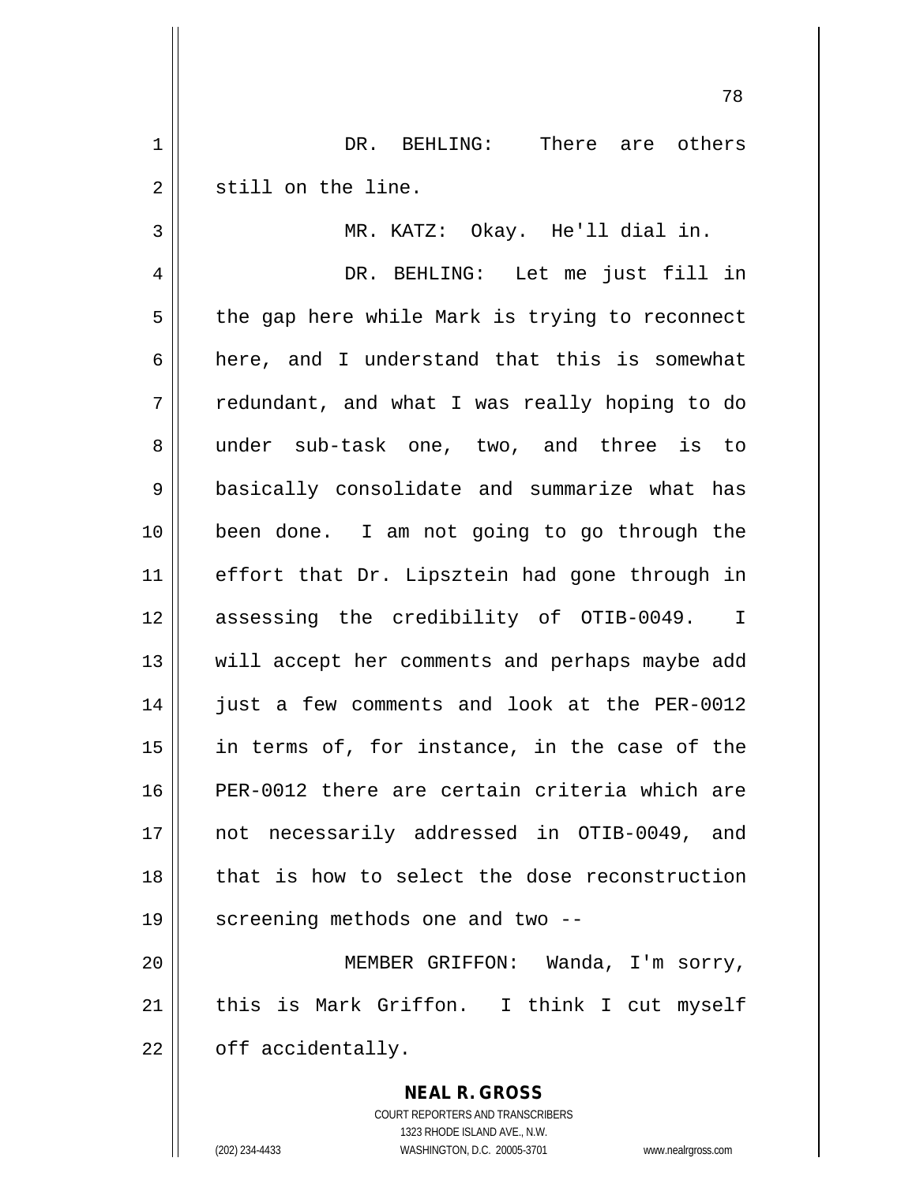DR. BEHLING: There are others still on the line.

MR. KATZ: Okay. He'll dial in.

DR. BEHLING: Let me just fill in the gap here while Mark is trying to reconnect here, and I understand that this is somewhat redundant, and what I was really hoping to do under sub-task one, two, and three is to basically consolidate and summarize what has been done. I am not going to go through the effort that Dr. Lipsztein had gone through in assessing the credibility of OTIB-0049. I will accept her comments and perhaps maybe add just a few comments and look at the PER-0012 in terms of, for instance, in the case of the PER-0012 there are certain criteria which are not necessarily addressed in OTIB-0049, and that is how to select the dose reconstruction screening methods one and two --

MEMBER GRIFFON: Wanda, I'm sorry, this is Mark Griffon. I think I cut myself off accidentally.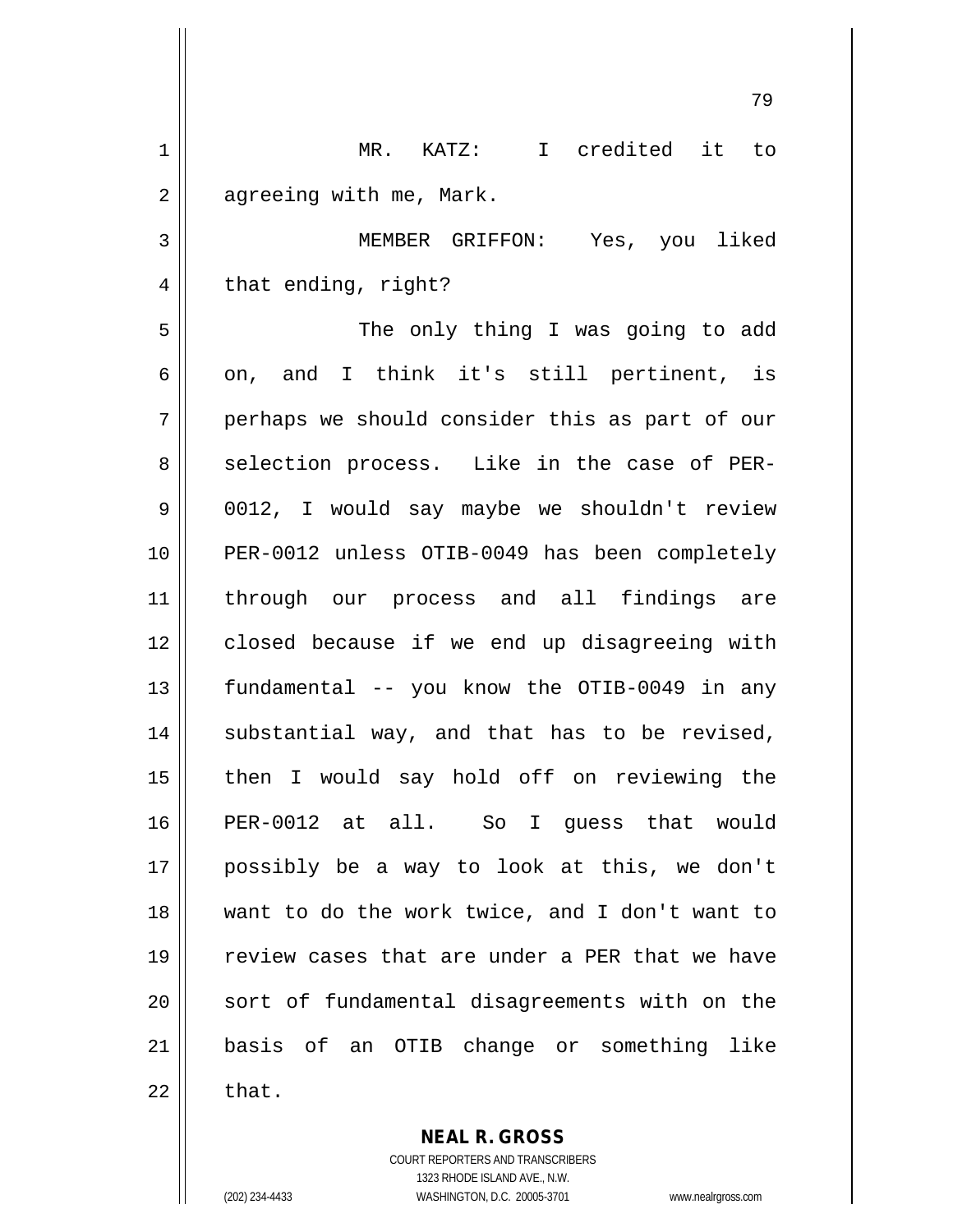MR. KATZ: I credited it to agreeing with me, Mark.

MEMBER GRIFFON: Yes, you liked that ending, right?

The only thing I was going to add on, and I think it's still pertinent, is perhaps we should consider this as part of our selection process. Like in the case of PER-0012, I would say maybe we shouldn't review PER-0012 unless OTIB-0049 has been completely through our process and all findings are closed because if we end up disagreeing with fundamental -- you know the OTIB-0049 in any substantial way, and that has to be revised, then I would say hold off on reviewing the PER-0012 at all. So I guess that would possibly be a way to look at this, we don't want to do the work twice, and I don't want to review cases that are under a PER that we have sort of fundamental disagreements with on the basis of an OTIB change or something like that.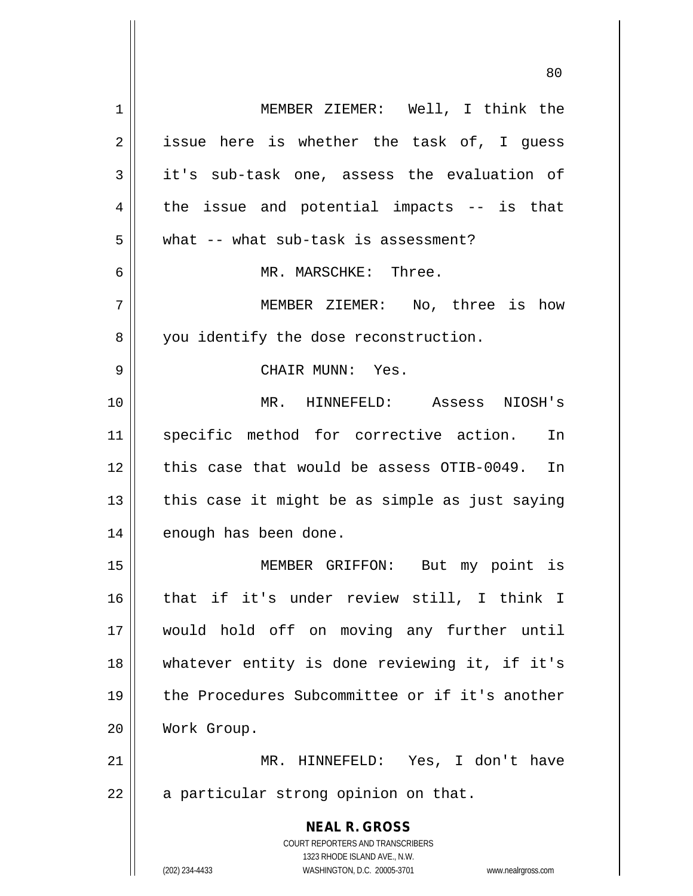MEMBER ZIEMER: Well, I think the issue here is whether the task of, I guess it's sub-task one, assess the evaluation of the issue and potential impacts -- is that what -- what sub-task is assessment?

MR. MARSCHKE: Three.

MEMBER ZIEMER: No, three is how you identify the dose reconstruction.

CHAIR MUNN: Yes.

MR. HINNEFELD: Assess NIOSH's specific method for corrective action. In this case that would be assess OTIB-0049. In this case it might be as simple as just saying enough has been done.

MEMBER GRIFFON: But my point is that if it's under review still, I think I would hold off on moving any further until whatever entity is done reviewing it, if it's the Procedures Subcommittee or if it's another Work Group.

MR. HINNEFELD: Yes, I don't have a particular strong opinion on that.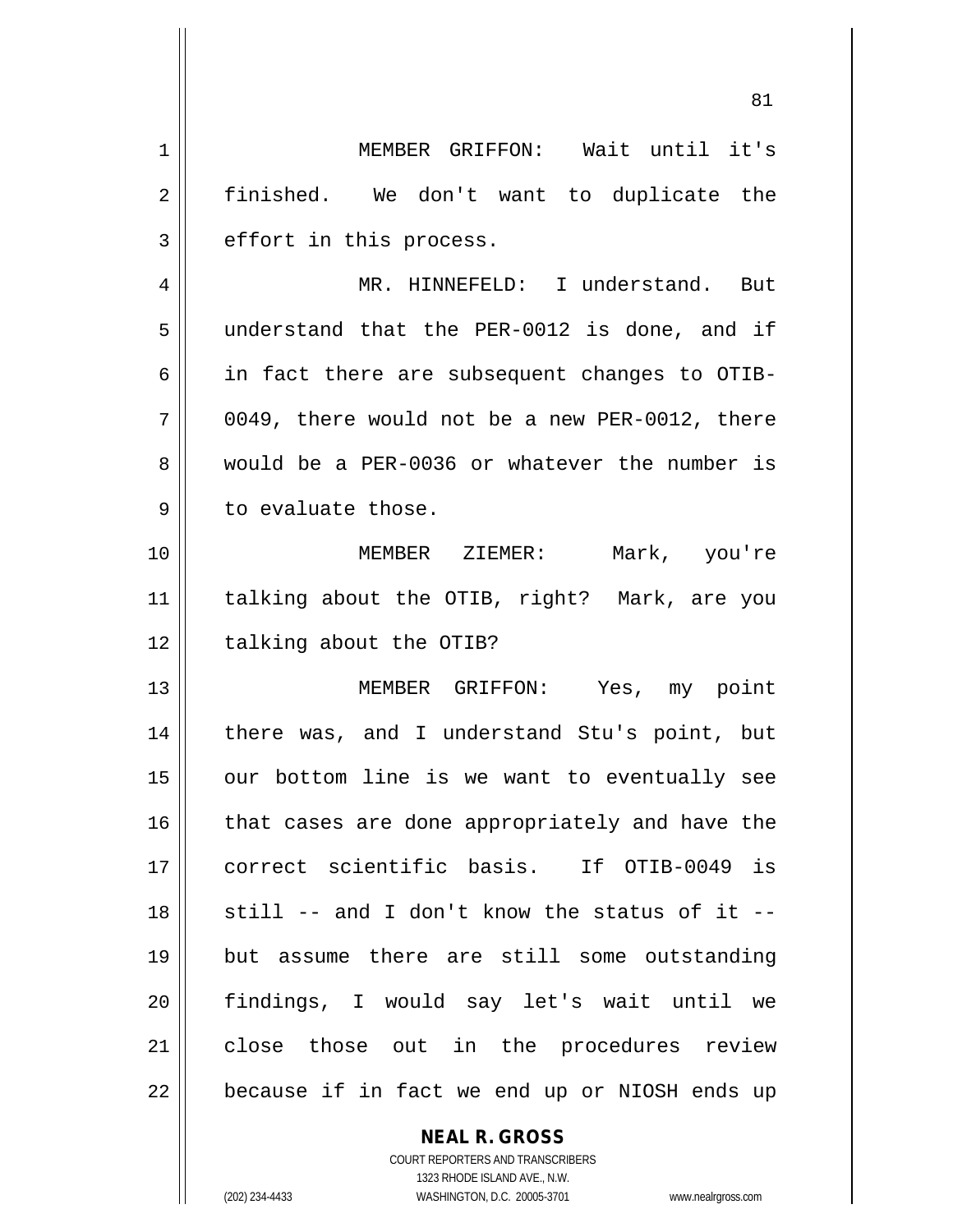MEMBER GRIFFON: Wait until it's finished. We don't want to duplicate the effort in this process.

MR. HINNEFELD: I understand. But understand that the PER-0012 is done, and if in fact there are subsequent changes to OTIB-0049, there would not be a new PER-0012, there would be a PER-0036 or whatever the number is to evaluate those.

MEMBER ZIEMER: Mark, you're talking about the OTIB, right? Mark, are you talking about the OTIB?

MEMBER GRIFFON: Yes, my point there was, and I understand Stu's point, but our bottom line is we want to eventually see that cases are done appropriately and have the correct scientific basis. If OTIB-0049 is still -- and I don't know the status of it -- but assume there are still some outstanding findings, I would say let's wait until we close those out in the procedures review because if in fact we end up or NIOSH ends up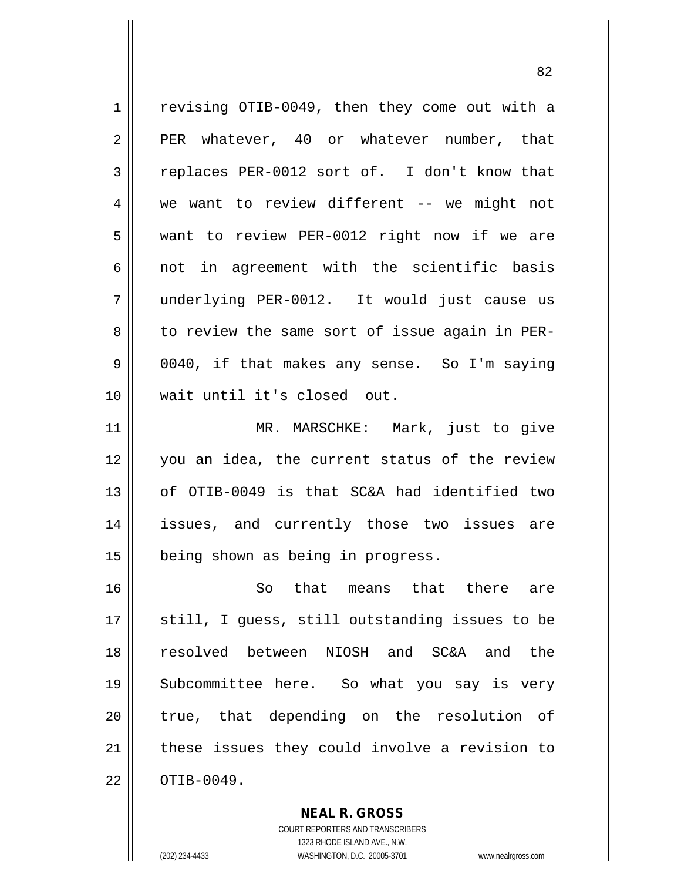revising OTIB-0049, then they come out with a PER whatever, 40 or whatever number, that replaces PER-0012 sort of. I don't know that we want to review different -- we might not want to review PER-0012 right now if we are not in agreement with the scientific basis underlying PER-0012. It would just cause us to review the same sort of issue again in PER-0040, if that makes any sense. So I'm saying wait until it's closed out.

MR. MARSCHKE: Mark, just to give you an idea, the current status of the review of OTIB-0049 is that SC&A had identified two issues, and currently those two issues are being shown as being in progress.

So that means that there are still, I guess, still outstanding issues to be resolved between NIOSH and SC&A and the Subcommittee here. So what you say is very true, that depending on the resolution of these issues they could involve a revision to OTIB-0049.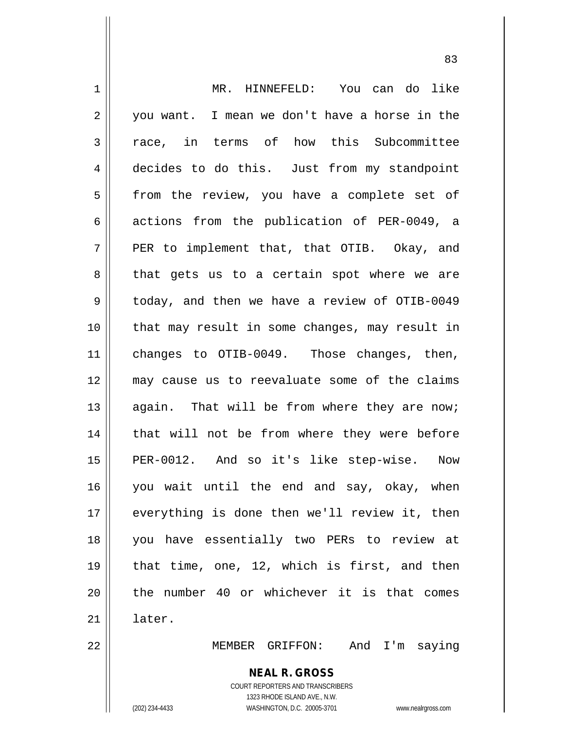MR. HINNEFELD: You can do like you want. I mean we don't have a horse in the race, in terms of how this Subcommittee decides to do this. Just from my standpoint from the review, you have a complete set of actions from the publication of PER-0049, a PER to implement that, that OTIB. Okay, and that gets us to a certain spot where we are today, and then we have a review of OTIB-0049 that may result in some changes, may result in changes to OTIB-0049. Those changes, then, may cause us to reevaluate some of the claims again. That will be from where they are now; that will not be from where they were before PER-0012. And so it's like step-wise. Now you wait until the end and say, okay, when everything is done then we'll review it, then you have essentially two PERs to review at that time, one, 12, which is first, and then the number 40 or whichever it is that comes later.

MEMBER GRIFFON: And I'm saying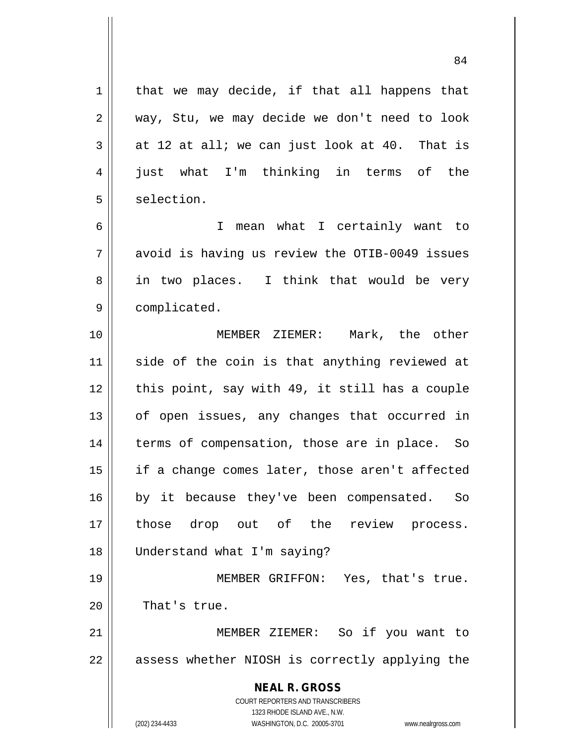that we may decide, if that all happens that way, Stu, we may decide we don't need to look at 12 at all; we can just look at 40. That is just what I'm thinking in terms of the selection.

I mean what I certainly want to avoid is having us review the OTIB-0049 issues in two places. I think that would be very complicated.

MEMBER ZIEMER: Mark, the other side of the coin is that anything reviewed at this point, say with 49, it still has a couple of open issues, any changes that occurred in terms of compensation, those are in place. So if a change comes later, those aren't affected by it because they've been compensated. So those drop out of the review process. Understand what I'm saying?

MEMBER GRIFFON: Yes, that's true. That's true.

MEMBER ZIEMER: So if you want to assess whether NIOSH is correctly applying the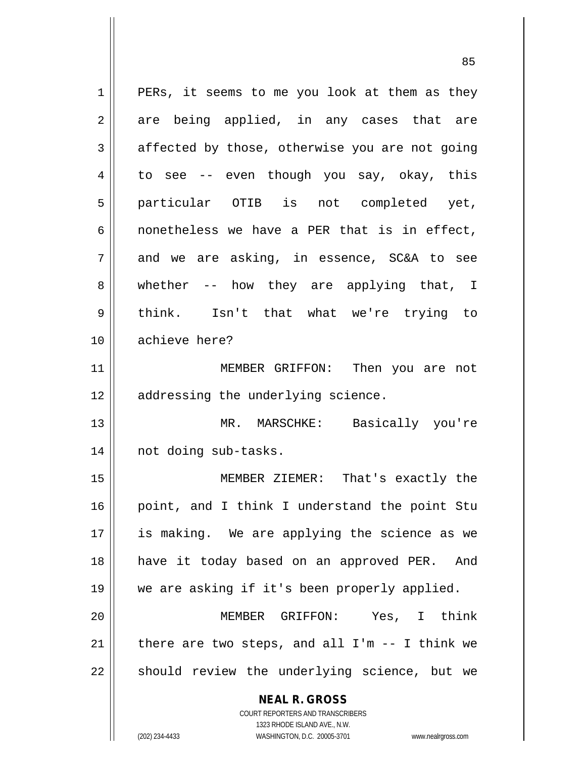PERs, it seems to me you look at them as they are being applied, in any cases that are affected by those, otherwise you are not going to see -- even though you say, okay, this particular OTIB is not completed yet, nonetheless we have a PER that is in effect, and we are asking, in essence, SC&A to see whether -- how they are applying that, I think. Isn't that what we're trying to achieve here?

MEMBER GRIFFON: Then you are not addressing the underlying science.

MR. MARSCHKE: Basically you're not doing sub-tasks.

MEMBER ZIEMER: That's exactly the point, and I think I understand the point Stu is making. We are applying the science as we have it today based on an approved PER. And we are asking if it's been properly applied.

MEMBER GRIFFON: Yes, I think there are two steps, and all I'm -- I think we should review the underlying science, but we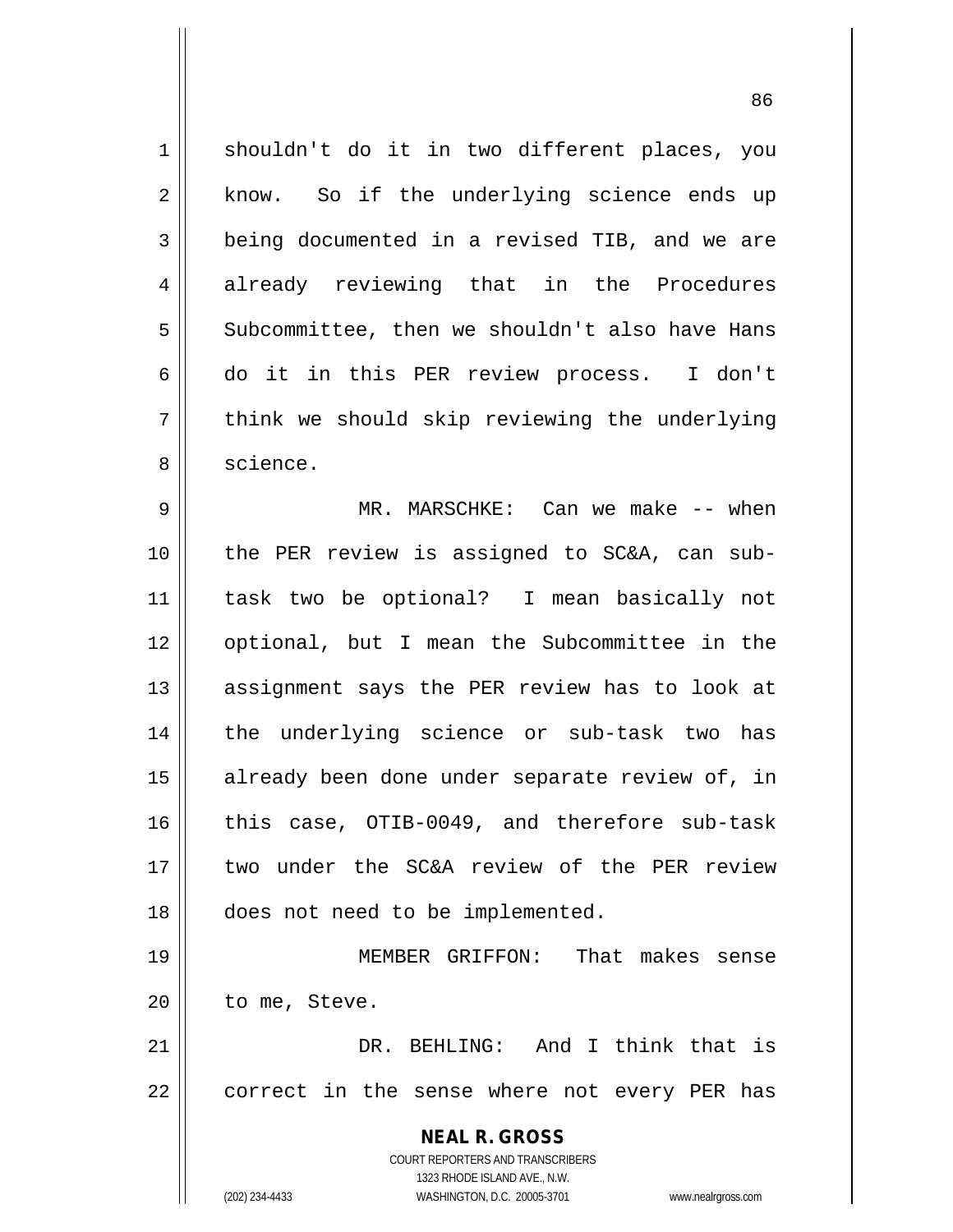shouldn't do it in two different places, you know. So if the underlying science ends up being documented in a revised TIB, and we are already reviewing that in the Procedures Subcommittee, then we shouldn't also have Hans do it in this PER review process. I don't think we should skip reviewing the underlying science.

MR. MARSCHKE: Can we make -- when the PER review is assigned to SC&A, can sub-task two be optional? I mean basically not optional, but I mean the Subcommittee in the assignment says the PER review has to look at the underlying science or sub-task two has already been done under separate review of, in this case, OTIB-0049, and therefore sub-task two under the SC&A review of the PER review does not need to be implemented.

MEMBER GRIFFON: That makes sense to me, Steve.

DR. BEHLING: And I think that is correct in the sense where not every PER has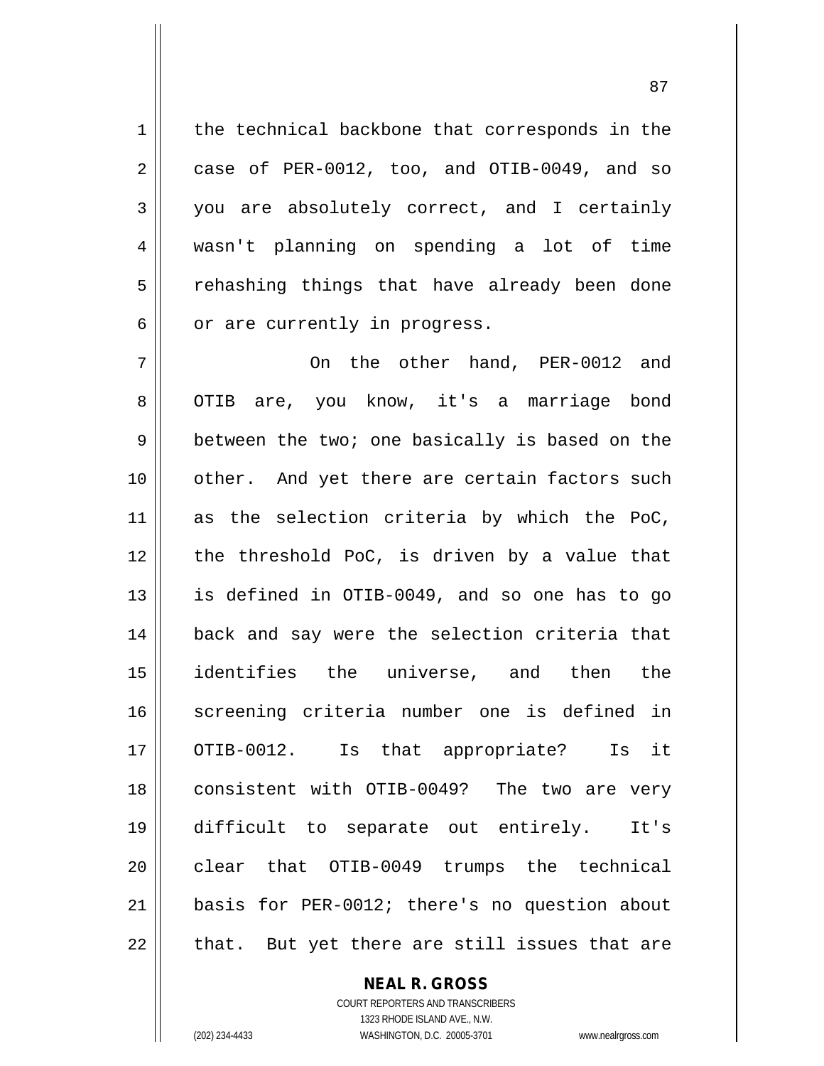the technical backbone that corresponds in the case of PER-0012, too, and OTIB-0049, and so you are absolutely correct, and I certainly wasn't planning on spending a lot of time rehashing things that have already been done or are currently in progress.

On the other hand, PER-0012 and OTIB are, you know, it's a marriage bond between the two; one basically is based on the other. And yet there are certain factors such as the selection criteria by which the PoC, the threshold PoC, is driven by a value that is defined in OTIB-0049, and so one has to go back and say were the selection criteria that identifies the universe, and then the screening criteria number one is defined in OTIB-0012. Is that appropriate? Is it consistent with OTIB-0049? The two are very difficult to separate out entirely. It's clear that OTIB-0049 trumps the technical basis for PER-0012; there's no question about that. But yet there are still issues that are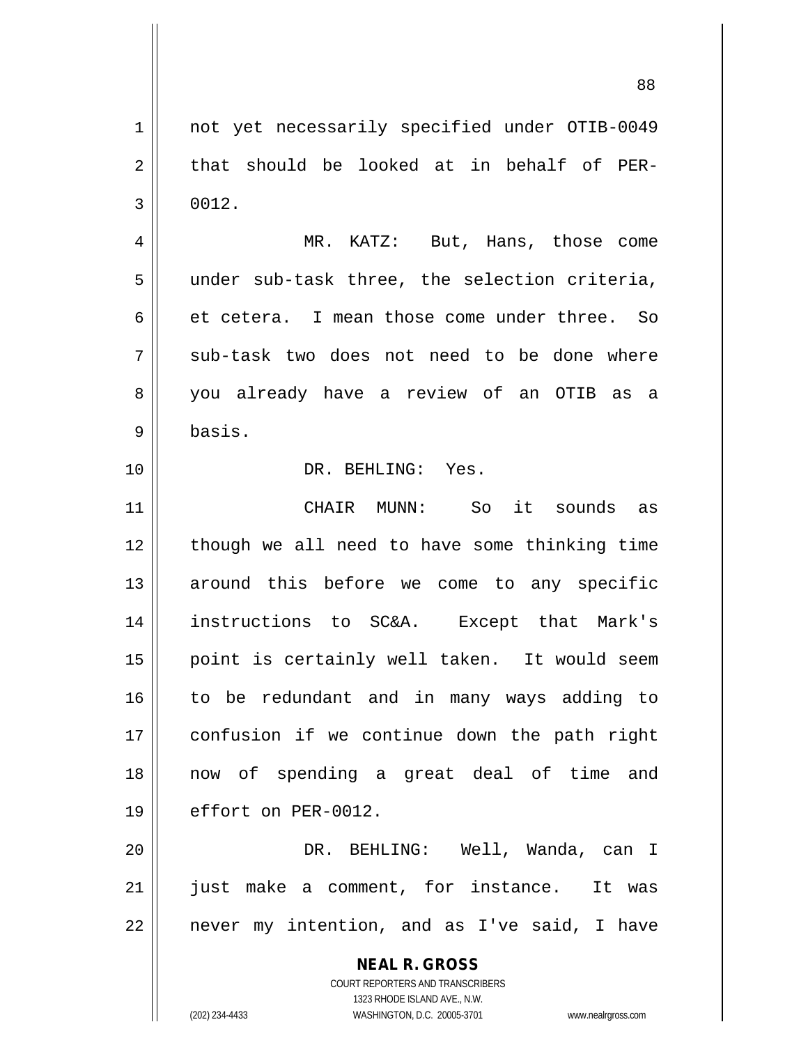not yet necessarily specified under OTIB-0049 that should be looked at in behalf of PER-0012.

MR. KATZ: But, Hans, those come under sub-task three, the selection criteria, et cetera. I mean those come under three. So sub-task two does not need to be done where you already have a review of an OTIB as a basis.

DR. BEHLING: Yes.

CHAIR MUNN: So it sounds as though we all need to have some thinking time around this before we come to any specific instructions to SC&A. Except that Mark's point is certainly well taken. It would seem to be redundant and in many ways adding to confusion if we continue down the path right now of spending a great deal of time and effort on PER-0012.

DR. BEHLING: Well, Wanda, can I just make a comment, for instance. It was never my intention, and as I've said, I have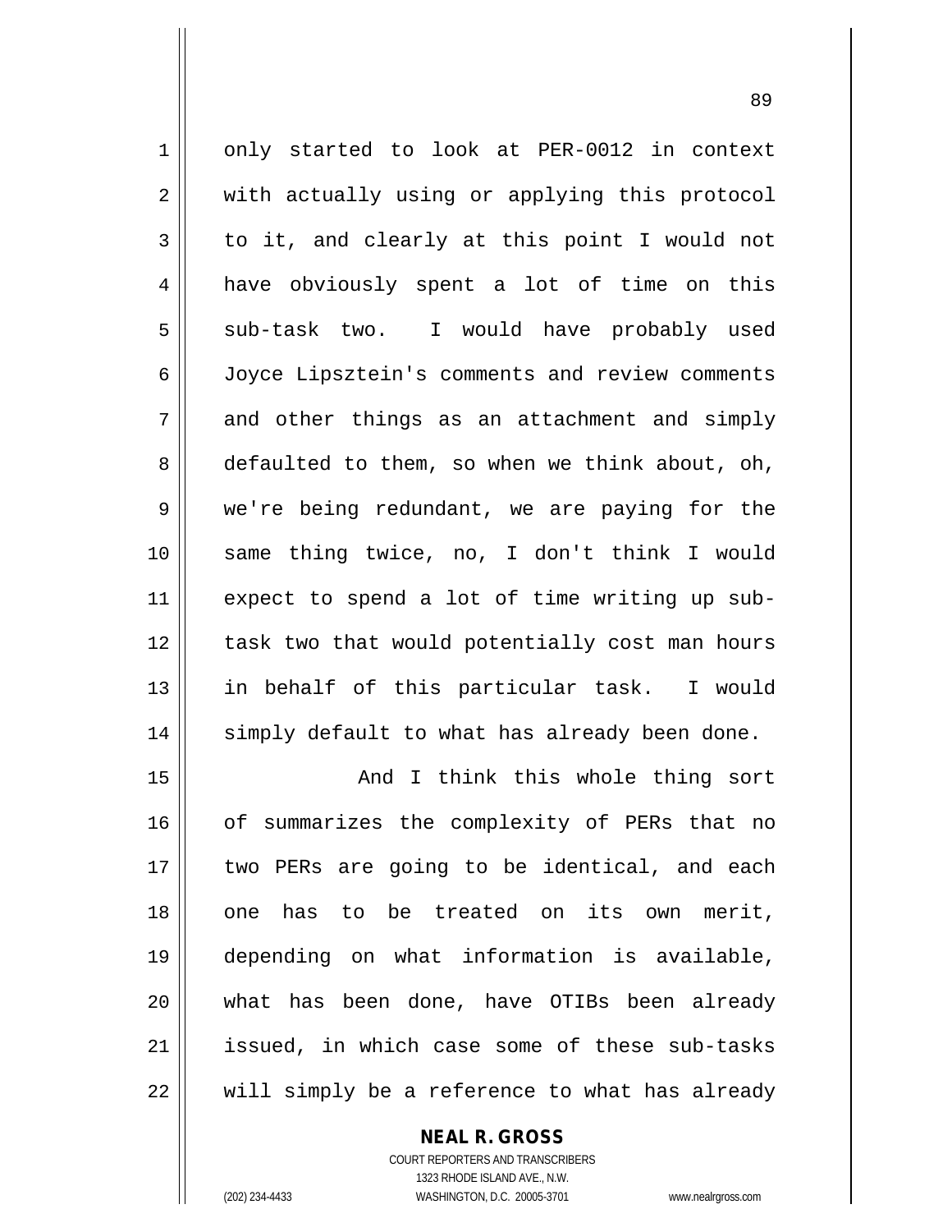only started to look at PER-0012 in context with actually using or applying this protocol to it, and clearly at this point I would not have obviously spent a lot of time on this sub-task two. I would have probably used Joyce Lipsztein's comments and review comments and other things as an attachment and simply defaulted to them, so when we think about, oh, we're being redundant, we are paying for the same thing twice, no, I don't think I would expect to spend a lot of time writing up sub-task two that would potentially cost man hours in behalf of this particular task. I would simply default to what has already been done.

And I think this whole thing sort of summarizes the complexity of PERs that no two PERs are going to be identical, and each one has to be treated on its own merit, depending on what information is available, what has been done, have OTIBs been already issued, in which case some of these sub-tasks will simply be a reference to what has already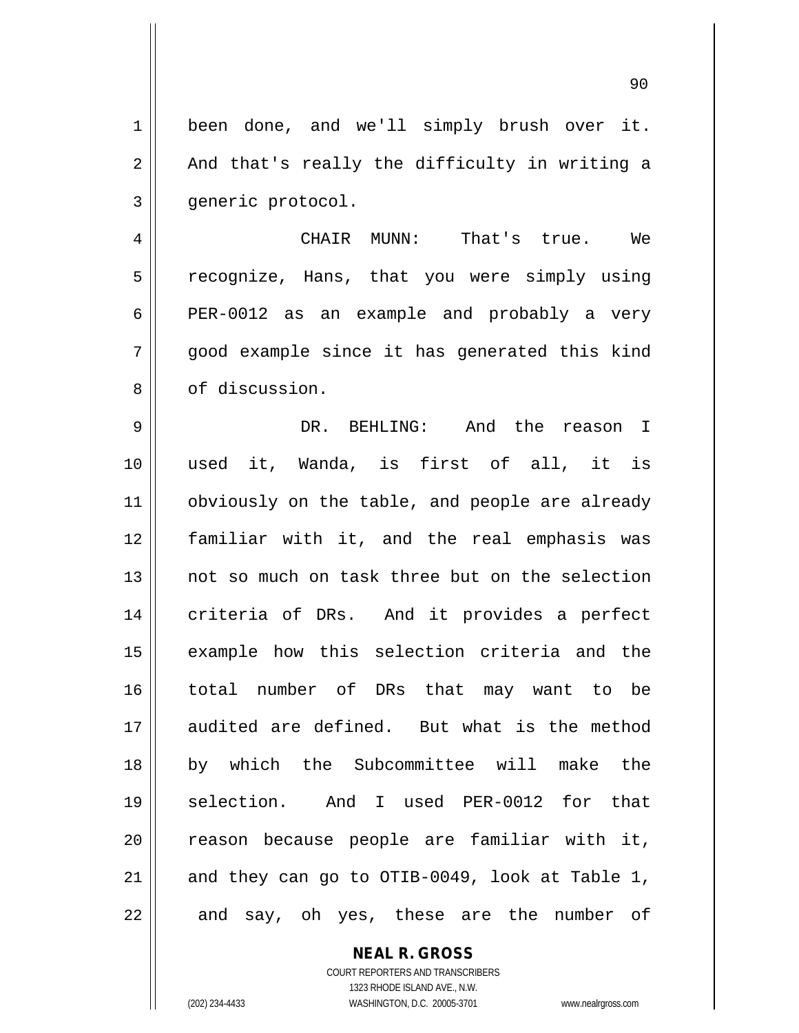been done, and we'll simply brush over it. And that's really the difficulty in writing a generic protocol.

CHAIR MUNN: That's true. We recognize, Hans, that you were simply using PER-0012 as an example and probably a very good example since it has generated this kind of discussion.

DR. BEHLING: And the reason I used it, Wanda, is first of all, it is obviously on the table, and people are already familiar with it, and the real emphasis was not so much on task three but on the selection criteria of DRs. And it provides a perfect example how this selection criteria and the total number of DRs that may want to be audited are defined. But what is the method by which the Subcommittee will make the selection. And I used PER-0012 for that reason because people are familiar with it, and they can go to OTIB-0049, look at Table 1, and say, oh yes, these are the number of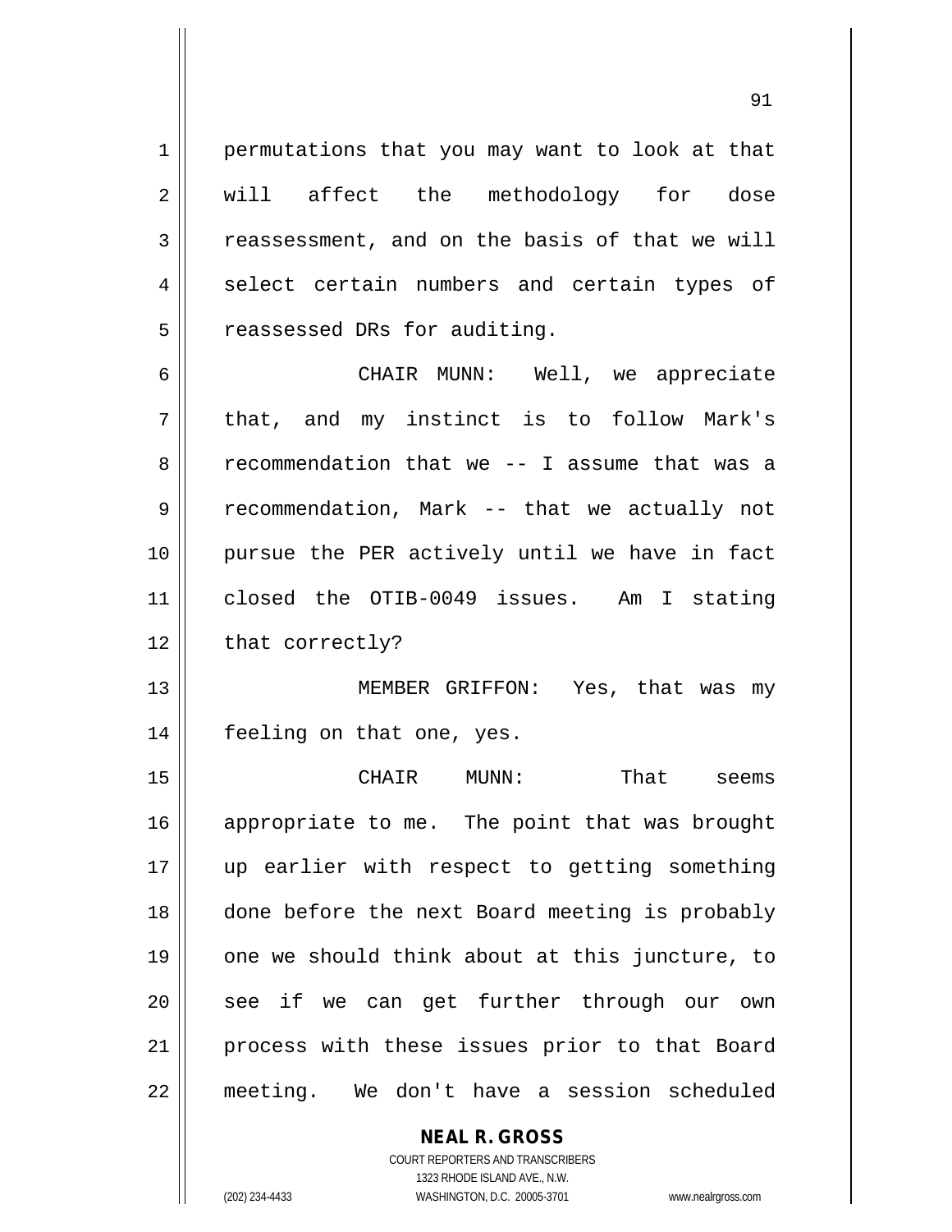permutations that you may want to look at that will affect the methodology for dose reassessment, and on the basis of that we will select certain numbers and certain types of reassessed DRs for auditing.

CHAIR MUNN: Well, we appreciate that, and my instinct is to follow Mark's recommendation that we -- I assume that was a recommendation, Mark -- that we actually not pursue the PER actively until we have in fact closed the OTIB-0049 issues. Am I stating that correctly?

MEMBER GRIFFON: Yes, that was my feeling on that one, yes.

CHAIR MUNN: That seems appropriate to me. The point that was brought up earlier with respect to getting something done before the next Board meeting is probably one we should think about at this juncture, to see if we can get further through our own process with these issues prior to that Board meeting. We don't have a session scheduled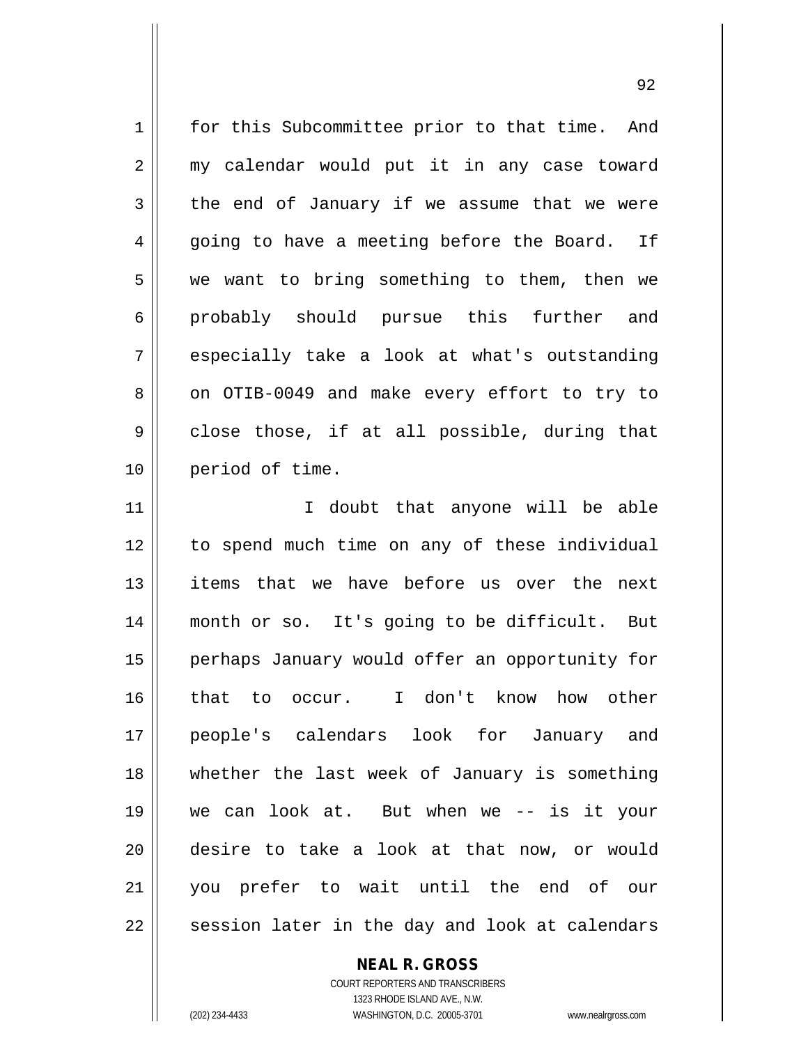for this Subcommittee prior to that time. And my calendar would put it in any case toward the end of January if we assume that we were going to have a meeting before the Board. If we want to bring something to them, then we probably should pursue this further and especially take a look at what's outstanding on OTIB-0049 and make every effort to try to close those, if at all possible, during that period of time.

I doubt that anyone will be able to spend much time on any of these individual items that we have before us over the next month or so. It's going to be difficult. But perhaps January would offer an opportunity for that to occur. I don't know how other people's calendars look for January and whether the last week of January is something we can look at. But when we -- is it your desire to take a look at that now, or would you prefer to wait until the end of our session later in the day and look at calendars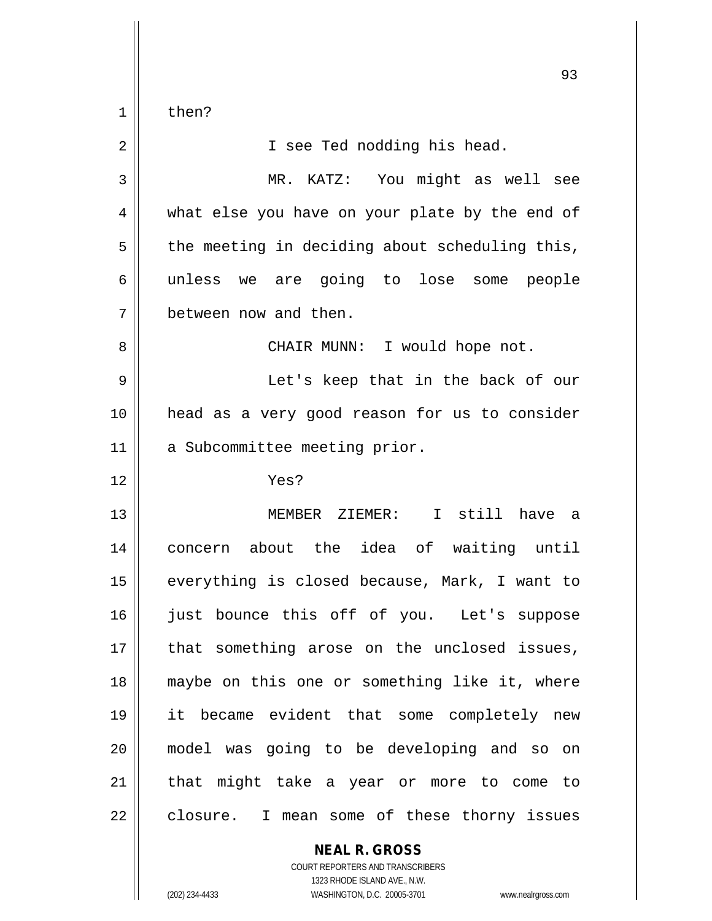then?

I see Ted nodding his head.

MR. KATZ: You might as well see what else you have on your plate by the end of the meeting in deciding about scheduling this, unless we are going to lose some people between now and then.

CHAIR MUNN: I would hope not.

Let's keep that in the back of our head as a very good reason for us to consider a Subcommittee meeting prior.

Yes?

MEMBER ZIEMER: I still have a concern about the idea of waiting until everything is closed because, Mark, I want to just bounce this off of you. Let's suppose that something arose on the unclosed issues, maybe on this one or something like it, where it became evident that some completely new model was going to be developing and so on that might take a year or more to come to closure. I mean some of these thorny issues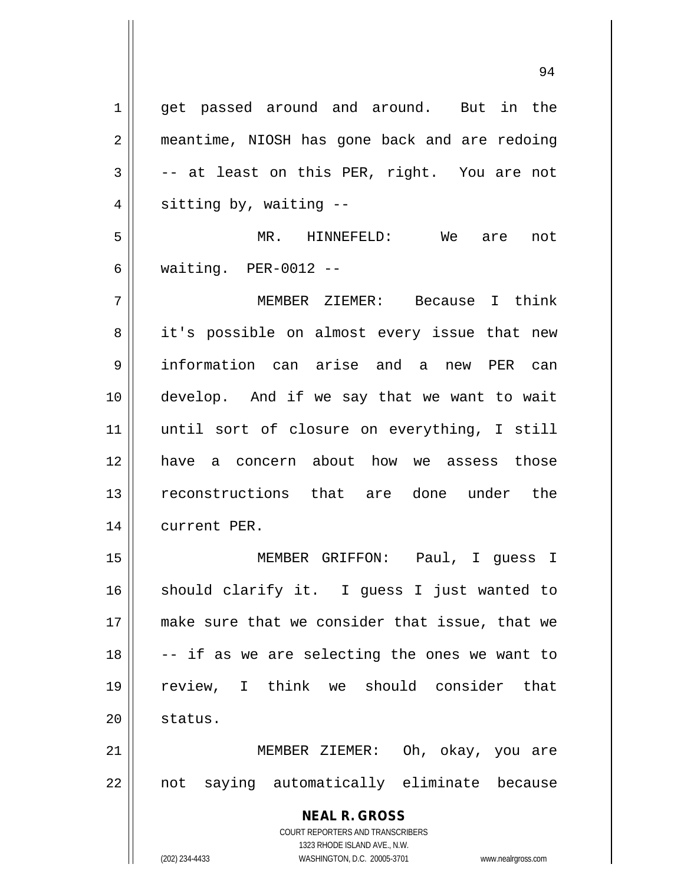get passed around and around. But in the meantime, NIOSH has gone back and are redoing -- at least on this PER, right. You are not sitting by, waiting --

MR. HINNEFELD: We are not waiting. PER-0012 --

MEMBER ZIEMER: Because I think it's possible on almost every issue that new information can arise and a new PER can develop. And if we say that we want to wait until sort of closure on everything, I still have a concern about how we assess those reconstructions that are done under the current PER.

MEMBER GRIFFON: Paul, I guess I should clarify it. I guess I just wanted to make sure that we consider that issue, that we -- if as we are selecting the ones we want to review, I think we should consider that status.

MEMBER ZIEMER: Oh, okay, you are not saying automatically eliminate because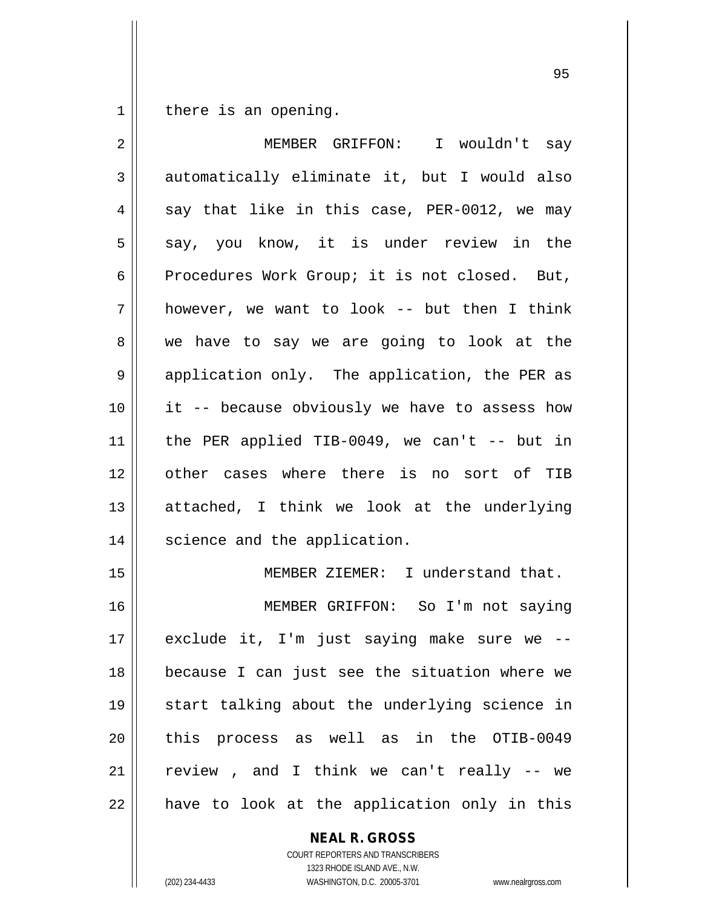there is an opening.

MEMBER GRIFFON: I wouldn't say automatically eliminate it, but I would also say that like in this case, PER-0012, we may say, you know, it is under review in the Procedures Work Group; it is not closed. But, however, we want to look -- but then I think we have to say we are going to look at the application only. The application, the PER as it -- because obviously we have to assess how the PER applied TIB-0049, we can't -- but in other cases where there is no sort of TIB attached, I think we look at the underlying science and the application.

MEMBER ZIEMER: I understand that.

MEMBER GRIFFON: So I'm not saying exclude it, I'm just saying make sure we -- because I can just see the situation where we start talking about the underlying science in this process as well as in the OTIB-0049 review , and I think we can't really -- we have to look at the application only in this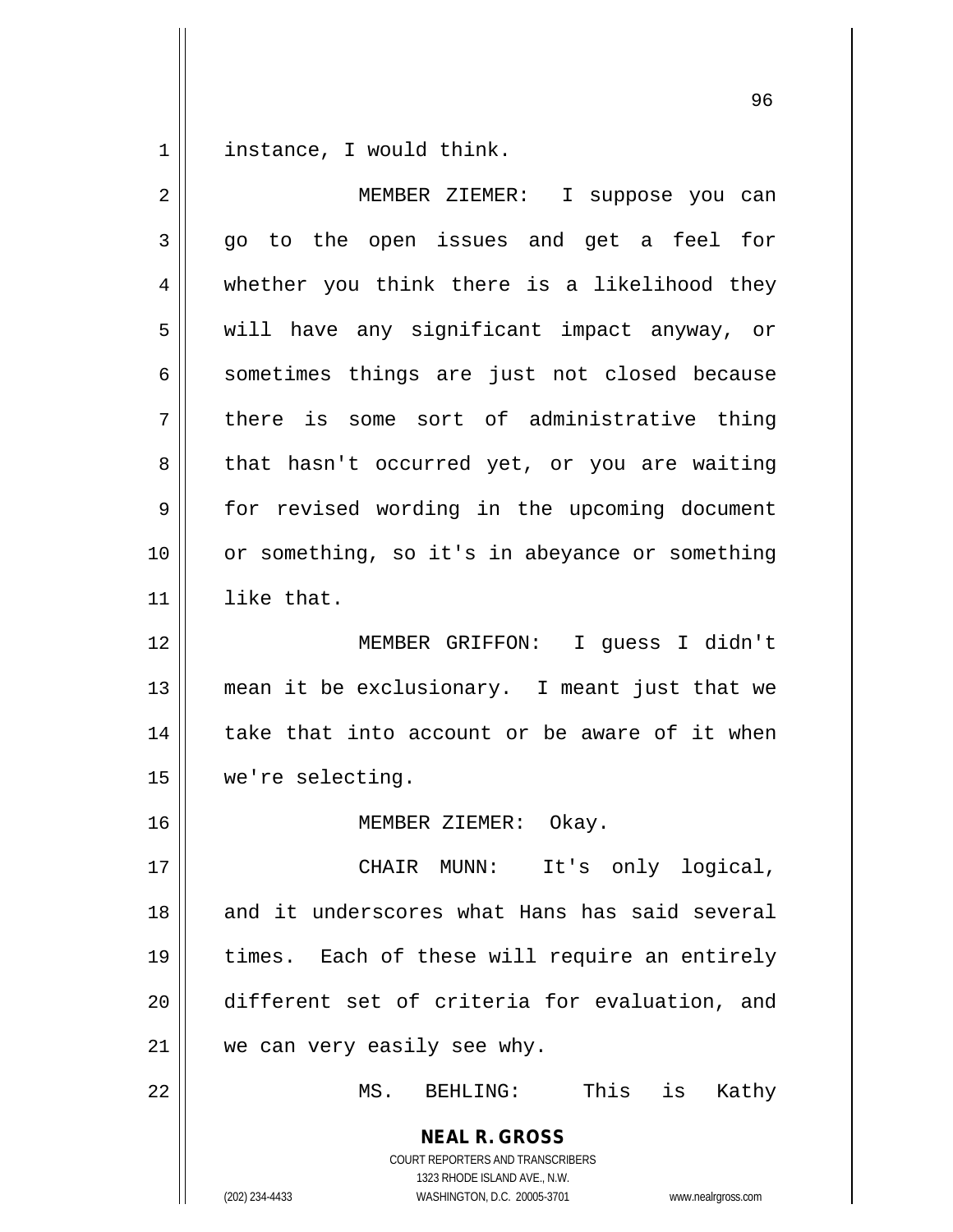instance, I would think.

MEMBER ZIEMER: I suppose you can go to the open issues and get a feel for whether you think there is a likelihood they will have any significant impact anyway, or sometimes things are just not closed because there is some sort of administrative thing that hasn't occurred yet, or you are waiting for revised wording in the upcoming document or something, so it's in abeyance or something like that.

MEMBER GRIFFON: I guess I didn't mean it be exclusionary. I meant just that we take that into account or be aware of it when we're selecting.

MEMBER ZIEMER: Okay.

CHAIR MUNN: It's only logical, and it underscores what Hans has said several times. Each of these will require an entirely different set of criteria for evaluation, and we can very easily see why.

MS. BEHLING: This is Kathy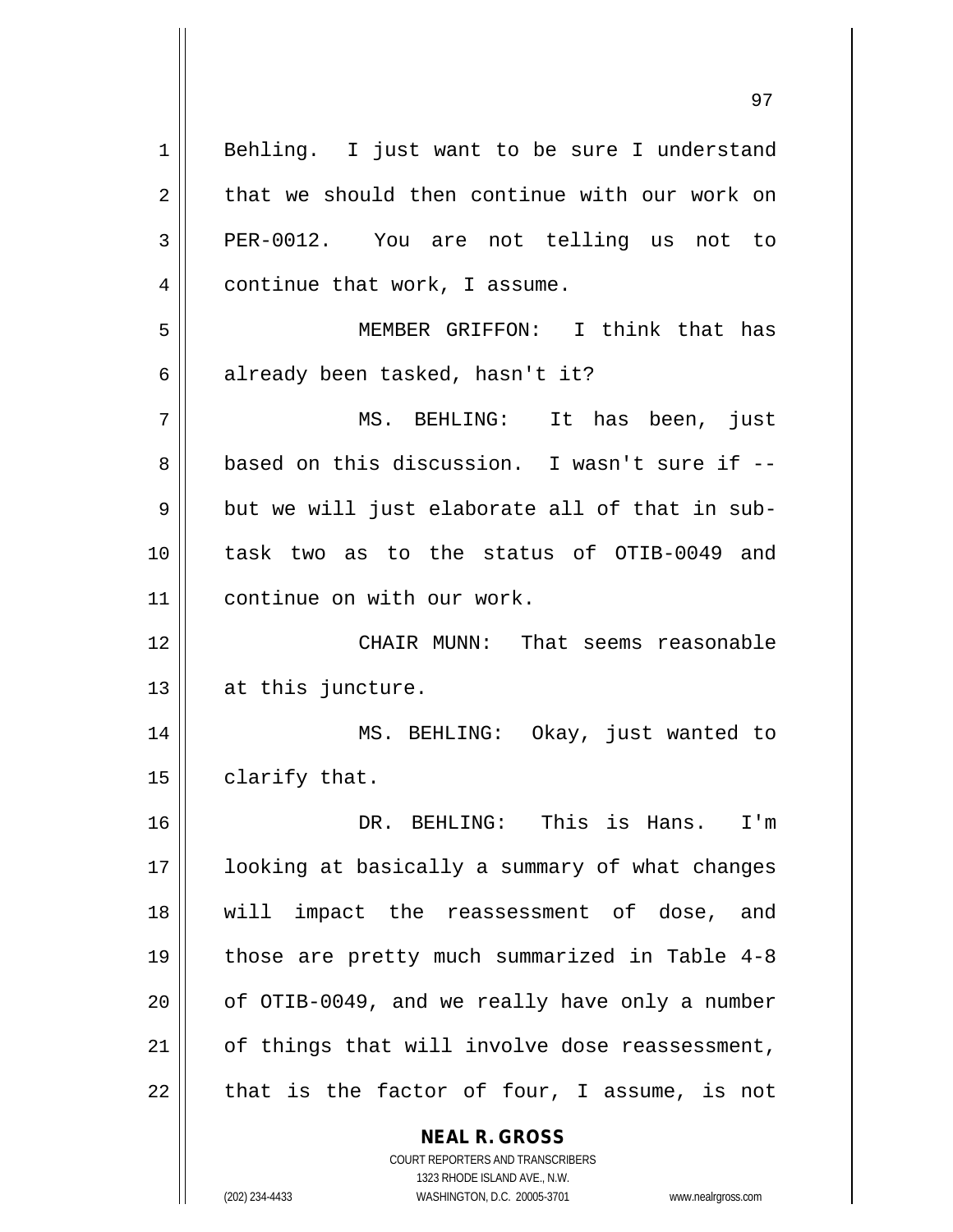Behling. I just want to be sure I understand that we should then continue with our work on PER-0012. You are not telling us not to continue that work, I assume.

MEMBER GRIFFON: I think that has already been tasked, hasn't it?

MS. BEHLING: It has been, just based on this discussion. I wasn't sure if -- but we will just elaborate all of that in sub-task two as to the status of OTIB-0049 and continue on with our work.

CHAIR MUNN: That seems reasonable at this juncture.

MS. BEHLING: Okay, just wanted to clarify that.

DR. BEHLING: This is Hans. I'm looking at basically a summary of what changes will impact the reassessment of dose, and those are pretty much summarized in Table 4-8 of OTIB-0049, and we really have only a number of things that will involve dose reassessment, that is the factor of four, I assume, is not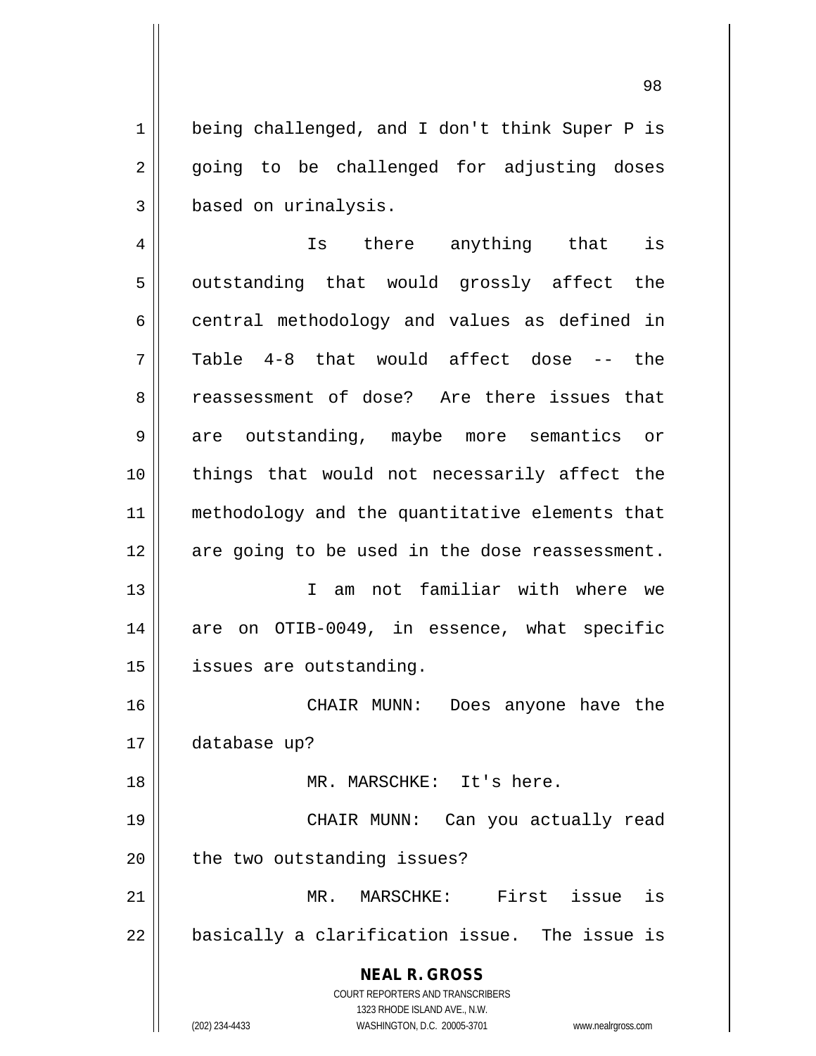being challenged, and I don't think Super P is going to be challenged for adjusting doses based on urinalysis.

Is there anything that is outstanding that would grossly affect the central methodology and values as defined in Table 4-8 that would affect dose -- the reassessment of dose? Are there issues that are outstanding, maybe more semantics or things that would not necessarily affect the methodology and the quantitative elements that are going to be used in the dose reassessment.

I am not familiar with where we are on OTIB-0049, in essence, what specific issues are outstanding.

CHAIR MUNN: Does anyone have the database up?

MR. MARSCHKE: It's here.

CHAIR MUNN: Can you actually read the two outstanding issues?

MR. MARSCHKE: First issue is basically a clarification issue. The issue is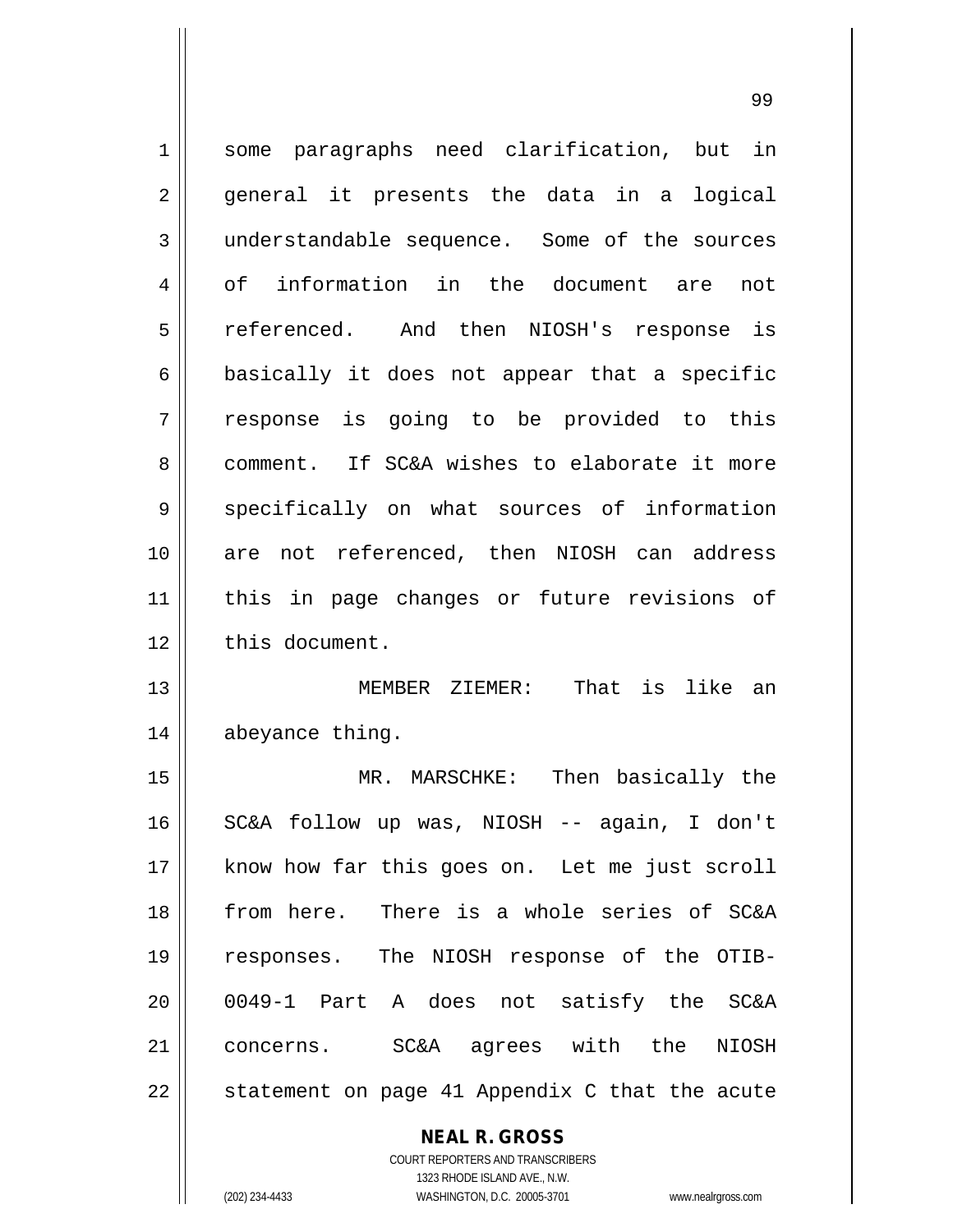some paragraphs need clarification, but in general it presents the data in a logical understandable sequence. Some of the sources of information in the document are not referenced. And then NIOSH's response is basically it does not appear that a specific response is going to be provided to this comment. If SC&A wishes to elaborate it more specifically on what sources of information are not referenced, then NIOSH can address this in page changes or future revisions of this document.

MEMBER ZIEMER: That is like an abeyance thing.

MR. MARSCHKE: Then basically the SC&A follow up was, NIOSH -- again, I don't know how far this goes on. Let me just scroll from here. There is a whole series of SC&A responses. The NIOSH response of the OTIB-0049-1 Part A does not satisfy the SC&A concerns. SC&A agrees with the NIOSH statement on page 41 Appendix C that the acute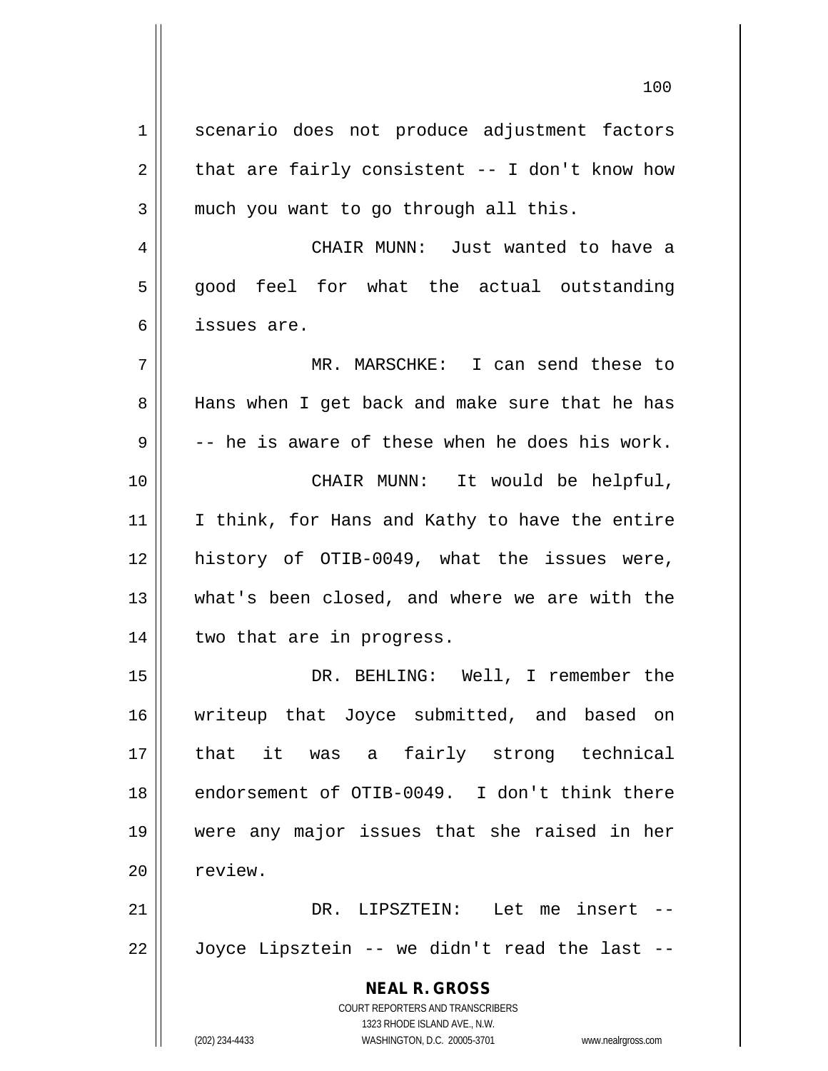scenario does not produce adjustment factors that are fairly consistent -- I don't know how much you want to go through all this.

CHAIR MUNN: Just wanted to have a good feel for what the actual outstanding issues are.

MR. MARSCHKE: I can send these to Hans when I get back and make sure that he has -- he is aware of these when he does his work.

CHAIR MUNN: It would be helpful, I think, for Hans and Kathy to have the entire history of OTIB-0049, what the issues were, what's been closed, and where we are with the two that are in progress.

DR. BEHLING: Well, I remember the writeup that Joyce submitted, and based on that it was a fairly strong technical endorsement of OTIB-0049. I don't think there were any major issues that she raised in her review.

DR. LIPSZTEIN: Let me insert -- Joyce Lipsztein -- we didn't read the last --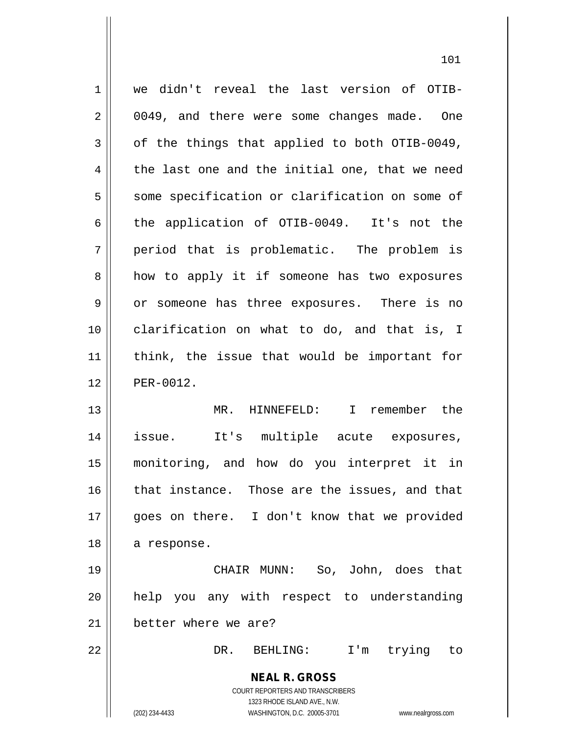we didn't reveal the last version of OTIB-0049, and there were some changes made. One of the things that applied to both OTIB-0049, the last one and the initial one, that we need some specification or clarification on some of the application of OTIB-0049. It's not the period that is problematic. The problem is how to apply it if someone has two exposures or someone has three exposures. There is no clarification on what to do, and that is, I think, the issue that would be important for PER-0012.

MR. HINNEFELD: I remember the issue. It's multiple acute exposures, monitoring, and how do you interpret it in that instance. Those are the issues, and that goes on there. I don't know that we provided a response.

CHAIR MUNN: So, John, does that help you any with respect to understanding better where we are?

DR. BEHLING: I'm trying to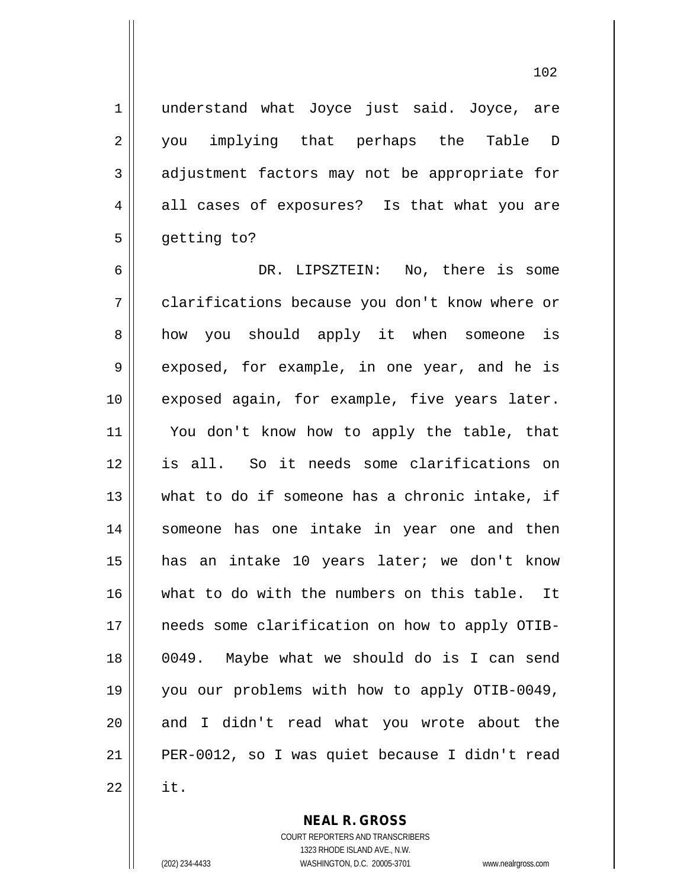understand what Joyce just said. Joyce, are you implying that perhaps the Table D adjustment factors may not be appropriate for all cases of exposures? Is that what you are getting to?

DR. LIPSZTEIN: No, there is some clarifications because you don't know where or how you should apply it when someone is exposed, for example, in one year, and he is exposed again, for example, five years later. You don't know how to apply the table, that is all. So it needs some clarifications on what to do if someone has a chronic intake, if someone has one intake in year one and then has an intake 10 years later; we don't know what to do with the numbers on this table. It needs some clarification on how to apply OTIB-0049. Maybe what we should do is I can send you our problems with how to apply OTIB-0049, and I didn't read what you wrote about the PER-0012, so I was quiet because I didn't read it.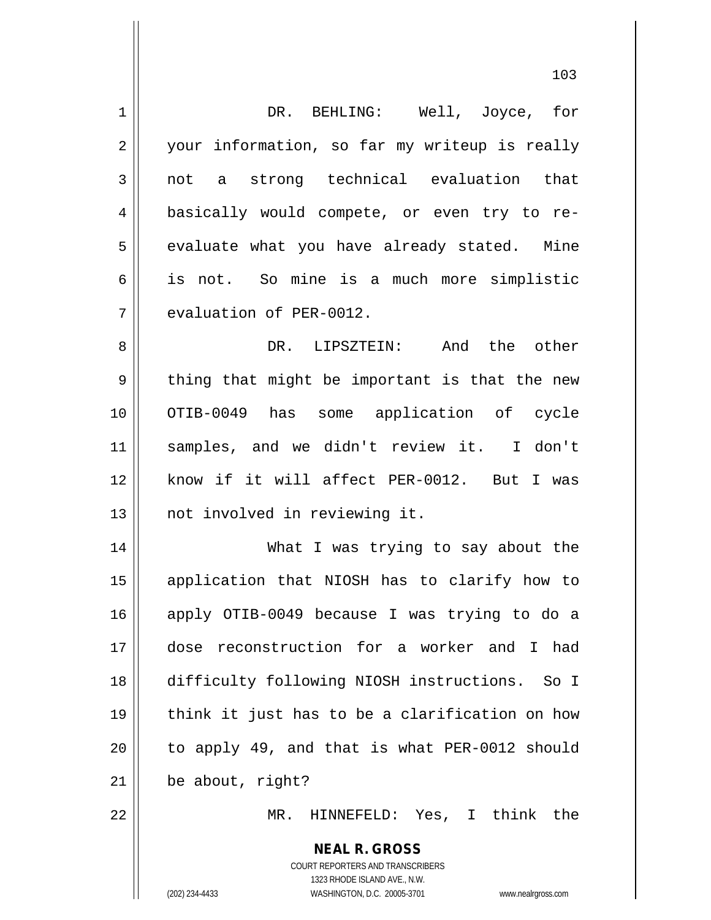DR. BEHLING: Well, Joyce, for your information, so far my writeup is really not a strong technical evaluation that basically would compete, or even try to re-evaluate what you have already stated. Mine is not. So mine is a much more simplistic evaluation of PER-0012.

DR. LIPSZTEIN: And the other thing that might be important is that the new OTIB-0049 has some application of cycle samples, and we didn't review it. I don't know if it will affect PER-0012. But I was not involved in reviewing it.

What I was trying to say about the application that NIOSH has to clarify how to apply OTIB-0049 because I was trying to do a dose reconstruction for a worker and I had difficulty following NIOSH instructions. So I think it just has to be a clarification on how to apply 49, and that is what PER-0012 should be about, right?

MR. HINNEFELD: Yes, I think the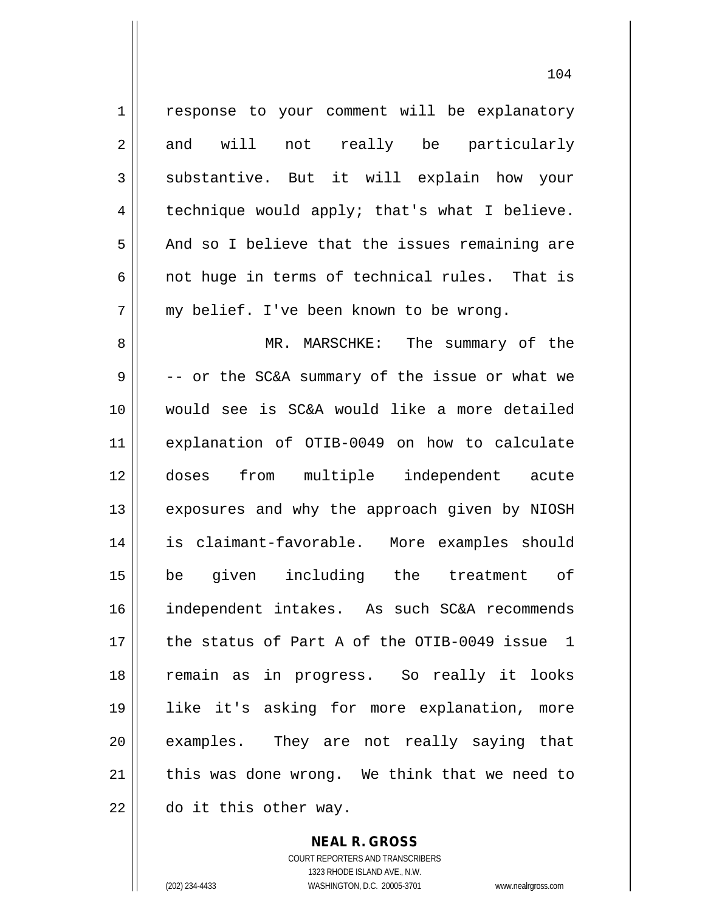response to your comment will be explanatory and will not really be particularly substantive. But it will explain how your technique would apply; that's what I believe. And so I believe that the issues remaining are not huge in terms of technical rules. That is my belief. I've been known to be wrong.

MR. MARSCHKE: The summary of the -- or the SC&A summary of the issue or what we would see is SC&A would like a more detailed explanation of OTIB-0049 on how to calculate doses from multiple independent acute exposures and why the approach given by NIOSH is claimant-favorable. More examples should be given including the treatment of independent intakes. As such SC&A recommends the status of Part A of the OTIB-0049 issue 1 remain as in progress. So really it looks like it's asking for more explanation, more examples. They are not really saying that this was done wrong. We think that we need to do it this other way.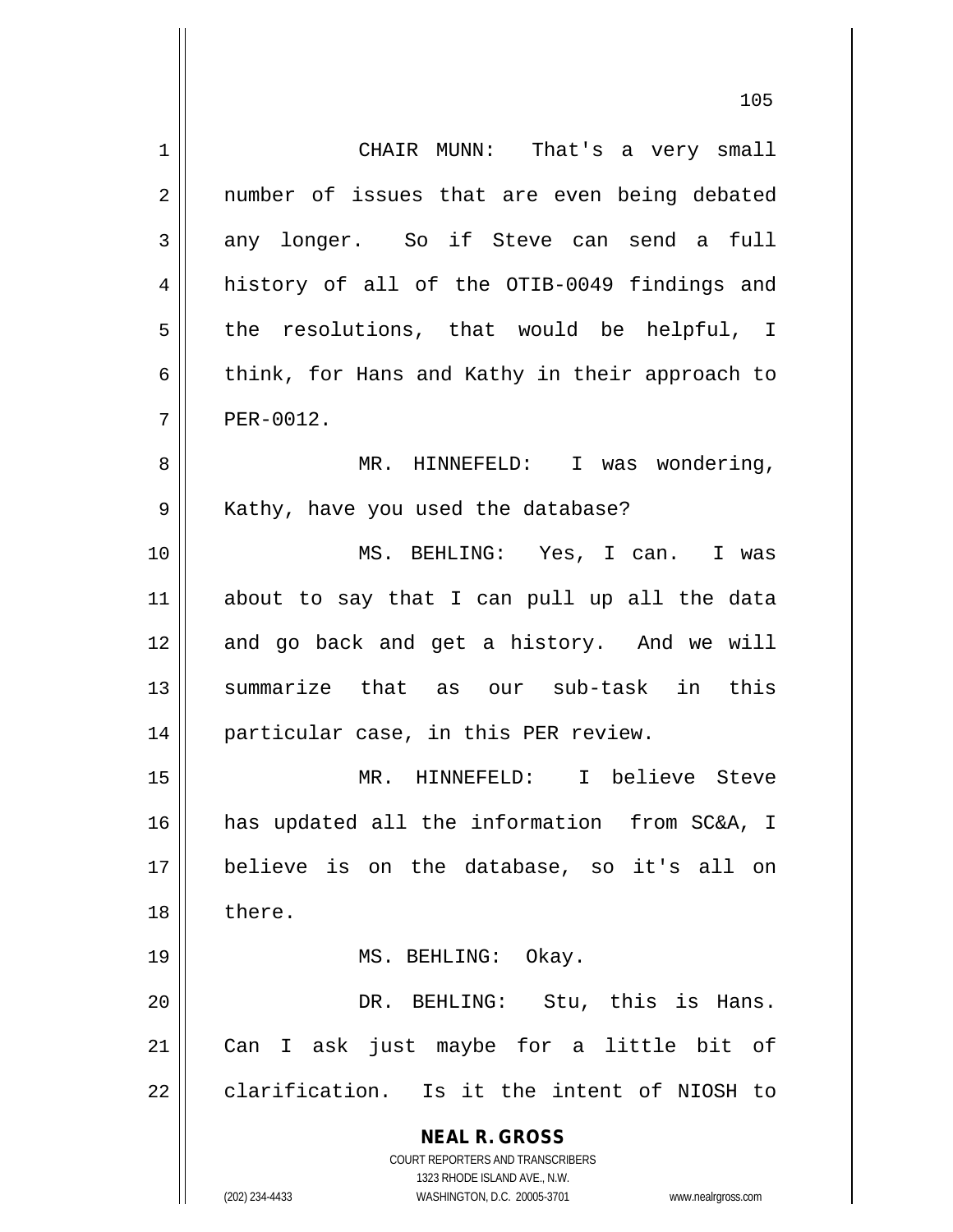CHAIR MUNN: That's a very small number of issues that are even being debated any longer. So if Steve can send a full history of all of the OTIB-0049 findings and the resolutions, that would be helpful, I think, for Hans and Kathy in their approach to PER-0012.

MR. HINNEFELD: I was wondering, Kathy, have you used the database?

MS. BEHLING: Yes, I can. I was about to say that I can pull up all the data and go back and get a history. And we will summarize that as our sub-task in this particular case, in this PER review.

MR. HINNEFELD: I believe Steve has updated all the information from SC&A, I believe is on the database, so it's all on there.

MS. BEHLING: Okay.

DR. BEHLING: Stu, this is Hans. Can I ask just maybe for a little bit of clarification. Is it the intent of NIOSH to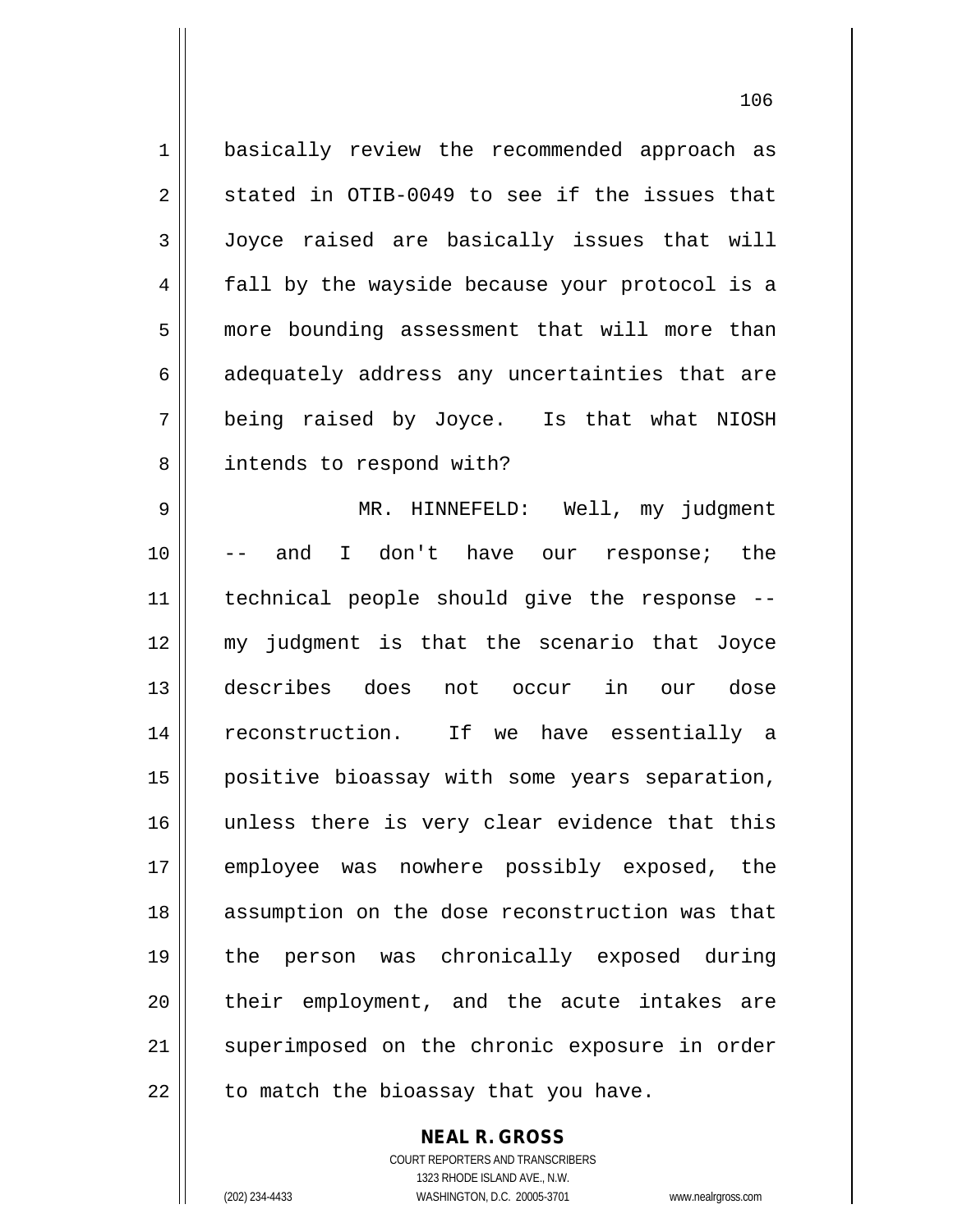basically review the recommended approach as stated in OTIB-0049 to see if the issues that Joyce raised are basically issues that will fall by the wayside because your protocol is a more bounding assessment that will more than adequately address any uncertainties that are being raised by Joyce. Is that what NIOSH intends to respond with?

MR. HINNEFELD: Well, my judgment -- and I don't have our response; the technical people should give the response -- my judgment is that the scenario that Joyce describes does not occur in our dose reconstruction. If we have essentially a positive bioassay with some years separation, unless there is very clear evidence that this employee was nowhere possibly exposed, the assumption on the dose reconstruction was that the person was chronically exposed during their employment, and the acute intakes are superimposed on the chronic exposure in order to match the bioassay that you have.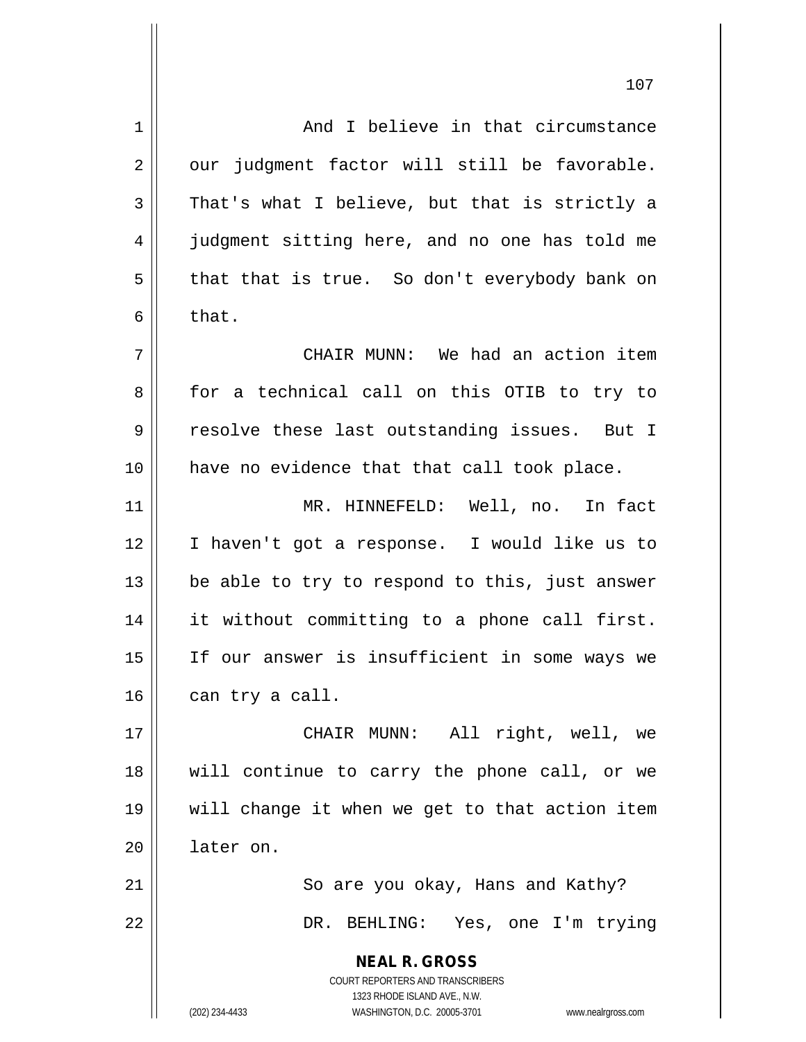And I believe in that circumstance our judgment factor will still be favorable. That's what I believe, but that is strictly a judgment sitting here, and no one has told me that that is true. So don't everybody bank on that.

CHAIR MUNN: We had an action item for a technical call on this OTIB to try to resolve these last outstanding issues. But I have no evidence that that call took place.

MR. HINNEFELD: Well, no. In fact I haven't got a response. I would like us to be able to try to respond to this, just answer it without committing to a phone call first. If our answer is insufficient in some ways we can try a call.

CHAIR MUNN: All right, well, we will continue to carry the phone call, or we will change it when we get to that action item later on.

So are you okay, Hans and Kathy?

DR. BEHLING: Yes, one I'm trying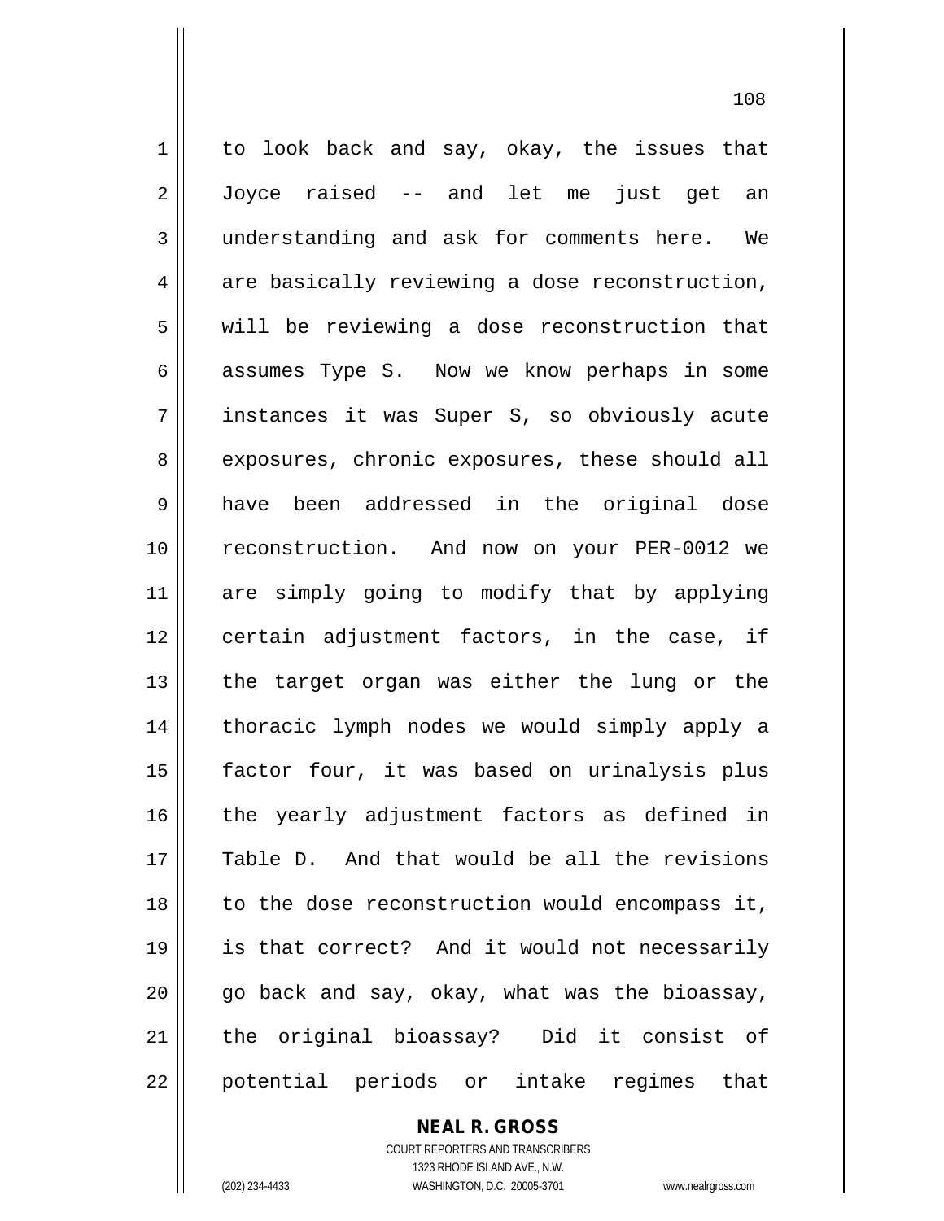to look back and say, okay, the issues that Joyce raised -- and let me just get an understanding and ask for comments here. We are basically reviewing a dose reconstruction, will be reviewing a dose reconstruction that assumes Type S. Now we know perhaps in some instances it was Super S, so obviously acute exposures, chronic exposures, these should all have been addressed in the original dose reconstruction. And now on your PER-0012 we are simply going to modify that by applying certain adjustment factors, in the case, if the target organ was either the lung or the thoracic lymph nodes we would simply apply a factor four, it was based on urinalysis plus the yearly adjustment factors as defined in Table D. And that would be all the revisions to the dose reconstruction would encompass it, is that correct? And it would not necessarily go back and say, okay, what was the bioassay, the original bioassay? Did it consist of potential periods or intake regimes that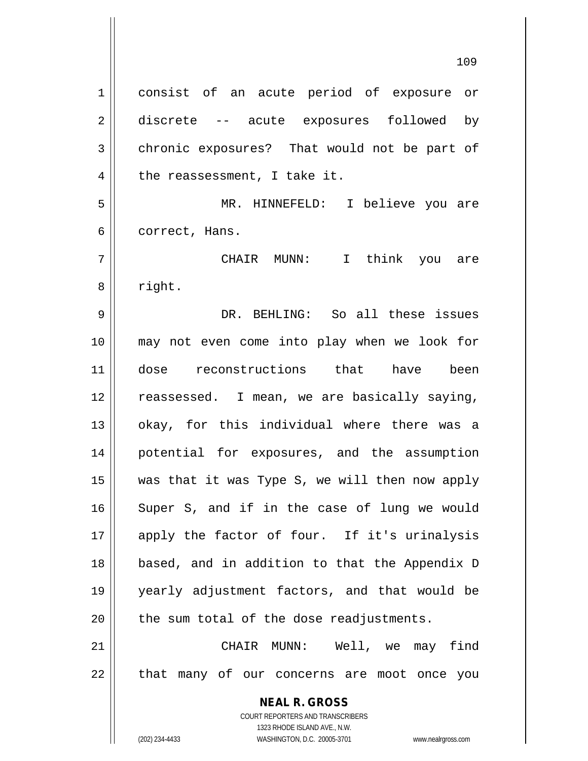consist of an acute period of exposure or discrete -- acute exposures followed by chronic exposures? That would not be part of the reassessment, I take it.

MR. HINNEFELD: I believe you are correct, Hans.

CHAIR MUNN: I think you are right.

DR. BEHLING: So all these issues may not even come into play when we look for dose reconstructions that have been reassessed. I mean, we are basically saying, okay, for this individual where there was a potential for exposures, and the assumption was that it was Type S, we will then now apply Super S, and if in the case of lung we would apply the factor of four. If it's urinalysis based, and in addition to that the Appendix D yearly adjustment factors, and that would be the sum total of the dose readjustments.

CHAIR MUNN: Well, we may find that many of our concerns are moot once you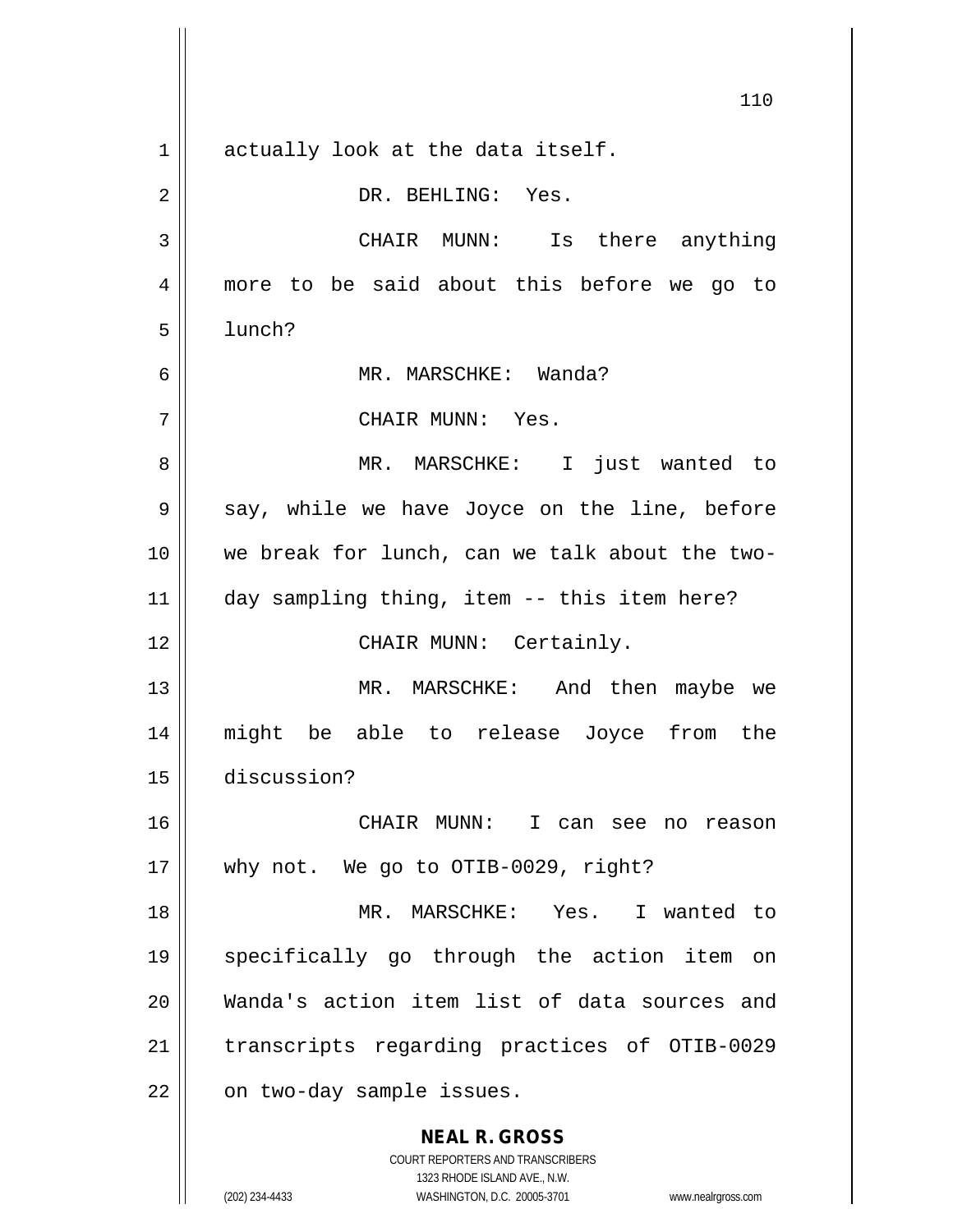actually look at the data itself.

DR. BEHLING: Yes.

CHAIR MUNN: Is there anything more to be said about this before we go to lunch?

MR. MARSCHKE: Wanda?

CHAIR MUNN: Yes.

MR. MARSCHKE: I just wanted to say, while we have Joyce on the line, before we break for lunch, can we talk about the two-day sampling thing, item -- this item here?

CHAIR MUNN: Certainly.

MR. MARSCHKE: And then maybe we might be able to release Joyce from the discussion?

CHAIR MUNN: I can see no reason why not. We go to OTIB-0029, right?

MR. MARSCHKE: Yes. I wanted to specifically go through the action item on Wanda's action item list of data sources and transcripts regarding practices of OTIB-0029 on two-day sample issues.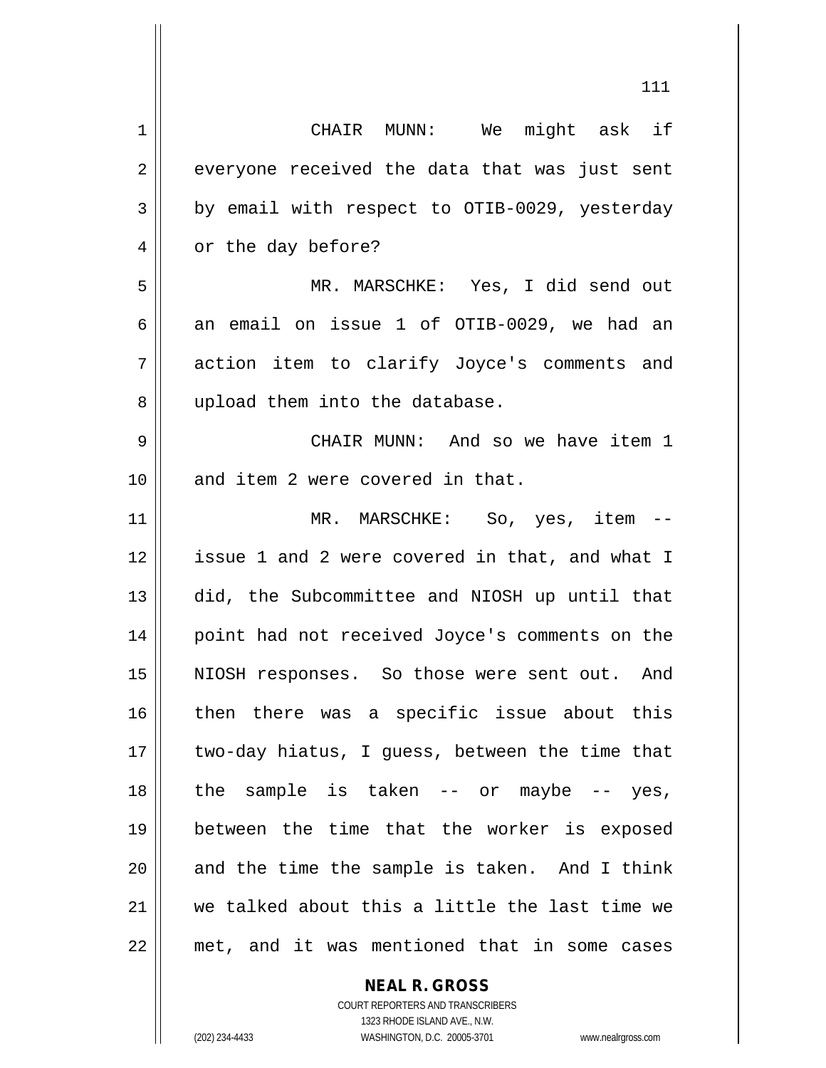CHAIR MUNN: We might ask if everyone received the data that was just sent by email with respect to OTIB-0029, yesterday or the day before?

MR. MARSCHKE: Yes, I did send out an email on issue 1 of OTIB-0029, we had an action item to clarify Joyce's comments and upload them into the database.

CHAIR MUNN: And so we have item 1 and item 2 were covered in that.

MR. MARSCHKE: So, yes, item -- issue 1 and 2 were covered in that, and what I did, the Subcommittee and NIOSH up until that point had not received Joyce's comments on the NIOSH responses. So those were sent out. And then there was a specific issue about this two-day hiatus, I guess, between the time that the sample is taken -- or maybe -- yes, between the time that the worker is exposed and the time the sample is taken. And I think we talked about this a little the last time we met, and it was mentioned that in some cases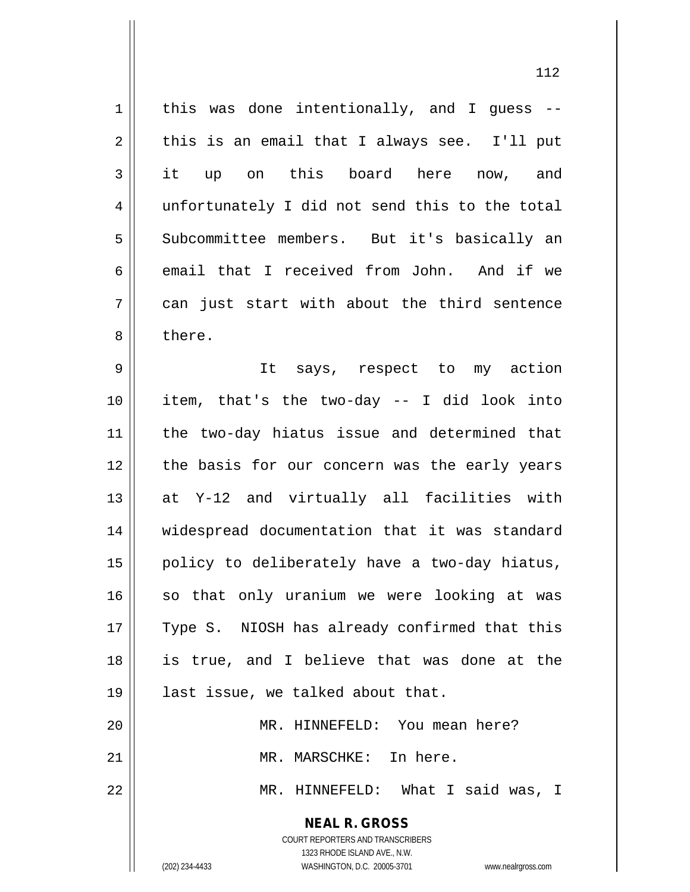this was done intentionally, and I guess -- this is an email that I always see. I'll put it up on this board here now, and unfortunately I did not send this to the total Subcommittee members. But it's basically an email that I received from John. And if we can just start with about the third sentence there.

It says, respect to my action item, that's the two-day -- I did look into the two-day hiatus issue and determined that the basis for our concern was the early years at Y-12 and virtually all facilities with widespread documentation that it was standard policy to deliberately have a two-day hiatus, so that only uranium we were looking at was Type S. NIOSH has already confirmed that this is true, and I believe that was done at the last issue, we talked about that.

MR. HINNEFELD: You mean here?

MR. MARSCHKE: In here.

MR. HINNEFELD: What I said was, I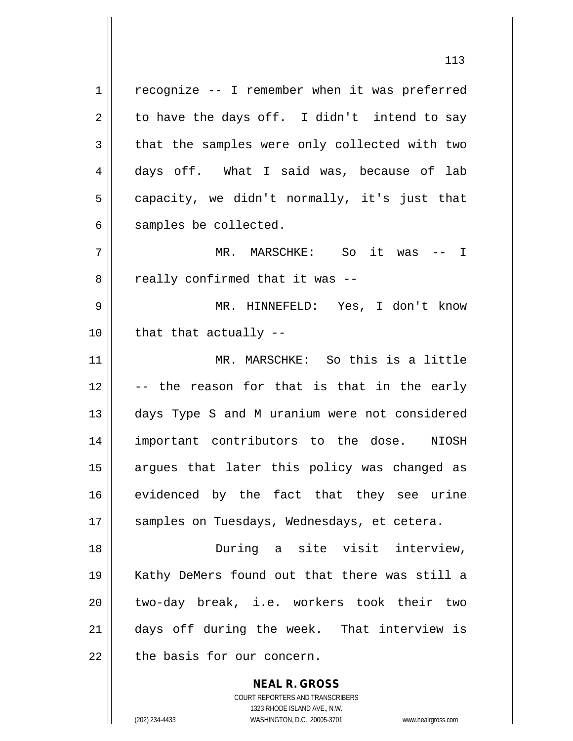recognize -- I remember when it was preferred to have the days off. I didn't intend to say that the samples were only collected with two days off. What I said was, because of lab capacity, we didn't normally, it's just that samples be collected.

MR. MARSCHKE: So it was -- I really confirmed that it was --

MR. HINNEFELD: Yes, I don't know that that actually --

MR. MARSCHKE: So this is a little -- the reason for that is that in the early days Type S and M uranium were not considered important contributors to the dose. NIOSH argues that later this policy was changed as evidenced by the fact that they see urine samples on Tuesdays, Wednesdays, et cetera.

During a site visit interview, Kathy DeMers found out that there was still a two-day break, i.e. workers took their two days off during the week. That interview is the basis for our concern.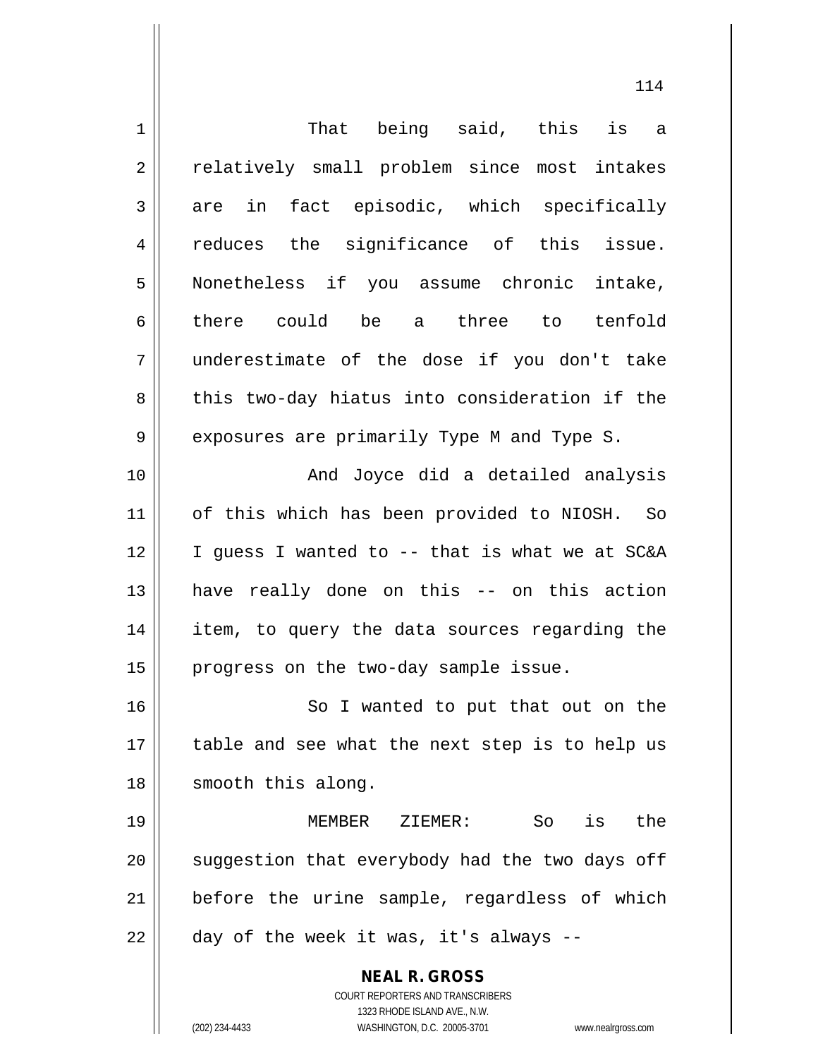That being said, this is a relatively small problem since most intakes are in fact episodic, which specifically reduces the significance of this issue. Nonetheless if you assume chronic intake, there could be a three to tenfold underestimate of the dose if you don't take this two-day hiatus into consideration if the exposures are primarily Type M and Type S.

And Joyce did a detailed analysis of this which has been provided to NIOSH. So I guess I wanted to -- that is what we at SC&A have really done on this -- on this action item, to query the data sources regarding the progress on the two-day sample issue.

So I wanted to put that out on the table and see what the next step is to help us smooth this along.

MEMBER ZIEMER: So is the suggestion that everybody had the two days off before the urine sample, regardless of which day of the week it was, it's always --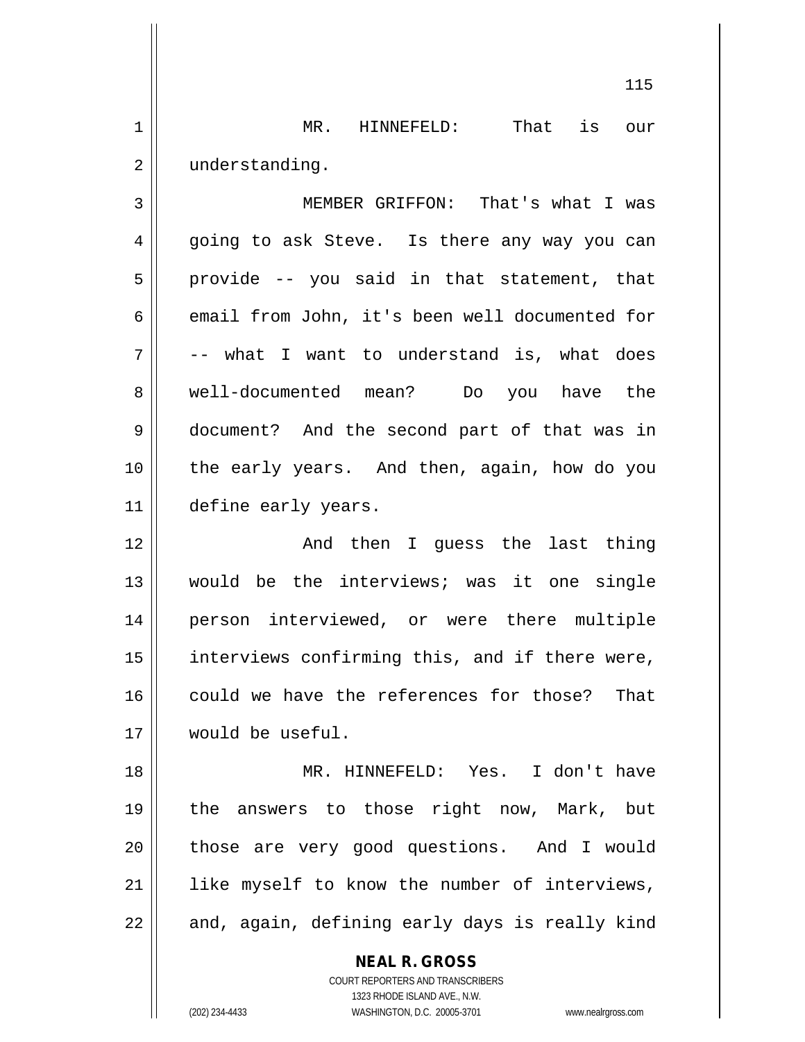MR. HINNEFELD: That is our understanding.

MEMBER GRIFFON: That's what I was going to ask Steve. Is there any way you can provide -- you said in that statement, that email from John, it's been well documented for -- what I want to understand is, what does well-documented mean? Do you have the document? And the second part of that was in the early years. And then, again, how do you define early years.

And then I guess the last thing would be the interviews; was it one single person interviewed, or were there multiple interviews confirming this, and if there were, could we have the references for those? That would be useful.

MR. HINNEFELD: Yes. I don't have the answers to those right now, Mark, but those are very good questions. And I would like myself to know the number of interviews, and, again, defining early days is really kind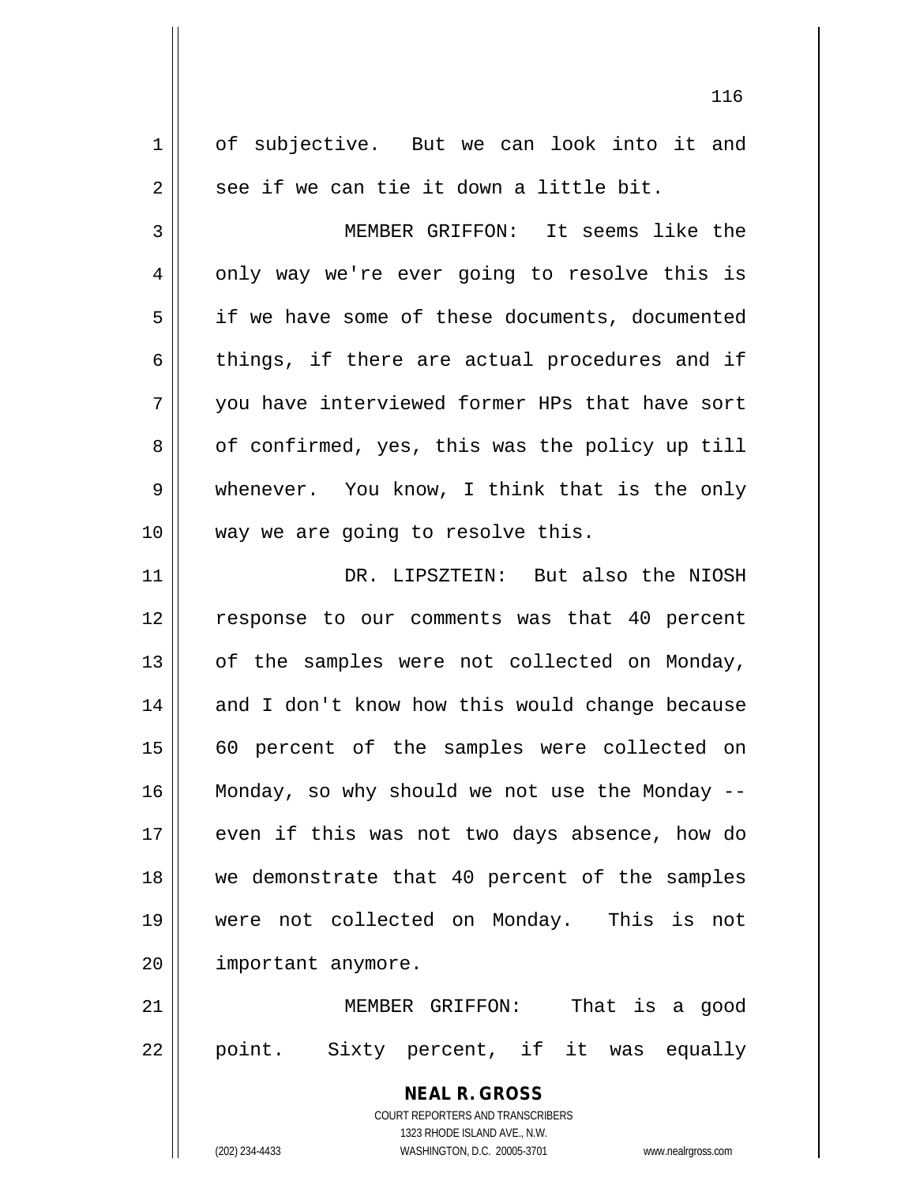of subjective. But we can look into it and see if we can tie it down a little bit.

MEMBER GRIFFON: It seems like the only way we're ever going to resolve this is if we have some of these documents, documented things, if there are actual procedures and if you have interviewed former HPs that have sort of confirmed, yes, this was the policy up till whenever. You know, I think that is the only way we are going to resolve this.

DR. LIPSZTEIN: But also the NIOSH response to our comments was that 40 percent of the samples were not collected on Monday, and I don't know how this would change because 60 percent of the samples were collected on Monday, so why should we not use the Monday -- even if this was not two days absence, how do we demonstrate that 40 percent of the samples were not collected on Monday. This is not important anymore.

MEMBER GRIFFON: That is a good point. Sixty percent, if it was equally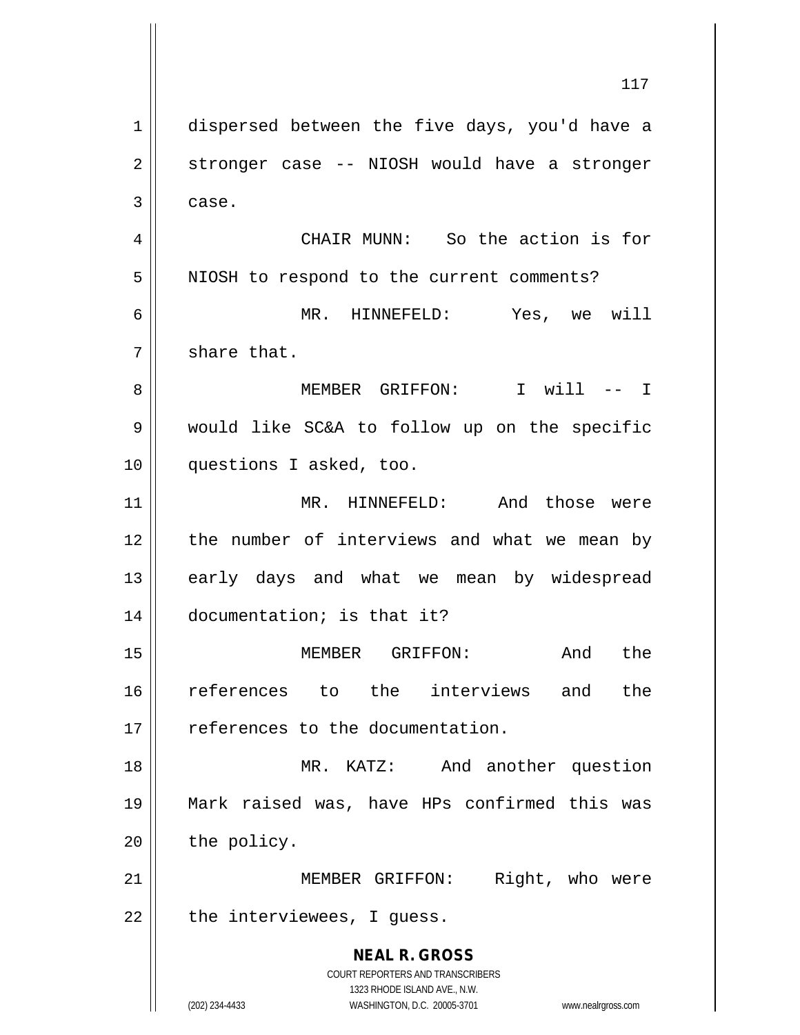dispersed between the five days, you'd have a stronger case -- NIOSH would have a stronger case.

CHAIR MUNN: So the action is for NIOSH to respond to the current comments?

MR. HINNEFELD: Yes, we will share that.

MEMBER GRIFFON: I will -- I would like SC&A to follow up on the specific questions I asked, too.

MR. HINNEFELD: And those were the number of interviews and what we mean by early days and what we mean by widespread documentation; is that it?

MEMBER GRIFFON: And the references to the interviews and the references to the documentation.

MR. KATZ: And another question Mark raised was, have HPs confirmed this was the policy.

MEMBER GRIFFON: Right, who were the interviewees, I guess.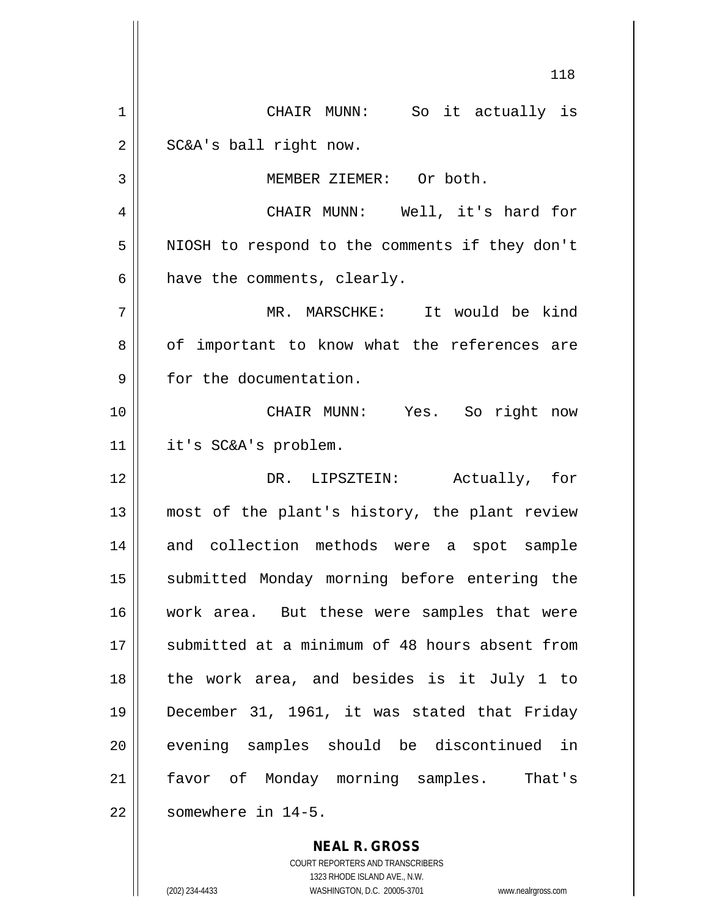CHAIR MUNN: So it actually is SC&A's ball right now.

MEMBER ZIEMER: Or both.

CHAIR MUNN: Well, it's hard for NIOSH to respond to the comments if they don't have the comments, clearly.

MR. MARSCHKE: It would be kind of important to know what the references are for the documentation.

CHAIR MUNN: Yes. So right now it's SC&A's problem.

DR. LIPSZTEIN: Actually, for most of the plant's history, the plant review and collection methods were a spot sample submitted Monday morning before entering the work area. But these were samples that were submitted at a minimum of 48 hours absent from the work area, and besides is it July 1 to December 31, 1961, it was stated that Friday evening samples should be discontinued in favor of Monday morning samples. That's somewhere in 14-5.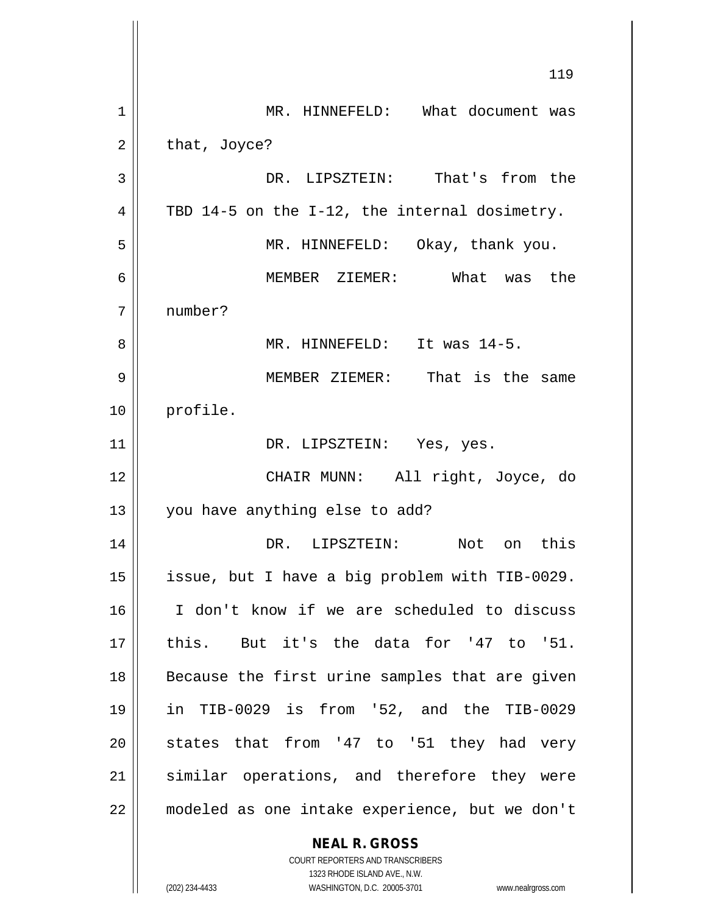MR. HINNEFELD: What document was that, Joyce?

DR. LIPSZTEIN: That's from the TBD 14-5 on the I-12, the internal dosimetry.

MR. HINNEFELD: Okay, thank you.

MEMBER ZIEMER: What was the number?

MR. HINNEFELD: It was 14-5.

MEMBER ZIEMER: That is the same profile.

DR. LIPSZTEIN: Yes, yes.

CHAIR MUNN: All right, Joyce, do you have anything else to add?

DR. LIPSZTEIN: Not on this issue, but I have a big problem with TIB-0029. I don't know if we are scheduled to discuss this. But it's the data for '47 to '51. Because the first urine samples that are given in TIB-0029 is from '52, and the TIB-0029 states that from '47 to '51 they had very similar operations, and therefore they were modeled as one intake experience, but we don't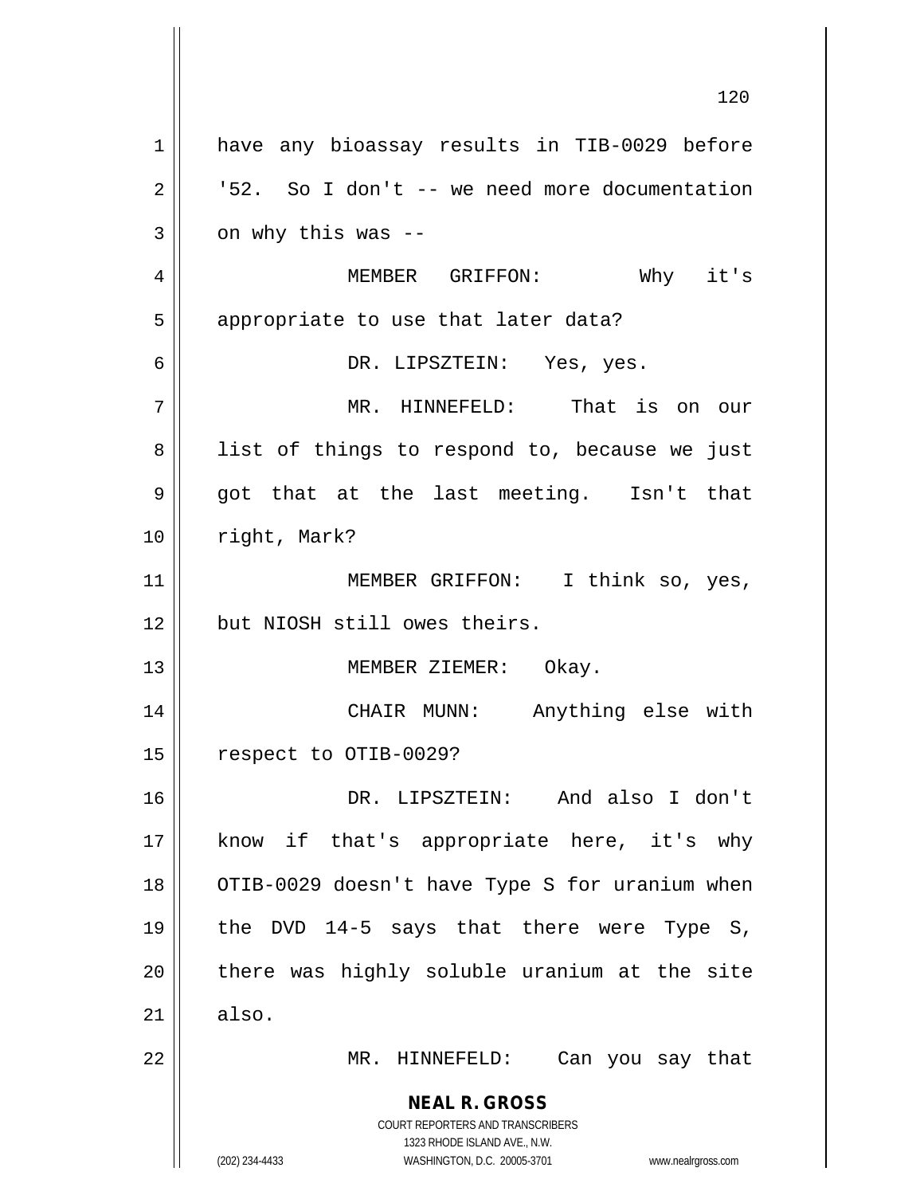have any bioassay results in TIB-0029 before '52. So I don't -- we need more documentation on why this was --

MEMBER GRIFFON: Why it's appropriate to use that later data?

DR. LIPSZTEIN: Yes, yes.

MR. HINNEFELD: That is on our list of things to respond to, because we just got that at the last meeting. Isn't that right, Mark?

MEMBER GRIFFON: I think so, yes, but NIOSH still owes theirs.

MEMBER ZIEMER: Okay.

CHAIR MUNN: Anything else with respect to OTIB-0029?

DR. LIPSZTEIN: And also I don't know if that's appropriate here, it's why OTIB-0029 doesn't have Type S for uranium when the DVD 14-5 says that there were Type S, there was highly soluble uranium at the site also.

MR. HINNEFELD: Can you say that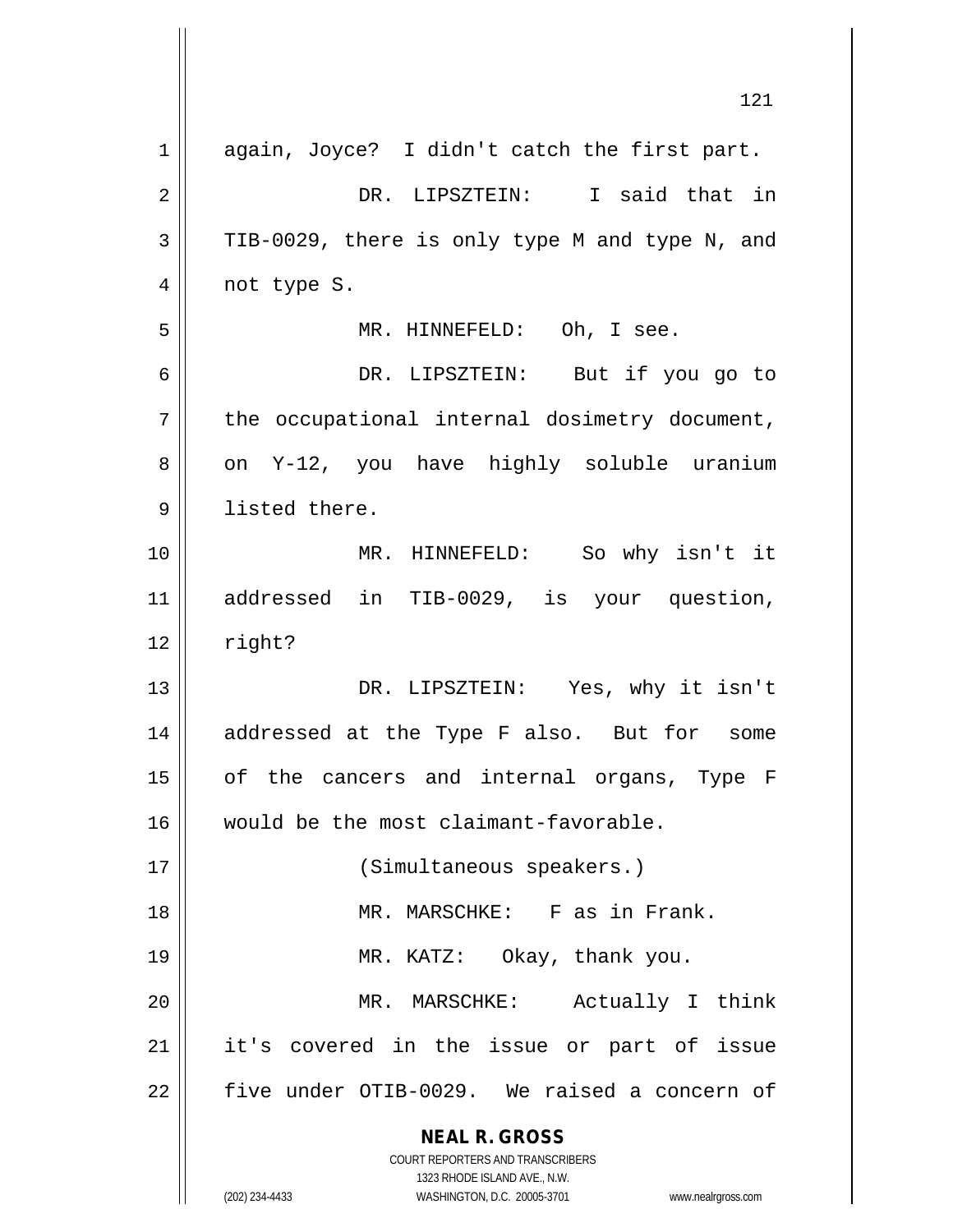again, Joyce? I didn't catch the first part.

DR. LIPSZTEIN: I said that in TIB-0029, there is only type M and type N, and not type S.

MR. HINNEFELD: Oh, I see.

DR. LIPSZTEIN: But if you go to the occupational internal dosimetry document, on Y-12, you have highly soluble uranium listed there.

MR. HINNEFELD: So why isn't it addressed in TIB-0029, is your question, right?

DR. LIPSZTEIN: Yes, why it isn't addressed at the Type F also. But for some of the cancers and internal organs, Type F would be the most claimant-favorable.

(Simultaneous speakers.)

MR. MARSCHKE: F as in Frank.

MR. KATZ: Okay, thank you.

MR. MARSCHKE: Actually I think it's covered in the issue or part of issue five under OTIB-0029. We raised a concern of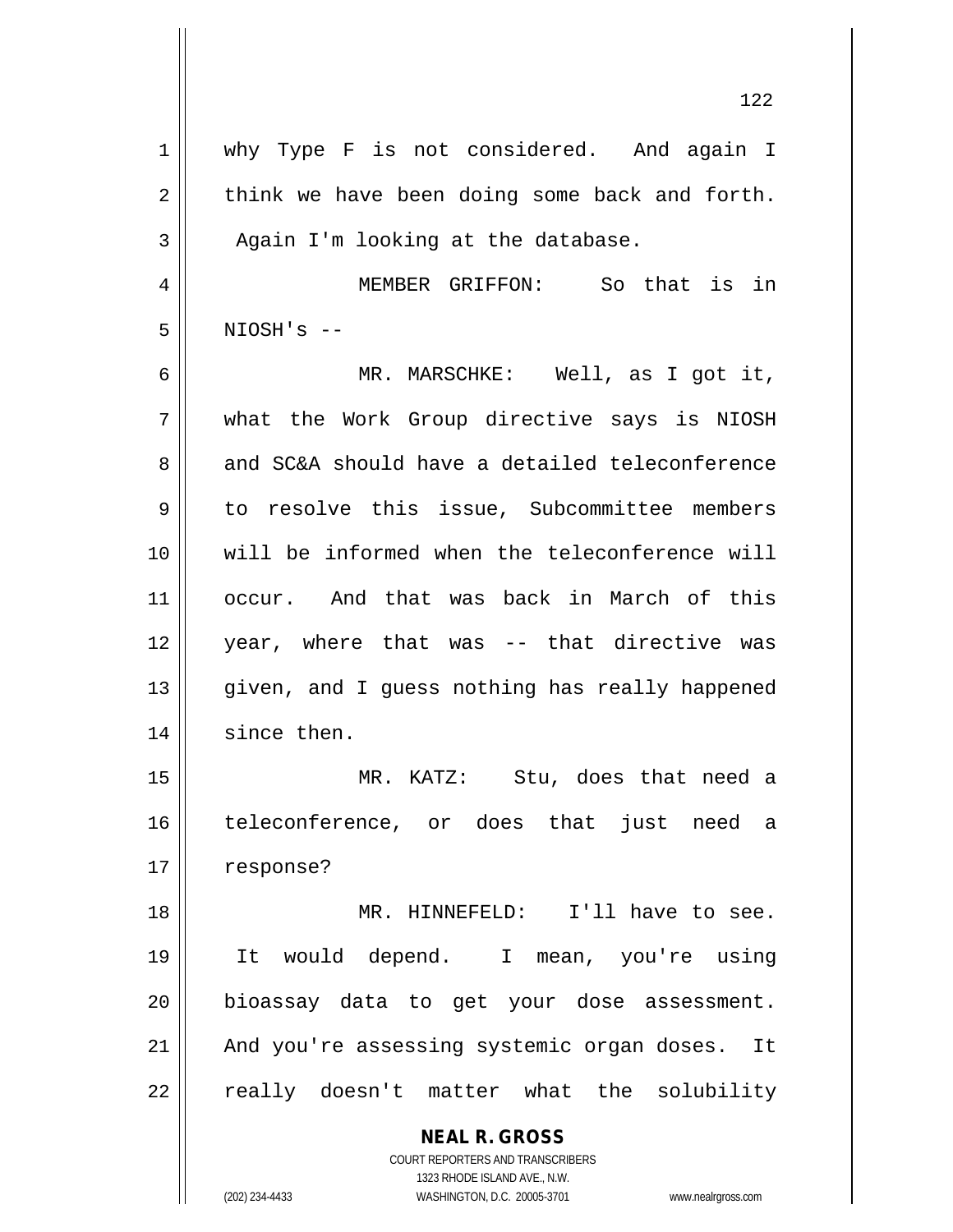why Type F is not considered. And again I think we have been doing some back and forth. Again I'm looking at the database.

MEMBER GRIFFON: So that is in NIOSH's --

MR. MARSCHKE: Well, as I got it, what the Work Group directive says is NIOSH and SC&A should have a detailed teleconference to resolve this issue, Subcommittee members will be informed when the teleconference will occur. And that was back in March of this year, where that was -- that directive was given, and I guess nothing has really happened since then.

MR. KATZ: Stu, does that need a teleconference, or does that just need a response?

MR. HINNEFELD: I'll have to see. It would depend. I mean, you're using bioassay data to get your dose assessment. And you're assessing systemic organ doses. It really doesn't matter what the solubility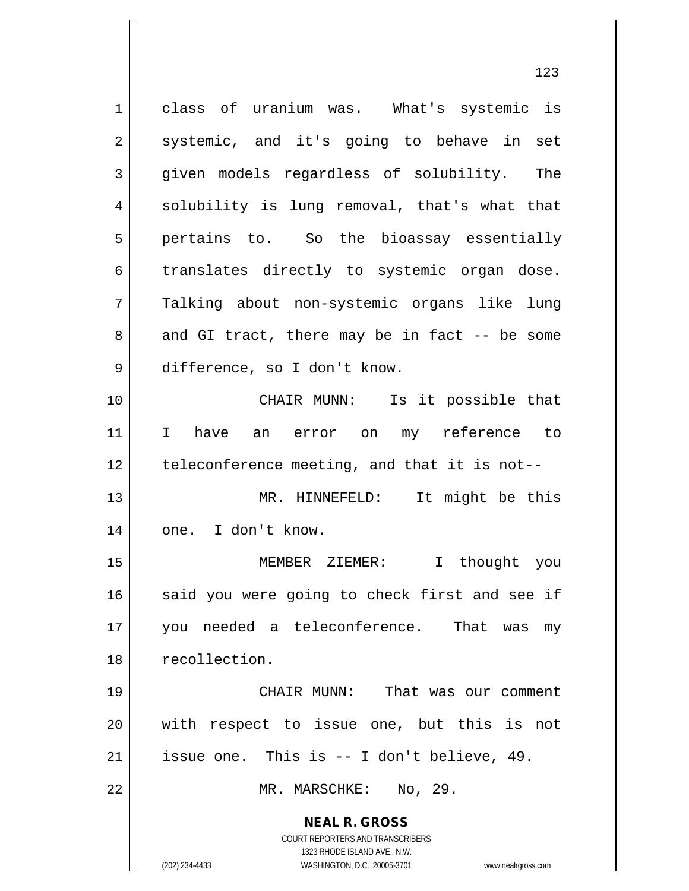class of uranium was. What's systemic is systemic, and it's going to behave in set given models regardless of solubility. The solubility is lung removal, that's what that pertains to. So the bioassay essentially translates directly to systemic organ dose. Talking about non-systemic organs like lung and GI tract, there may be in fact -- be some difference, so I don't know.

CHAIR MUNN: Is it possible that I have an error on my reference to teleconference meeting, and that it is not--

MR. HINNEFELD: It might be this one. I don't know.

MEMBER ZIEMER: I thought you said you were going to check first and see if you needed a teleconference. That was my recollection.

CHAIR MUNN: That was our comment with respect to issue one, but this is not issue one. This is -- I don't believe, 49.

MR. MARSCHKE: No, 29.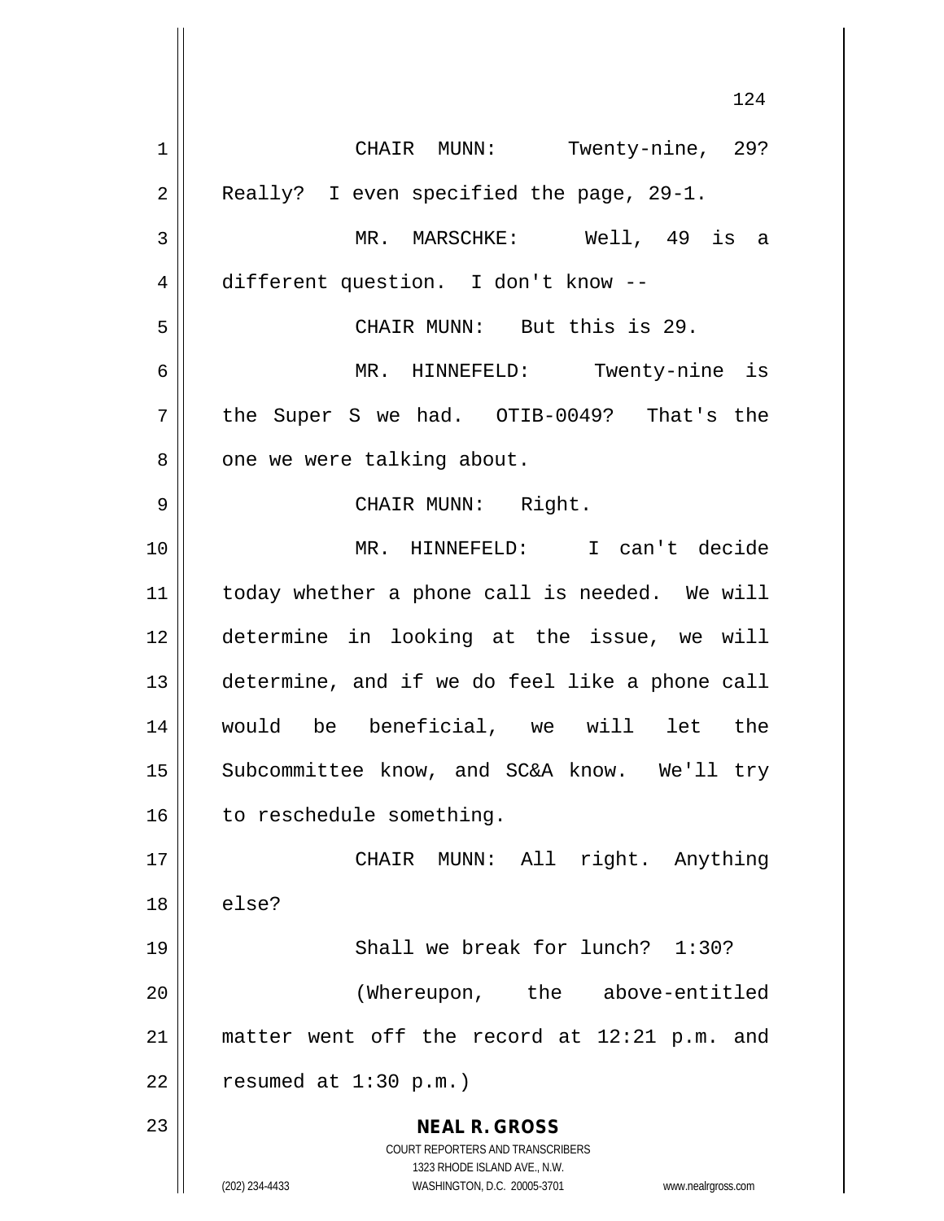CHAIR MUNN: Twenty-nine, 29? Really? I even specified the page, 29-1.

MR. MARSCHKE: Well, 49 is a different question. I don't know --

CHAIR MUNN: But this is 29.

MR. HINNEFELD: Twenty-nine is the Super S we had. OTIB-0049? That's the one we were talking about.

CHAIR MUNN: Right.

MR. HINNEFELD: I can't decide today whether a phone call is needed. We will determine in looking at the issue, we will determine, and if we do feel like a phone call would be beneficial, we will let the Subcommittee know, and SC&A know. We'll try to reschedule something.

CHAIR MUNN: All right. Anything else?

Shall we break for lunch? 1:30?

(Whereupon, the above-entitled matter went off the record at 12:21 p.m. and resumed at 1:30 p.m.)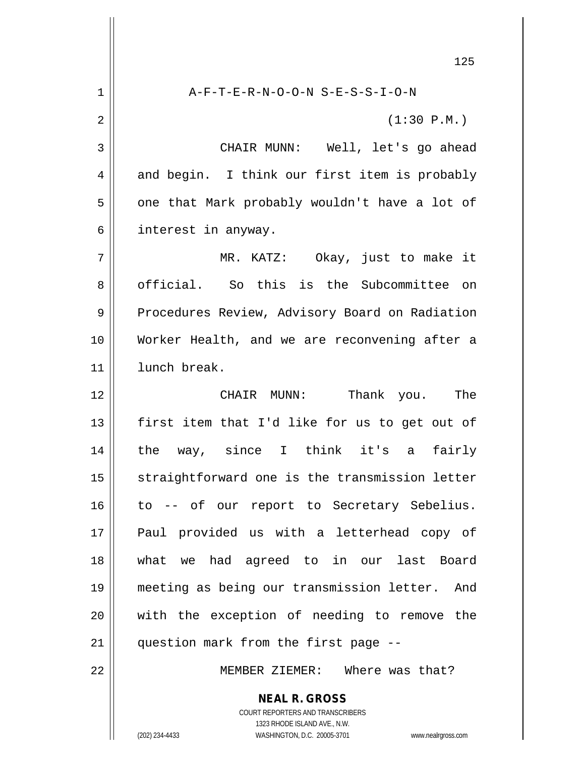A-F-T-E-R-N-O-O-N S-E-S-S-I-O-N

(1:30 P.M.)

CHAIR MUNN: Well, let's go ahead and begin. I think our first item is probably one that Mark probably wouldn't have a lot of interest in anyway.

MR. KATZ: Okay, just to make it official. So this is the Subcommittee on Procedures Review, Advisory Board on Radiation Worker Health, and we are reconvening after a lunch break.

CHAIR MUNN: Thank you. The first item that I'd like for us to get out of the way, since I think it's a fairly straightforward one is the transmission letter to -- of our report to Secretary Sebelius. Paul provided us with a letterhead copy of what we had agreed to in our last Board meeting as being our transmission letter. And with the exception of needing to remove the question mark from the first page --

MEMBER ZIEMER: Where was that?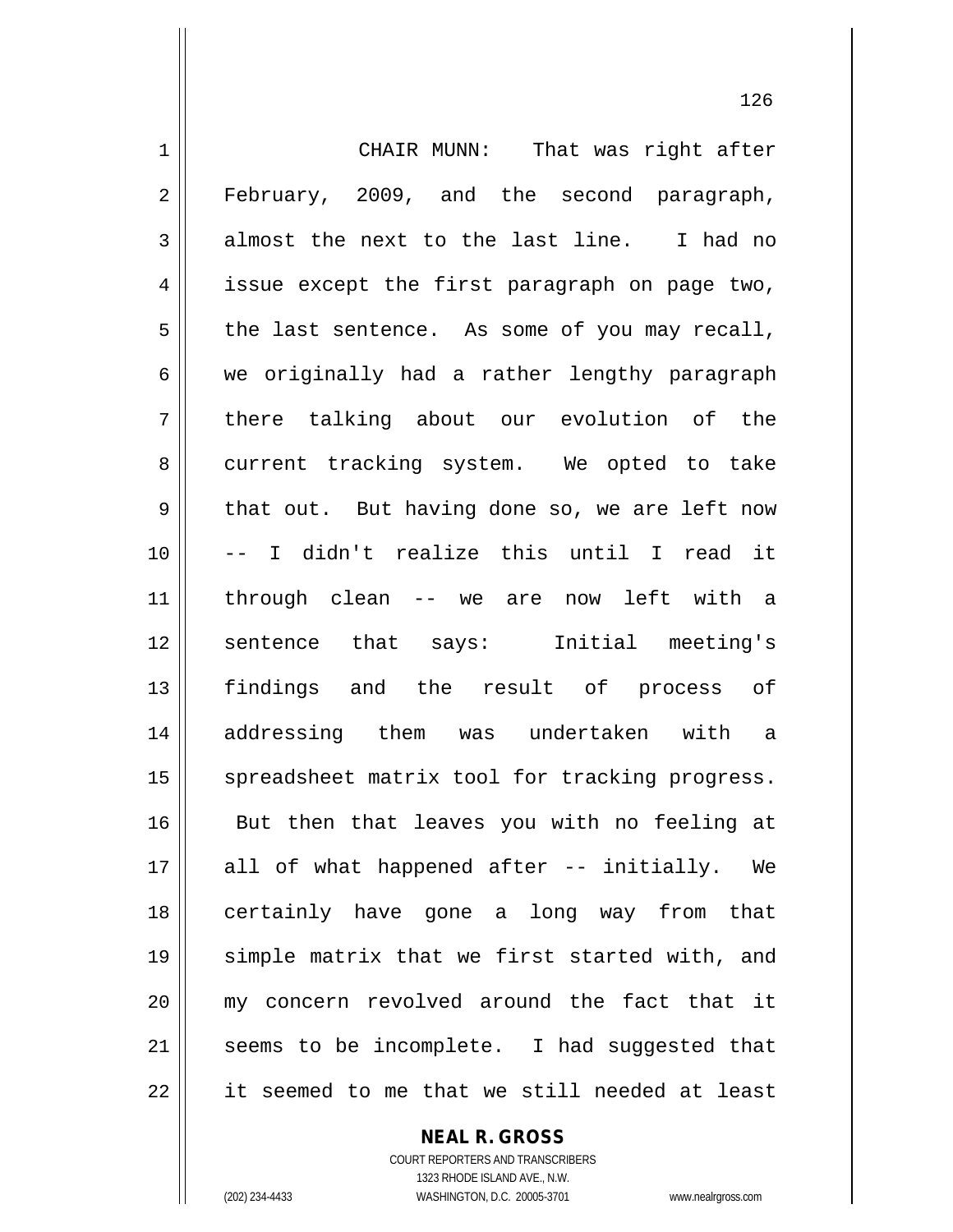CHAIR MUNN: That was right after February, 2009, and the second paragraph, almost the next to the last line. I had no issue except the first paragraph on page two, the last sentence. As some of you may recall, we originally had a rather lengthy paragraph there talking about our evolution of the current tracking system. We opted to take that out. But having done so, we are left now -- I didn't realize this until I read it through clean -- we are now left with a sentence that says: Initial meeting's findings and the result of process of addressing them was undertaken with a spreadsheet matrix tool for tracking progress. But then that leaves you with no feeling at all of what happened after -- initially. We certainly have gone a long way from that simple matrix that we first started with, and my concern revolved around the fact that it seems to be incomplete. I had suggested that it seemed to me that we still needed at least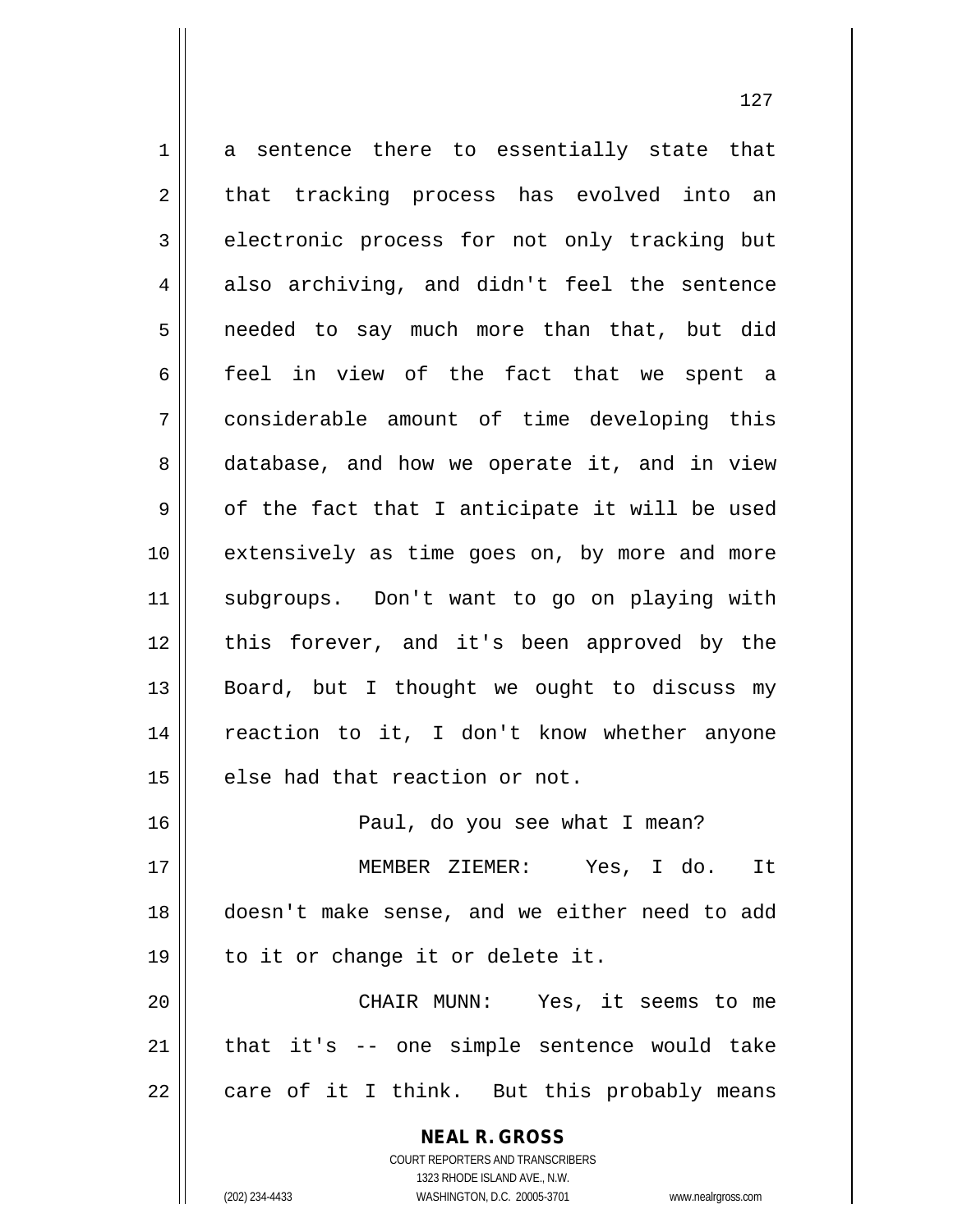a sentence there to essentially state that that tracking process has evolved into an electronic process for not only tracking but also archiving, and didn't feel the sentence needed to say much more than that, but did feel in view of the fact that we spent a considerable amount of time developing this database, and how we operate it, and in view of the fact that I anticipate it will be used extensively as time goes on, by more and more subgroups. Don't want to go on playing with this forever, and it's been approved by the Board, but I thought we ought to discuss my reaction to it, I don't know whether anyone else had that reaction or not.

Paul, do you see what I mean?

MEMBER ZIEMER: Yes, I do. It doesn't make sense, and we either need to add to it or change it or delete it.

CHAIR MUNN: Yes, it seems to me that it's -- one simple sentence would take care of it I think. But this probably means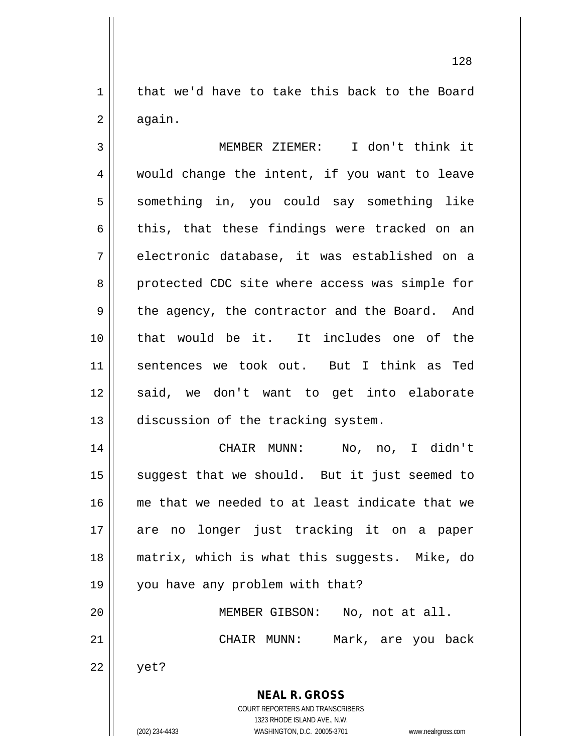that we'd have to take this back to the Board again.

MEMBER ZIEMER: I don't think it would change the intent, if you want to leave something in, you could say something like this, that these findings were tracked on an electronic database, it was established on a protected CDC site where access was simple for the agency, the contractor and the Board. And that would be it. It includes one of the sentences we took out. But I think as Ted said, we don't want to get into elaborate discussion of the tracking system.

CHAIR MUNN: No, no, I didn't suggest that we should. But it just seemed to me that we needed to at least indicate that we are no longer just tracking it on a paper matrix, which is what this suggests. Mike, do you have any problem with that?

MEMBER GIBSON: No, not at all.

CHAIR MUNN: Mark, are you back yet?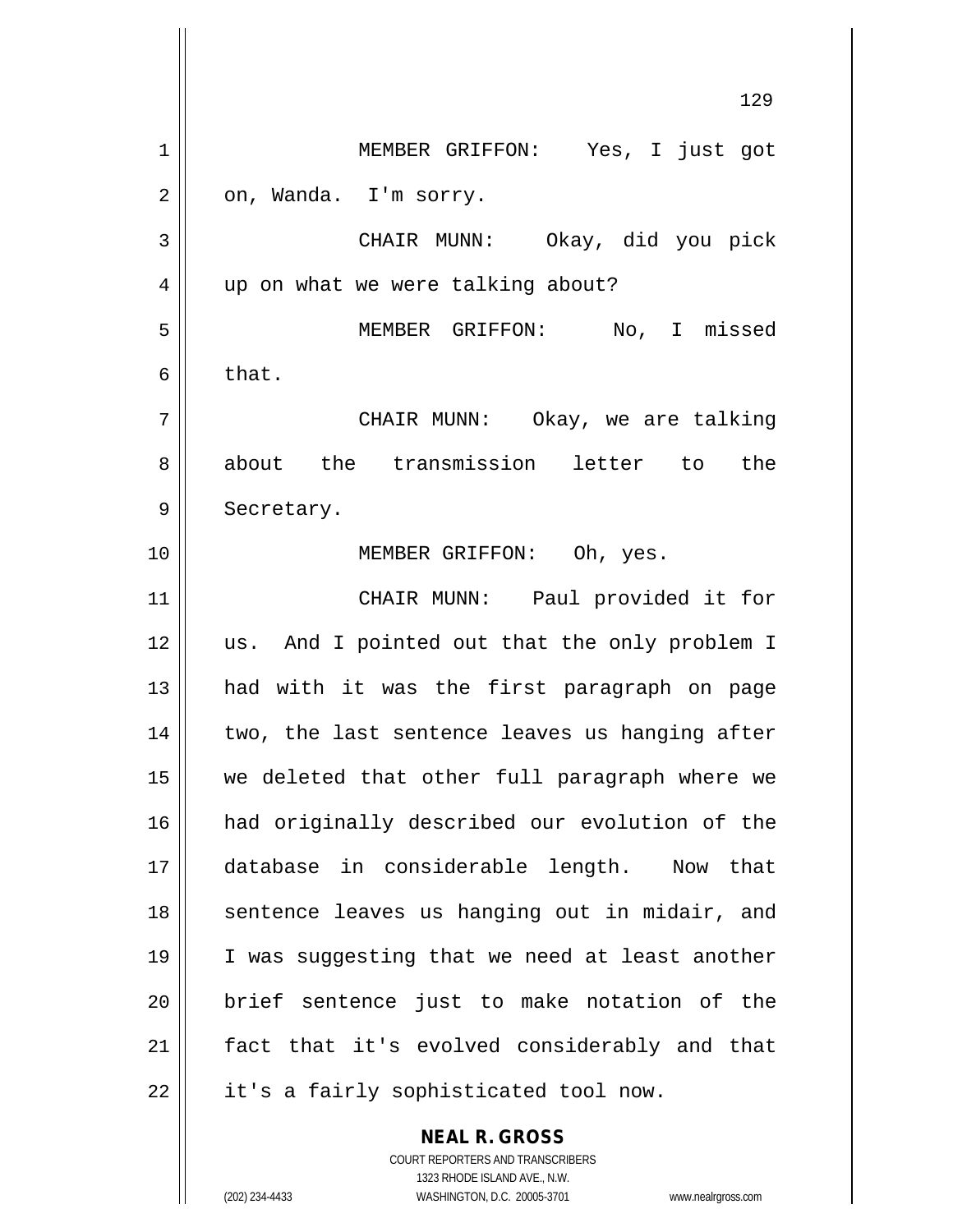MEMBER GRIFFON: Yes, I just got on, Wanda. I'm sorry.

CHAIR MUNN: Okay, did you pick up on what we were talking about?

MEMBER GRIFFON: No, I missed that.

CHAIR MUNN: Okay, we are talking about the transmission letter to the Secretary.

MEMBER GRIFFON: Oh, yes.

CHAIR MUNN: Paul provided it for us. And I pointed out that the only problem I had with it was the first paragraph on page two, the last sentence leaves us hanging after we deleted that other full paragraph where we had originally described our evolution of the database in considerable length. Now that sentence leaves us hanging out in midair, and I was suggesting that we need at least another brief sentence just to make notation of the fact that it's evolved considerably and that it's a fairly sophisticated tool now.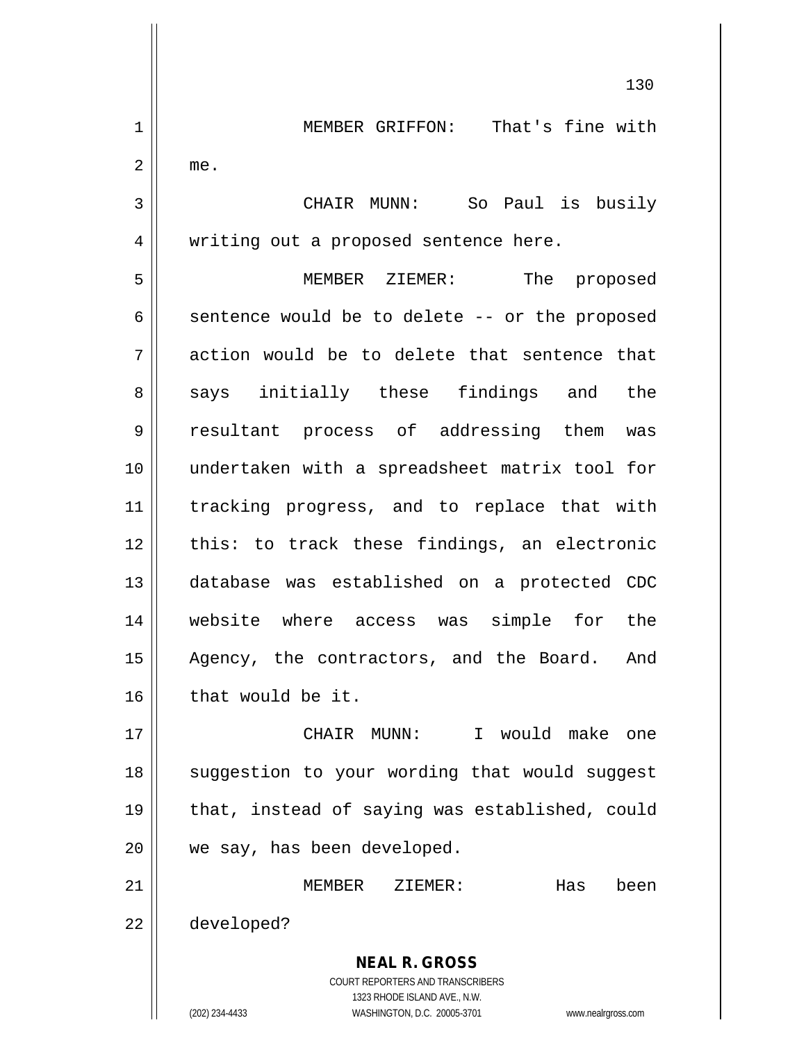MEMBER GRIFFON: That's fine with me.

CHAIR MUNN: So Paul is busily writing out a proposed sentence here.

MEMBER ZIEMER: The proposed sentence would be to delete -- or the proposed action would be to delete that sentence that says initially these findings and the resultant process of addressing them was undertaken with a spreadsheet matrix tool for tracking progress, and to replace that with this: to track these findings, an electronic database was established on a protected CDC website where access was simple for the Agency, the contractors, and the Board. And that would be it.

CHAIR MUNN: I would make one suggestion to your wording that would suggest that, instead of saying was established, could we say, has been developed.

MEMBER ZIEMER: Has been developed?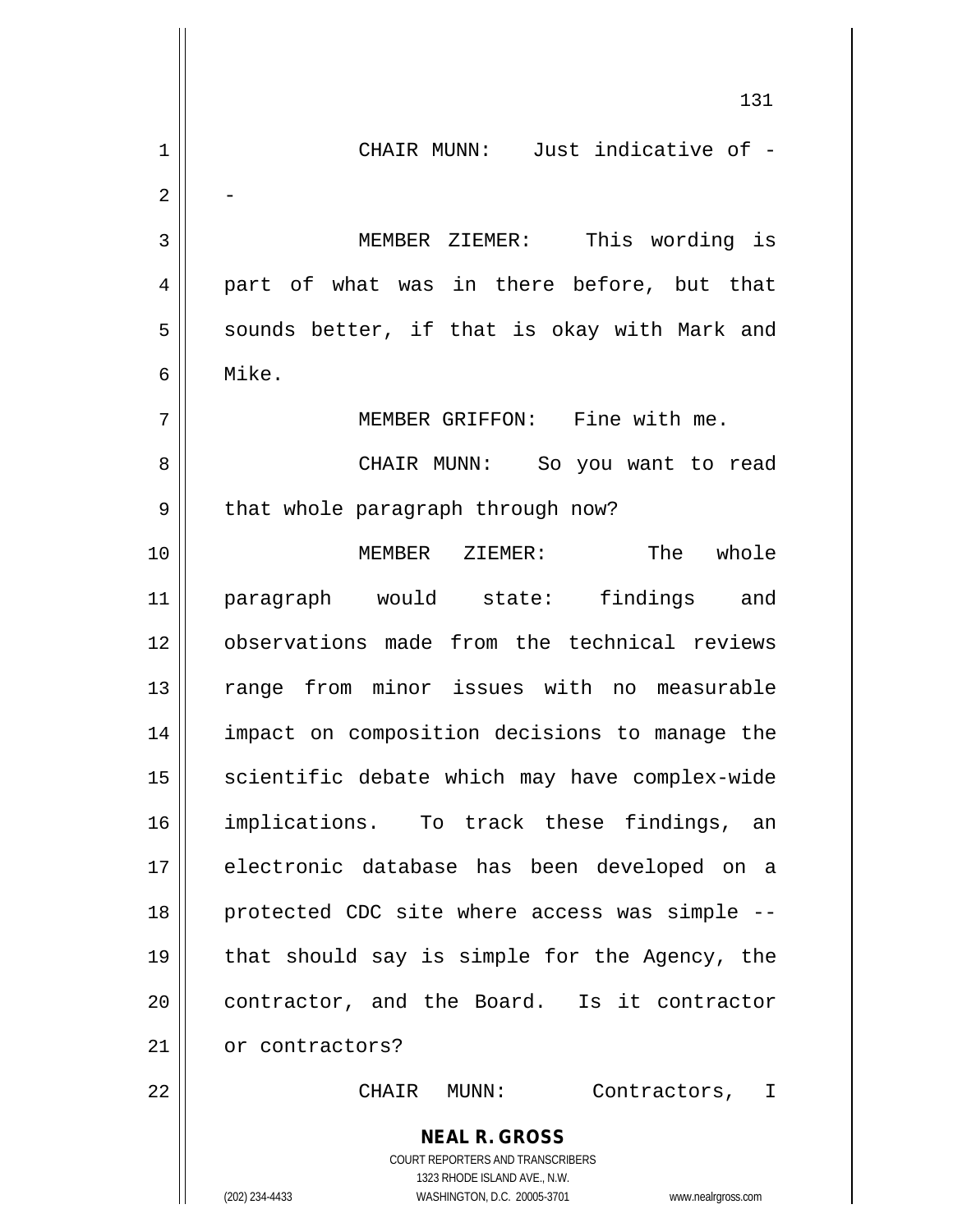CHAIR MUNN: Just indicative of --

MEMBER ZIEMER: This wording is part of what was in there before, but that sounds better, if that is okay with Mark and Mike.

MEMBER GRIFFON: Fine with me.

CHAIR MUNN: So you want to read that whole paragraph through now?

MEMBER ZIEMER: The whole paragraph would state: findings and observations made from the technical reviews range from minor issues with no measurable impact on composition decisions to manage the scientific debate which may have complex-wide implications. To track these findings, an electronic database has been developed on a protected CDC site where access was simple -- that should say is simple for the Agency, the contractor, and the Board. Is it contractor or contractors?

CHAIR MUNN: Contractors, I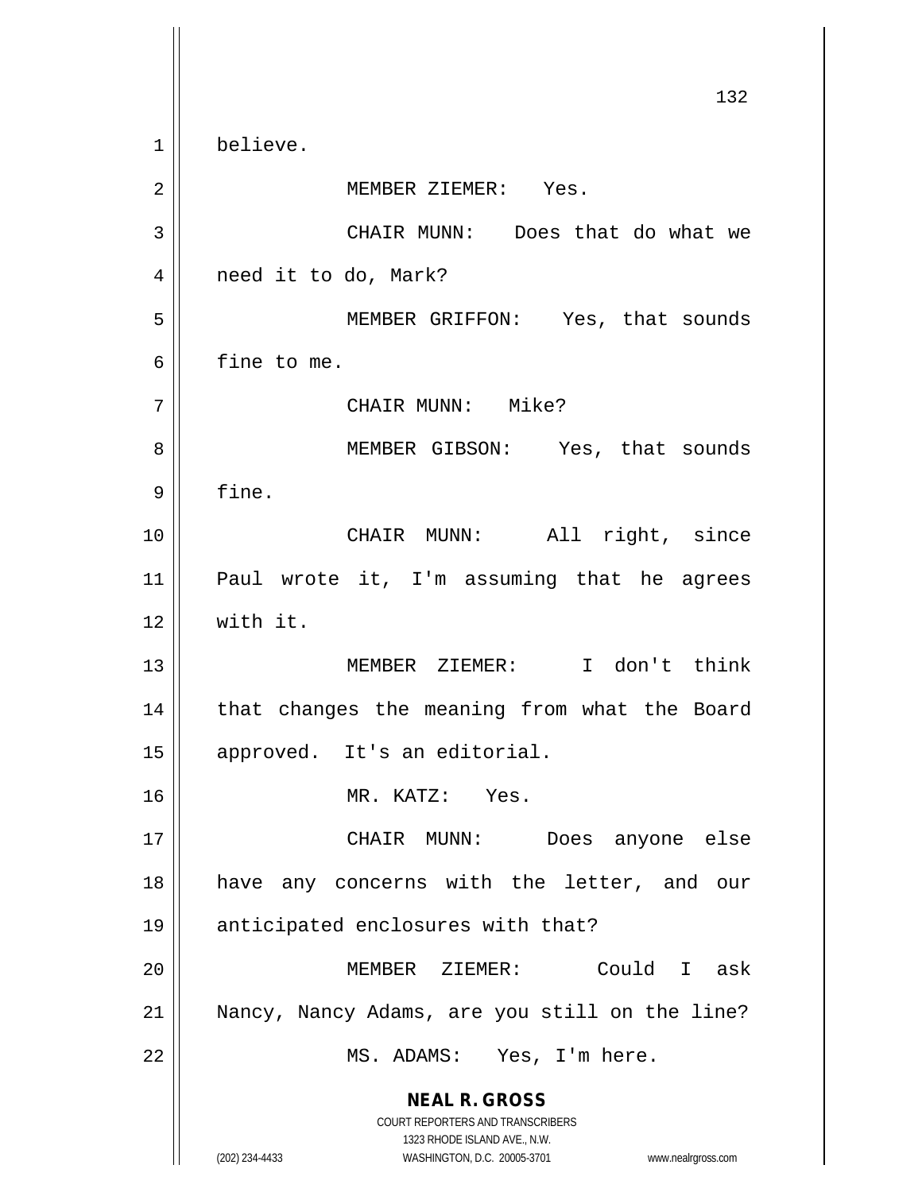believe.

MEMBER ZIEMER: Yes.

CHAIR MUNN: Does that do what we need it to do, Mark?

MEMBER GRIFFON: Yes, that sounds fine to me.

CHAIR MUNN: Mike?

MEMBER GIBSON: Yes, that sounds fine.

CHAIR MUNN: All right, since Paul wrote it, I'm assuming that he agrees with it.

MEMBER ZIEMER: I don't think that changes the meaning from what the Board approved. It's an editorial.

MR. KATZ: Yes.

CHAIR MUNN: Does anyone else have any concerns with the letter, and our anticipated enclosures with that?

MEMBER ZIEMER: Could I ask Nancy, Nancy Adams, are you still on the line?

MS. ADAMS: Yes, I'm here.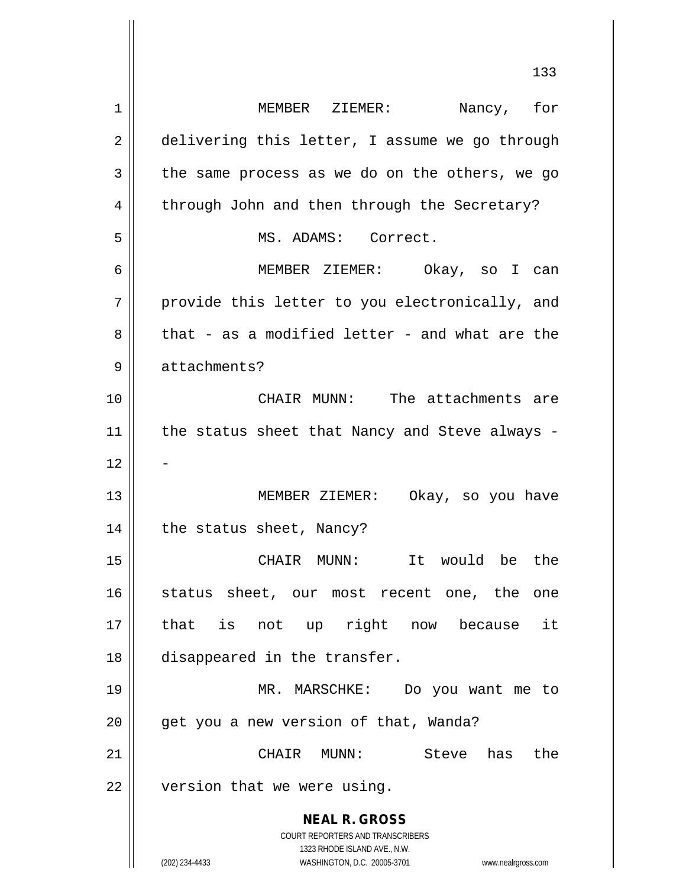MEMBER ZIEMER: Nancy, for delivering this letter, I assume we go through the same process as we do on the others, we go through John and then through the Secretary?

MS. ADAMS: Correct.

MEMBER ZIEMER: Okay, so I can provide this letter to you electronically, and that - as a modified letter - and what are the attachments?

CHAIR MUNN: The attachments are the status sheet that Nancy and Steve always --

MEMBER ZIEMER: Okay, so you have the status sheet, Nancy?

CHAIR MUNN: It would be the status sheet, our most recent one, the one that is not up right now because it disappeared in the transfer.

MR. MARSCHKE: Do you want me to get you a new version of that, Wanda?

CHAIR MUNN: Steve has the version that we were using.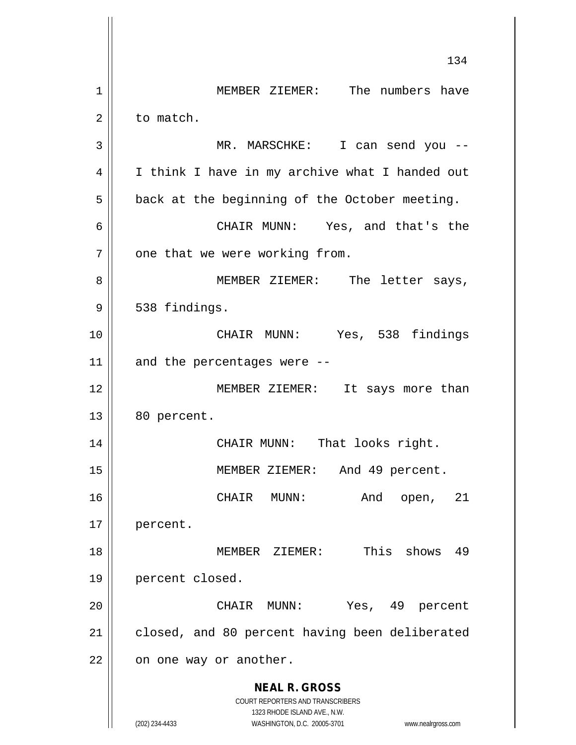MEMBER ZIEMER: The numbers have to match.

MR. MARSCHKE: I can send you -- I think I have in my archive what I handed out back at the beginning of the October meeting.

CHAIR MUNN: Yes, and that's the one that we were working from.

MEMBER ZIEMER: The letter says, 538 findings.

CHAIR MUNN: Yes, 538 findings and the percentages were --

MEMBER ZIEMER: It says more than 80 percent.

CHAIR MUNN: That looks right.

MEMBER ZIEMER: And 49 percent.

CHAIR MUNN: And open, 21 percent.

MEMBER ZIEMER: This shows 49 percent closed.

CHAIR MUNN: Yes, 49 percent closed, and 80 percent having been deliberated on one way or another.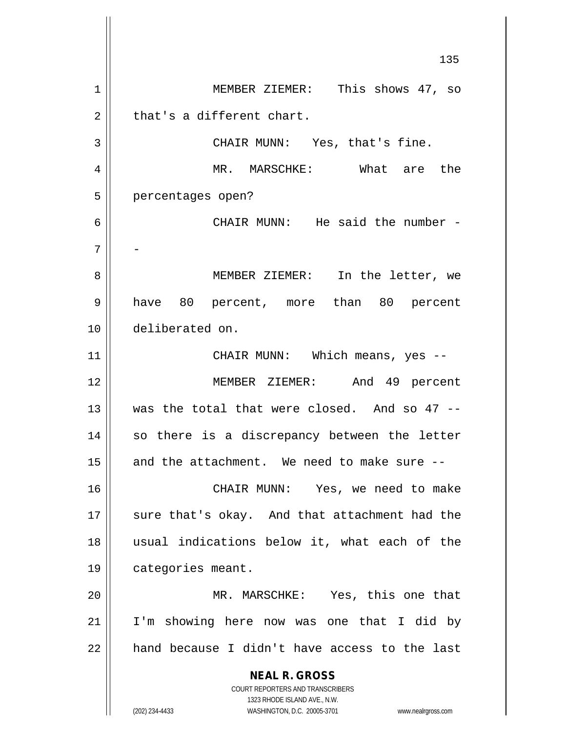MEMBER ZIEMER: This shows 47, so that's a different chart.

CHAIR MUNN: Yes, that's fine.

MR. MARSCHKE: What are the percentages open?

CHAIR MUNN: He said the number --

MEMBER ZIEMER: In the letter, we have 80 percent, more than 80 percent deliberated on.

CHAIR MUNN: Which means, yes --

MEMBER ZIEMER: And 49 percent was the total that were closed. And so 47 -- so there is a discrepancy between the letter and the attachment. We need to make sure --

CHAIR MUNN: Yes, we need to make sure that's okay. And that attachment had the usual indications below it, what each of the categories meant.

MR. MARSCHKE: Yes, this one that I'm showing here now was one that I did by hand because I didn't have access to the last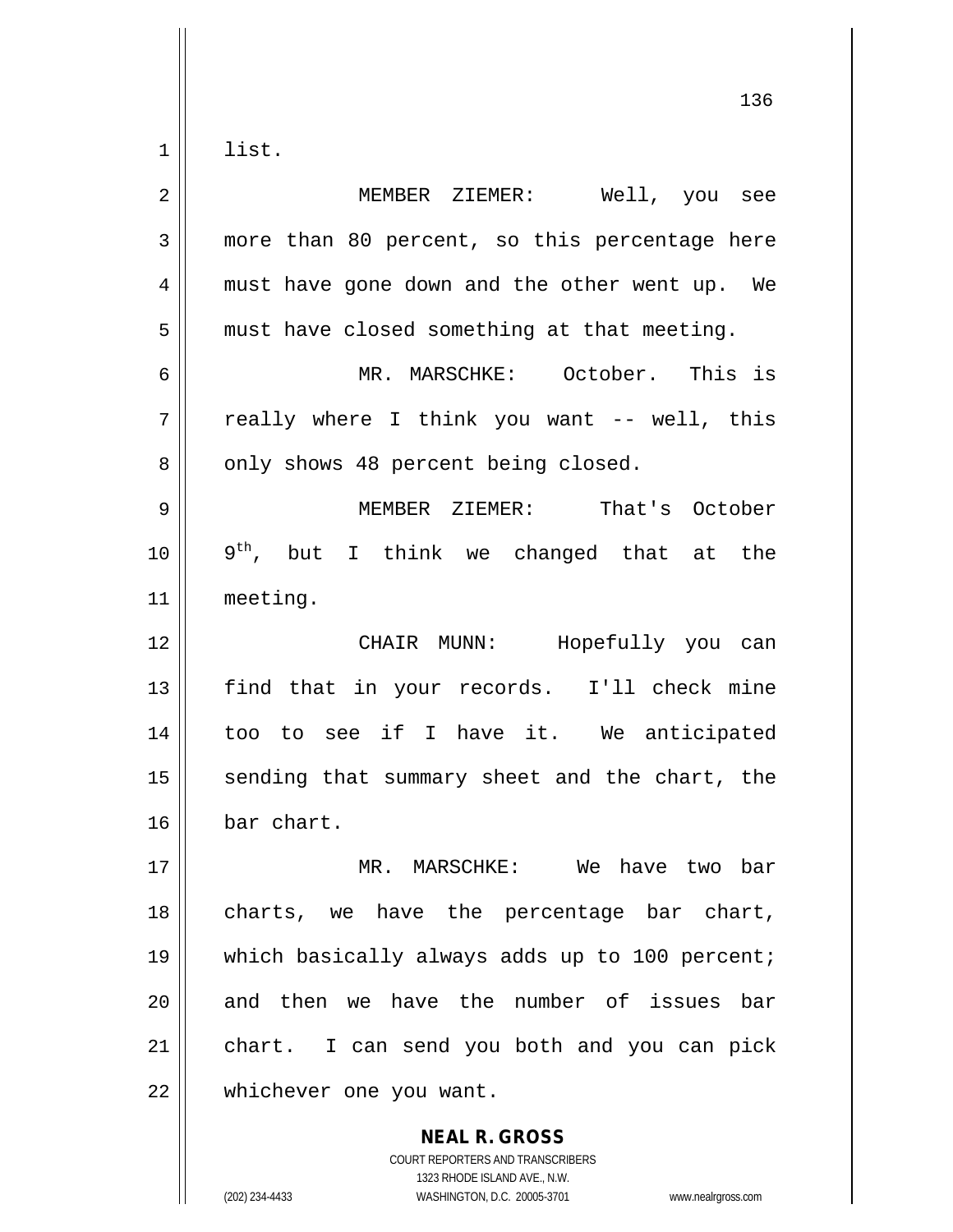list.

MEMBER ZIEMER: Well, you see more than 80 percent, so this percentage here must have gone down and the other went up. We must have closed something at that meeting.

MR. MARSCHKE: October. This is really where I think you want -- well, this only shows 48 percent being closed.

MEMBER ZIEMER: That's October 9th, but I think we changed that at the meeting.

CHAIR MUNN: Hopefully you can find that in your records. I'll check mine too to see if I have it. We anticipated sending that summary sheet and the chart, the bar chart.

MR. MARSCHKE: We have two bar charts, we have the percentage bar chart, which basically always adds up to 100 percent; and then we have the number of issues bar chart. I can send you both and you can pick whichever one you want.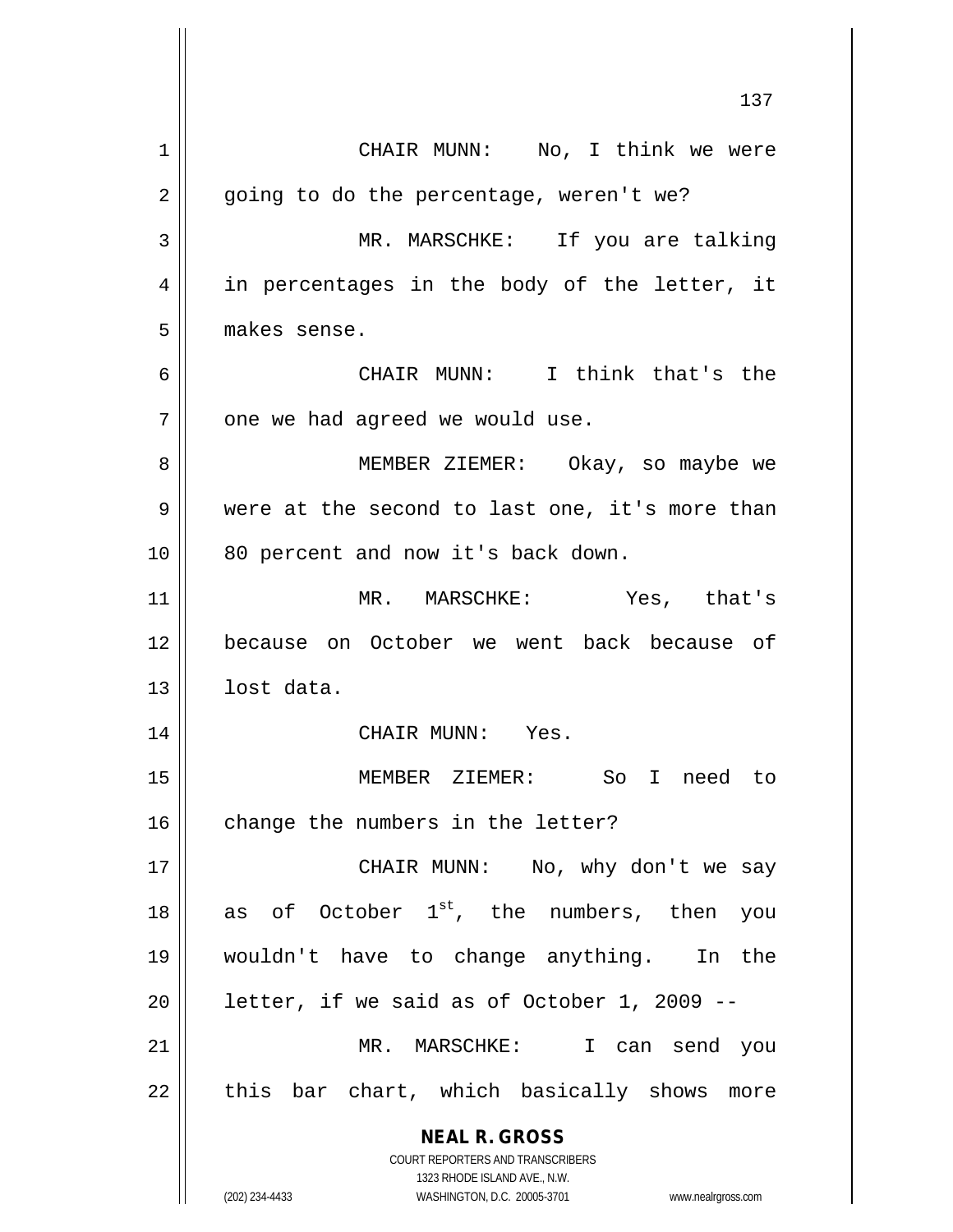CHAIR MUNN: No, I think we were going to do the percentage, weren't we?

MR. MARSCHKE: If you are talking in percentages in the body of the letter, it makes sense.

CHAIR MUNN: I think that's the one we had agreed we would use.

MEMBER ZIEMER: Okay, so maybe we were at the second to last one, it's more than 80 percent and now it's back down.

MR. MARSCHKE: Yes, that's because on October we went back because of lost data.

CHAIR MUNN: Yes.

MEMBER ZIEMER: So I need to change the numbers in the letter?

CHAIR MUNN: No, why don't we say as of October 1st, the numbers, then you wouldn't have to change anything. In the letter, if we said as of October 1, 2009 --

MR. MARSCHKE: I can send you this bar chart, which basically shows more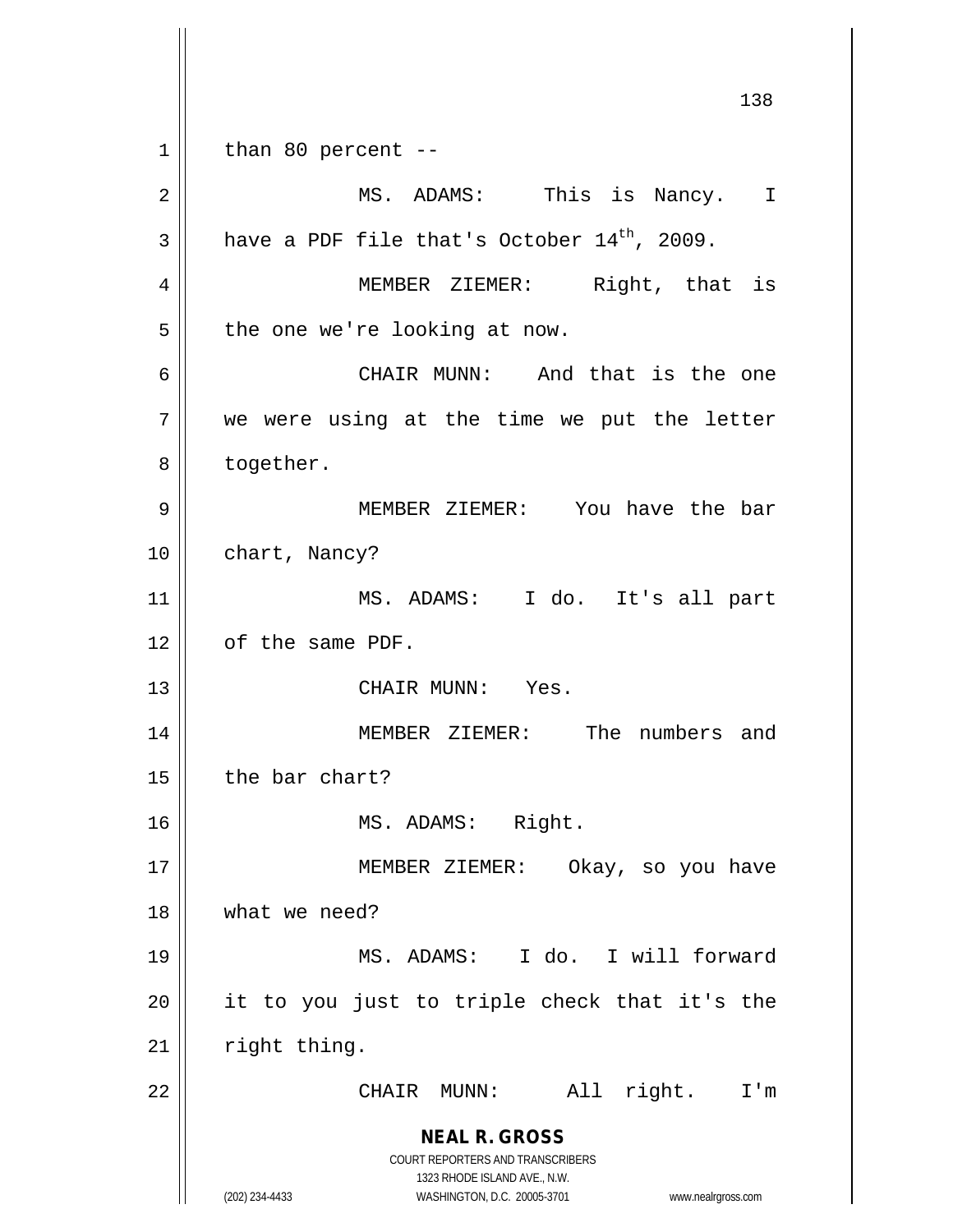than 80 percent --

MS. ADAMS: This is Nancy. I have a PDF file that's October 14th, 2009.

MEMBER ZIEMER: Right, that is the one we're looking at now.

CHAIR MUNN: And that is the one we were using at the time we put the letter together.

MEMBER ZIEMER: You have the bar chart, Nancy?

MS. ADAMS: I do. It's all part of the same PDF.

CHAIR MUNN: Yes.

MEMBER ZIEMER: The numbers and the bar chart?

MS. ADAMS: Right.

MEMBER ZIEMER: Okay, so you have what we need?

MS. ADAMS: I do. I will forward it to you just to triple check that it's the right thing.

CHAIR MUNN: All right. I'm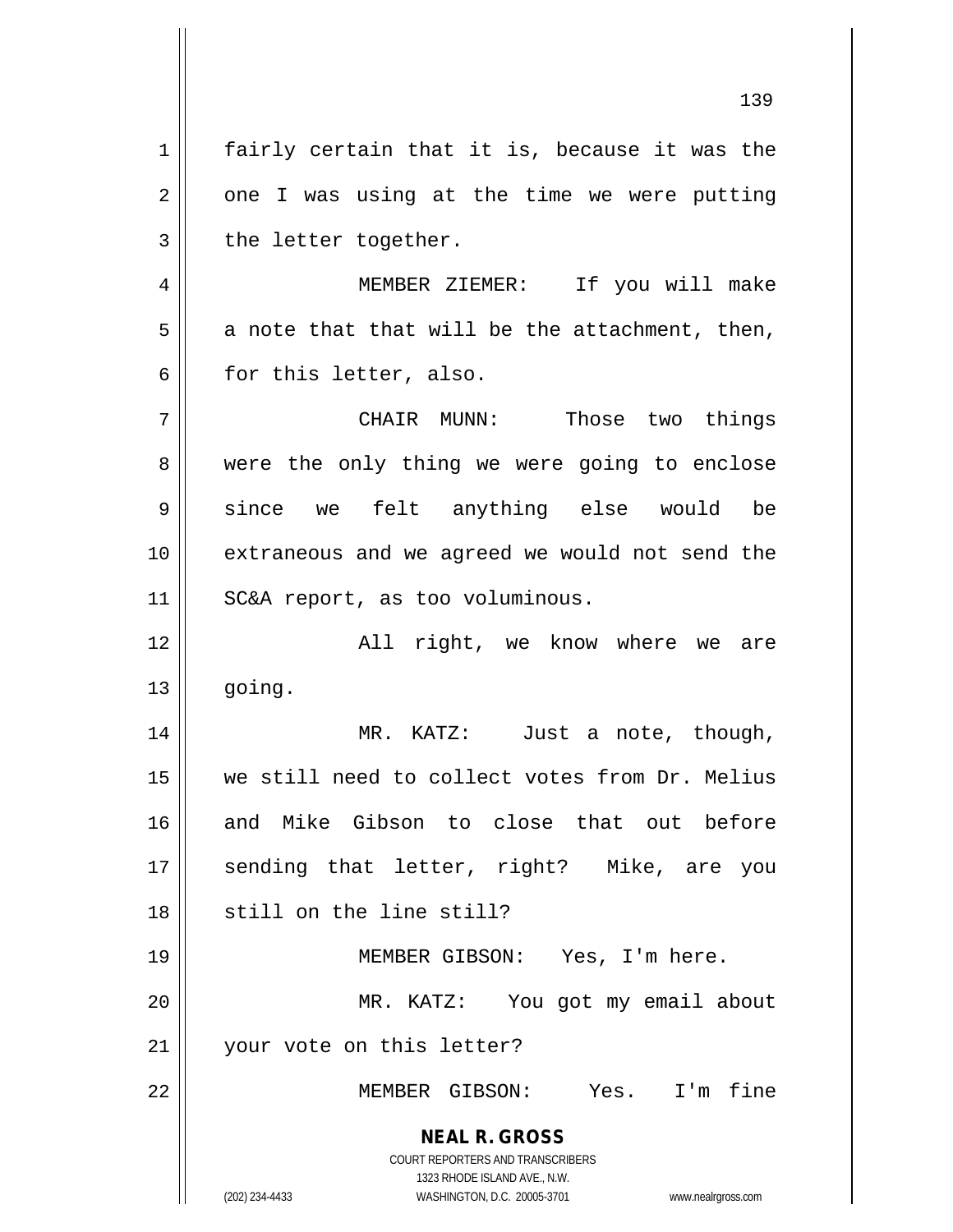fairly certain that it is, because it was the one I was using at the time we were putting the letter together.

MEMBER ZIEMER: If you will make a note that that will be the attachment, then, for this letter, also.

CHAIR MUNN: Those two things were the only thing we were going to enclose since we felt anything else would be extraneous and we agreed we would not send the SC&A report, as too voluminous.

All right, we know where we are going.

MR. KATZ: Just a note, though, we still need to collect votes from Dr. Melius and Mike Gibson to close that out before sending that letter, right? Mike, are you still on the line still?

MEMBER GIBSON: Yes, I'm here.

MR. KATZ: You got my email about your vote on this letter?

MEMBER GIBSON: Yes. I'm fine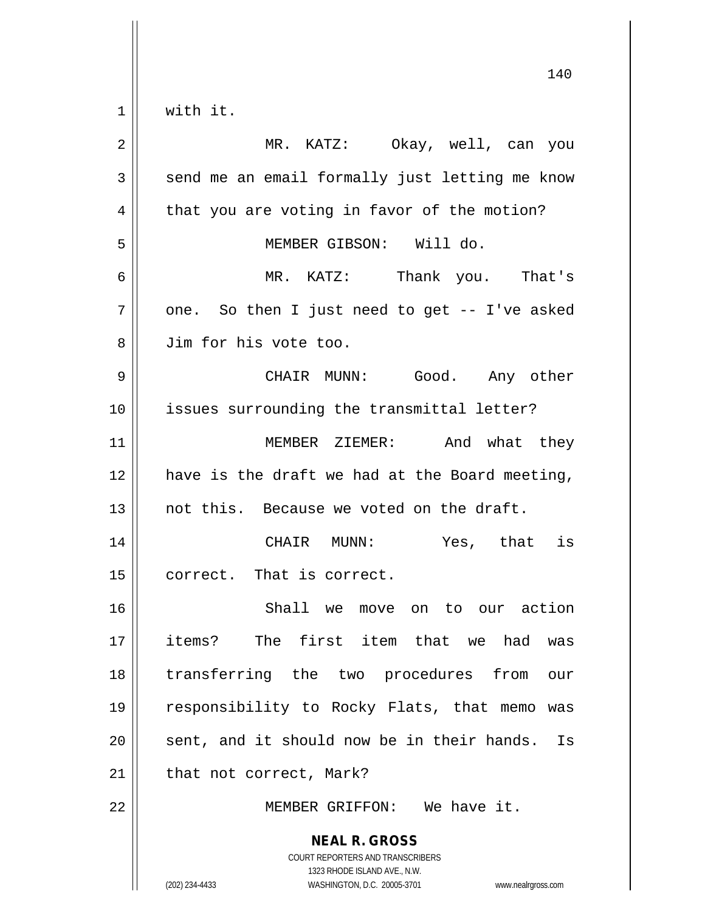with it.

MR. KATZ: Okay, well, can you send me an email formally just letting me know that you are voting in favor of the motion?

MEMBER GIBSON: Will do.

MR. KATZ: Thank you. That's one. So then I just need to get -- I've asked Jim for his vote too.

CHAIR MUNN: Good. Any other issues surrounding the transmittal letter?

MEMBER ZIEMER: And what they have is the draft we had at the Board meeting, not this. Because we voted on the draft.

CHAIR MUNN: Yes, that is correct. That is correct.

Shall we move on to our action items? The first item that we had was transferring the two procedures from our responsibility to Rocky Flats, that memo was sent, and it should now be in their hands. Is that not correct, Mark?

MEMBER GRIFFON: We have it.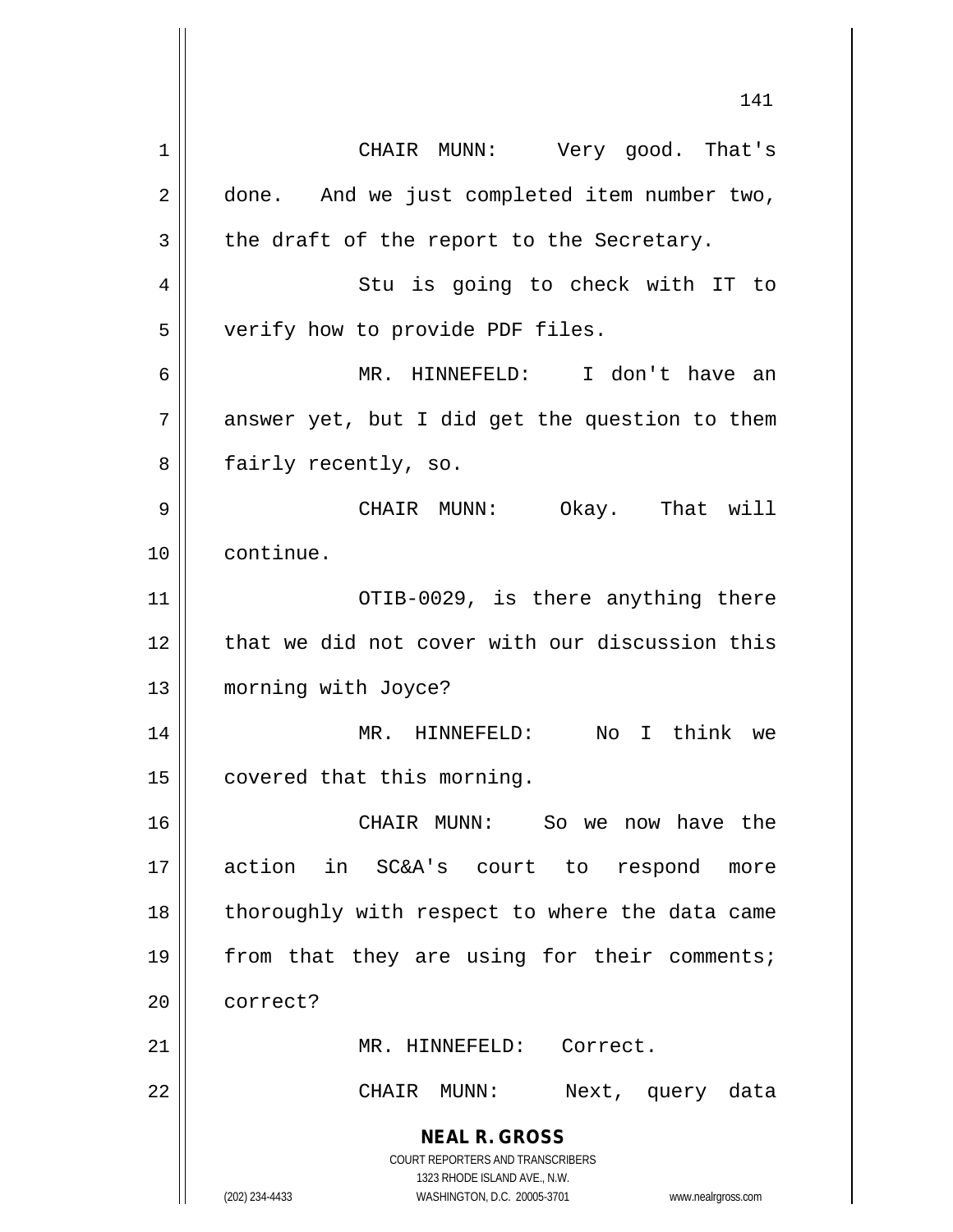CHAIR MUNN: Very good. That's done. And we just completed item number two, the draft of the report to the Secretary.

Stu is going to check with IT to verify how to provide PDF files.

MR. HINNEFELD: I don't have an answer yet, but I did get the question to them fairly recently, so.

CHAIR MUNN: Okay. That will continue.

OTIB-0029, is there anything there that we did not cover with our discussion this morning with Joyce?

MR. HINNEFELD: No I think we covered that this morning.

CHAIR MUNN: So we now have the action in SC&A's court to respond more thoroughly with respect to where the data came from that they are using for their comments; correct?

MR. HINNEFELD: Correct.

CHAIR MUNN: Next, query data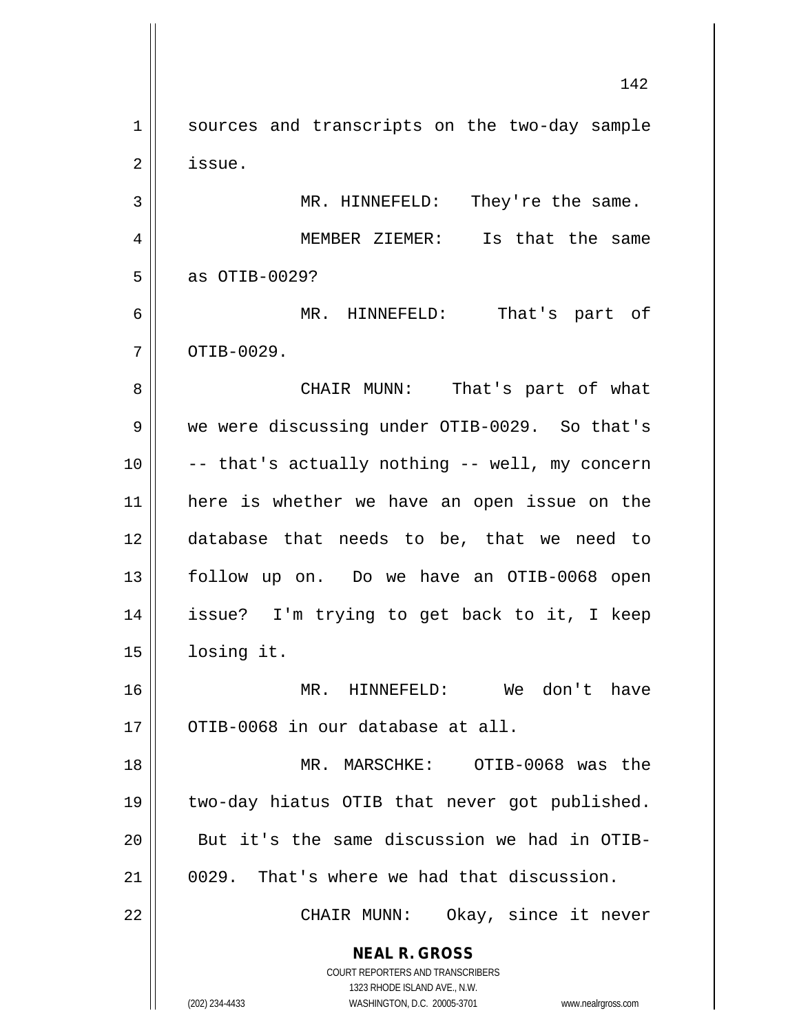sources and transcripts on the two-day sample issue.

MR. HINNEFELD: They're the same.

MEMBER ZIEMER: Is that the same as OTIB-0029?

MR. HINNEFELD: That's part of OTIB-0029.

CHAIR MUNN: That's part of what we were discussing under OTIB-0029. So that's -- that's actually nothing -- well, my concern here is whether we have an open issue on the database that needs to be, that we need to follow up on. Do we have an OTIB-0068 open issue? I'm trying to get back to it, I keep losing it.

MR. HINNEFELD: We don't have OTIB-0068 in our database at all.

MR. MARSCHKE: OTIB-0068 was the two-day hiatus OTIB that never got published. But it's the same discussion we had in OTIB-0029. That's where we had that discussion.

CHAIR MUNN: Okay, since it never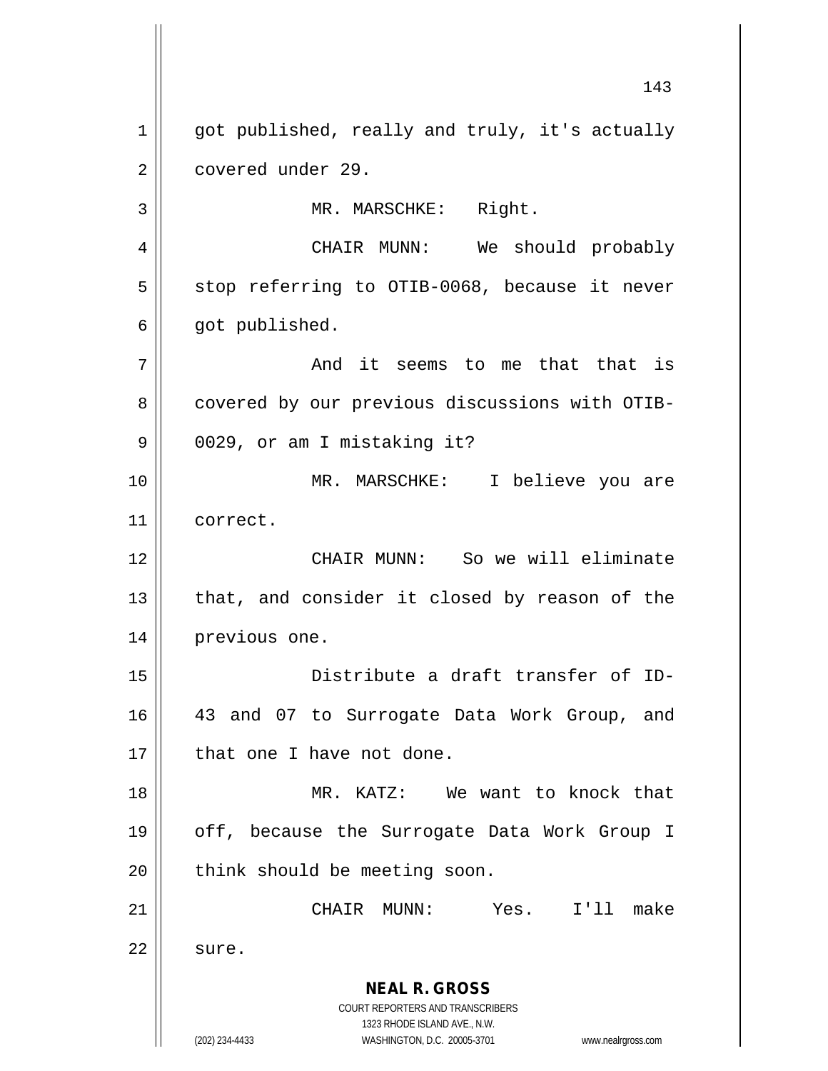got published, really and truly, it's actually covered under 29.

MR. MARSCHKE: Right.

CHAIR MUNN: We should probably stop referring to OTIB-0068, because it never got published.

And it seems to me that that is covered by our previous discussions with OTIB-0029, or am I mistaking it?

MR. MARSCHKE: I believe you are correct.

CHAIR MUNN: So we will eliminate that, and consider it closed by reason of the previous one.

Distribute a draft transfer of ID-43 and 07 to Surrogate Data Work Group, and that one I have not done.

MR. KATZ: We want to knock that off, because the Surrogate Data Work Group I think should be meeting soon.

CHAIR MUNN: Yes. I'll make sure.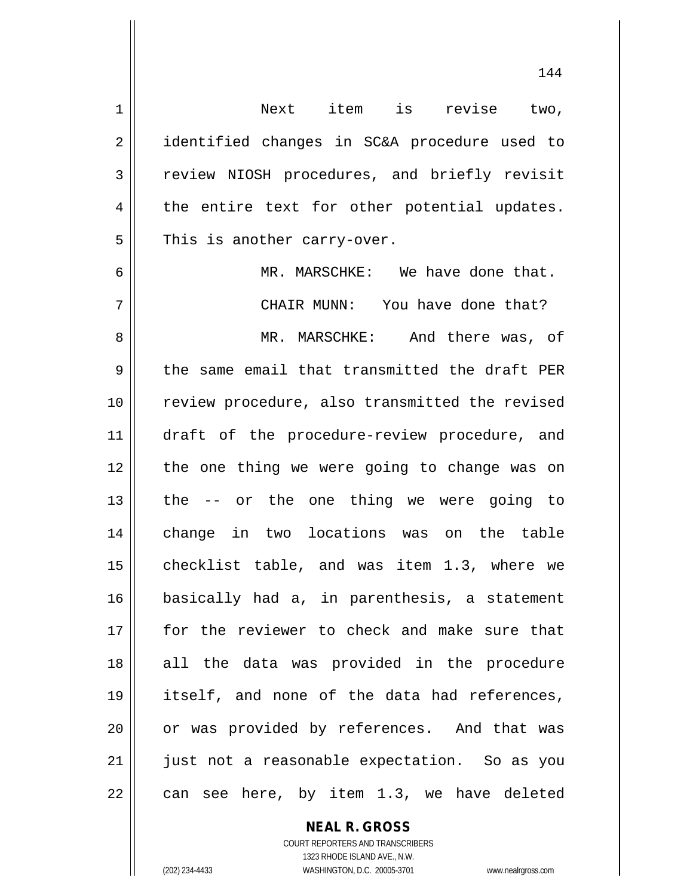Next item is revise two, identified changes in SC&A procedure used to review NIOSH procedures, and briefly revisit the entire text for other potential updates. This is another carry-over.

MR. MARSCHKE: We have done that.

CHAIR MUNN: You have done that?

MR. MARSCHKE: And there was, of the same email that transmitted the draft PER review procedure, also transmitted the revised draft of the procedure-review procedure, and the one thing we were going to change was on the -- or the one thing we were going to change in two locations was on the table checklist table, and was item 1.3, where we basically had a, in parenthesis, a statement for the reviewer to check and make sure that all the data was provided in the procedure itself, and none of the data had references, or was provided by references. And that was just not a reasonable expectation. So as you can see here, by item 1.3, we have deleted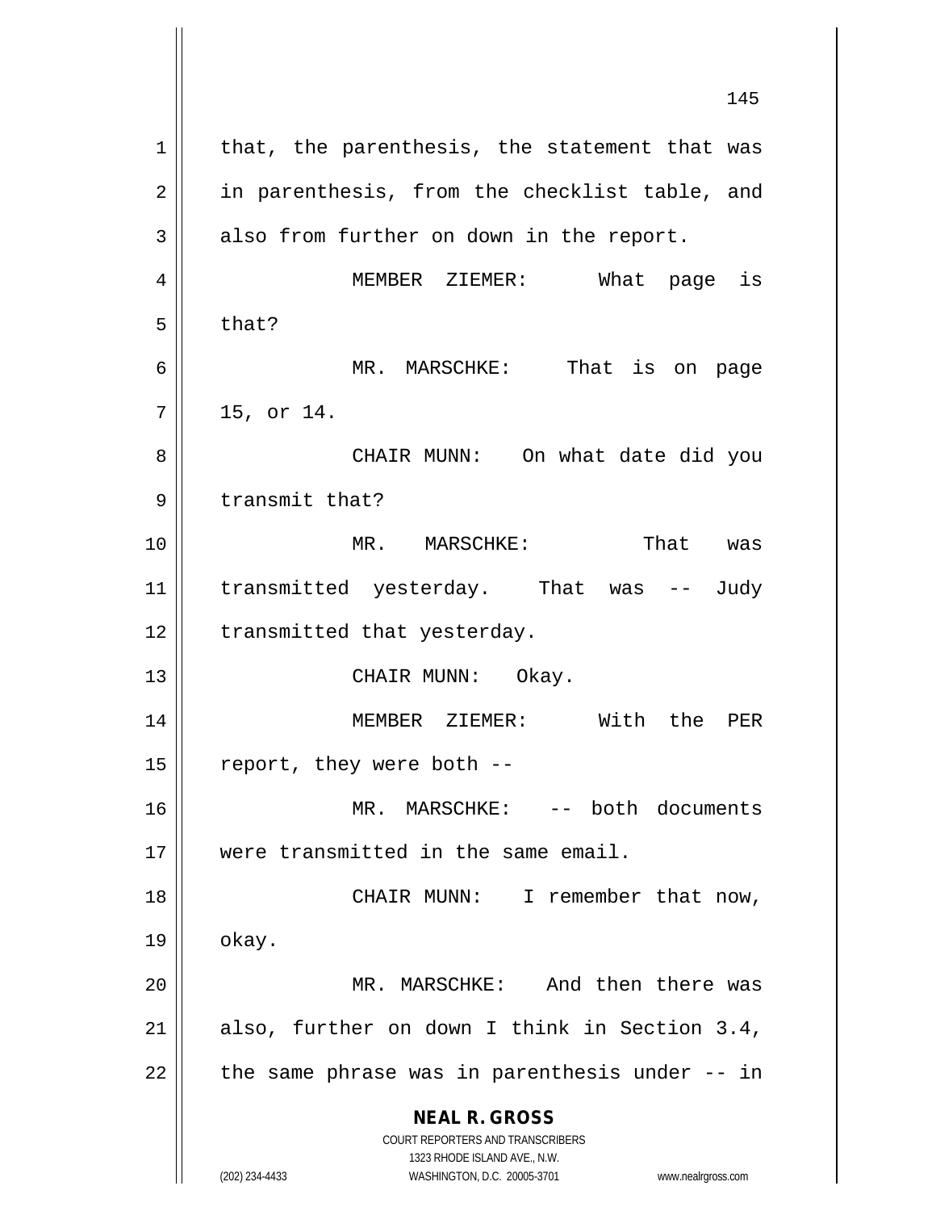that, the parenthesis, the statement that was in parenthesis, from the checklist table, and also from further on down in the report.

MEMBER ZIEMER: What page is that?

MR. MARSCHKE: That is on page 15, or 14.

CHAIR MUNN: On what date did you transmit that?

MR. MARSCHKE: That was transmitted yesterday. That was -- Judy transmitted that yesterday.

CHAIR MUNN: Okay.

MEMBER ZIEMER: With the PER report, they were both --

MR. MARSCHKE: -- both documents were transmitted in the same email.

CHAIR MUNN: I remember that now, okay.

MR. MARSCHKE: And then there was also, further on down I think in Section 3.4, the same phrase was in parenthesis under -- in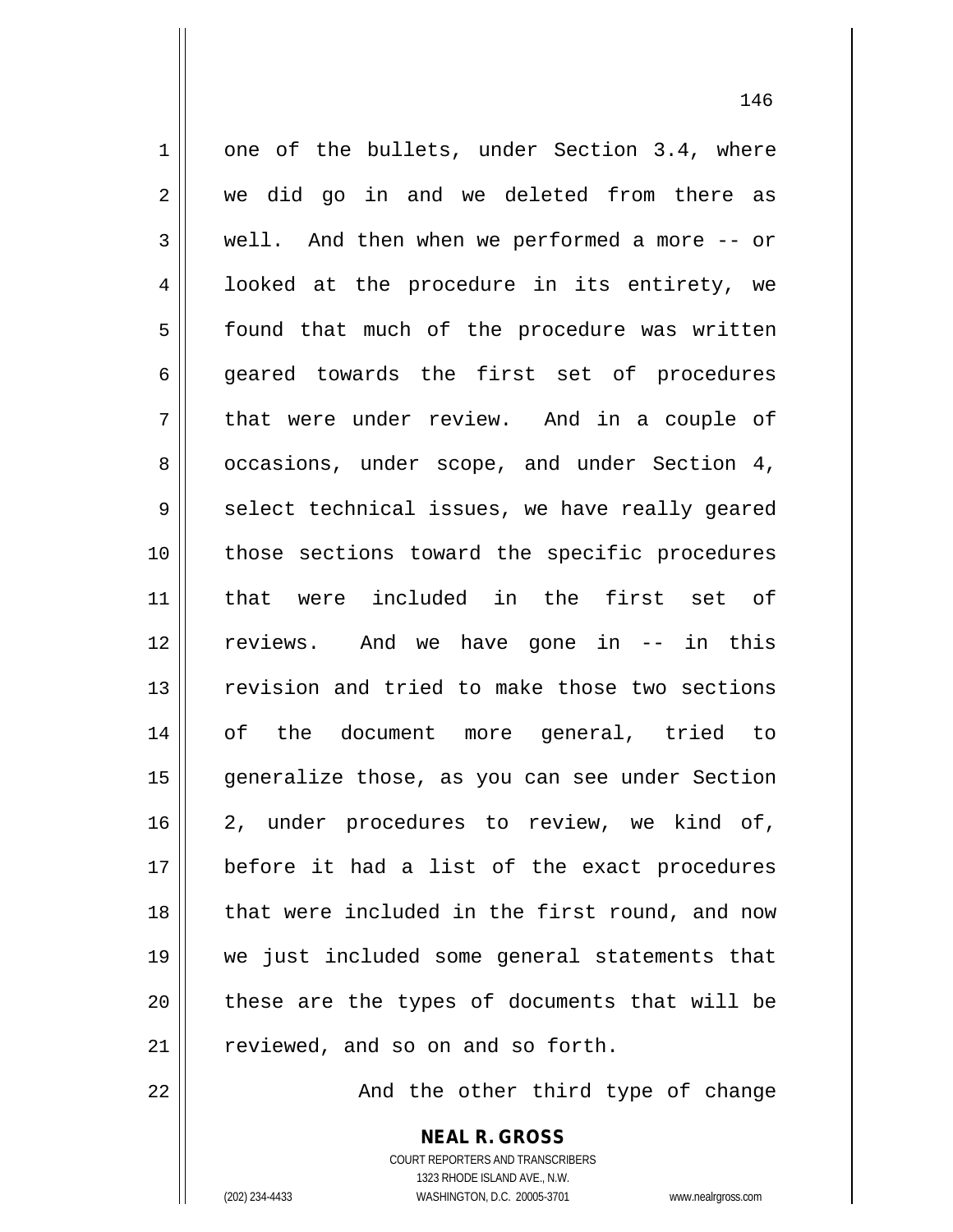one of the bullets, under Section 3.4, where we did go in and we deleted from there as well. And then when we performed a more -- or looked at the procedure in its entirety, we found that much of the procedure was written geared towards the first set of procedures that were under review. And in a couple of occasions, under scope, and under Section 4, select technical issues, we have really geared those sections toward the specific procedures that were included in the first set of reviews. And we have gone in -- in this revision and tried to make those two sections of the document more general, tried to generalize those, as you can see under Section 2, under procedures to review, we kind of, before it had a list of the exact procedures that were included in the first round, and now we just included some general statements that these are the types of documents that will be reviewed, and so on and so forth.

And the other third type of change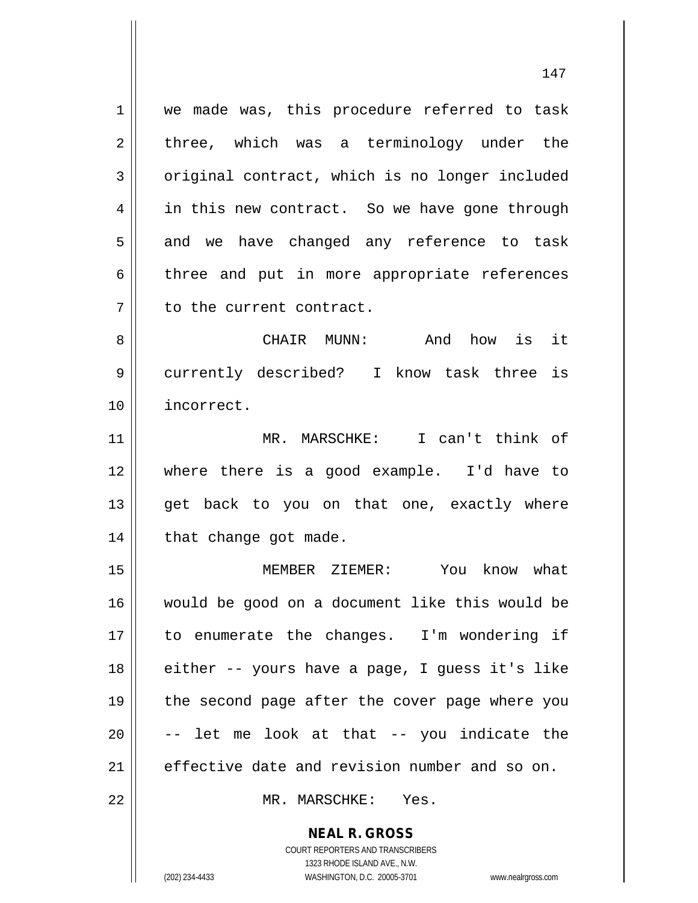we made was, this procedure referred to task three, which was a terminology under the original contract, which is no longer included in this new contract. So we have gone through and we have changed any reference to task three and put in more appropriate references to the current contract.

CHAIR MUNN: And how is it currently described? I know task three is incorrect.

MR. MARSCHKE: I can't think of where there is a good example. I'd have to get back to you on that one, exactly where that change got made.

MEMBER ZIEMER: You know what would be good on a document like this would be to enumerate the changes. I'm wondering if either -- yours have a page, I guess it's like the second page after the cover page where you -- let me look at that -- you indicate the effective date and revision number and so on.

MR. MARSCHKE: Yes.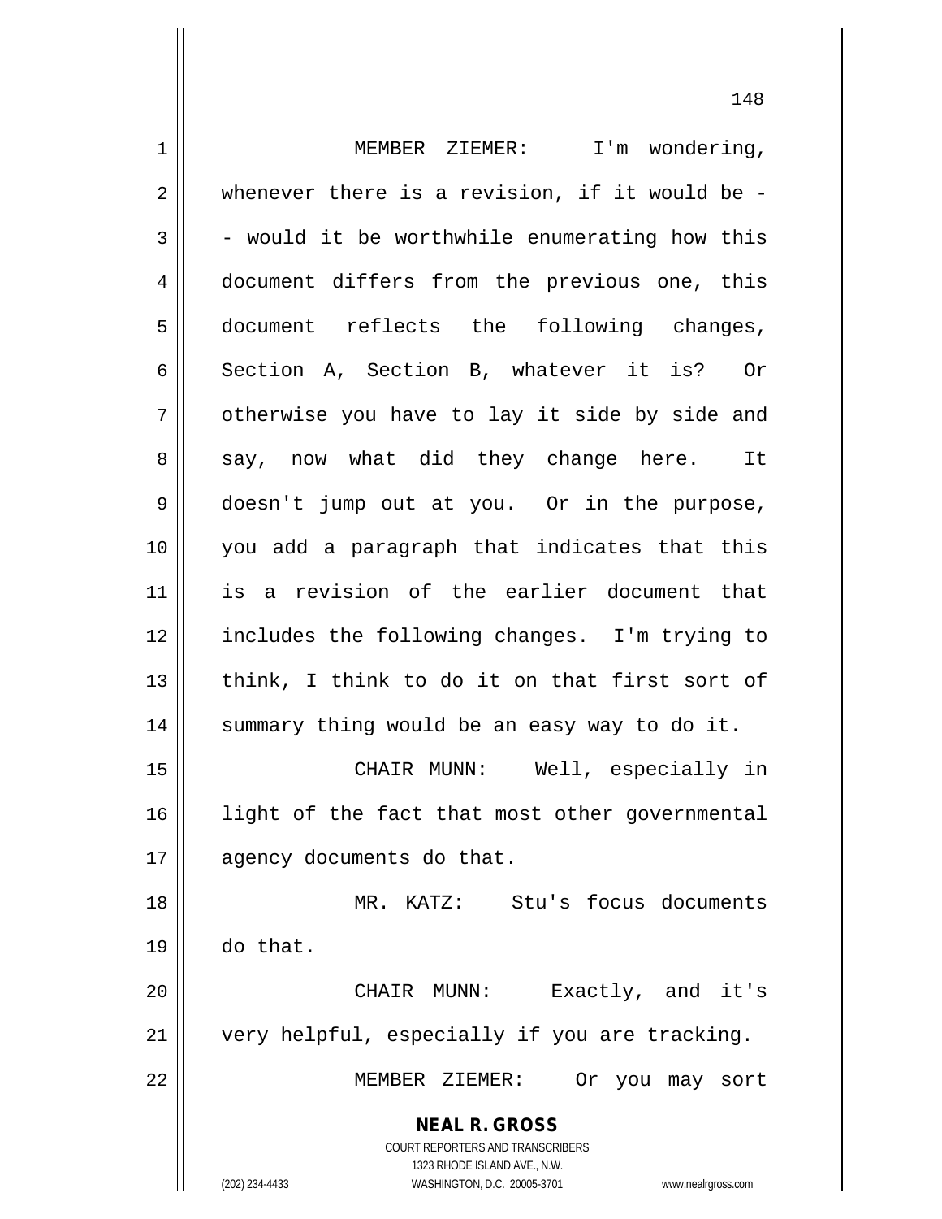MEMBER ZIEMER: I'm wondering, whenever there is a revision, if it would be -- would it be worthwhile enumerating how this document differs from the previous one, this document reflects the following changes, Section A, Section B, whatever it is? Or otherwise you have to lay it side by side and say, now what did they change here. It doesn't jump out at you. Or in the purpose, you add a paragraph that indicates that this is a revision of the earlier document that includes the following changes. I'm trying to think, I think to do it on that first sort of summary thing would be an easy way to do it.

CHAIR MUNN: Well, especially in light of the fact that most other governmental agency documents do that.

MR. KATZ: Stu's focus documents do that.

CHAIR MUNN: Exactly, and it's very helpful, especially if you are tracking.

MEMBER ZIEMER: Or you may sort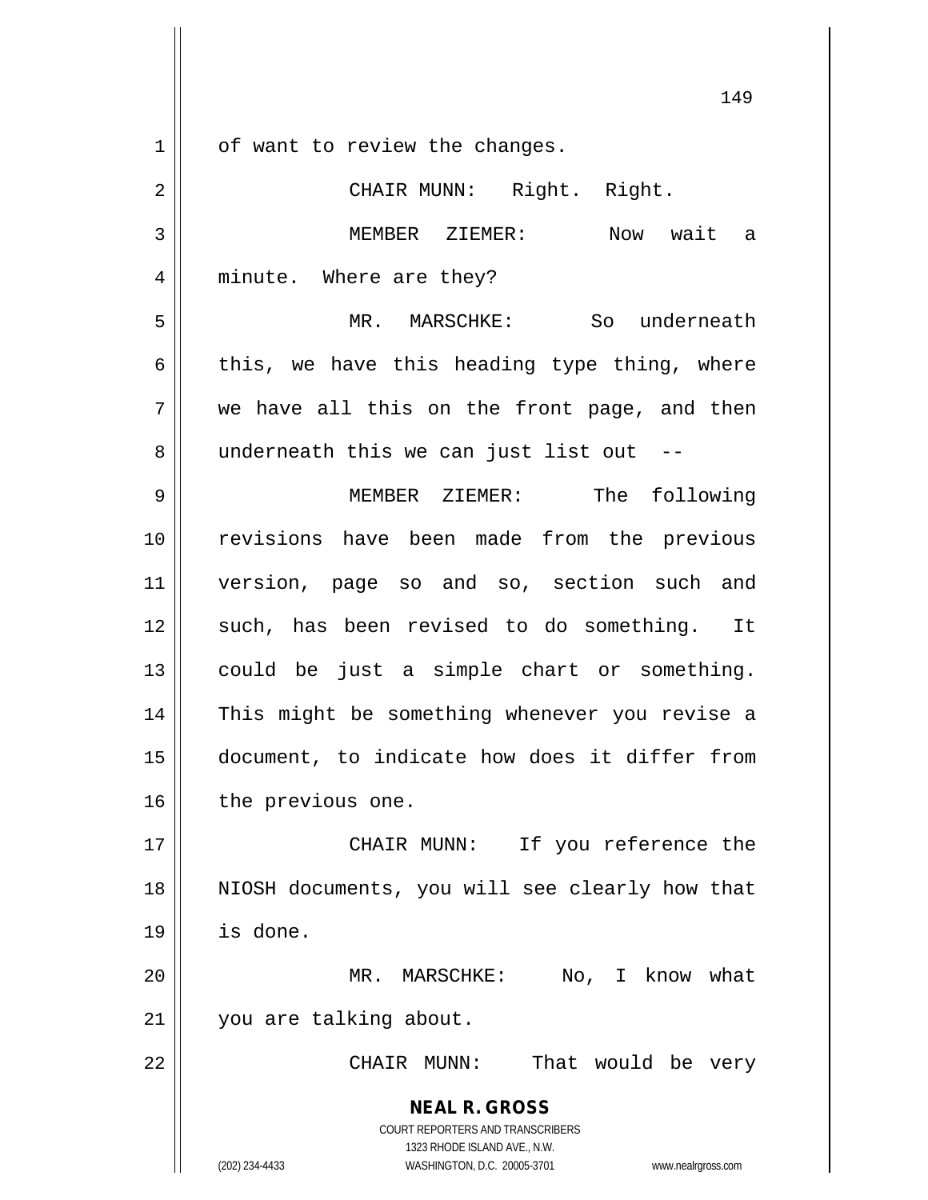of want to review the changes.

CHAIR MUNN: Right. Right.

MEMBER ZIEMER: Now wait a minute. Where are they?

MR. MARSCHKE: So underneath this, we have this heading type thing, where we have all this on the front page, and then underneath this we can just list out --

MEMBER ZIEMER: The following revisions have been made from the previous version, page so and so, section such and such, has been revised to do something. It could be just a simple chart or something. This might be something whenever you revise a document, to indicate how does it differ from the previous one.

CHAIR MUNN: If you reference the NIOSH documents, you will see clearly how that is done.

MR. MARSCHKE: No, I know what you are talking about.

CHAIR MUNN: That would be very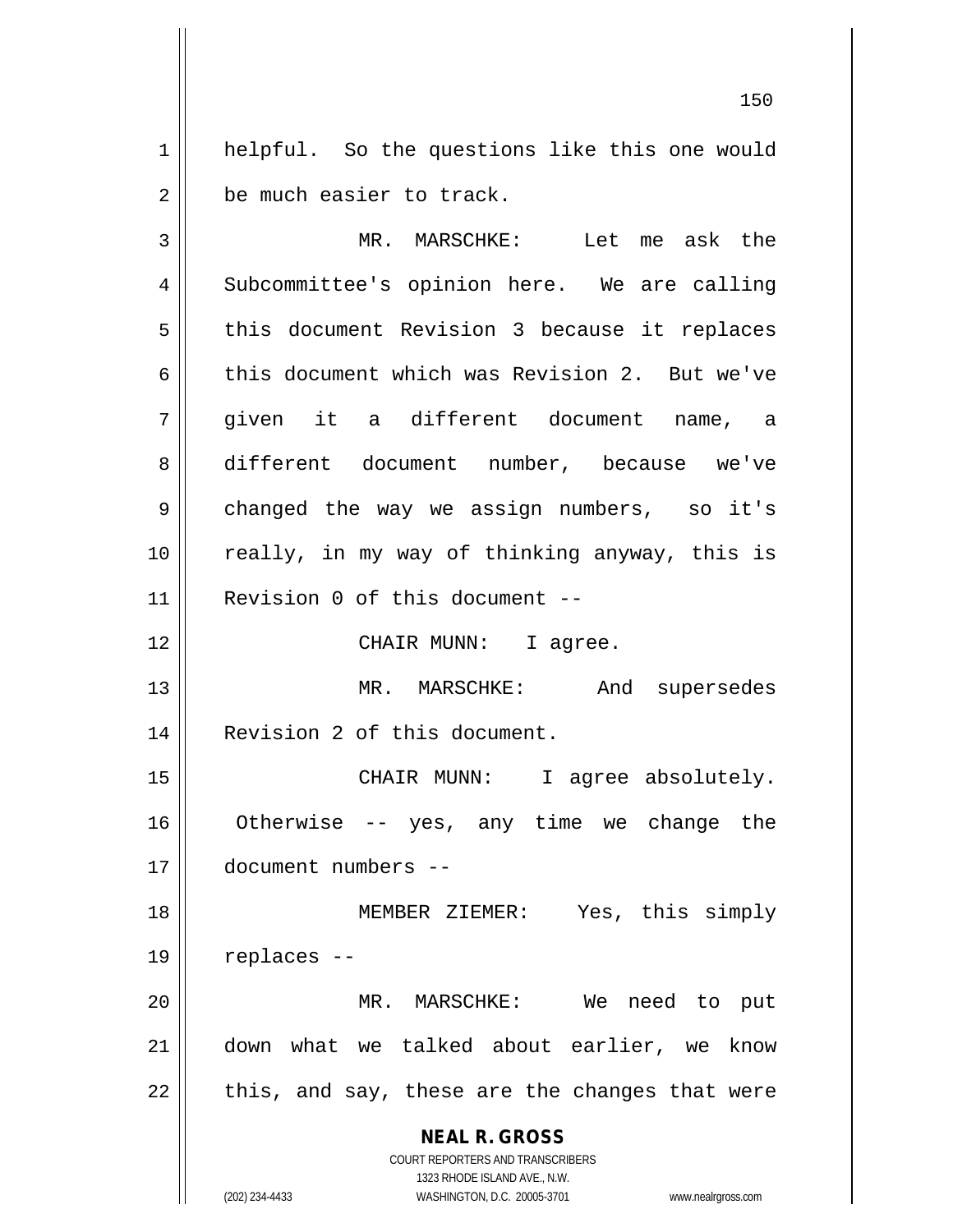helpful. So the questions like this one would be much easier to track.

MR. MARSCHKE: Let me ask the Subcommittee's opinion here. We are calling this document Revision 3 because it replaces this document which was Revision 2. But we've given it a different document name, a different document number, because we've changed the way we assign numbers, so it's really, in my way of thinking anyway, this is Revision 0 of this document --

CHAIR MUNN: I agree.

MR. MARSCHKE: And supersedes Revision 2 of this document.

CHAIR MUNN: I agree absolutely. Otherwise -- yes, any time we change the document numbers --

MEMBER ZIEMER: Yes, this simply replaces --

MR. MARSCHKE: We need to put down what we talked about earlier, we know this, and say, these are the changes that were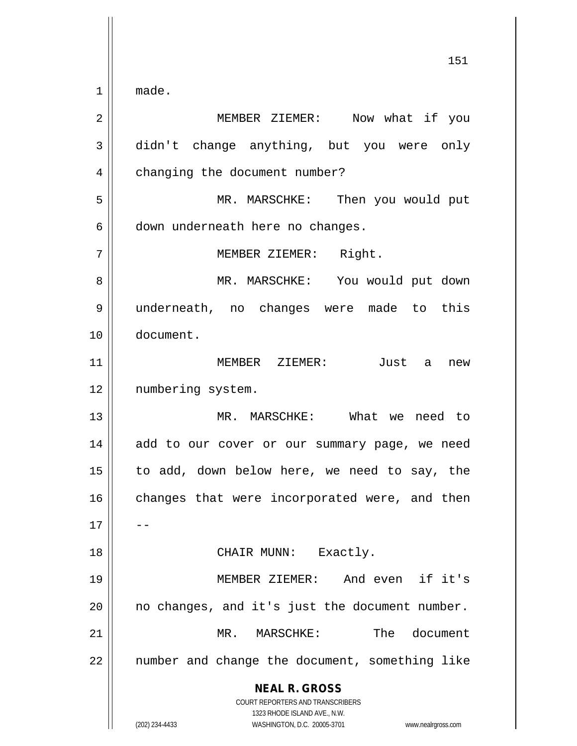made.

MEMBER ZIEMER: Now what if you didn't change anything, but you were only changing the document number?

MR. MARSCHKE: Then you would put down underneath here no changes.

MEMBER ZIEMER: Right.

MR. MARSCHKE: You would put down underneath, no changes were made to this document.

MEMBER ZIEMER: Just a new numbering system.

MR. MARSCHKE: What we need to add to our cover or our summary page, we need to add, down below here, we need to say, the changes that were incorporated were, and then --

CHAIR MUNN: Exactly.

MEMBER ZIEMER: And even if it's no changes, and it's just the document number.

MR. MARSCHKE: The document number and change the document, something like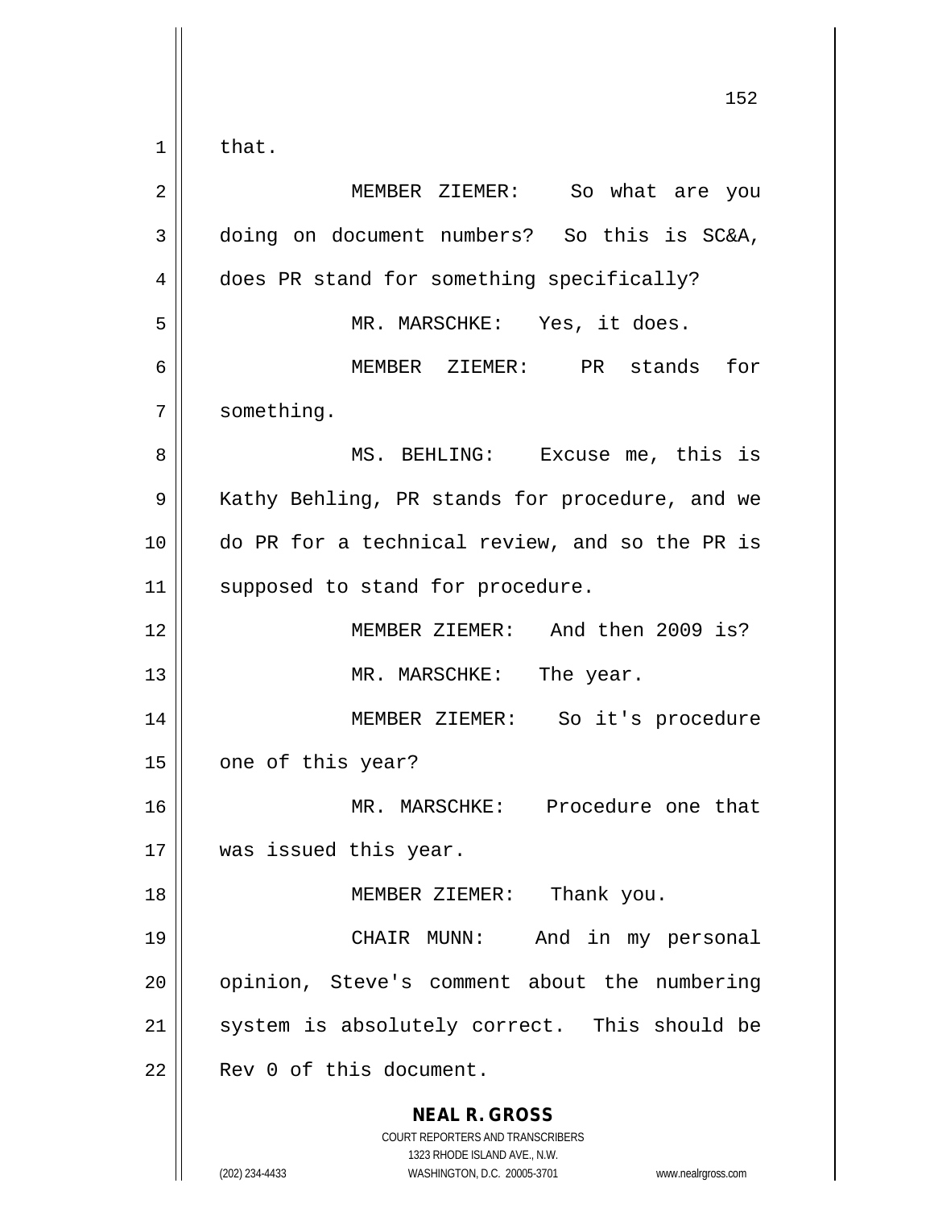that.

MEMBER ZIEMER: So what are you doing on document numbers? So this is SC&A, does PR stand for something specifically?

MR. MARSCHKE: Yes, it does.

MEMBER ZIEMER: PR stands for something.

MS. BEHLING: Excuse me, this is Kathy Behling, PR stands for procedure, and we do PR for a technical review, and so the PR is supposed to stand for procedure.

MEMBER ZIEMER: And then 2009 is?

MR. MARSCHKE: The year.

MEMBER ZIEMER: So it's procedure one of this year?

MR. MARSCHKE: Procedure one that was issued this year.

MEMBER ZIEMER: Thank you.

CHAIR MUNN: And in my personal opinion, Steve's comment about the numbering system is absolutely correct. This should be Rev 0 of this document.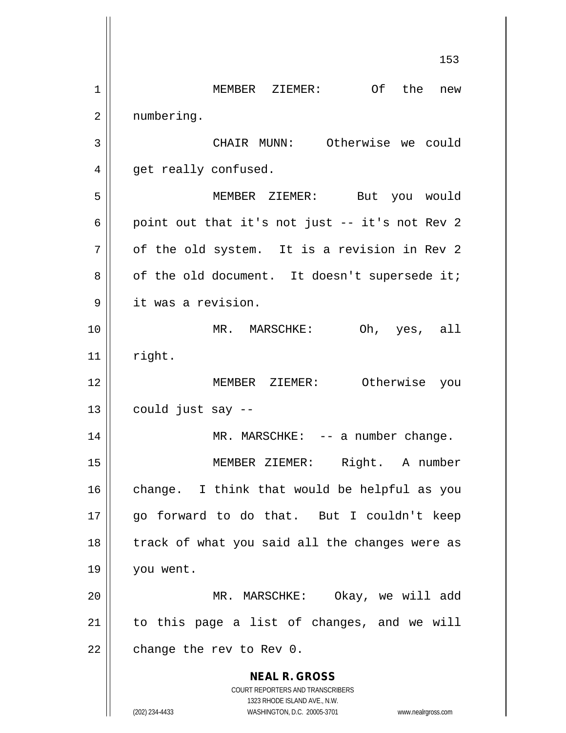MEMBER ZIEMER: Of the new numbering.

CHAIR MUNN: Otherwise we could get really confused.

MEMBER ZIEMER: But you would point out that it's not just -- it's not Rev 2 of the old system. It is a revision in Rev 2 of the old document. It doesn't supersede it; it was a revision.

MR. MARSCHKE: Oh, yes, all right.

MEMBER ZIEMER: Otherwise you could just say --

MR. MARSCHKE: -- a number change.

MEMBER ZIEMER: Right. A number change. I think that would be helpful as you go forward to do that. But I couldn't keep track of what you said all the changes were as you went.

MR. MARSCHKE: Okay, we will add to this page a list of changes, and we will change the rev to Rev 0.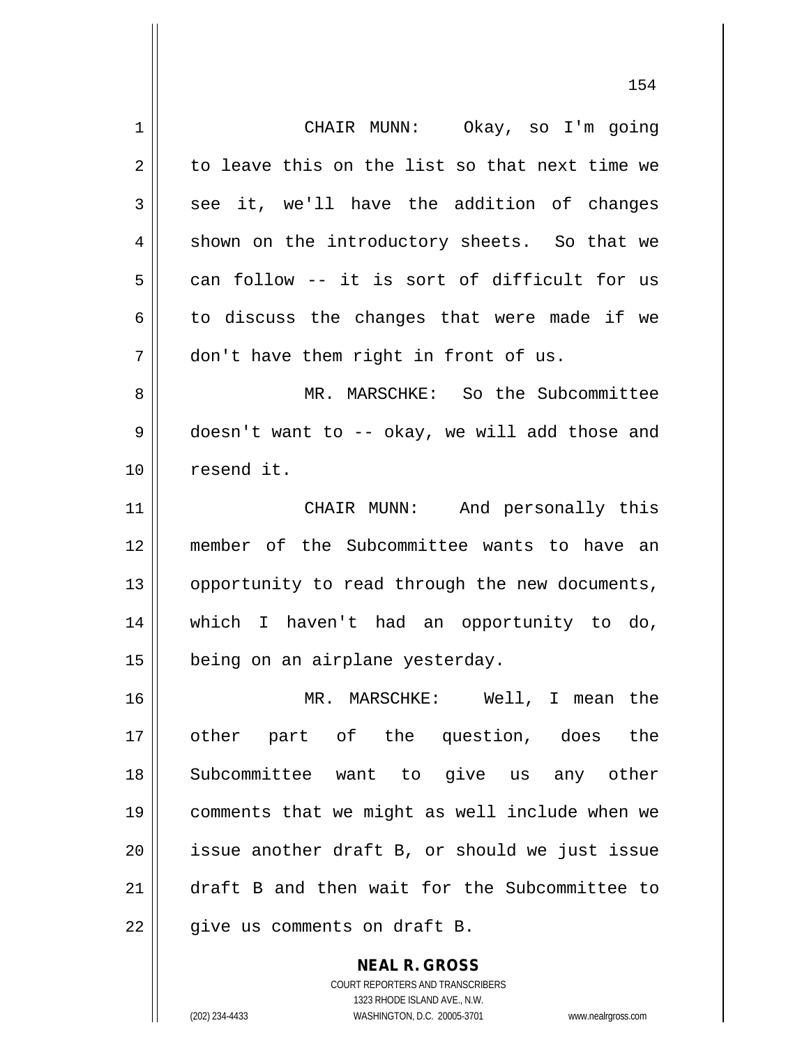CHAIR MUNN: Okay, so I'm going to leave this on the list so that next time we see it, we'll have the addition of changes shown on the introductory sheets. So that we can follow -- it is sort of difficult for us to discuss the changes that were made if we don't have them right in front of us.

MR. MARSCHKE: So the Subcommittee doesn't want to -- okay, we will add those and resend it.

CHAIR MUNN: And personally this member of the Subcommittee wants to have an opportunity to read through the new documents, which I haven't had an opportunity to do, being on an airplane yesterday.

MR. MARSCHKE: Well, I mean the other part of the question, does the Subcommittee want to give us any other comments that we might as well include when we issue another draft B, or should we just issue draft B and then wait for the Subcommittee to give us comments on draft B.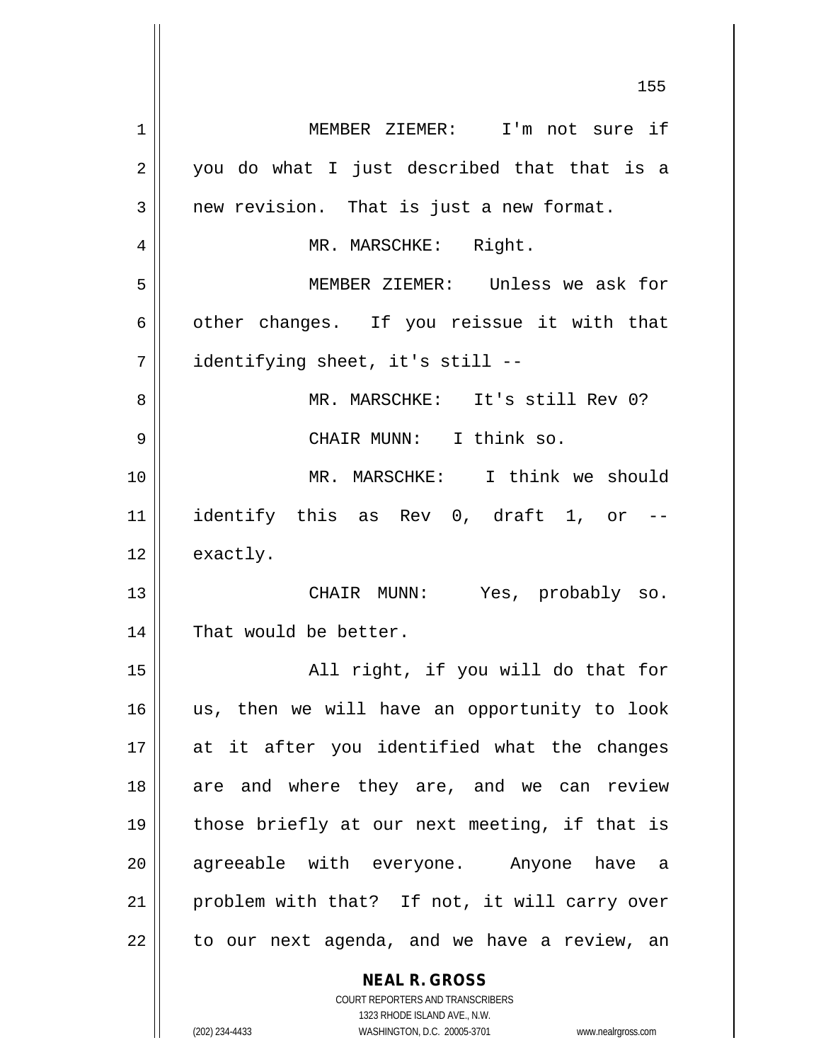MEMBER ZIEMER: I'm not sure if you do what I just described that that is a new revision. That is just a new format.

MR. MARSCHKE: Right.

MEMBER ZIEMER: Unless we ask for other changes. If you reissue it with that identifying sheet, it's still --

MR. MARSCHKE: It's still Rev 0?

CHAIR MUNN: I think so.

MR. MARSCHKE: I think we should identify this as Rev 0, draft 1, or -- exactly.

CHAIR MUNN: Yes, probably so. That would be better.

All right, if you will do that for us, then we will have an opportunity to look at it after you identified what the changes are and where they are, and we can review those briefly at our next meeting, if that is agreeable with everyone. Anyone have a problem with that? If not, it will carry over to our next agenda, and we have a review, an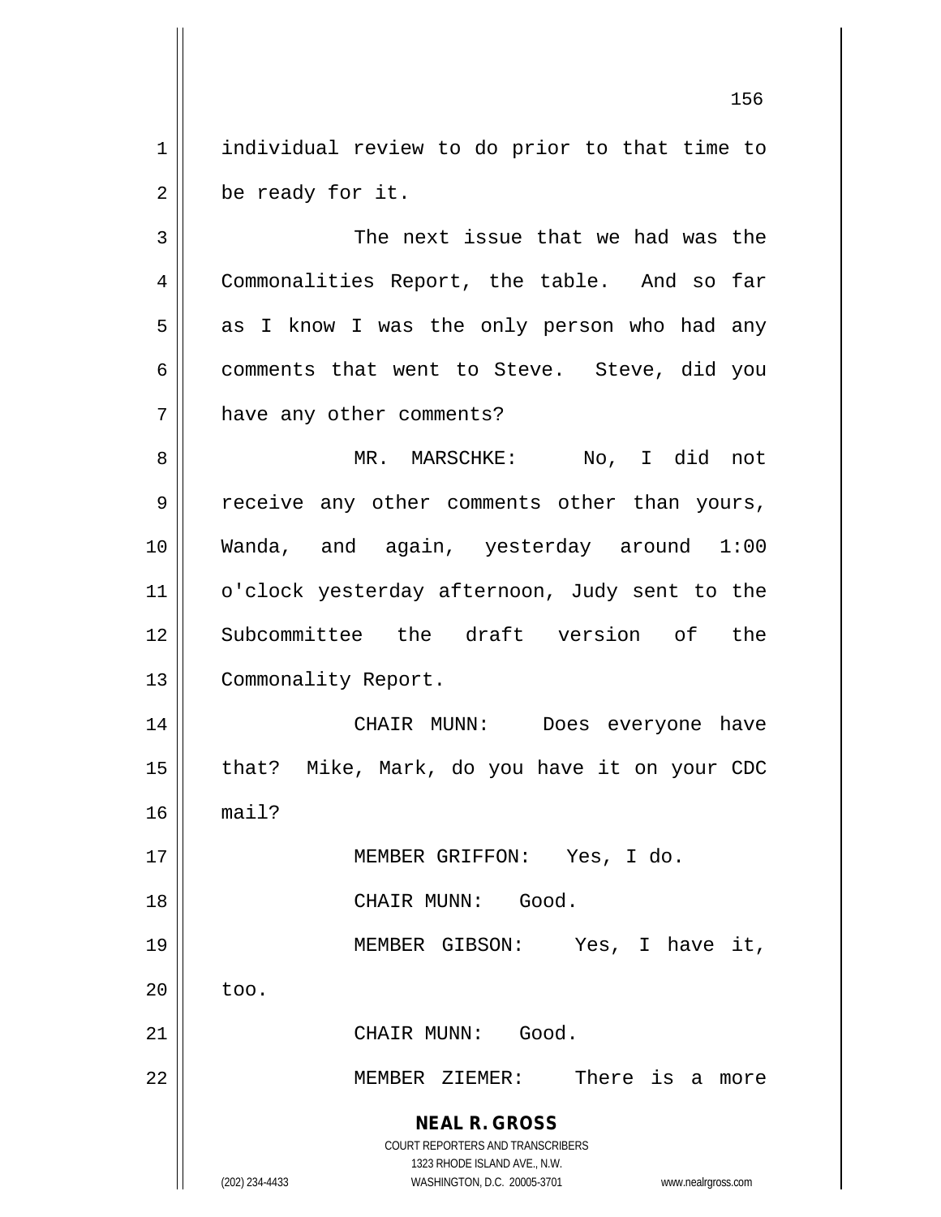individual review to do prior to that time to be ready for it.

The next issue that we had was the Commonalities Report, the table. And so far as I know I was the only person who had any comments that went to Steve. Steve, did you have any other comments?

MR. MARSCHKE: No, I did not receive any other comments other than yours, Wanda, and again, yesterday around 1:00 o'clock yesterday afternoon, Judy sent to the Subcommittee the draft version of the Commonality Report.

CHAIR MUNN: Does everyone have that? Mike, Mark, do you have it on your CDC mail?

MEMBER GRIFFON: Yes, I do.

CHAIR MUNN: Good.

MEMBER GIBSON: Yes, I have it, too.

CHAIR MUNN: Good.

MEMBER ZIEMER: There is a more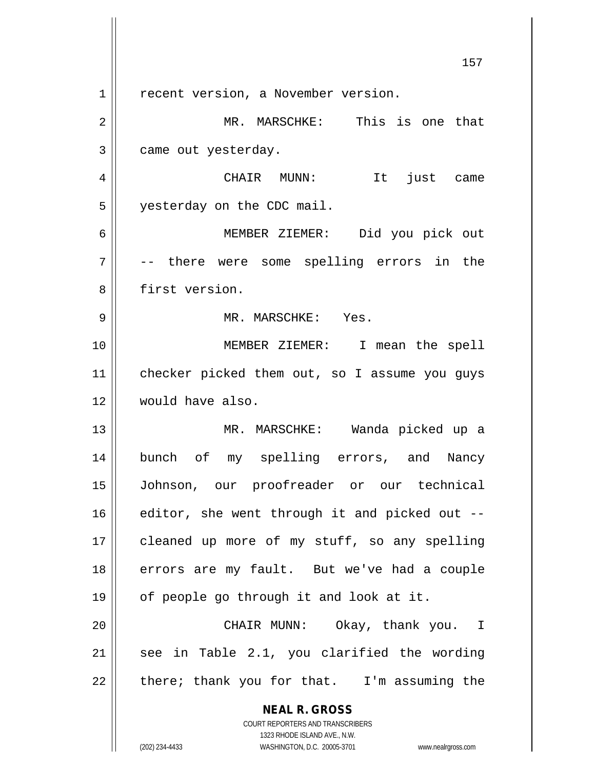recent version, a November version.

MR. MARSCHKE: This is one that came out yesterday.

CHAIR MUNN: It just came yesterday on the CDC mail.

MEMBER ZIEMER: Did you pick out -- there were some spelling errors in the first version.

MR. MARSCHKE: Yes.

MEMBER ZIEMER: I mean the spell checker picked them out, so I assume you guys would have also.

MR. MARSCHKE: Wanda picked up a bunch of my spelling errors, and Nancy Johnson, our proofreader or our technical editor, she went through it and picked out -- cleaned up more of my stuff, so any spelling errors are my fault. But we've had a couple of people go through it and look at it.

CHAIR MUNN: Okay, thank you. I see in Table 2.1, you clarified the wording there; thank you for that. I'm assuming the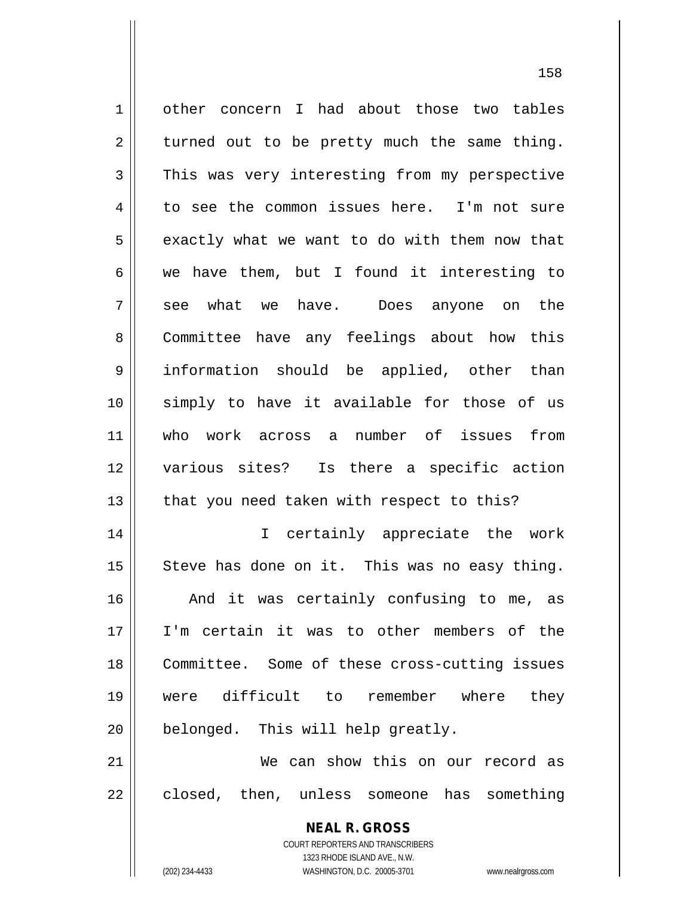other concern I had about those two tables turned out to be pretty much the same thing. This was very interesting from my perspective to see the common issues here. I'm not sure exactly what we want to do with them now that we have them, but I found it interesting to see what we have. Does anyone on the Committee have any feelings about how this information should be applied, other than simply to have it available for those of us who work across a number of issues from various sites? Is there a specific action that you need taken with respect to this?

I certainly appreciate the work Steve has done on it. This was no easy thing. And it was certainly confusing to me, as I'm certain it was to other members of the Committee. Some of these cross-cutting issues were difficult to remember where they belonged. This will help greatly.

We can show this on our record as closed, then, unless someone has something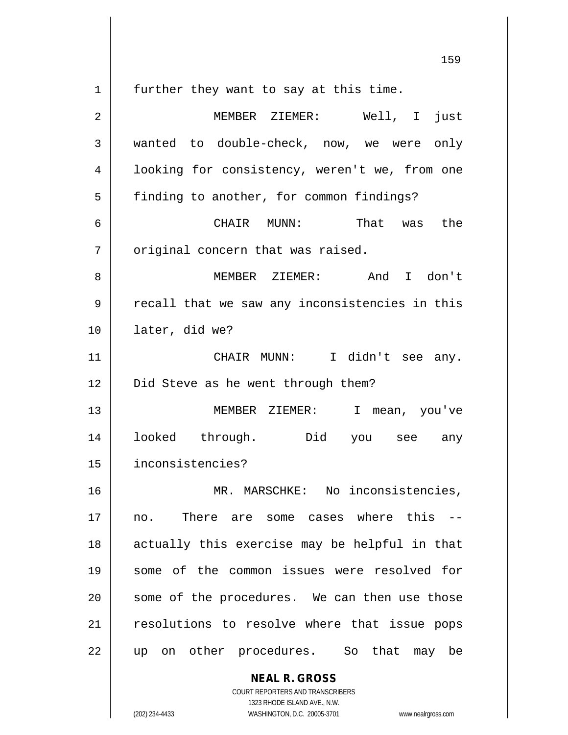further they want to say at this time.

MEMBER ZIEMER: Well, I just wanted to double-check, now, we were only looking for consistency, weren't we, from one finding to another, for common findings?

CHAIR MUNN: That was the original concern that was raised.

MEMBER ZIEMER: And I don't recall that we saw any inconsistencies in this later, did we?

CHAIR MUNN: I didn't see any. Did Steve as he went through them?

MEMBER ZIEMER: I mean, you've looked through. Did you see any inconsistencies?

MR. MARSCHKE: No inconsistencies, no. There are some cases where this -- actually this exercise may be helpful in that some of the common issues were resolved for some of the procedures. We can then use those resolutions to resolve where that issue pops up on other procedures. So that may be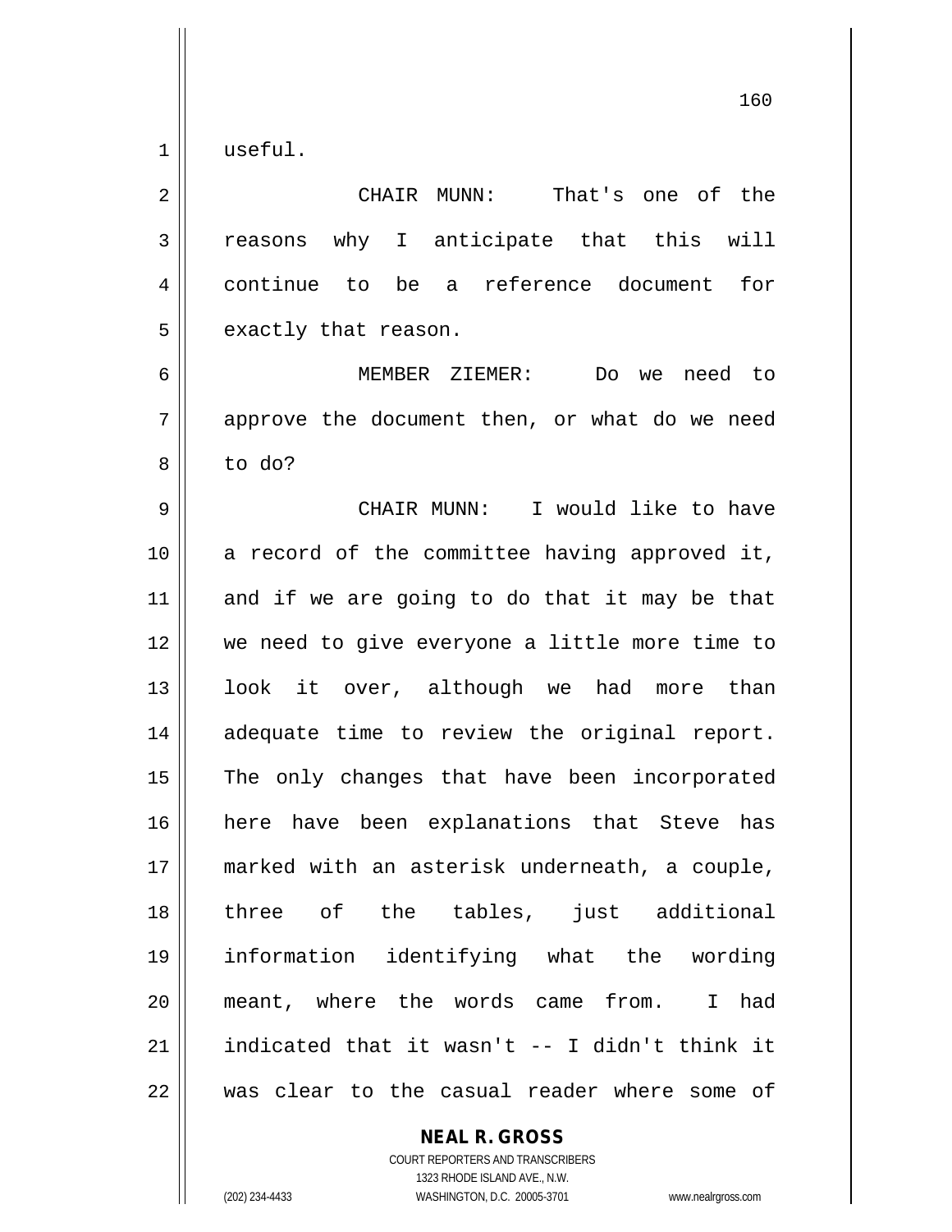useful.

CHAIR MUNN: That's one of the reasons why I anticipate that this will continue to be a reference document for exactly that reason.

MEMBER ZIEMER: Do we need to approve the document then, or what do we need to do?

CHAIR MUNN: I would like to have a record of the committee having approved it, and if we are going to do that it may be that we need to give everyone a little more time to look it over, although we had more than adequate time to review the original report. The only changes that have been incorporated here have been explanations that Steve has marked with an asterisk underneath, a couple, three of the tables, just additional information identifying what the wording meant, where the words came from. I had indicated that it wasn't -- I didn't think it was clear to the casual reader where some of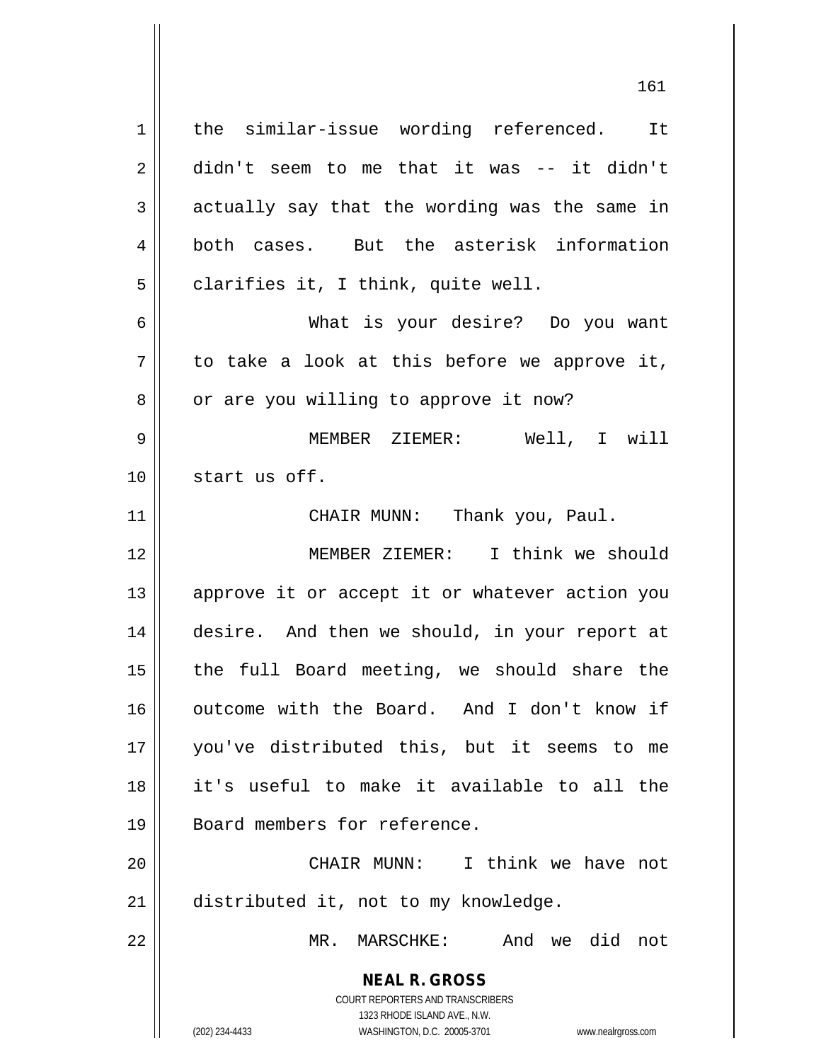the similar-issue wording referenced. It didn't seem to me that it was -- it didn't actually say that the wording was the same in both cases. But the asterisk information clarifies it, I think, quite well.

What is your desire? Do you want to take a look at this before we approve it, or are you willing to approve it now?

MEMBER ZIEMER: Well, I will start us off.

CHAIR MUNN: Thank you, Paul.

MEMBER ZIEMER: I think we should approve it or accept it or whatever action you desire. And then we should, in your report at the full Board meeting, we should share the outcome with the Board. And I don't know if you've distributed this, but it seems to me it's useful to make it available to all the Board members for reference.

CHAIR MUNN: I think we have not distributed it, not to my knowledge.

MR. MARSCHKE: And we did not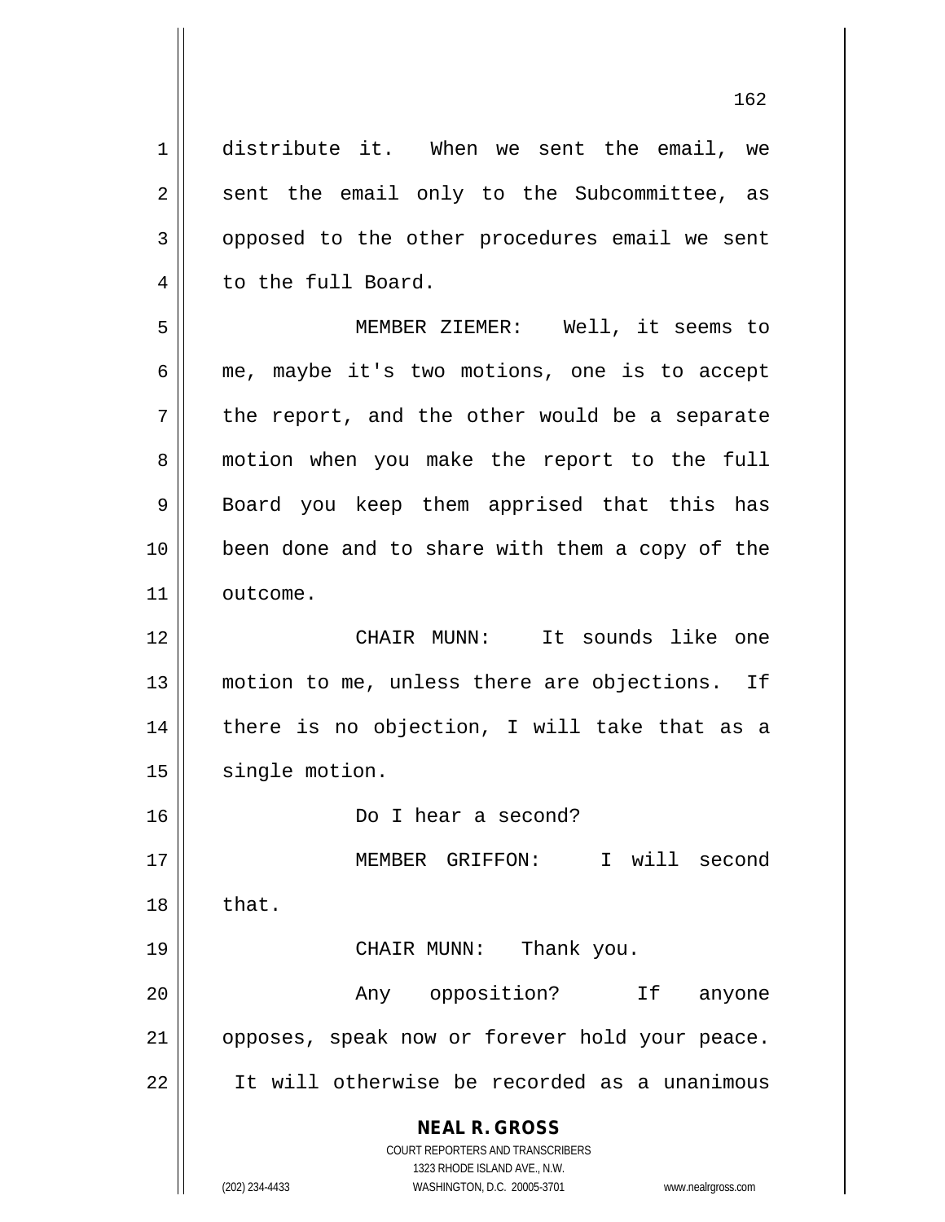distribute it. When we sent the email, we sent the email only to the Subcommittee, as opposed to the other procedures email we sent to the full Board.

MEMBER ZIEMER: Well, it seems to me, maybe it's two motions, one is to accept the report, and the other would be a separate motion when you make the report to the full Board you keep them apprised that this has been done and to share with them a copy of the outcome.

CHAIR MUNN: It sounds like one motion to me, unless there are objections. If there is no objection, I will take that as a single motion.

Do I hear a second?

MEMBER GRIFFON: I will second that.

CHAIR MUNN: Thank you.

Any opposition? If anyone opposes, speak now or forever hold your peace. It will otherwise be recorded as a unanimous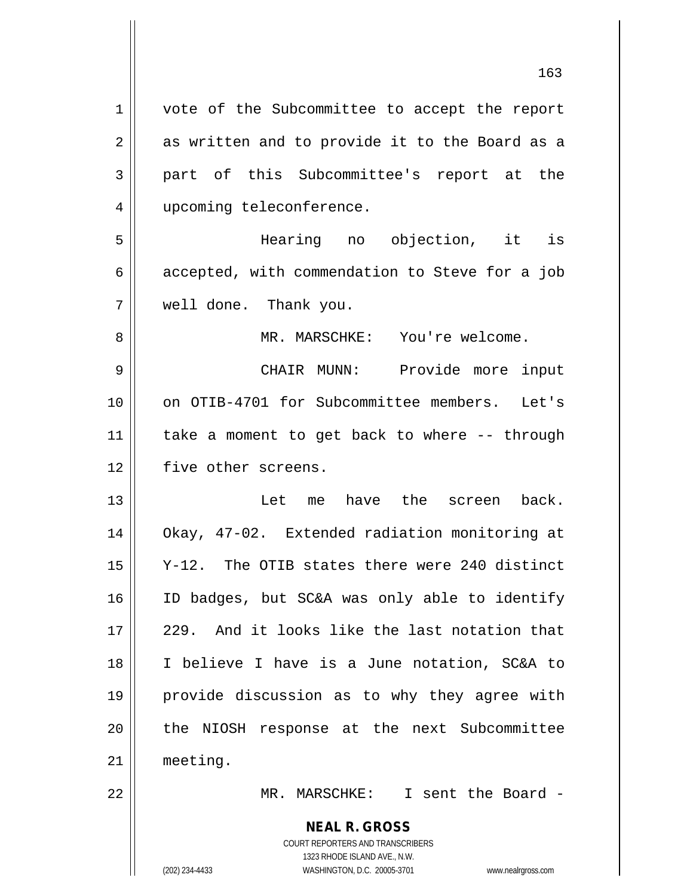vote of the Subcommittee to accept the report as written and to provide it to the Board as a part of this Subcommittee's report at the upcoming teleconference.

Hearing no objection, it is accepted, with commendation to Steve for a job well done. Thank you.

MR. MARSCHKE: You're welcome.

CHAIR MUNN: Provide more input on OTIB-4701 for Subcommittee members. Let's take a moment to get back to where -- through five other screens.

Let me have the screen back. Okay, 47-02. Extended radiation monitoring at Y-12. The OTIB states there were 240 distinct ID badges, but SC&A was only able to identify 229. And it looks like the last notation that I believe I have is a June notation, SC&A to provide discussion as to why they agree with the NIOSH response at the next Subcommittee meeting.

MR. MARSCHKE: I sent the Board -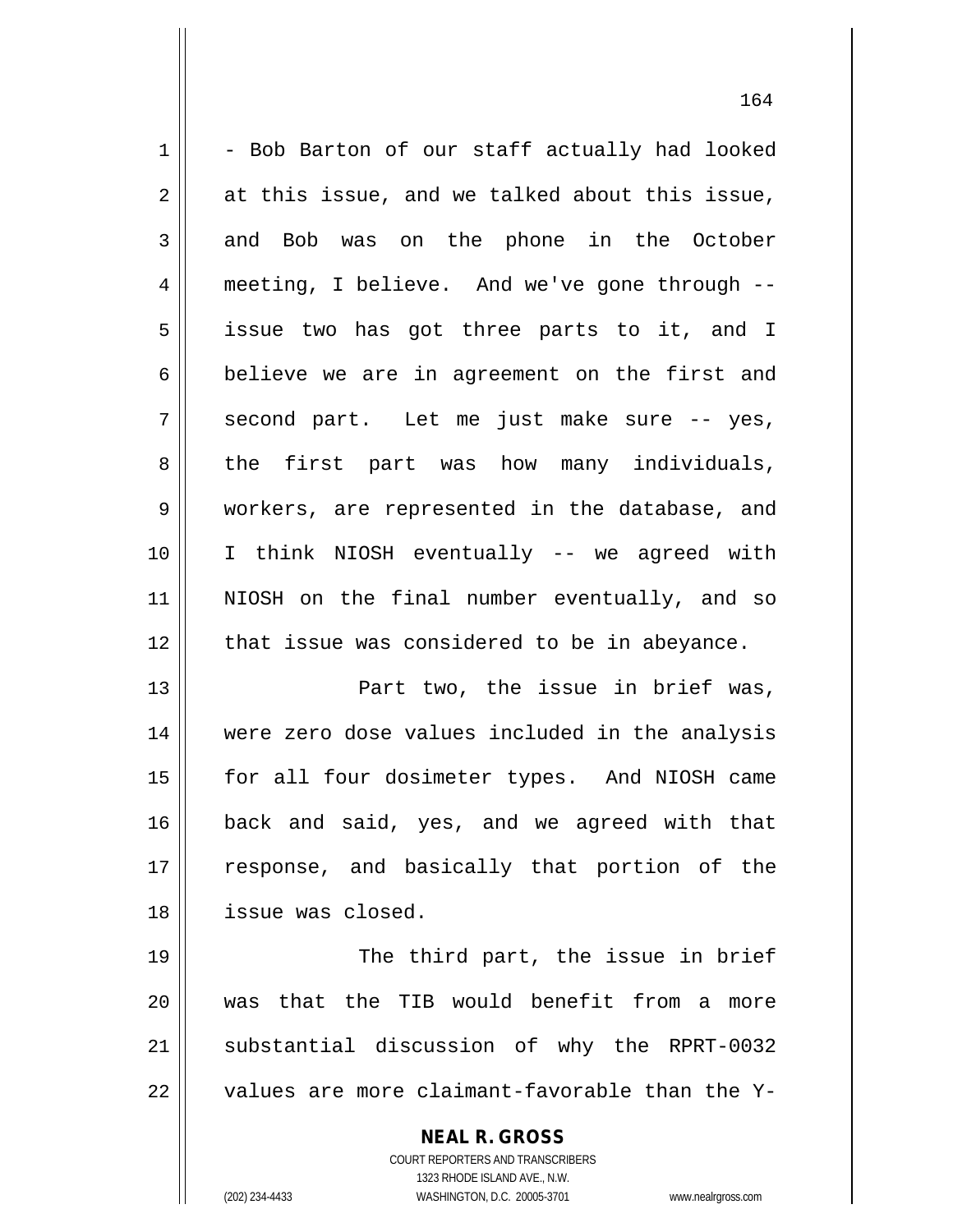- Bob Barton of our staff actually had looked at this issue, and we talked about this issue, and Bob was on the phone in the October meeting, I believe. And we've gone through -- issue two has got three parts to it, and I believe we are in agreement on the first and second part. Let me just make sure -- yes, the first part was how many individuals, workers, are represented in the database, and I think NIOSH eventually -- we agreed with NIOSH on the final number eventually, and so that issue was considered to be in abeyance.

Part two, the issue in brief was, were zero dose values included in the analysis for all four dosimeter types. And NIOSH came back and said, yes, and we agreed with that response, and basically that portion of the issue was closed.

The third part, the issue in brief was that the TIB would benefit from a more substantial discussion of why the RPRT-0032 values are more claimant-favorable than the Y-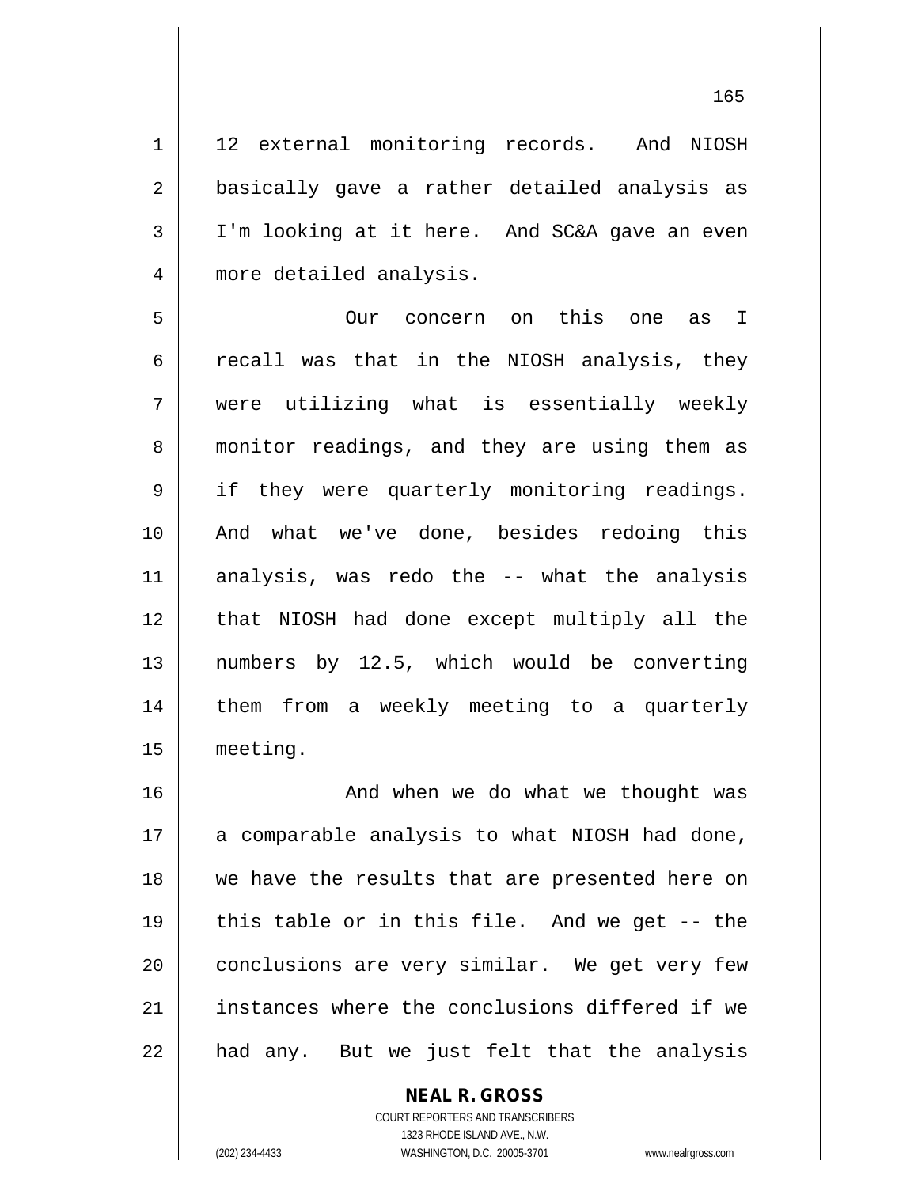12 external monitoring records. And NIOSH basically gave a rather detailed analysis as I'm looking at it here. And SC&A gave an even more detailed analysis.

Our concern on this one as I recall was that in the NIOSH analysis, they were utilizing what is essentially weekly monitor readings, and they are using them as if they were quarterly monitoring readings. And what we've done, besides redoing this analysis, was redo the -- what the analysis that NIOSH had done except multiply all the numbers by 12.5, which would be converting them from a weekly meeting to a quarterly meeting.

And when we do what we thought was a comparable analysis to what NIOSH had done, we have the results that are presented here on this table or in this file. And we get -- the conclusions are very similar. We get very few instances where the conclusions differed if we had any. But we just felt that the analysis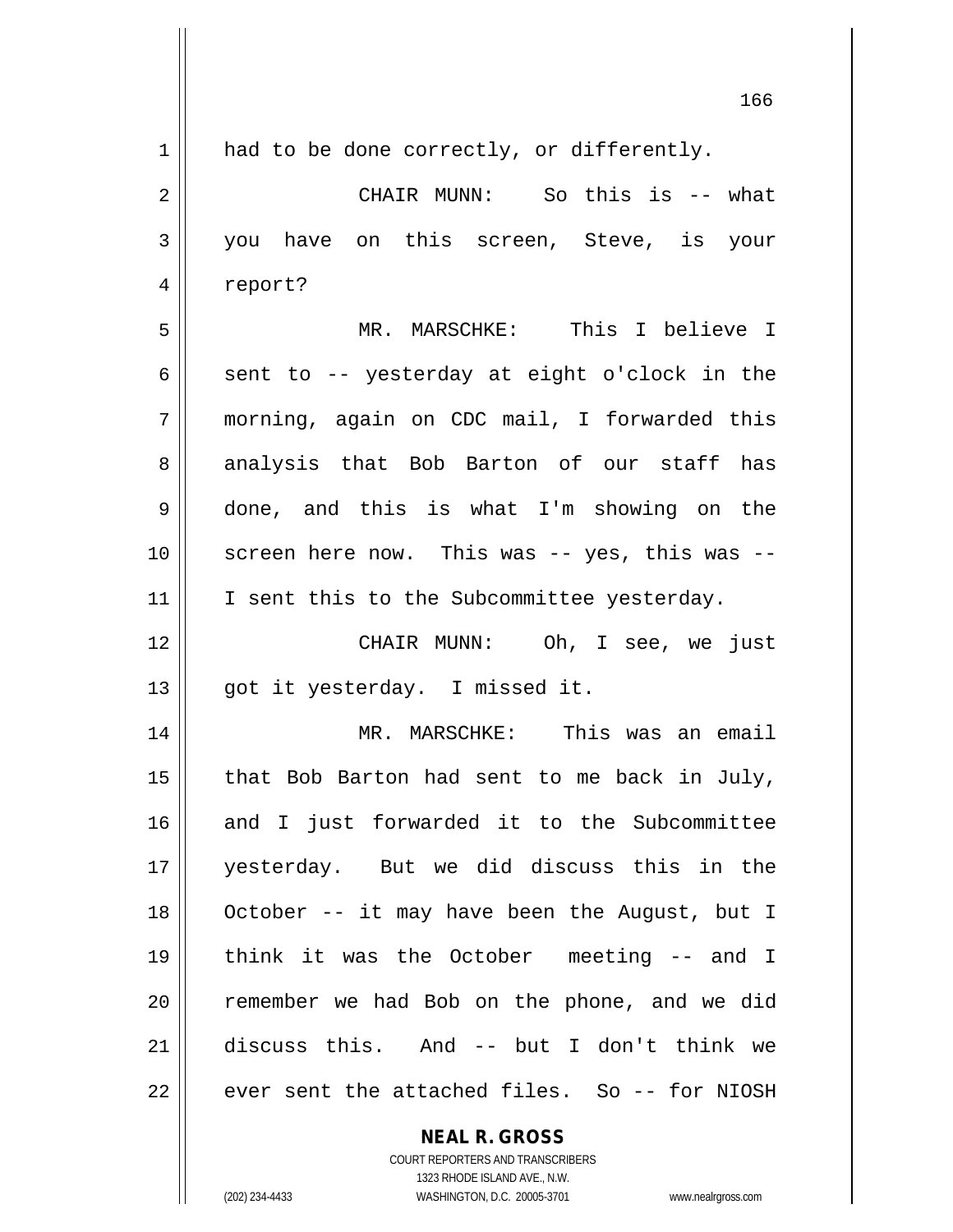had to be done correctly, or differently.

CHAIR MUNN: So this is -- what you have on this screen, Steve, is your report?

MR. MARSCHKE: This I believe I sent to -- yesterday at eight o'clock in the morning, again on CDC mail, I forwarded this analysis that Bob Barton of our staff has done, and this is what I'm showing on the screen here now. This was -- yes, this was -- I sent this to the Subcommittee yesterday.

CHAIR MUNN: Oh, I see, we just got it yesterday. I missed it.

MR. MARSCHKE: This was an email that Bob Barton had sent to me back in July, and I just forwarded it to the Subcommittee yesterday. But we did discuss this in the October -- it may have been the August, but I think it was the October meeting -- and I remember we had Bob on the phone, and we did discuss this. And -- but I don't think we ever sent the attached files. So -- for NIOSH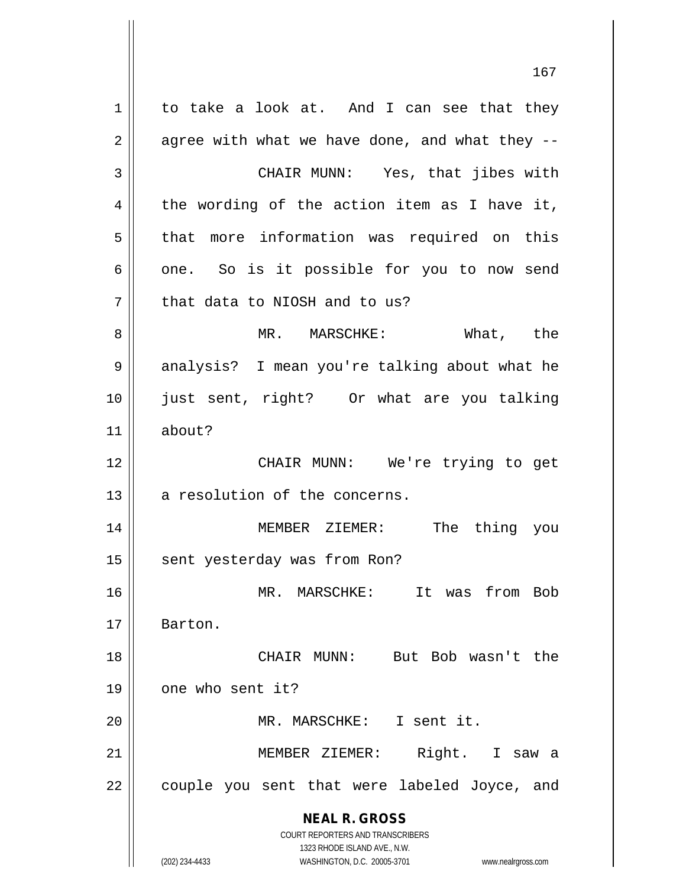to take a look at. And I can see that they agree with what we have done, and what they --

CHAIR MUNN: Yes, that jibes with the wording of the action item as I have it, that more information was required on this one. So is it possible for you to now send that data to NIOSH and to us?

MR. MARSCHKE: What, the analysis? I mean you're talking about what he just sent, right? Or what are you talking about?

CHAIR MUNN: We're trying to get a resolution of the concerns.

MEMBER ZIEMER: The thing you sent yesterday was from Ron?

MR. MARSCHKE: It was from Bob Barton.

CHAIR MUNN: But Bob wasn't the one who sent it?

MR. MARSCHKE: I sent it.

MEMBER ZIEMER: Right. I saw a couple you sent that were labeled Joyce, and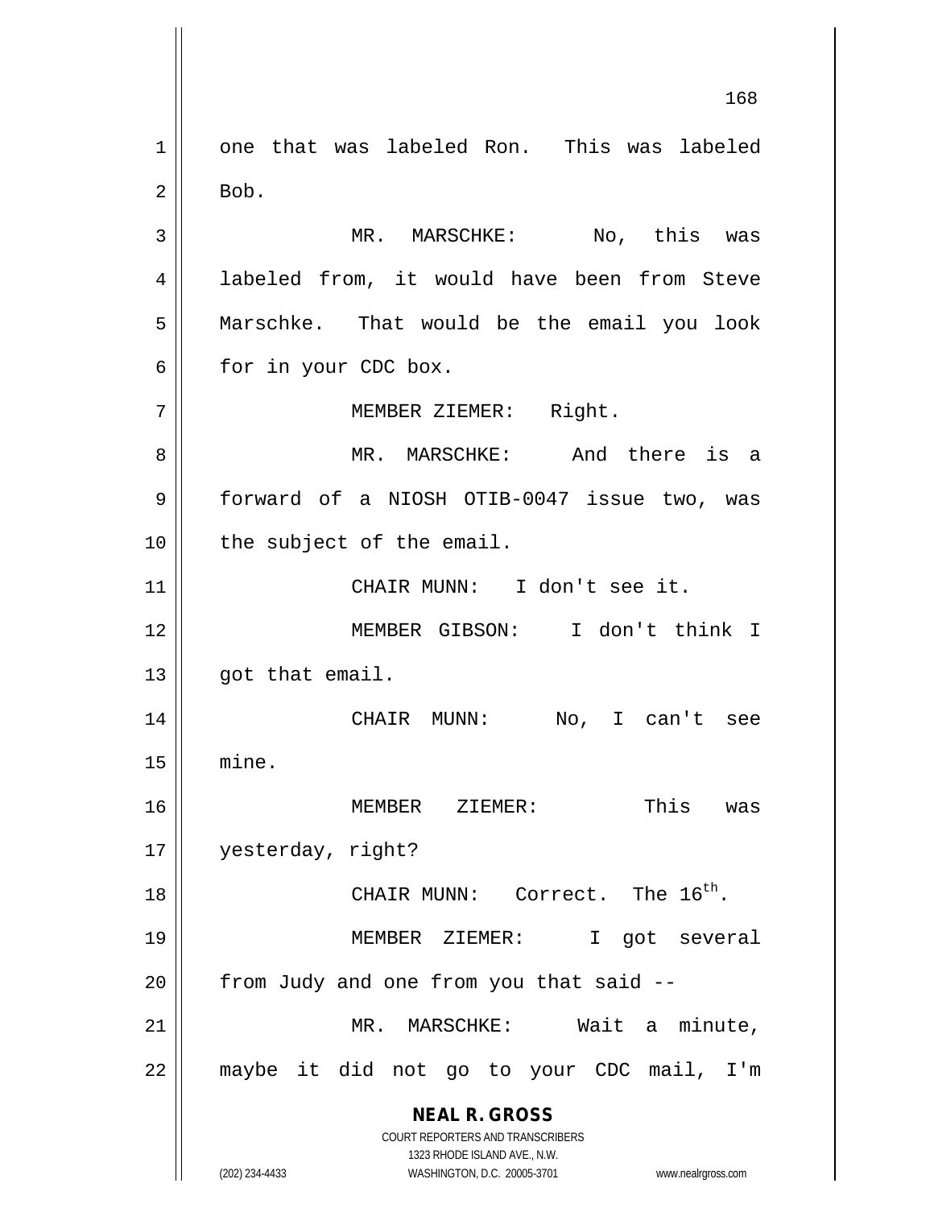one that was labeled Ron. This was labeled Bob.

MR. MARSCHKE: No, this was labeled from, it would have been from Steve Marschke. That would be the email you look for in your CDC box.

MEMBER ZIEMER: Right.

MR. MARSCHKE: And there is a forward of a NIOSH OTIB-0047 issue two, was the subject of the email.

CHAIR MUNN: I don't see it.

MEMBER GIBSON: I don't think I got that email.

CHAIR MUNN: No, I can't see mine.

MEMBER ZIEMER: This was yesterday, right?

CHAIR MUNN: Correct. The 16th.

MEMBER ZIEMER: I got several from Judy and one from you that said --

MR. MARSCHKE: Wait a minute, maybe it did not go to your CDC mail, I'm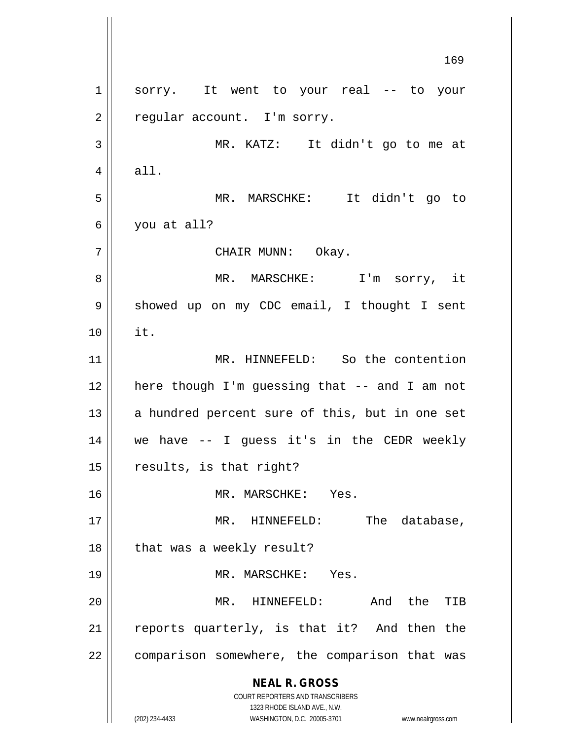sorry. It went to your real -- to your regular account. I'm sorry.

MR. KATZ: It didn't go to me at all.

MR. MARSCHKE: It didn't go to you at all?

CHAIR MUNN: Okay.

MR. MARSCHKE: I'm sorry, it showed up on my CDC email, I thought I sent it.

MR. HINNEFELD: So the contention here though I'm guessing that -- and I am not a hundred percent sure of this, but in one set we have -- I guess it's in the CEDR weekly results, is that right?

MR. MARSCHKE: Yes.

MR. HINNEFELD: The database, that was a weekly result?

MR. MARSCHKE: Yes.

MR. HINNEFELD: And the TIB reports quarterly, is that it? And then the comparison somewhere, the comparison that was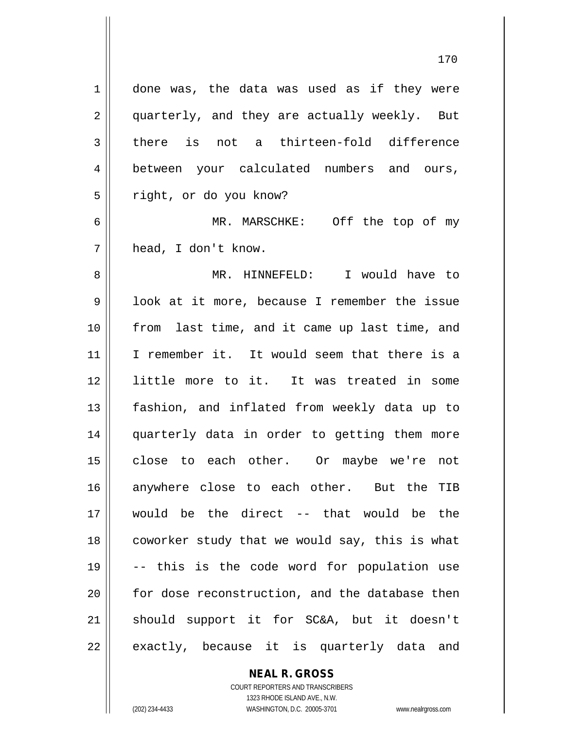done was, the data was used as if they were quarterly, and they are actually weekly. But there is not a thirteen-fold difference between your calculated numbers and ours, right, or do you know?

MR. MARSCHKE: Off the top of my head, I don't know.

MR. HINNEFELD: I would have to look at it more, because I remember the issue from last time, and it came up last time, and I remember it. It would seem that there is a little more to it. It was treated in some fashion, and inflated from weekly data up to quarterly data in order to getting them more close to each other. Or maybe we're not anywhere close to each other. But the TIB would be the direct -- that would be the coworker study that we would say, this is what -- this is the code word for population use for dose reconstruction, and the database then should support it for SC&A, but it doesn't exactly, because it is quarterly data and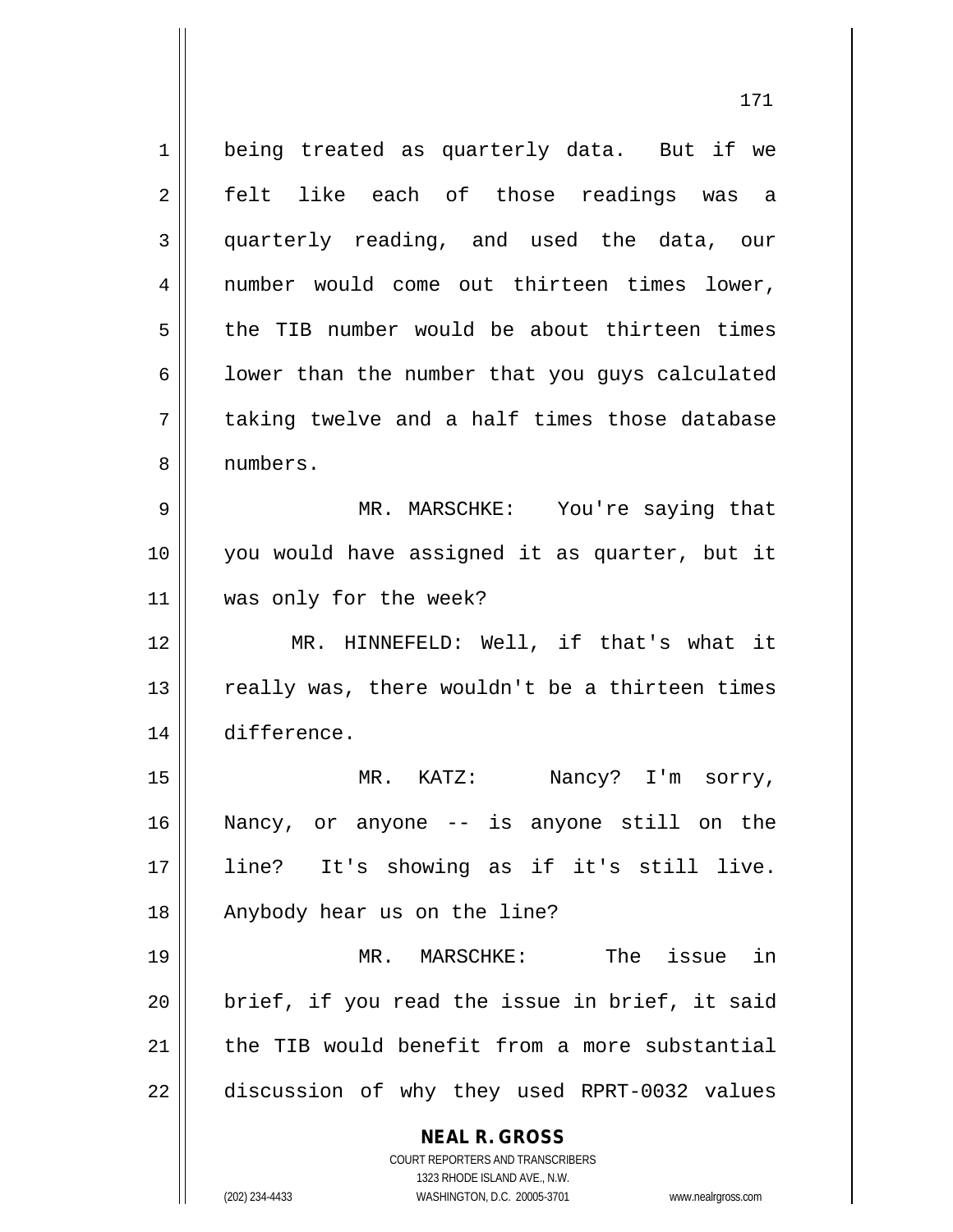being treated as quarterly data. But if we felt like each of those readings was a quarterly reading, and used the data, our number would come out thirteen times lower, the TIB number would be about thirteen times lower than the number that you guys calculated taking twelve and a half times those database numbers.

MR. MARSCHKE: You're saying that you would have assigned it as quarter, but it was only for the week?

MR. HINNEFELD: Well, if that's what it really was, there wouldn't be a thirteen times difference.

MR. KATZ: Nancy? I'm sorry, Nancy, or anyone -- is anyone still on the line? It's showing as if it's still live. Anybody hear us on the line?

MR. MARSCHKE: The issue in brief, if you read the issue in brief, it said the TIB would benefit from a more substantial discussion of why they used RPRT-0032 values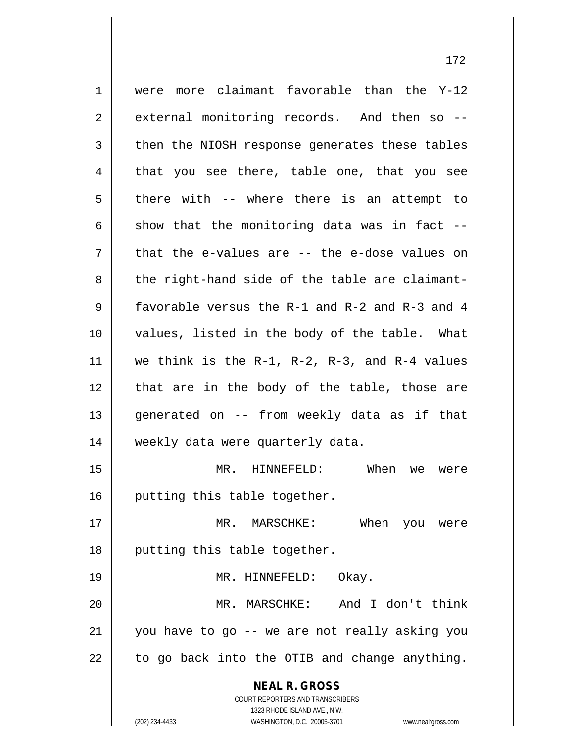were more claimant favorable than the Y-12 external monitoring records. And then so -- then the NIOSH response generates these tables that you see there, table one, that you see there with -- where there is an attempt to show that the monitoring data was in fact -- that the e-values are -- the e-dose values on the right-hand side of the table are claimant-favorable versus the R-1 and R-2 and R-3 and 4 values, listed in the body of the table. What we think is the R-1, R-2, R-3, and R-4 values that are in the body of the table, those are generated on -- from weekly data as if that weekly data were quarterly data.

MR. HINNEFELD: When we were putting this table together.

MR. MARSCHKE: When you were putting this table together.

MR. HINNEFELD: Okay.

MR. MARSCHKE: And I don't think you have to go -- we are not really asking you to go back into the OTIB and change anything.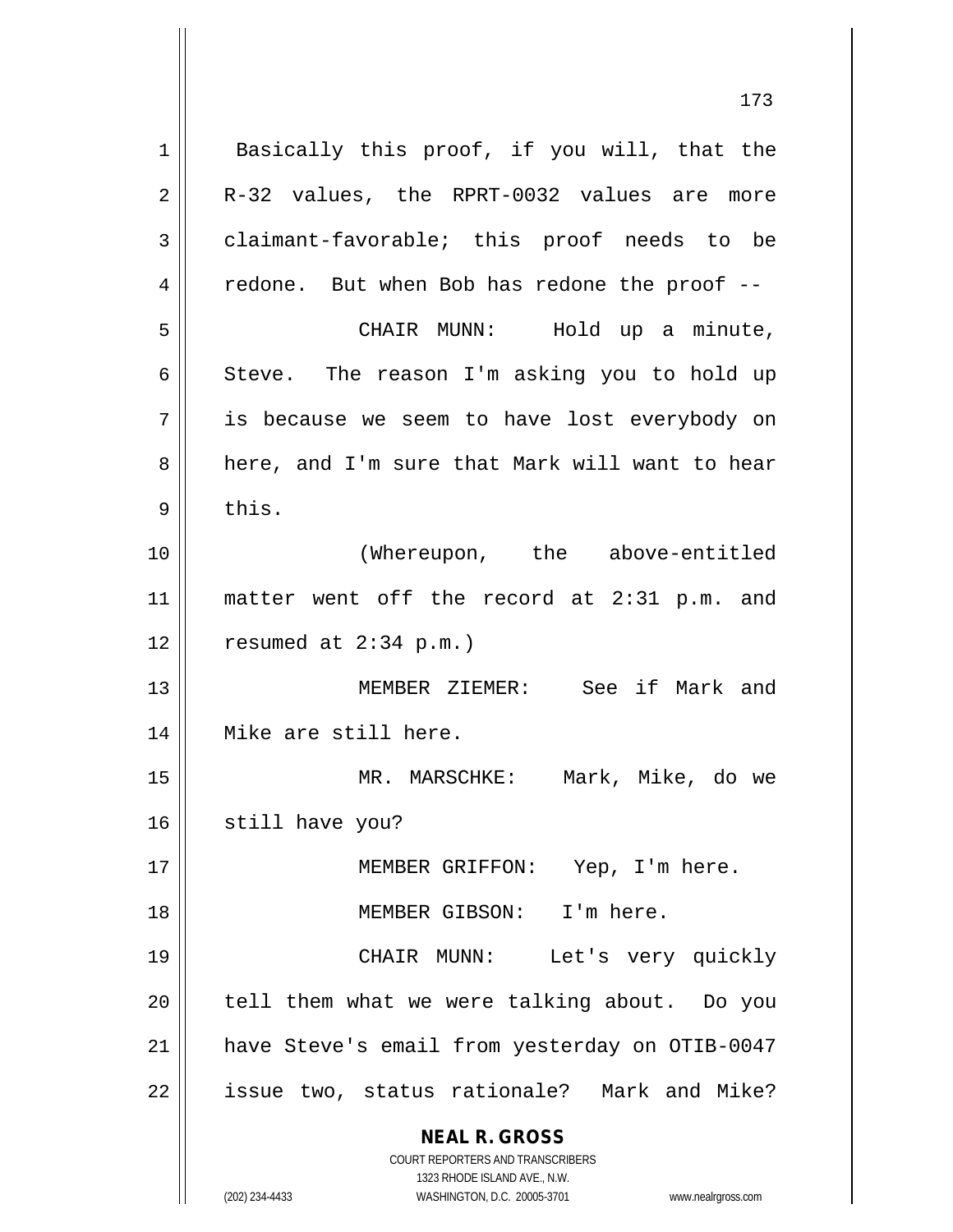Basically this proof, if you will, that the R-32 values, the RPRT-0032 values are more claimant-favorable; this proof needs to be redone. But when Bob has redone the proof --

CHAIR MUNN: Hold up a minute, Steve. The reason I'm asking you to hold up is because we seem to have lost everybody on here, and I'm sure that Mark will want to hear this.

(Whereupon, the above-entitled matter went off the record at 2:31 p.m. and resumed at 2:34 p.m.)

MEMBER ZIEMER: See if Mark and Mike are still here.

MR. MARSCHKE: Mark, Mike, do we still have you?

MEMBER GRIFFON: Yep, I'm here.

MEMBER GIBSON: I'm here.

CHAIR MUNN: Let's very quickly tell them what we were talking about. Do you have Steve's email from yesterday on OTIB-0047 issue two, status rationale? Mark and Mike?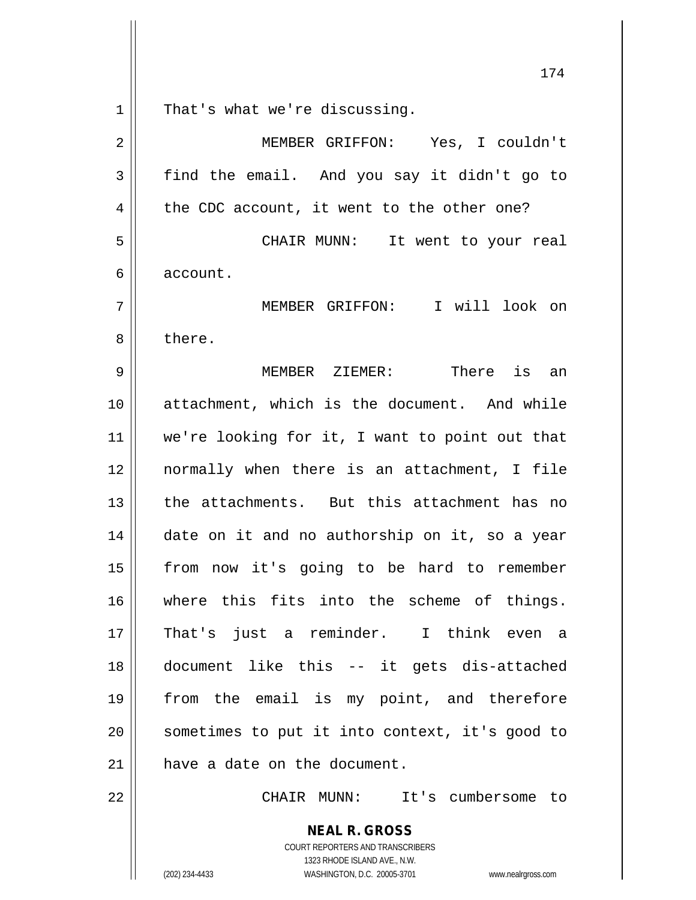That's what we're discussing.

MEMBER GRIFFON: Yes, I couldn't find the email. And you say it didn't go to the CDC account, it went to the other one?

CHAIR MUNN: It went to your real account.

MEMBER GRIFFON: I will look on there.

MEMBER ZIEMER: There is an attachment, which is the document. And while we're looking for it, I want to point out that normally when there is an attachment, I file the attachments. But this attachment has no date on it and no authorship on it, so a year from now it's going to be hard to remember where this fits into the scheme of things. That's just a reminder. I think even a document like this -- it gets dis-attached from the email is my point, and therefore sometimes to put it into context, it's good to have a date on the document.

CHAIR MUNN: It's cumbersome to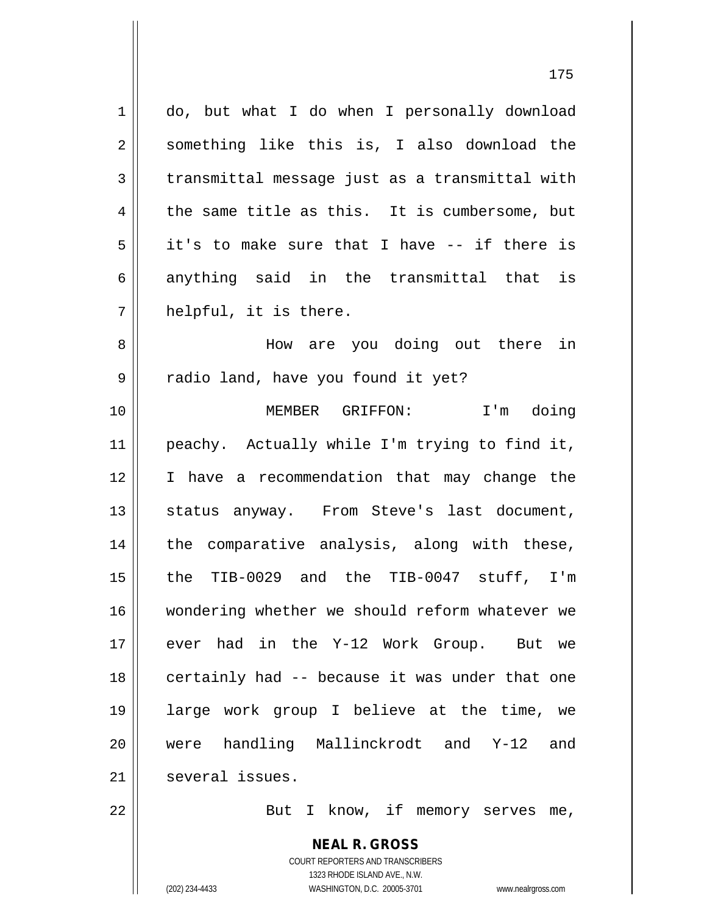do, but what I do when I personally download something like this is, I also download the transmittal message just as a transmittal with the same title as this. It is cumbersome, but it's to make sure that I have -- if there is anything said in the transmittal that is helpful, it is there.

How are you doing out there in radio land, have you found it yet?

MEMBER GRIFFON: I'm doing peachy. Actually while I'm trying to find it, I have a recommendation that may change the status anyway. From Steve's last document, the comparative analysis, along with these, the TIB-0029 and the TIB-0047 stuff, I'm wondering whether we should reform whatever we ever had in the Y-12 Work Group. But we certainly had -- because it was under that one large work group I believe at the time, we were handling Mallinckrodt and Y-12 and several issues.

But I know, if memory serves me,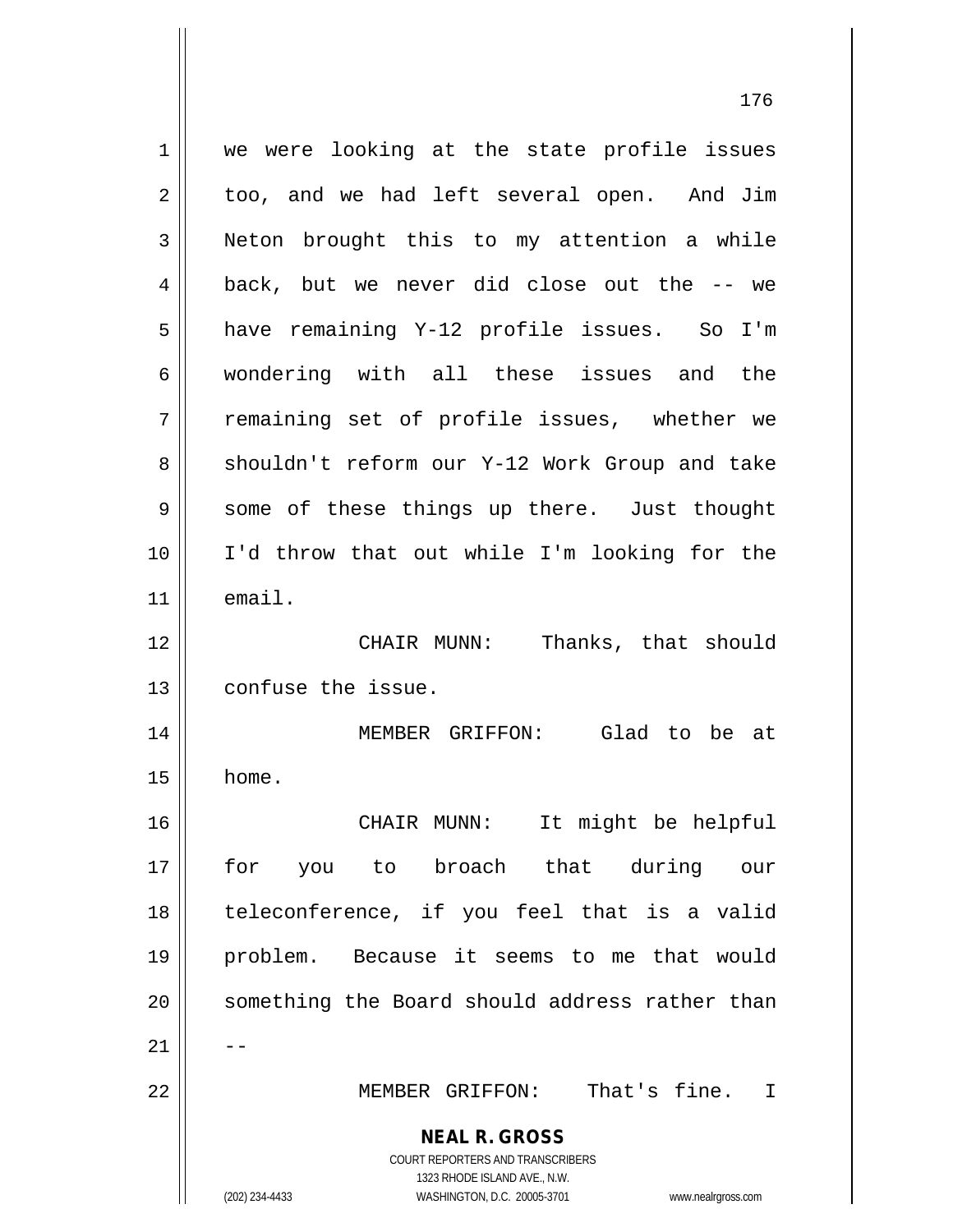we were looking at the state profile issues too, and we had left several open. And Jim Neton brought this to my attention a while back, but we never did close out the -- we have remaining Y-12 profile issues. So I'm wondering with all these issues and the remaining set of profile issues, whether we shouldn't reform our Y-12 Work Group and take some of these things up there. Just thought I'd throw that out while I'm looking for the email.

CHAIR MUNN: Thanks, that should confuse the issue.

MEMBER GRIFFON: Glad to be at home.

CHAIR MUNN: It might be helpful for you to broach that during our teleconference, if you feel that is a valid problem. Because it seems to me that would something the Board should address rather than --

MEMBER GRIFFON: That's fine. I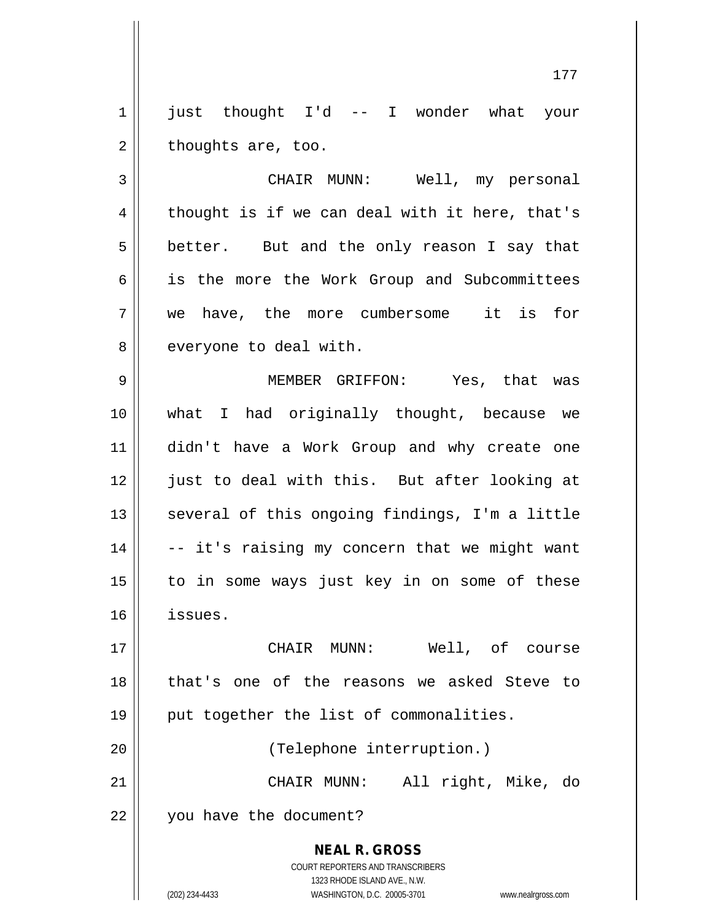just thought I'd -- I wonder what your thoughts are, too.

CHAIR MUNN: Well, my personal thought is if we can deal with it here, that's better. But and the only reason I say that is the more the Work Group and Subcommittees we have, the more cumbersome it is for everyone to deal with.

MEMBER GRIFFON: Yes, that was what I had originally thought, because we didn't have a Work Group and why create one just to deal with this. But after looking at several of this ongoing findings, I'm a little -- it's raising my concern that we might want to in some ways just key in on some of these issues.

CHAIR MUNN: Well, of course that's one of the reasons we asked Steve to put together the list of commonalities.

(Telephone interruption.)

CHAIR MUNN: All right, Mike, do you have the document?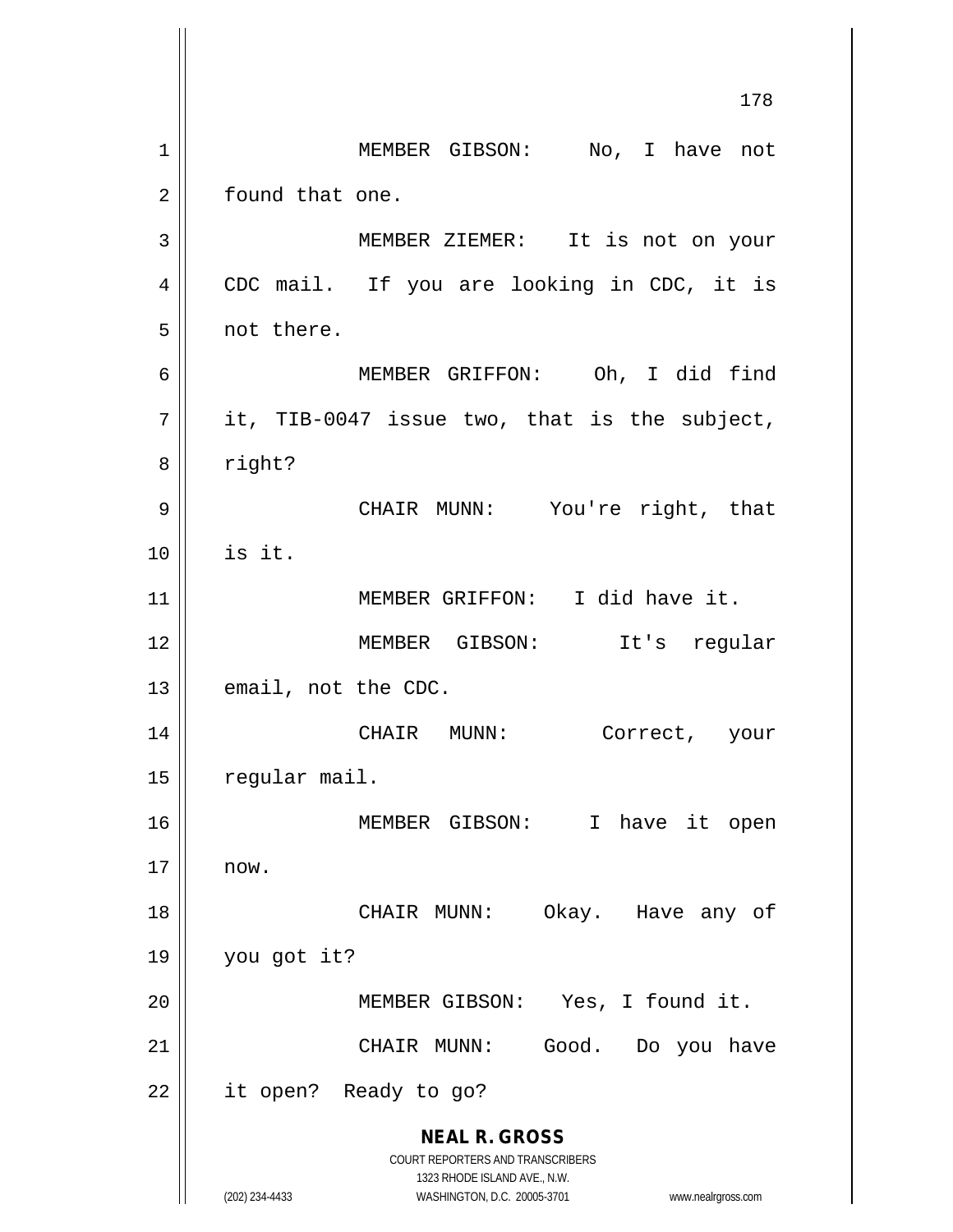MEMBER GIBSON: No, I have not found that one.

MEMBER ZIEMER: It is not on your CDC mail. If you are looking in CDC, it is not there.

MEMBER GRIFFON: Oh, I did find it, TIB-0047 issue two, that is the subject, right?

CHAIR MUNN: You're right, that is it.

MEMBER GRIFFON: I did have it.

MEMBER GIBSON: It's regular email, not the CDC.

CHAIR MUNN: Correct, your regular mail.

MEMBER GIBSON: I have it open now.

CHAIR MUNN: Okay. Have any of you got it?

MEMBER GIBSON: Yes, I found it.

CHAIR MUNN: Good. Do you have it open? Ready to go?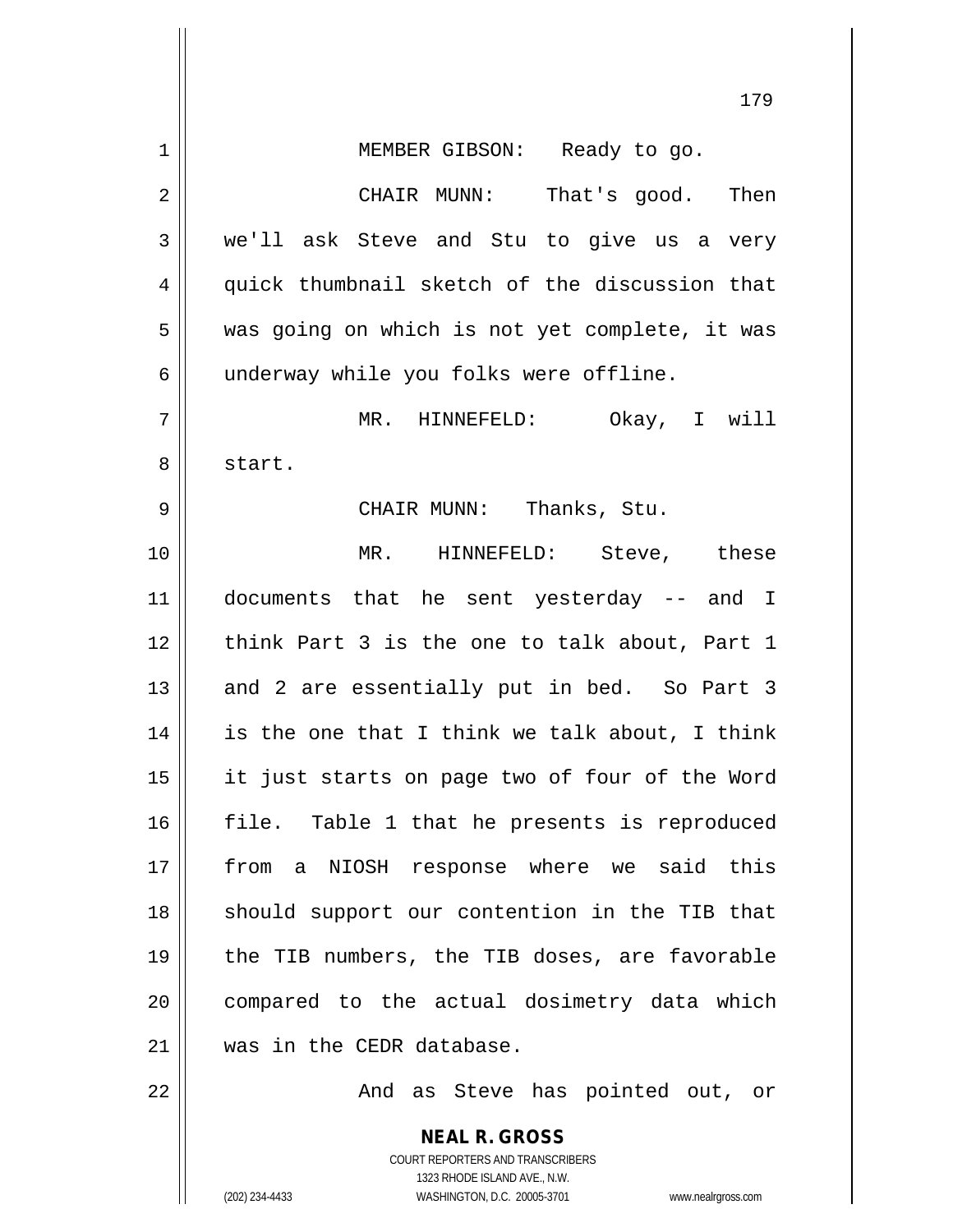MEMBER GIBSON: Ready to go.

CHAIR MUNN: That's good. Then we'll ask Steve and Stu to give us a very quick thumbnail sketch of the discussion that was going on which is not yet complete, it was underway while you folks were offline.

MR. HINNEFELD: Okay, I will start.

CHAIR MUNN: Thanks, Stu.

MR. HINNEFELD: Steve, these documents that he sent yesterday -- and I think Part 3 is the one to talk about, Part 1 and 2 are essentially put in bed. So Part 3 is the one that I think we talk about, I think it just starts on page two of four of the Word file. Table 1 that he presents is reproduced from a NIOSH response where we said this should support our contention in the TIB that the TIB numbers, the TIB doses, are favorable compared to the actual dosimetry data which was in the CEDR database.

And as Steve has pointed out, or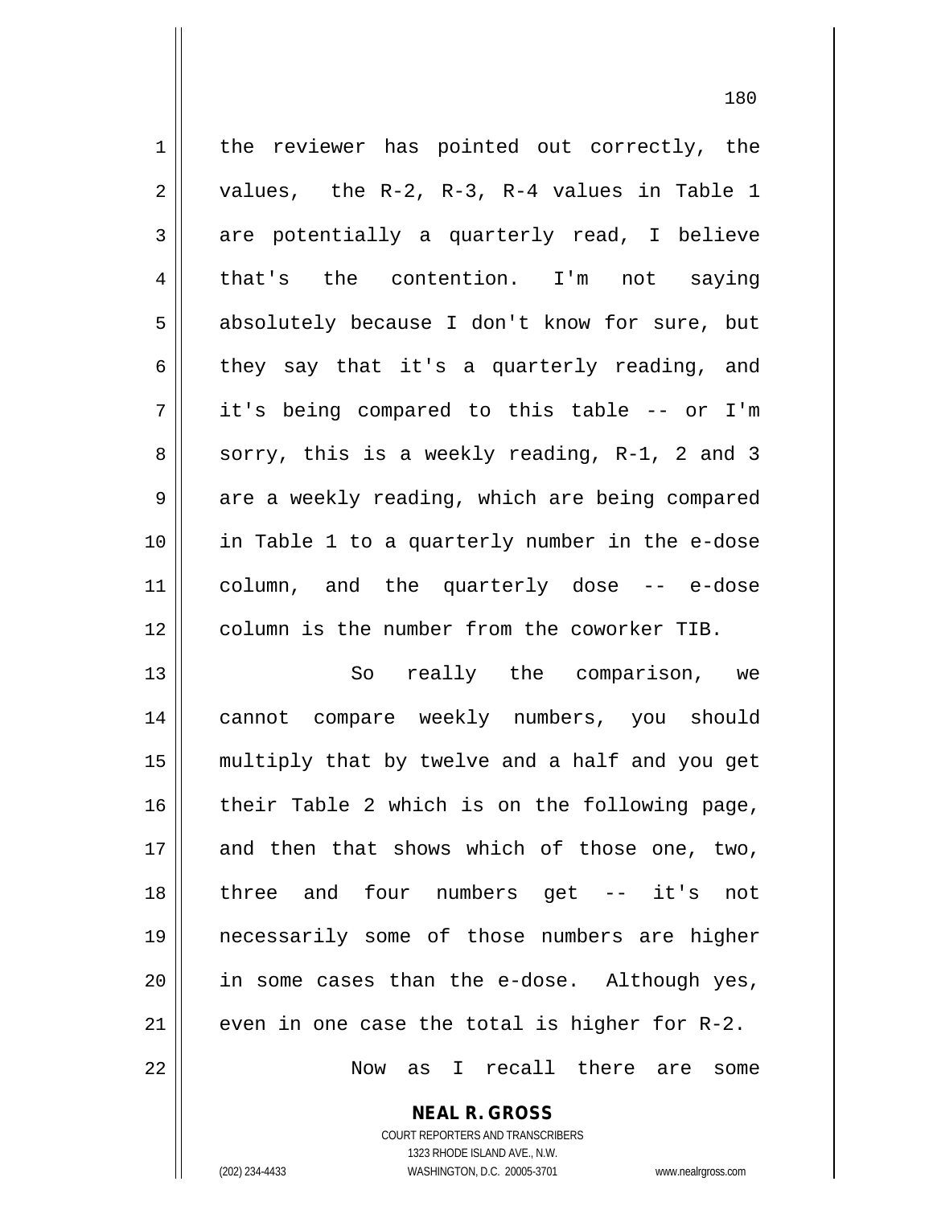the reviewer has pointed out correctly, the values, the R-2, R-3, R-4 values in Table 1 are potentially a quarterly read, I believe that's the contention. I'm not saying absolutely because I don't know for sure, but they say that it's a quarterly reading, and it's being compared to this table -- or I'm sorry, this is a weekly reading, R-1, 2 and 3 are a weekly reading, which are being compared in Table 1 to a quarterly number in the e-dose column, and the quarterly dose -- e-dose column is the number from the coworker TIB.

So really the comparison, we cannot compare weekly numbers, you should multiply that by twelve and a half and you get their Table 2 which is on the following page, and then that shows which of those one, two, three and four numbers get -- it's not necessarily some of those numbers are higher in some cases than the e-dose. Although yes, even in one case the total is higher for R-2.

Now as I recall there are some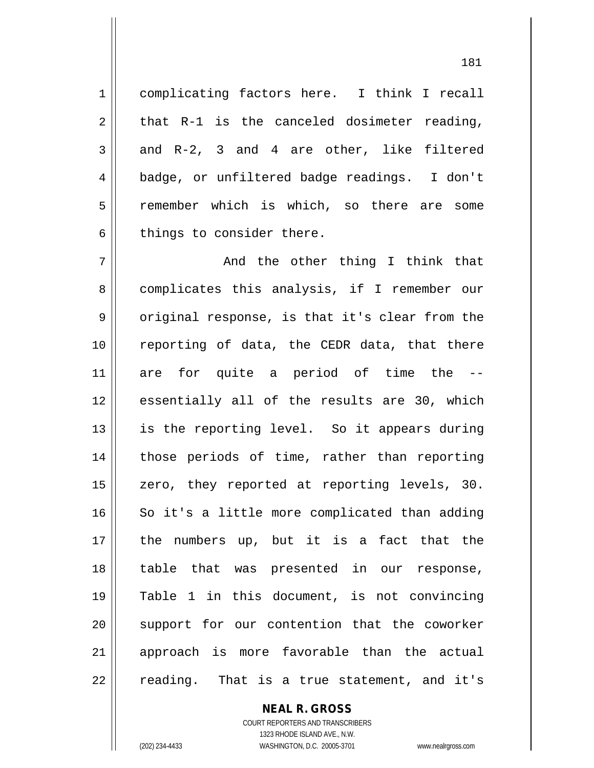complicating factors here. I think I recall that R-1 is the canceled dosimeter reading, and R-2, 3 and 4 are other, like filtered badge, or unfiltered badge readings. I don't remember which is which, so there are some things to consider there.

And the other thing I think that complicates this analysis, if I remember our original response, is that it's clear from the reporting of data, the CEDR data, that there are for quite a period of time the -- essentially all of the results are 30, which is the reporting level. So it appears during those periods of time, rather than reporting zero, they reported at reporting levels, 30. So it's a little more complicated than adding the numbers up, but it is a fact that the table that was presented in our response, Table 1 in this document, is not convincing support for our contention that the coworker approach is more favorable than the actual reading. That is a true statement, and it's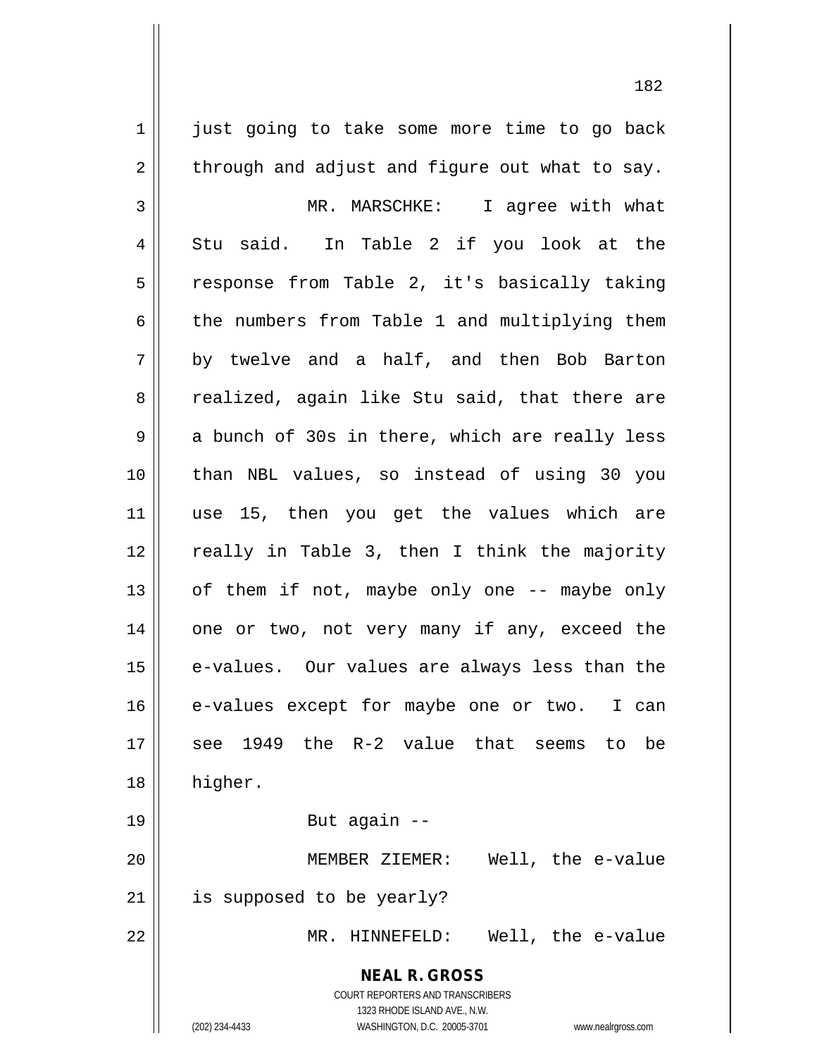just going to take some more time to go back through and adjust and figure out what to say.

MR. MARSCHKE: I agree with what Stu said. In Table 2 if you look at the response from Table 2, it's basically taking the numbers from Table 1 and multiplying them by twelve and a half, and then Bob Barton realized, again like Stu said, that there are a bunch of 30s in there, which are really less than NBL values, so instead of using 30 you use 15, then you get the values which are really in Table 3, then I think the majority of them if not, maybe only one -- maybe only one or two, not very many if any, exceed the e-values. Our values are always less than the e-values except for maybe one or two. I can see 1949 the R-2 value that seems to be higher.

But again --

MEMBER ZIEMER: Well, the e-value is supposed to be yearly?

MR. HINNEFELD: Well, the e-value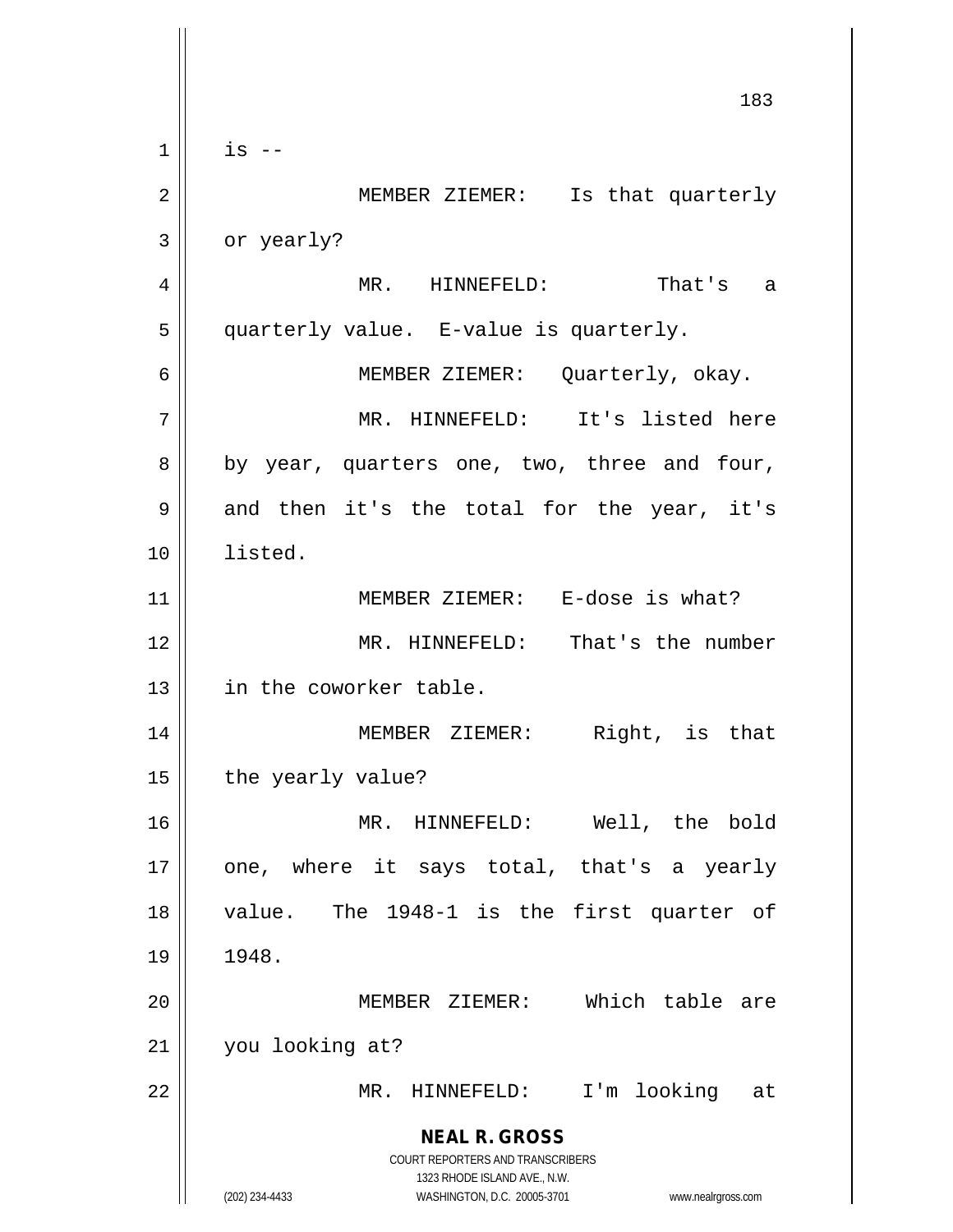is --

MEMBER ZIEMER: Is that quarterly or yearly?

MR. HINNEFELD: That's a quarterly value. E-value is quarterly.

MEMBER ZIEMER: Quarterly, okay.

MR. HINNEFELD: It's listed here by year, quarters one, two, three and four, and then it's the total for the year, it's listed.

MEMBER ZIEMER: E-dose is what?

MR. HINNEFELD: That's the number in the coworker table.

MEMBER ZIEMER: Right, is that the yearly value?

MR. HINNEFELD: Well, the bold one, where it says total, that's a yearly value. The 1948-1 is the first quarter of 1948.

MEMBER ZIEMER: Which table are you looking at?

MR. HINNEFELD: I'm looking at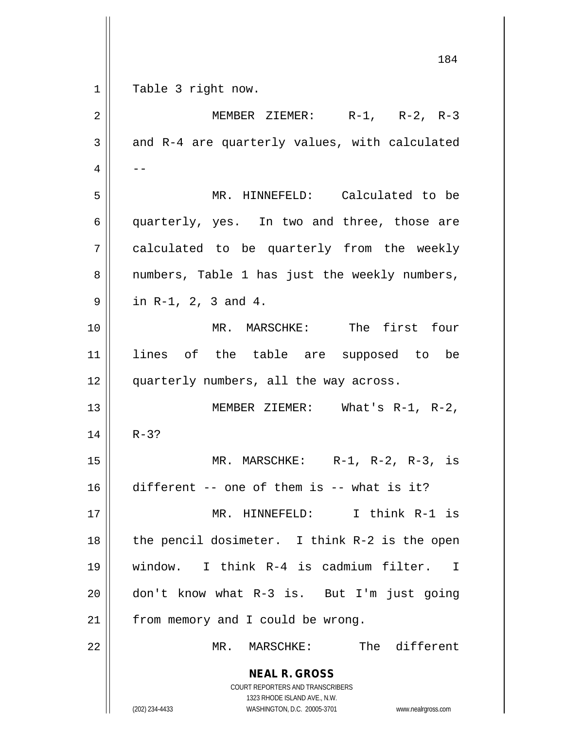Table 3 right now.

MEMBER ZIEMER: R-1, R-2, R-3 and R-4 are quarterly values, with calculated --

MR. HINNEFELD: Calculated to be quarterly, yes. In two and three, those are calculated to be quarterly from the weekly numbers, Table 1 has just the weekly numbers, in R-1, 2, 3 and 4.

MR. MARSCHKE: The first four lines of the table are supposed to be quarterly numbers, all the way across.

MEMBER ZIEMER: What's R-1, R-2, R-3?

MR. MARSCHKE: R-1, R-2, R-3, is different -- one of them is -- what is it?

MR. HINNEFELD: I think R-1 is the pencil dosimeter. I think R-2 is the open window. I think R-4 is cadmium filter. I don't know what R-3 is. But I'm just going from memory and I could be wrong.

MR. MARSCHKE: The different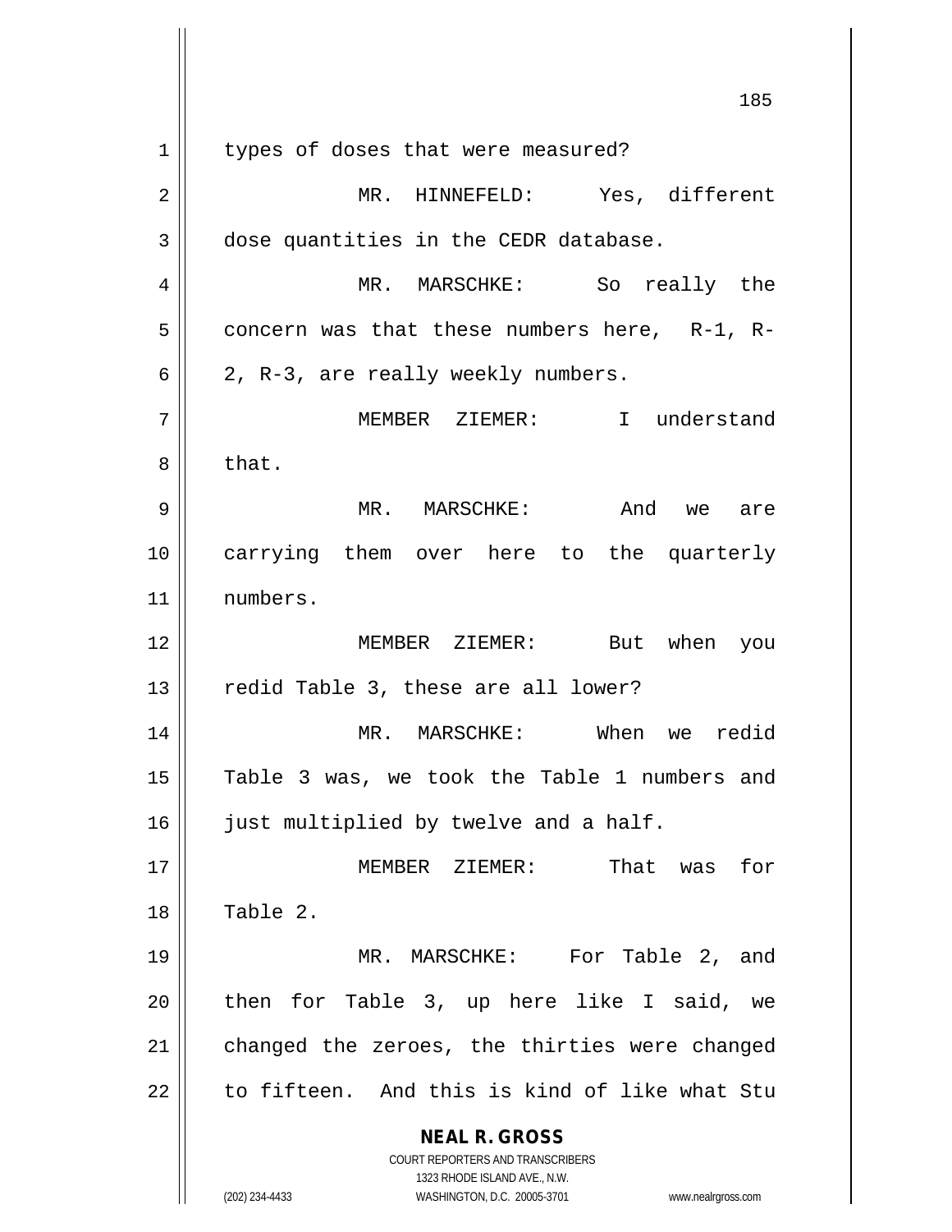types of doses that were measured?

MR. HINNEFELD: Yes, different dose quantities in the CEDR database.

MR. MARSCHKE: So really the concern was that these numbers here, R-1, R-2, R-3, are really weekly numbers.

MEMBER ZIEMER: I understand that.

MR. MARSCHKE: And we are carrying them over here to the quarterly numbers.

MEMBER ZIEMER: But when you redid Table 3, these are all lower?

MR. MARSCHKE: When we redid Table 3 was, we took the Table 1 numbers and just multiplied by twelve and a half.

MEMBER ZIEMER: That was for Table 2.

MR. MARSCHKE: For Table 2, and then for Table 3, up here like I said, we changed the zeroes, the thirties were changed to fifteen. And this is kind of like what Stu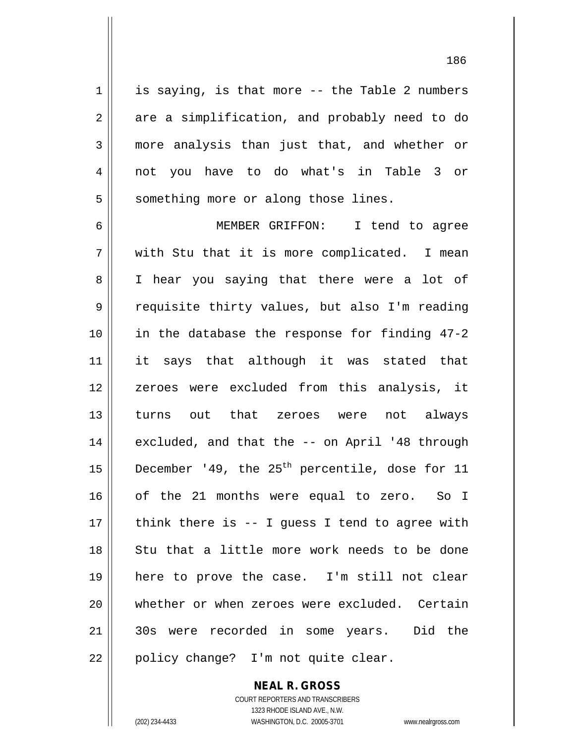is saying, is that more -- the Table 2 numbers are a simplification, and probably need to do more analysis than just that, and whether or not you have to do what's in Table 3 or something more or along those lines.

MEMBER GRIFFON: I tend to agree with Stu that it is more complicated. I mean I hear you saying that there were a lot of requisite thirty values, but also I'm reading in the database the response for finding 47-2 it says that although it was stated that zeroes were excluded from this analysis, it turns out that zeroes were not always excluded, and that the -- on April '48 through December '49, the 25th percentile, dose for 11 of the 21 months were equal to zero. So I think there is -- I guess I tend to agree with Stu that a little more work needs to be done here to prove the case. I'm still not clear whether or when zeroes were excluded. Certain 30s were recorded in some years. Did the policy change? I'm not quite clear.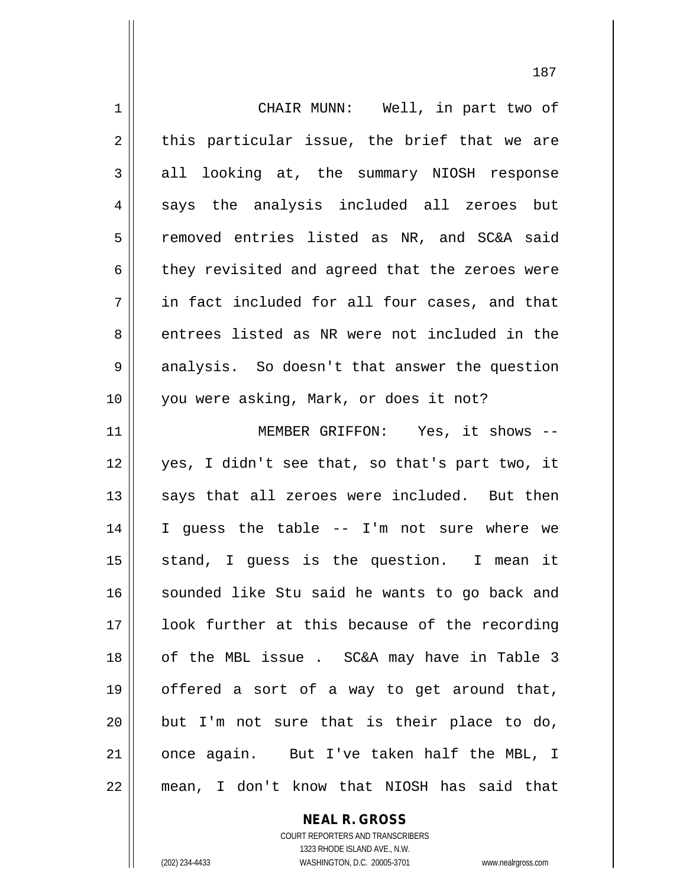CHAIR MUNN: Well, in part two of this particular issue, the brief that we are all looking at, the summary NIOSH response says the analysis included all zeroes but removed entries listed as NR, and SC&A said they revisited and agreed that the zeroes were in fact included for all four cases, and that entrees listed as NR were not included in the analysis. So doesn't that answer the question you were asking, Mark, or does it not?

MEMBER GRIFFON: Yes, it shows -- yes, I didn't see that, so that's part two, it says that all zeroes were included. But then I guess the table -- I'm not sure where we stand, I guess is the question. I mean it sounded like Stu said he wants to go back and look further at this because of the recording of the MBL issue . SC&A may have in Table 3 offered a sort of a way to get around that, but I'm not sure that is their place to do, once again. But I've taken half the MBL, I mean, I don't know that NIOSH has said that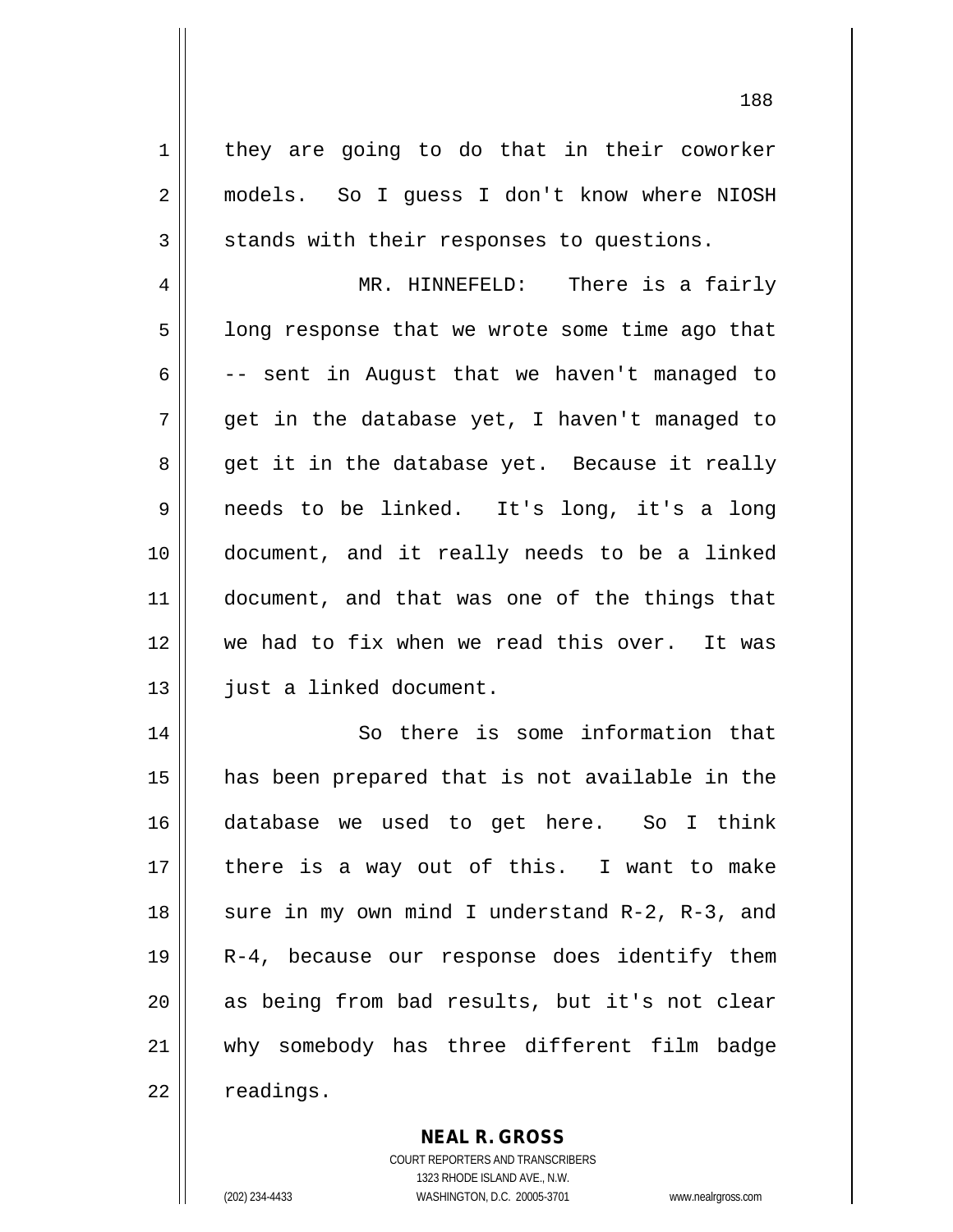they are going to do that in their coworker models. So I guess I don't know where NIOSH stands with their responses to questions.

MR. HINNEFELD: There is a fairly long response that we wrote some time ago that -- sent in August that we haven't managed to get in the database yet, I haven't managed to get it in the database yet. Because it really needs to be linked. It's long, it's a long document, and it really needs to be a linked document, and that was one of the things that we had to fix when we read this over. It was just a linked document.

So there is some information that has been prepared that is not available in the database we used to get here. So I think there is a way out of this. I want to make sure in my own mind I understand R-2, R-3, and R-4, because our response does identify them as being from bad results, but it's not clear why somebody has three different film badge readings.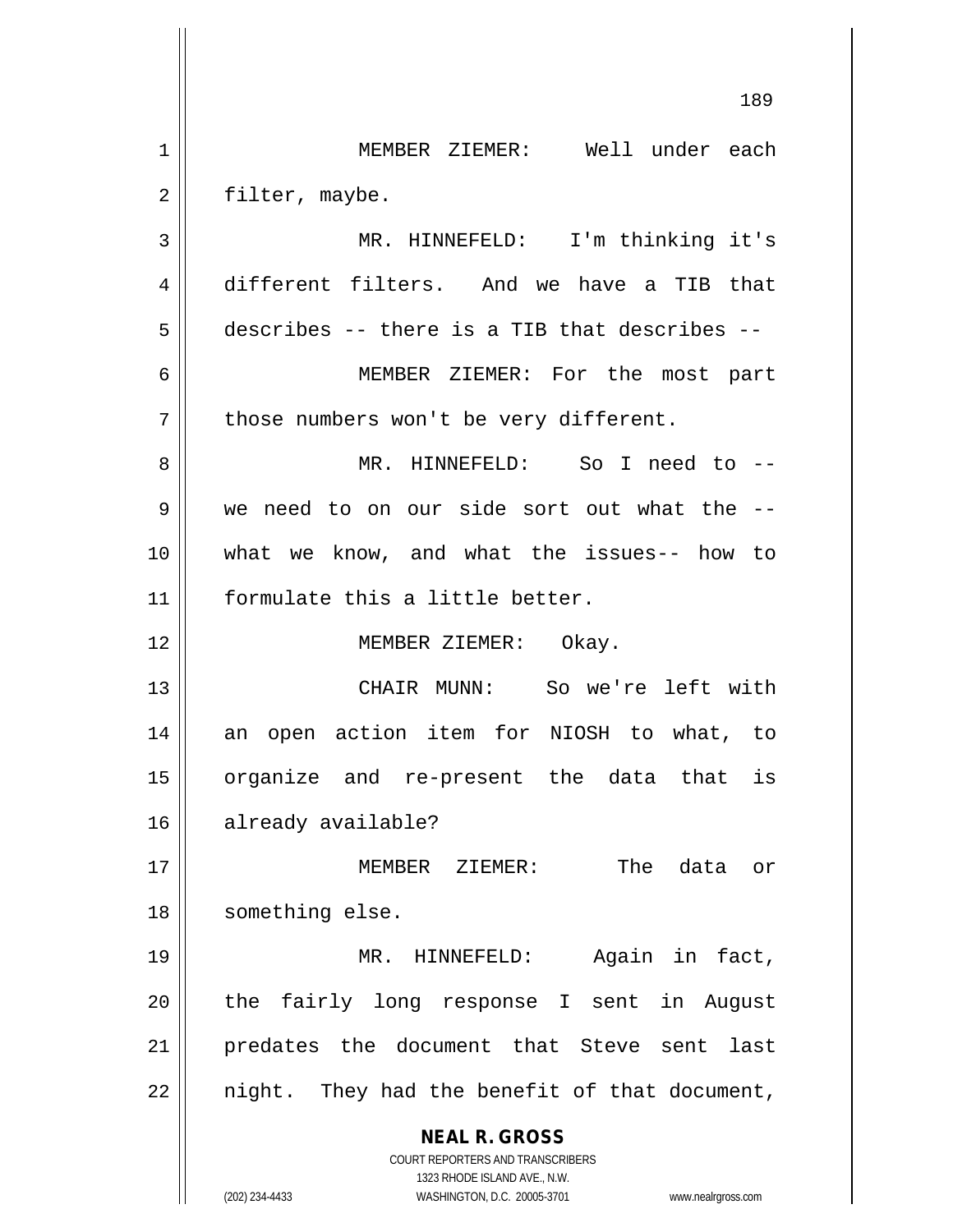MEMBER ZIEMER: Well under each filter, maybe.

MR. HINNEFELD: I'm thinking it's different filters. And we have a TIB that describes -- there is a TIB that describes --

MEMBER ZIEMER: For the most part those numbers won't be very different.

MR. HINNEFELD: So I need to -- we need to on our side sort out what the -- what we know, and what the issues-- how to formulate this a little better.

MEMBER ZIEMER: Okay.

CHAIR MUNN: So we're left with an open action item for NIOSH to what, to organize and re-present the data that is already available?

MEMBER ZIEMER: The data or something else.

MR. HINNEFELD: Again in fact, the fairly long response I sent in August predates the document that Steve sent last night. They had the benefit of that document,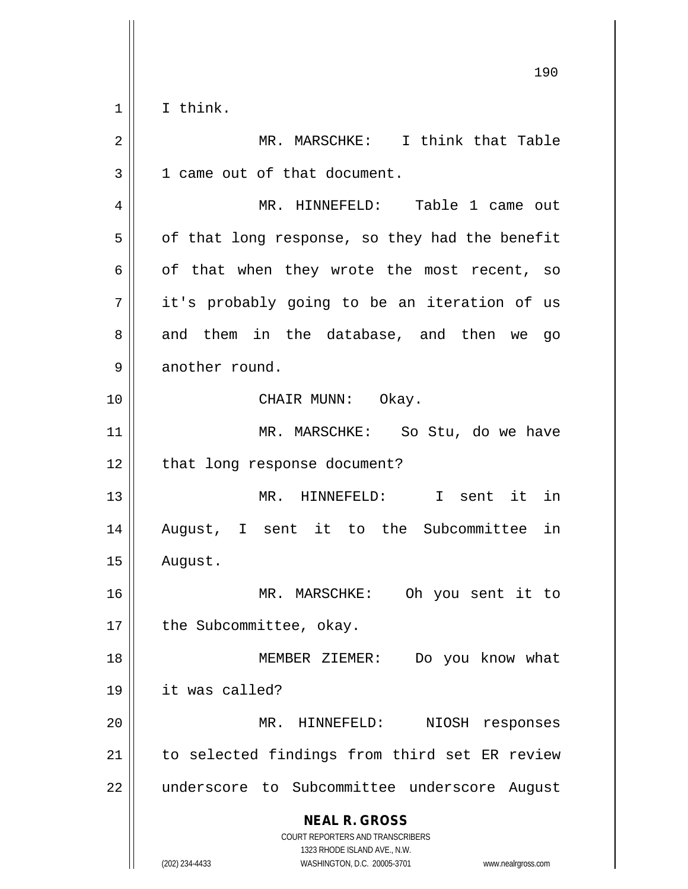I think.

MR. MARSCHKE: I think that Table 1 came out of that document.

MR. HINNEFELD: Table 1 came out of that long response, so they had the benefit of that when they wrote the most recent, so it's probably going to be an iteration of us and them in the database, and then we go another round.

CHAIR MUNN: Okay.

MR. MARSCHKE: So Stu, do we have that long response document?

MR. HINNEFELD: I sent it in August, I sent it to the Subcommittee in August.

MR. MARSCHKE: Oh you sent it to the Subcommittee, okay.

MEMBER ZIEMER: Do you know what it was called?

MR. HINNEFELD: NIOSH responses to selected findings from third set ER review underscore to Subcommittee underscore August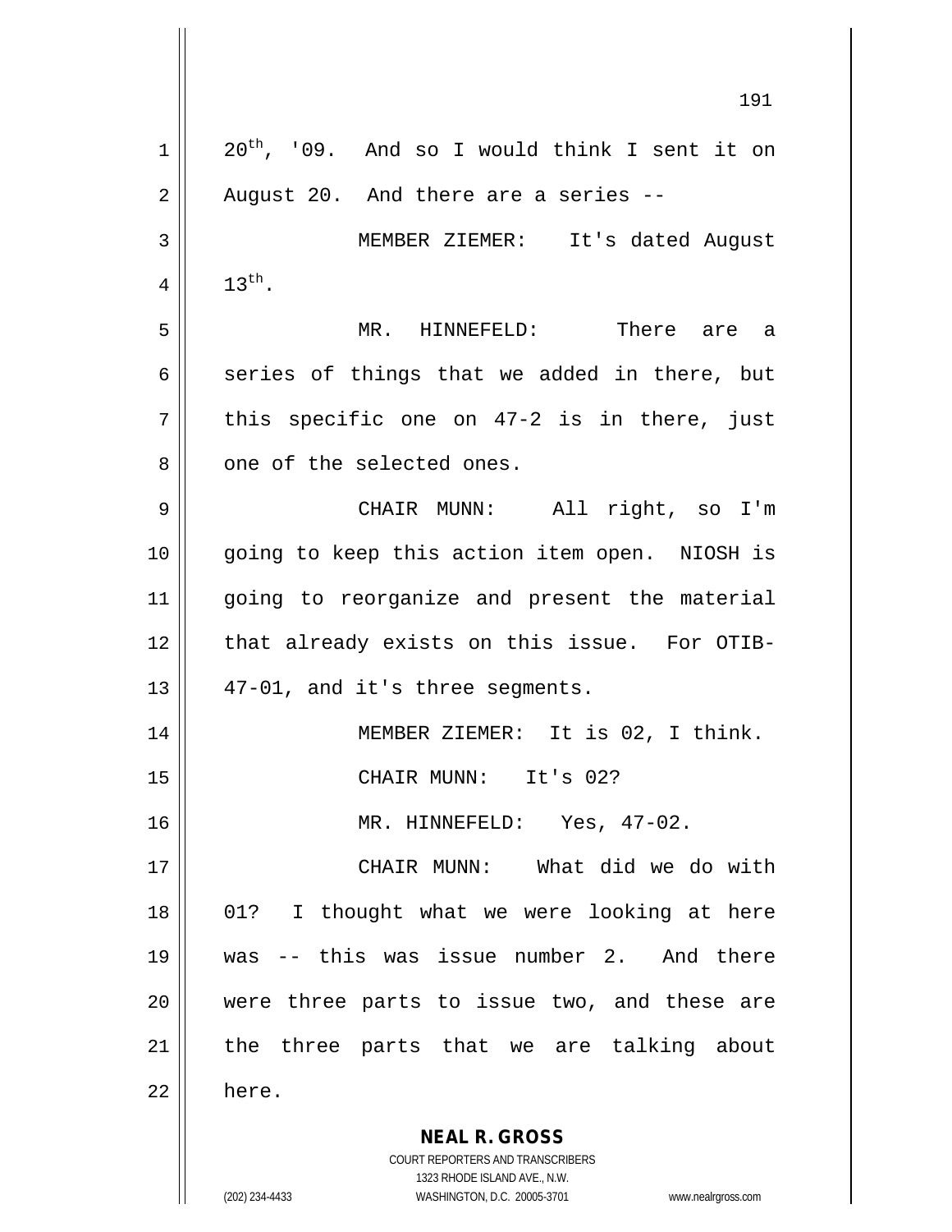20th, '09. And so I would think I sent it on August 20. And there are a series --

MEMBER ZIEMER: It's dated August 13th.

MR. HINNEFELD: There are a series of things that we added in there, but this specific one on 47-2 is in there, just one of the selected ones.

CHAIR MUNN: All right, so I'm going to keep this action item open. NIOSH is going to reorganize and present the material that already exists on this issue. For OTIB-47-01, and it's three segments.

MEMBER ZIEMER: It is 02, I think.

CHAIR MUNN: It's 02?

MR. HINNEFELD: Yes, 47-02.

CHAIR MUNN: What did we do with 01? I thought what we were looking at here was -- this was issue number 2. And there were three parts to issue two, and these are the three parts that we are talking about here.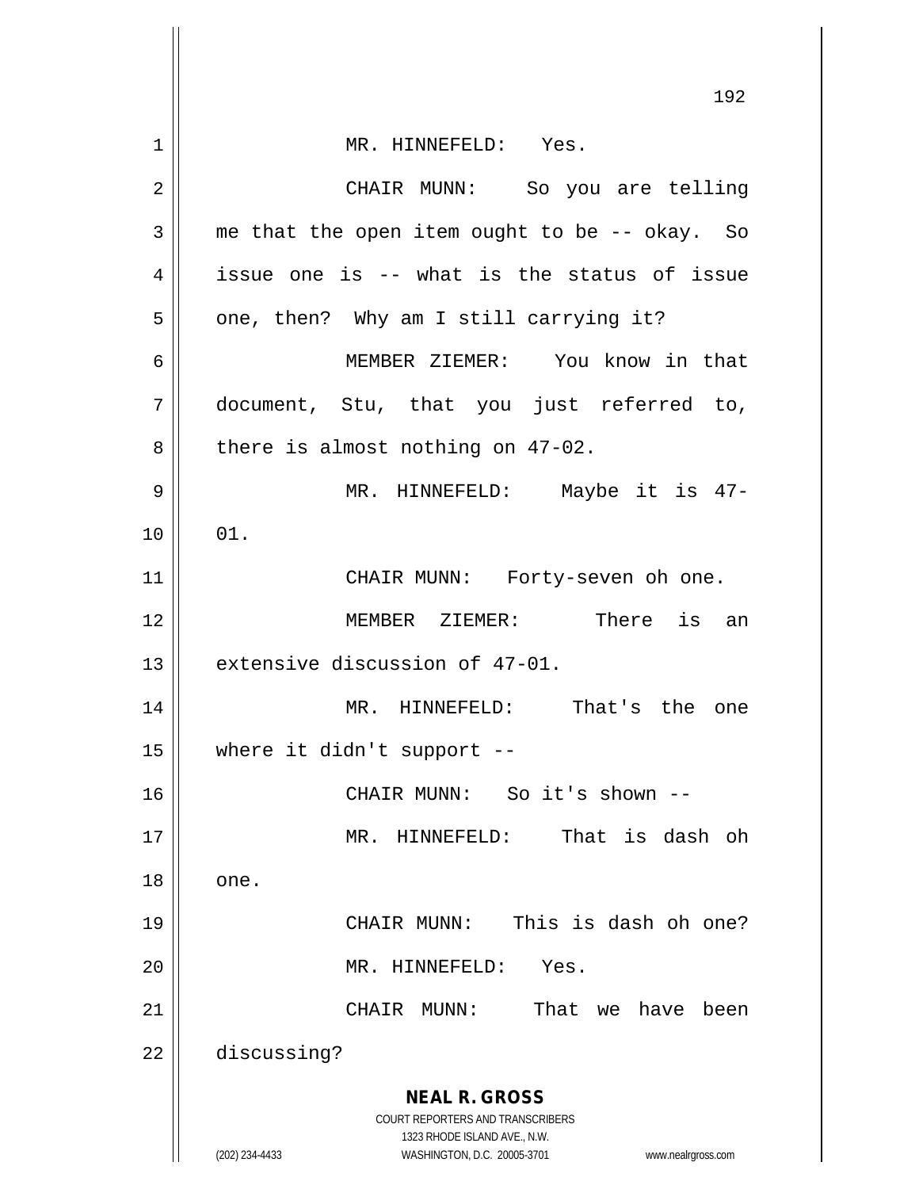MR. HINNEFELD: Yes.

CHAIR MUNN: So you are telling me that the open item ought to be -- okay. So issue one is -- what is the status of issue one, then? Why am I still carrying it?

MEMBER ZIEMER: You know in that document, Stu, that you just referred to, there is almost nothing on 47-02.

MR. HINNEFELD: Maybe it is 47-01.

CHAIR MUNN: Forty-seven oh one.

MEMBER ZIEMER: There is an extensive discussion of 47-01.

MR. HINNEFELD: That's the one where it didn't support --

CHAIR MUNN: So it's shown --

MR. HINNEFELD: That is dash oh one.

CHAIR MUNN: This is dash oh one?

MR. HINNEFELD: Yes.

CHAIR MUNN: That we have been discussing?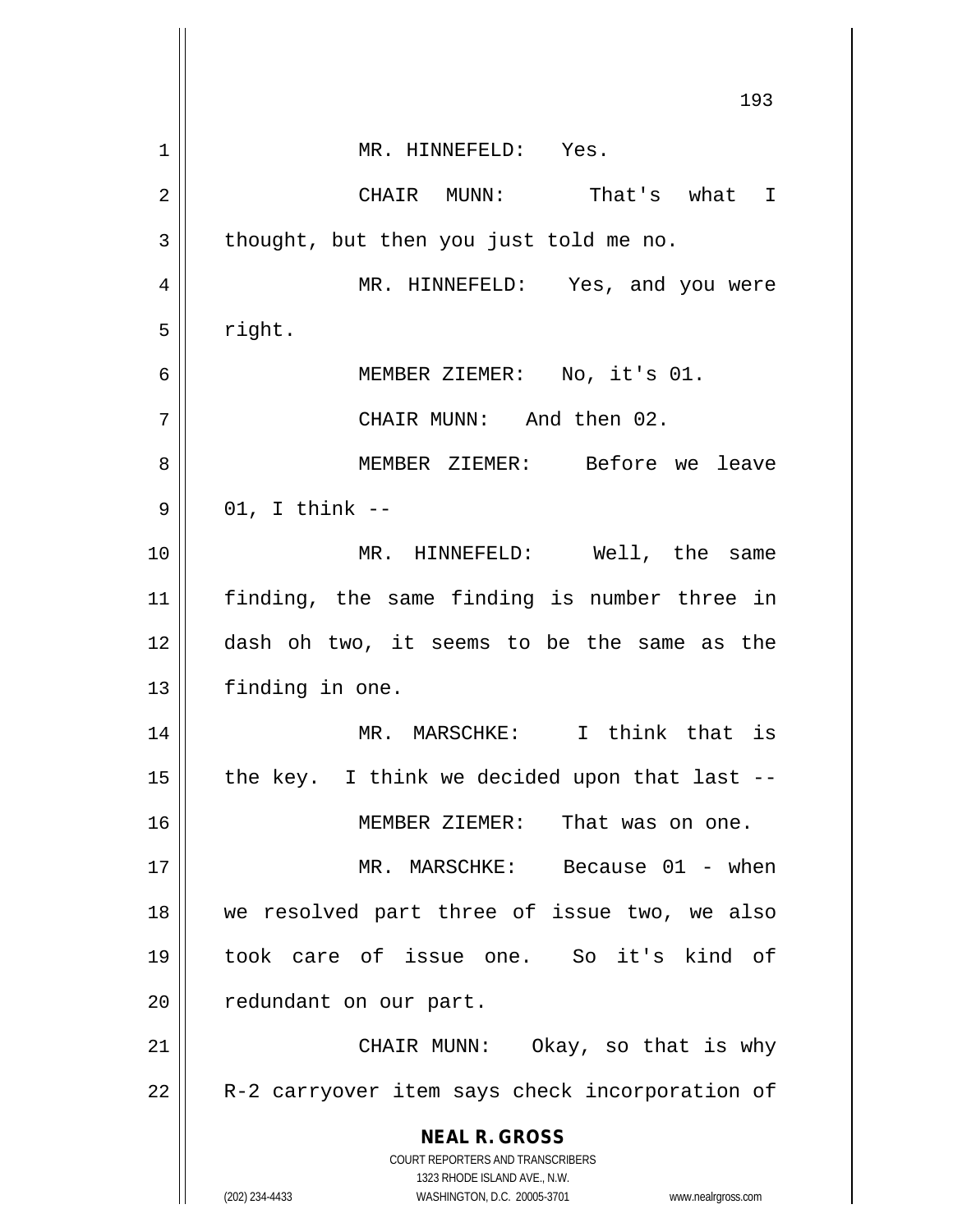MR. HINNEFELD: Yes.

CHAIR MUNN: That's what I thought, but then you just told me no.

MR. HINNEFELD: Yes, and you were right.

MEMBER ZIEMER: No, it's 01.

CHAIR MUNN: And then 02.

MEMBER ZIEMER: Before we leave 01, I think --

MR. HINNEFELD: Well, the same finding, the same finding is number three in dash oh two, it seems to be the same as the finding in one.

MR. MARSCHKE: I think that is the key. I think we decided upon that last --

MEMBER ZIEMER: That was on one.

MR. MARSCHKE: Because 01 - when we resolved part three of issue two, we also took care of issue one. So it's kind of redundant on our part.

CHAIR MUNN: Okay, so that is why R-2 carryover item says check incorporation of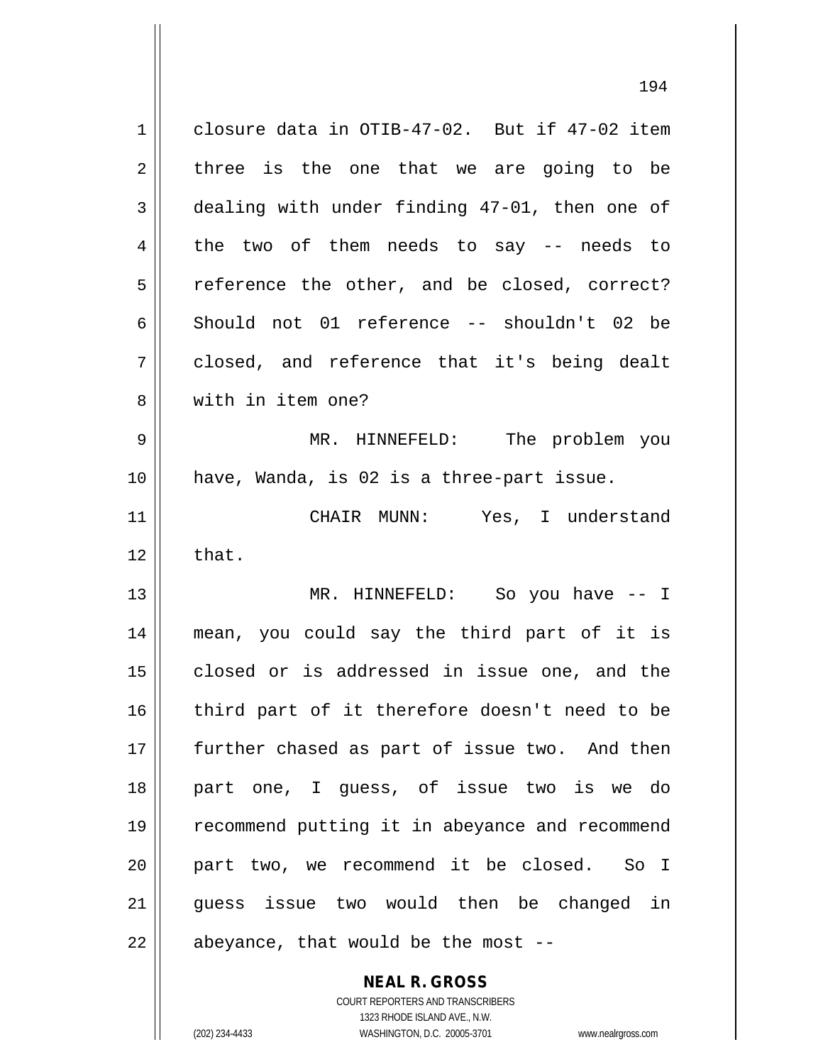closure data in OTIB-47-02. But if 47-02 item three is the one that we are going to be dealing with under finding 47-01, then one of the two of them needs to say -- needs to reference the other, and be closed, correct? Should not 01 reference -- shouldn't 02 be closed, and reference that it's being dealt with in item one?

MR. HINNEFELD: The problem you have, Wanda, is 02 is a three-part issue.

CHAIR MUNN: Yes, I understand that.

MR. HINNEFELD: So you have -- I mean, you could say the third part of it is closed or is addressed in issue one, and the third part of it therefore doesn't need to be further chased as part of issue two. And then part one, I guess, of issue two is we do recommend putting it in abeyance and recommend part two, we recommend it be closed. So I guess issue two would then be changed in abeyance, that would be the most --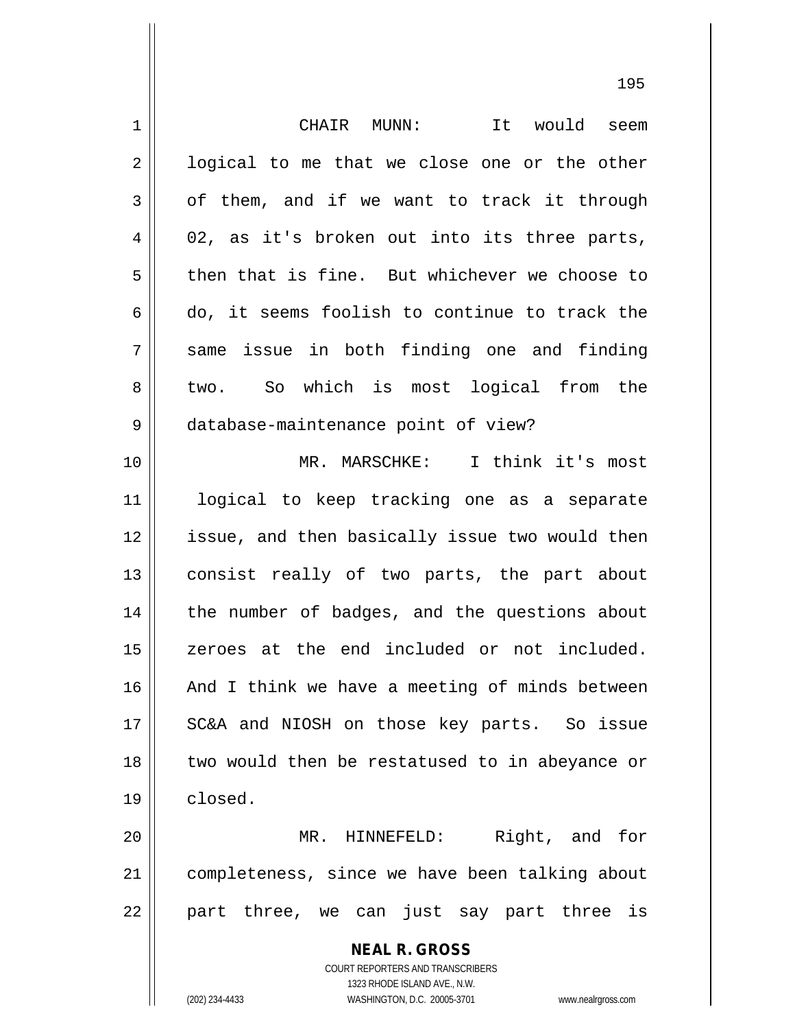CHAIR MUNN: It would seem logical to me that we close one or the other of them, and if we want to track it through 02, as it's broken out into its three parts, then that is fine. But whichever we choose to do, it seems foolish to continue to track the same issue in both finding one and finding two. So which is most logical from the database-maintenance point of view?

MR. MARSCHKE: I think it's most logical to keep tracking one as a separate issue, and then basically issue two would then consist really of two parts, the part about the number of badges, and the questions about zeroes at the end included or not included. And I think we have a meeting of minds between SC&A and NIOSH on those key parts. So issue two would then be restatused to in abeyance or closed.

MR. HINNEFELD: Right, and for completeness, since we have been talking about part three, we can just say part three is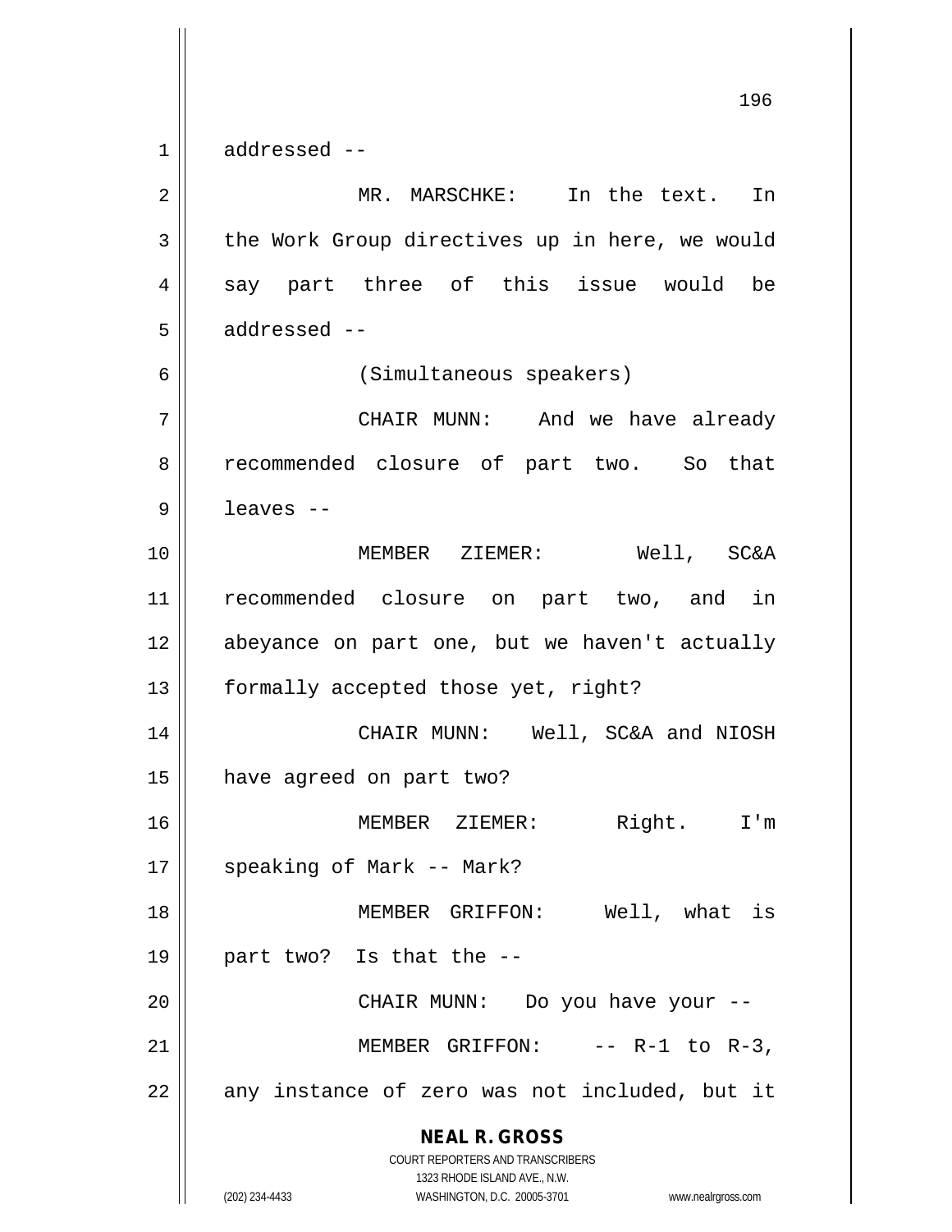addressed --

MR. MARSCHKE: In the text. In the Work Group directives up in here, we would say part three of this issue would be addressed --

(Simultaneous speakers)

CHAIR MUNN: And we have already recommended closure of part two. So that leaves --

MEMBER ZIEMER: Well, SC&A recommended closure on part two, and in abeyance on part one, but we haven't actually formally accepted those yet, right?

CHAIR MUNN: Well, SC&A and NIOSH have agreed on part two?

MEMBER ZIEMER: Right. I'm speaking of Mark -- Mark?

MEMBER GRIFFON: Well, what is part two? Is that the --

CHAIR MUNN: Do you have your --

MEMBER GRIFFON: -- R-1 to R-3, any instance of zero was not included, but it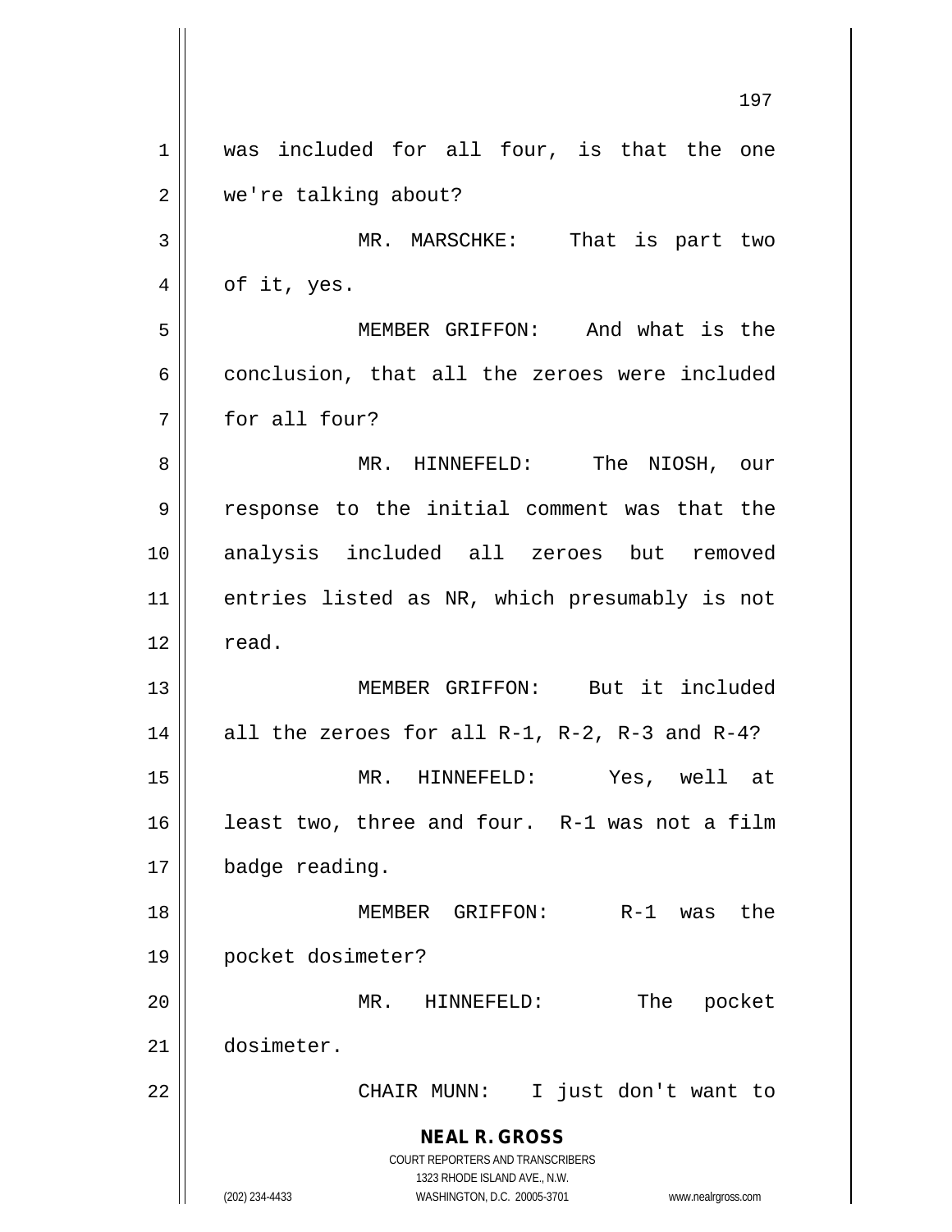was included for all four, is that the one we're talking about?

MR. MARSCHKE: That is part two of it, yes.

MEMBER GRIFFON: And what is the conclusion, that all the zeroes were included for all four?

MR. HINNEFELD: The NIOSH, our response to the initial comment was that the analysis included all zeroes but removed entries listed as NR, which presumably is not read.

MEMBER GRIFFON: But it included all the zeroes for all R-1, R-2, R-3 and R-4?

MR. HINNEFELD: Yes, well at least two, three and four. R-1 was not a film badge reading.

MEMBER GRIFFON: R-1 was the pocket dosimeter?

MR. HINNEFELD: The pocket dosimeter.

CHAIR MUNN: I just don't want to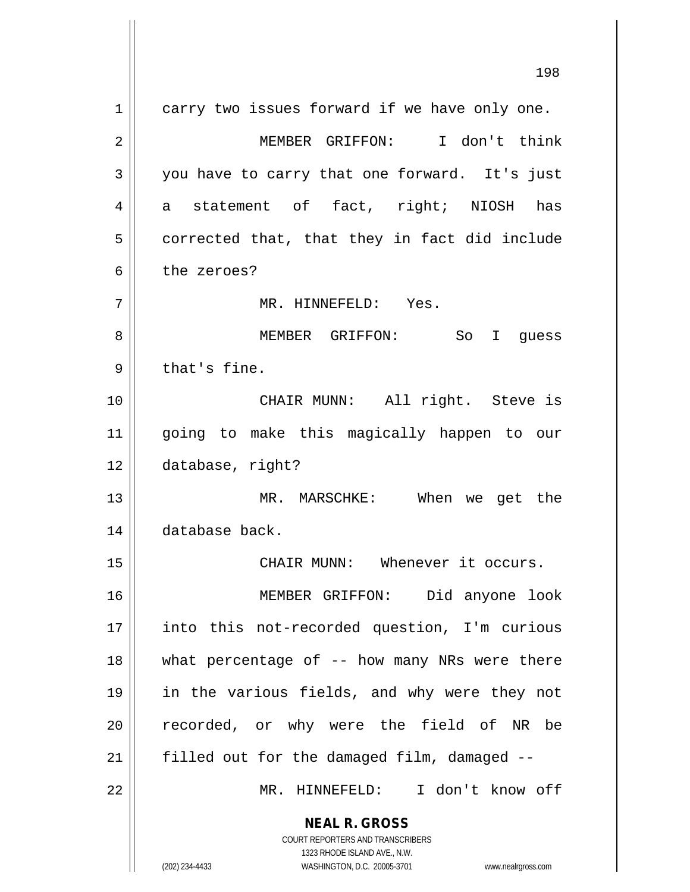carry two issues forward if we have only one.

MEMBER GRIFFON: I don't think you have to carry that one forward. It's just a statement of fact, right; NIOSH has corrected that, that they in fact did include the zeroes?

MR. HINNEFELD: Yes.

MEMBER GRIFFON: So I guess that's fine.

CHAIR MUNN: All right. Steve is going to make this magically happen to our database, right?

MR. MARSCHKE: When we get the database back.

CHAIR MUNN: Whenever it occurs.

MEMBER GRIFFON: Did anyone look into this not-recorded question, I'm curious what percentage of -- how many NRs were there in the various fields, and why were they not recorded, or why were the field of NR be filled out for the damaged film, damaged --

MR. HINNEFELD: I don't know off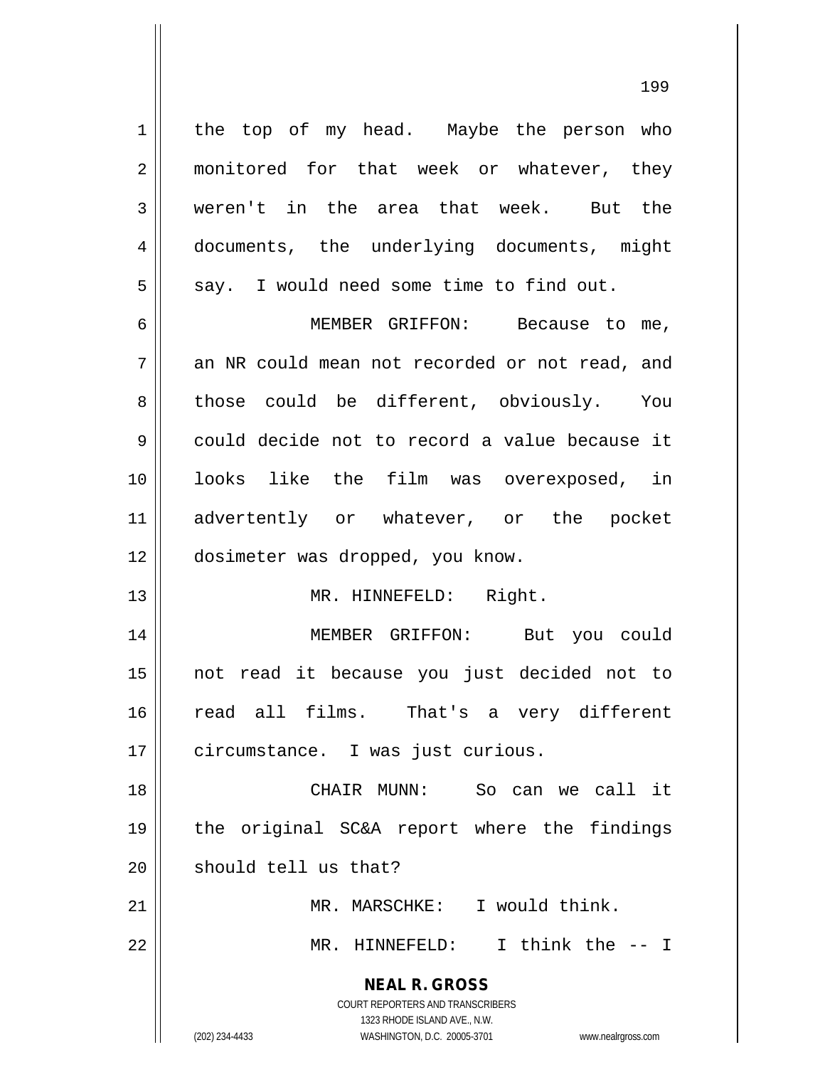the top of my head. Maybe the person who monitored for that week or whatever, they weren't in the area that week. But the documents, the underlying documents, might say. I would need some time to find out.

MEMBER GRIFFON: Because to me, an NR could mean not recorded or not read, and those could be different, obviously. You could decide not to record a value because it looks like the film was overexposed, in advertently or whatever, or the pocket dosimeter was dropped, you know.

MR. HINNEFELD: Right.

MEMBER GRIFFON: But you could not read it because you just decided not to read all films. That's a very different circumstance. I was just curious.

CHAIR MUNN: So can we call it the original SC&A report where the findings should tell us that?

MR. MARSCHKE: I would think.

MR. HINNEFELD: I think the -- I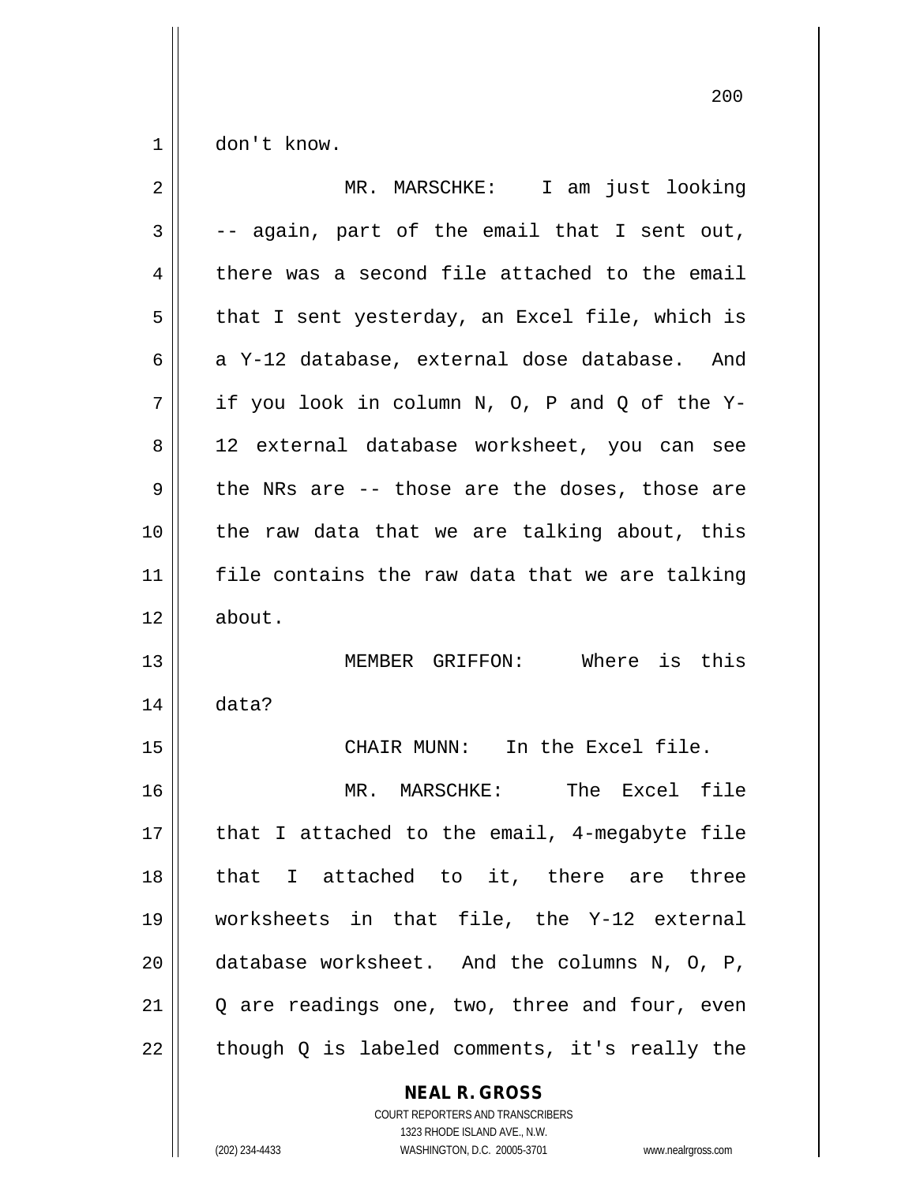don't know.

MR. MARSCHKE: I am just looking -- again, part of the email that I sent out, there was a second file attached to the email that I sent yesterday, an Excel file, which is a Y-12 database, external dose database. And if you look in column N, O, P and Q of the Y-12 external database worksheet, you can see the NRs are -- those are the doses, those are the raw data that we are talking about, this file contains the raw data that we are talking about.

MEMBER GRIFFON: Where is this data?

CHAIR MUNN: In the Excel file.

MR. MARSCHKE: The Excel file that I attached to the email, 4-megabyte file that I attached to it, there are three worksheets in that file, the Y-12 external database worksheet. And the columns N, O, P, Q are readings one, two, three and four, even though Q is labeled comments, it's really the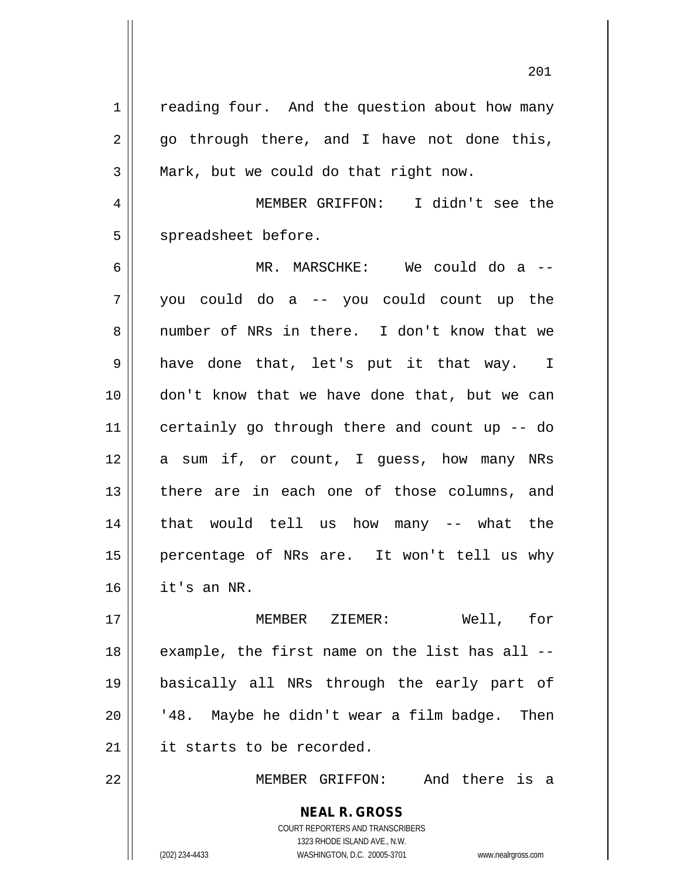reading four. And the question about how many go through there, and I have not done this, Mark, but we could do that right now.

MEMBER GRIFFON: I didn't see the spreadsheet before.

MR. MARSCHKE: We could do a -- you could do a -- you could count up the number of NRs in there. I don't know that we have done that, let's put it that way. I don't know that we have done that, but we can certainly go through there and count up -- do a sum if, or count, I guess, how many NRs there are in each one of those columns, and that would tell us how many -- what the percentage of NRs are. It won't tell us why it's an NR.

MEMBER ZIEMER: Well, for example, the first name on the list has all -- basically all NRs through the early part of '48. Maybe he didn't wear a film badge. Then it starts to be recorded.

MEMBER GRIFFON: And there is a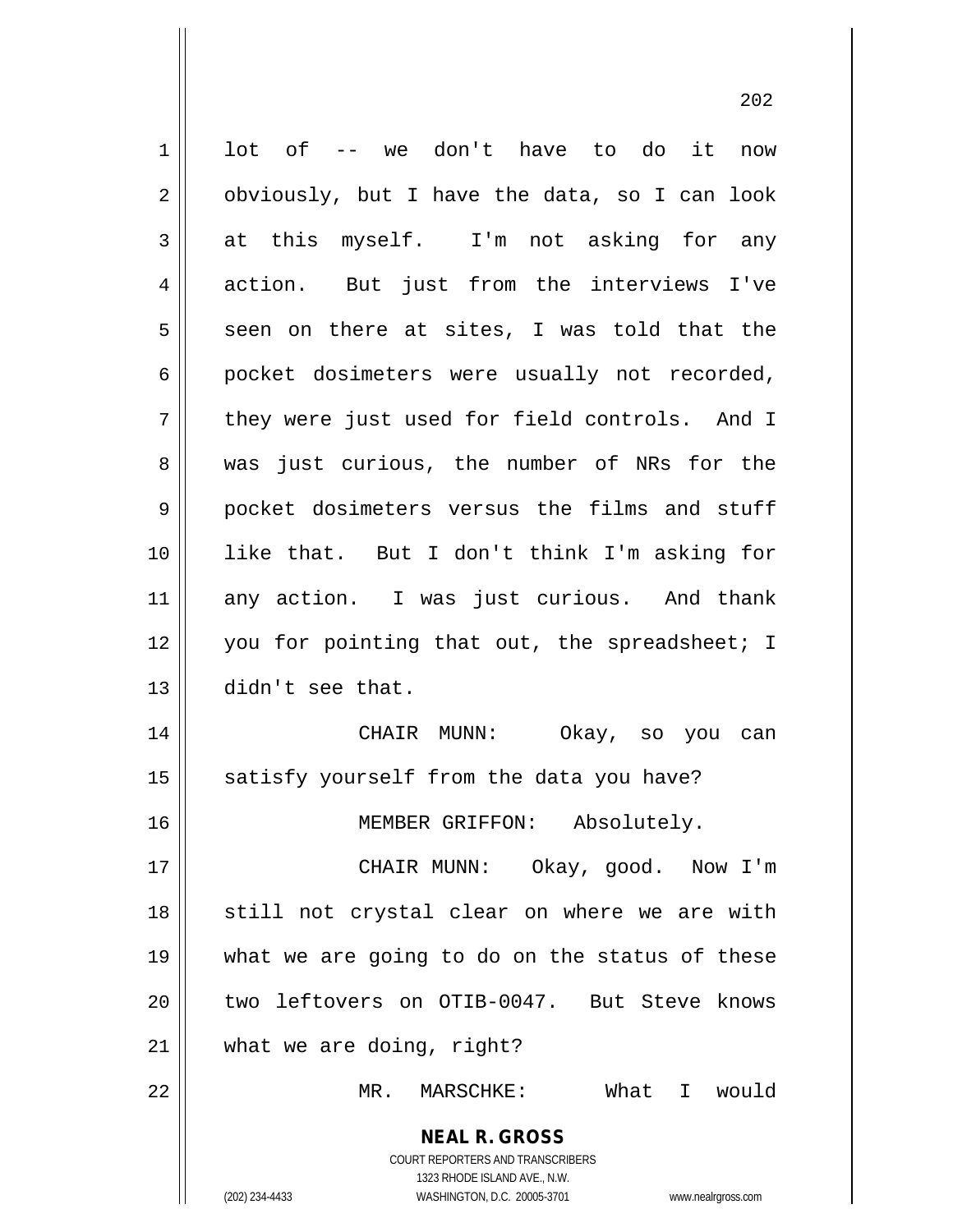lot of -- we don't have to do it now obviously, but I have the data, so I can look at this myself. I'm not asking for any action. But just from the interviews I've seen on there at sites, I was told that the pocket dosimeters were usually not recorded, they were just used for field controls. And I was just curious, the number of NRs for the pocket dosimeters versus the films and stuff like that. But I don't think I'm asking for any action. I was just curious. And thank you for pointing that out, the spreadsheet; I didn't see that.

CHAIR MUNN: Okay, so you can satisfy yourself from the data you have?

MEMBER GRIFFON: Absolutely.

CHAIR MUNN: Okay, good. Now I'm still not crystal clear on where we are with what we are going to do on the status of these two leftovers on OTIB-0047. But Steve knows what we are doing, right?

MR. MARSCHKE: What I would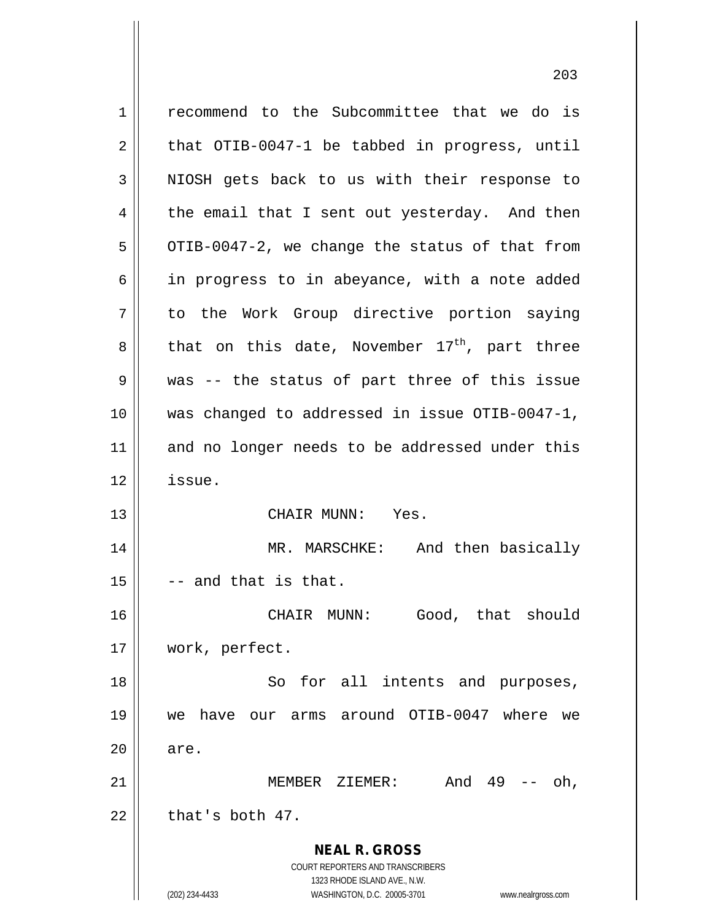recommend to the Subcommittee that we do is that OTIB-0047-1 be tabbed in progress, until NIOSH gets back to us with their response to the email that I sent out yesterday. And then OTIB-0047-2, we change the status of that from in progress to in abeyance, with a note added to the Work Group directive portion saying that on this date, November 17th, part three was -- the status of part three of this issue was changed to addressed in issue OTIB-0047-1, and no longer needs to be addressed under this issue.

CHAIR MUNN: Yes.

MR. MARSCHKE: And then basically -- and that is that.

CHAIR MUNN: Good, that should work, perfect.

So for all intents and purposes, we have our arms around OTIB-0047 where we are.

MEMBER ZIEMER: And 49 -- oh, that's both 47.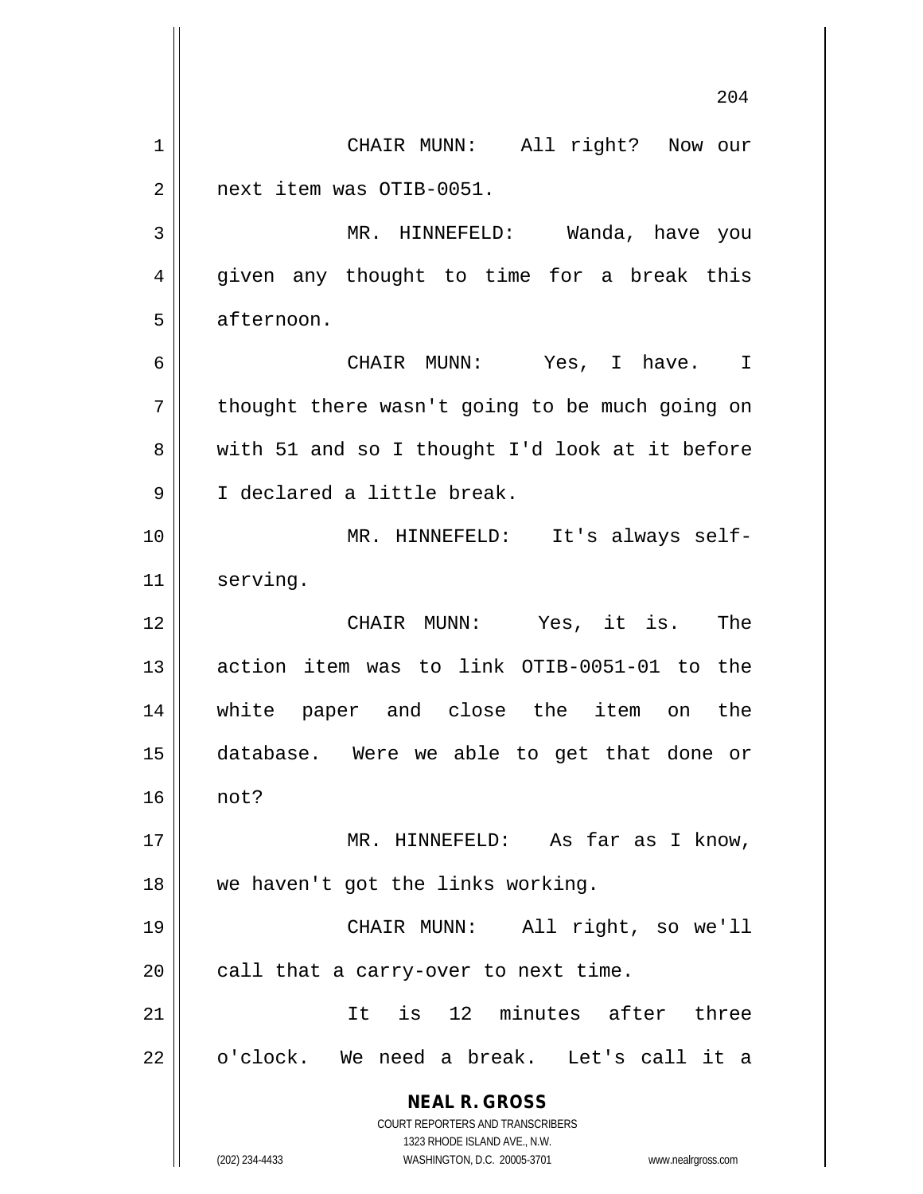CHAIR MUNN: All right? Now our next item was OTIB-0051.

MR. HINNEFELD: Wanda, have you given any thought to time for a break this afternoon.

CHAIR MUNN: Yes, I have. I thought there wasn't going to be much going on with 51 and so I thought I'd look at it before I declared a little break.

MR. HINNEFELD: It's always self-serving.

CHAIR MUNN: Yes, it is. The action item was to link OTIB-0051-01 to the white paper and close the item on the database. Were we able to get that done or not?

MR. HINNEFELD: As far as I know, we haven't got the links working.

CHAIR MUNN: All right, so we'll call that a carry-over to next time.

It is 12 minutes after three o'clock. We need a break. Let's call it a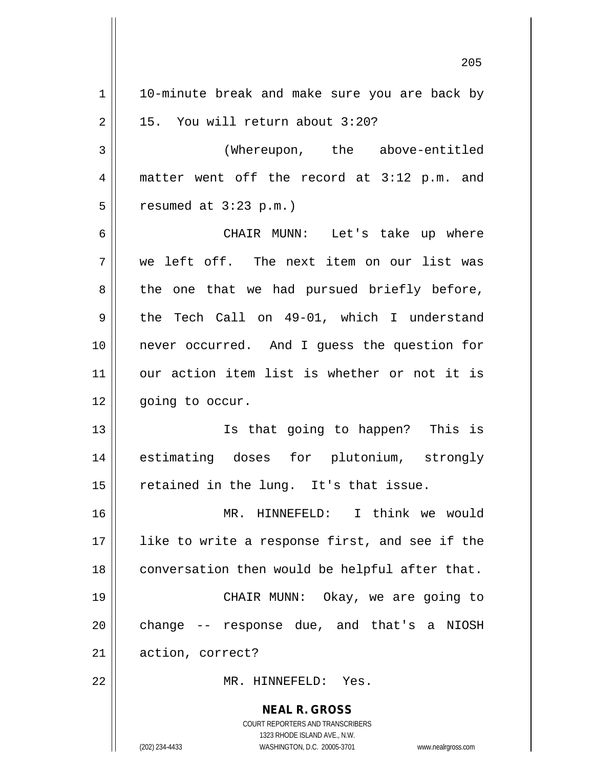10-minute break and make sure you are back by 15. You will return about 3:20?

(Whereupon, the above-entitled matter went off the record at 3:12 p.m. and resumed at 3:23 p.m.)

CHAIR MUNN: Let's take up where we left off. The next item on our list was the one that we had pursued briefly before, the Tech Call on 49-01, which I understand never occurred. And I guess the question for our action item list is whether or not it is going to occur.

Is that going to happen? This is estimating doses for plutonium, strongly retained in the lung. It's that issue.

MR. HINNEFELD: I think we would like to write a response first, and see if the conversation then would be helpful after that.

CHAIR MUNN: Okay, we are going to change -- response due, and that's a NIOSH action, correct?

MR. HINNEFELD: Yes.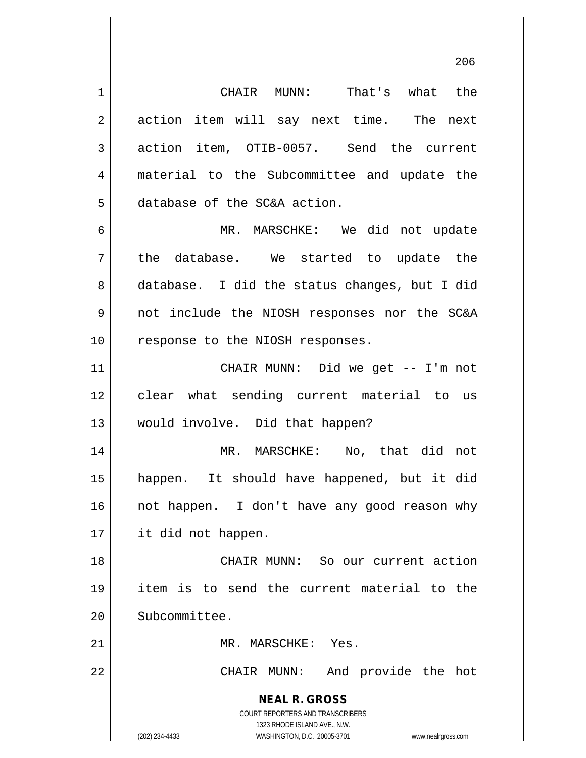CHAIR MUNN: That's what the action item will say next time. The next action item, OTIB-0057. Send the current material to the Subcommittee and update the database of the SC&A action.

MR. MARSCHKE: We did not update the database. We started to update the database. I did the status changes, but I did not include the NIOSH responses nor the SC&A response to the NIOSH responses.

CHAIR MUNN: Did we get -- I'm not clear what sending current material to us would involve. Did that happen?

MR. MARSCHKE: No, that did not happen. It should have happened, but it did not happen. I don't have any good reason why it did not happen.

CHAIR MUNN: So our current action item is to send the current material to the Subcommittee.

MR. MARSCHKE: Yes.

CHAIR MUNN: And provide the hot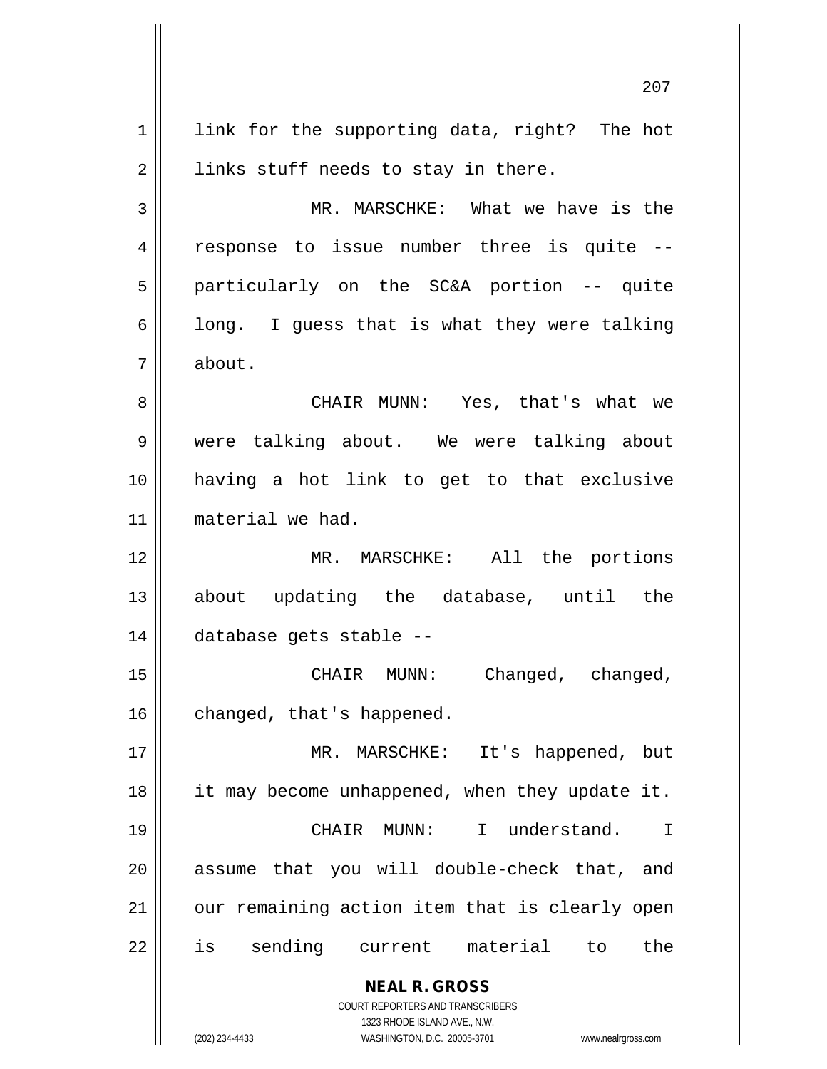link for the supporting data, right? The hot links stuff needs to stay in there.

MR. MARSCHKE: What we have is the response to issue number three is quite -- particularly on the SC&A portion -- quite long. I guess that is what they were talking about.

CHAIR MUNN: Yes, that's what we were talking about. We were talking about having a hot link to get to that exclusive material we had.

MR. MARSCHKE: All the portions about updating the database, until the database gets stable --

CHAIR MUNN: Changed, changed, changed, that's happened.

MR. MARSCHKE: It's happened, but it may become unhappened, when they update it.

CHAIR MUNN: I understand. I assume that you will double-check that, and our remaining action item that is clearly open is sending current material to the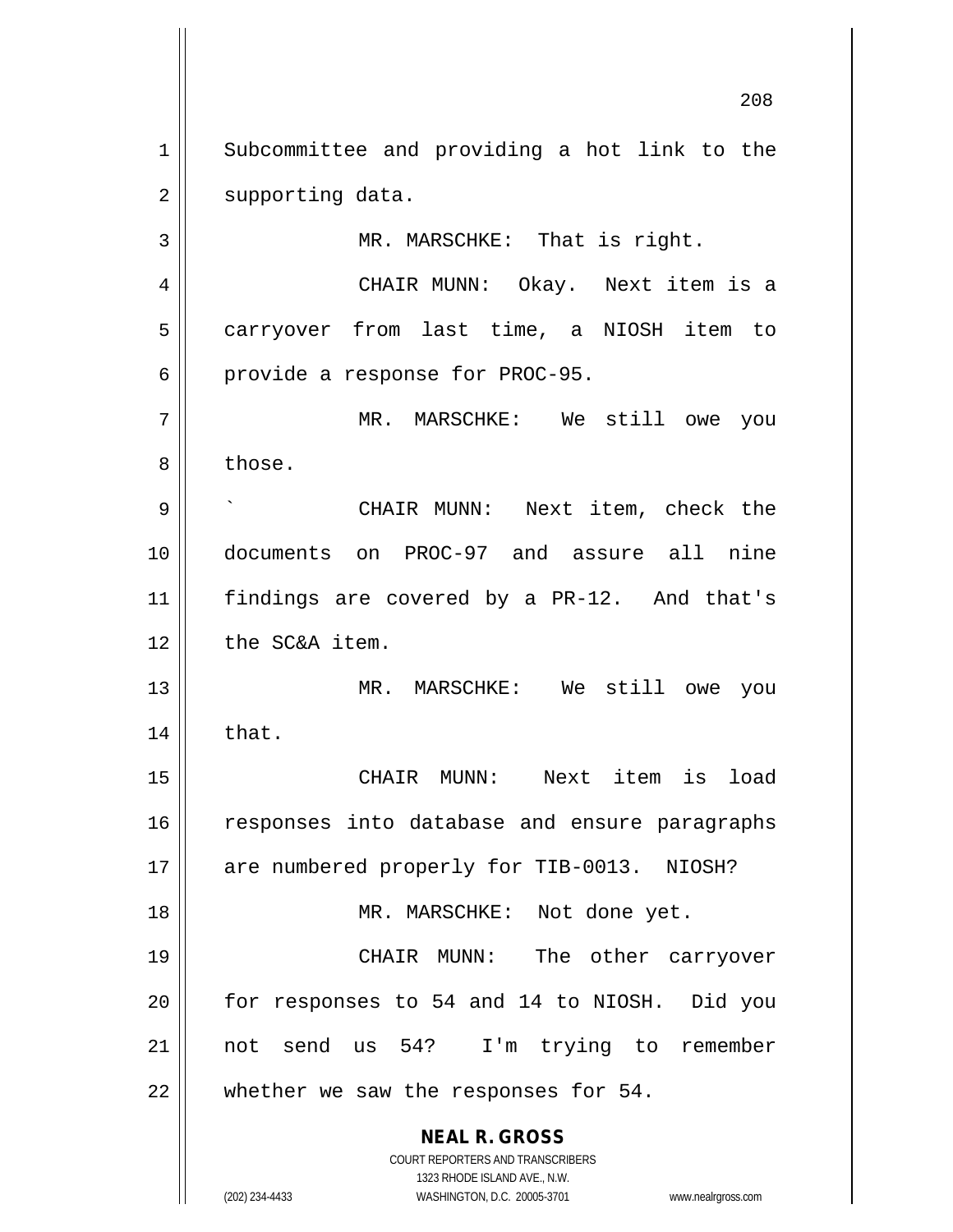Subcommittee and providing a hot link to the supporting data.

MR. MARSCHKE: That is right.

CHAIR MUNN: Okay. Next item is a carryover from last time, a NIOSH item to provide a response for PROC-95.

MR. MARSCHKE: We still owe you those.

` CHAIR MUNN: Next item, check the documents on PROC-97 and assure all nine findings are covered by a PR-12. And that's the SC&A item.

MR. MARSCHKE: We still owe you that.

CHAIR MUNN: Next item is load responses into database and ensure paragraphs are numbered properly for TIB-0013. NIOSH?

MR. MARSCHKE: Not done yet.

CHAIR MUNN: The other carryover for responses to 54 and 14 to NIOSH. Did you not send us 54? I'm trying to remember whether we saw the responses for 54.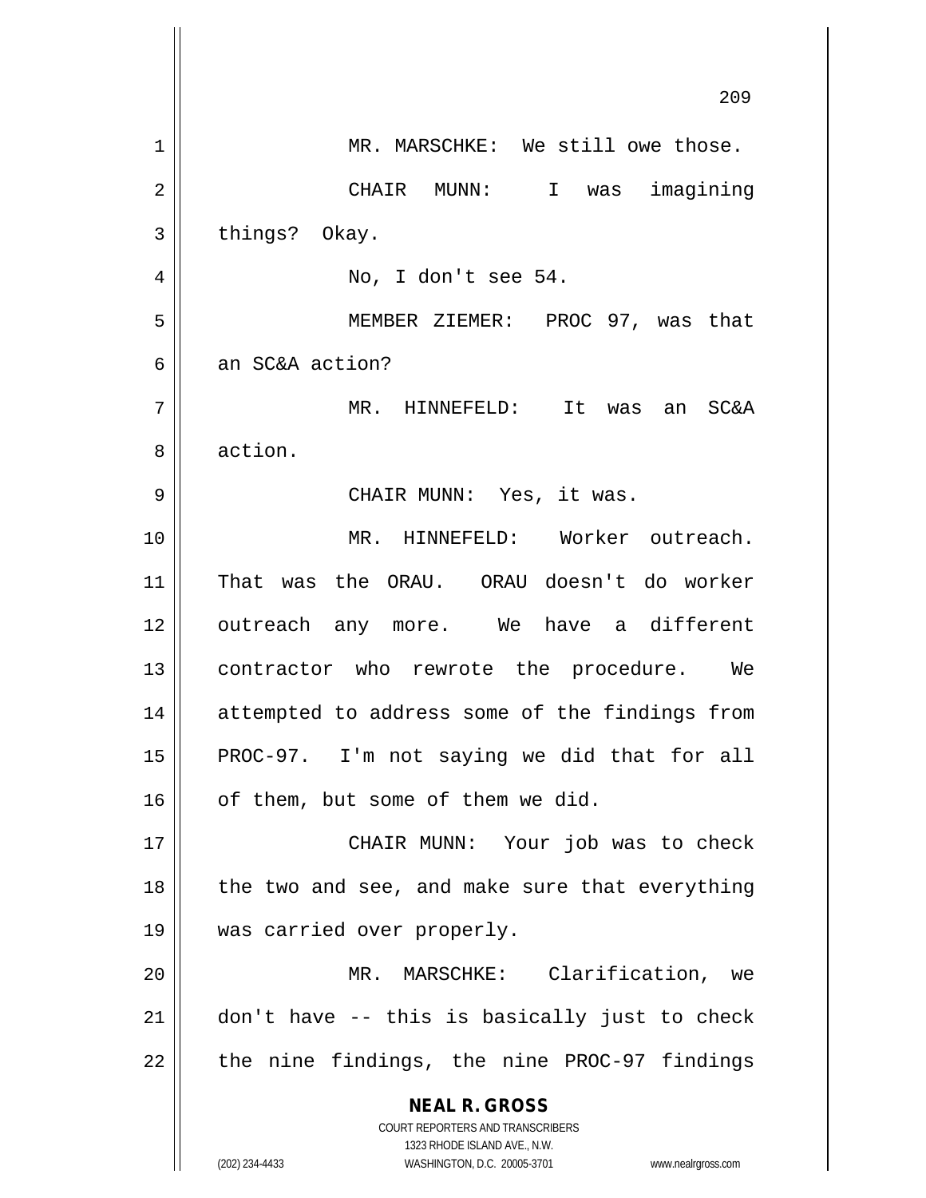MR. MARSCHKE: We still owe those.

CHAIR MUNN: I was imagining things? Okay.

No, I don't see 54.

MEMBER ZIEMER: PROC 97, was that an SC&A action?

MR. HINNEFELD: It was an SC&A action.

CHAIR MUNN: Yes, it was.

MR. HINNEFELD: Worker outreach. That was the ORAU. ORAU doesn't do worker outreach any more. We have a different contractor who rewrote the procedure. We attempted to address some of the findings from PROC-97. I'm not saying we did that for all of them, but some of them we did.

CHAIR MUNN: Your job was to check the two and see, and make sure that everything was carried over properly.

MR. MARSCHKE: Clarification, we don't have -- this is basically just to check the nine findings, the nine PROC-97 findings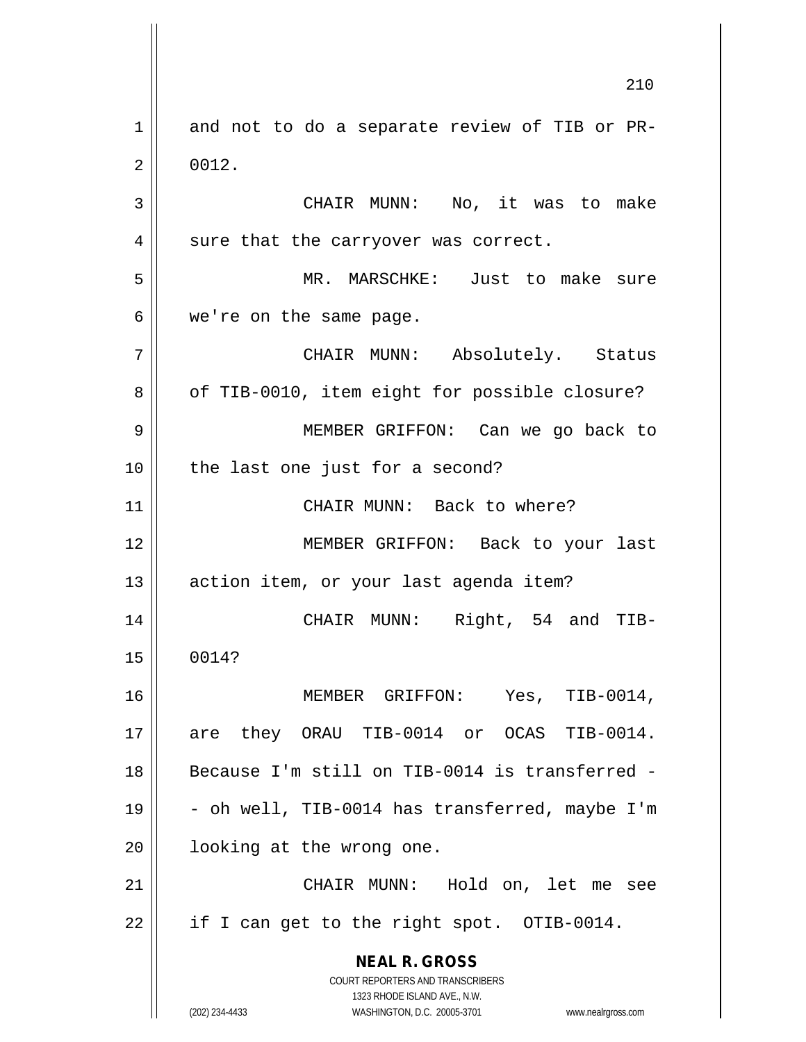and not to do a separate review of TIB or PR-0012.

CHAIR MUNN: No, it was to make sure that the carryover was correct.

MR. MARSCHKE: Just to make sure we're on the same page.

CHAIR MUNN: Absolutely. Status of TIB-0010, item eight for possible closure?

MEMBER GRIFFON: Can we go back to the last one just for a second?

CHAIR MUNN: Back to where?

MEMBER GRIFFON: Back to your last action item, or your last agenda item?

CHAIR MUNN: Right, 54 and TIB-0014?

MEMBER GRIFFON: Yes, TIB-0014, are they ORAU TIB-0014 or OCAS TIB-0014. Because I'm still on TIB-0014 is transferred -- oh well, TIB-0014 has transferred, maybe I'm looking at the wrong one.

CHAIR MUNN: Hold on, let me see if I can get to the right spot. OTIB-0014.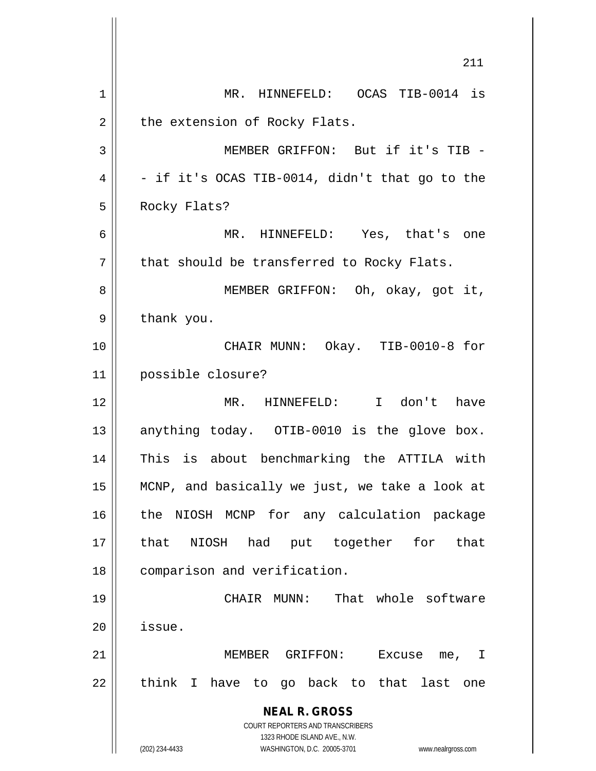MR. HINNEFELD: OCAS TIB-0014 is the extension of Rocky Flats.

MEMBER GRIFFON: But if it's TIB -- if it's OCAS TIB-0014, didn't that go to the Rocky Flats?

MR. HINNEFELD: Yes, that's one that should be transferred to Rocky Flats.

MEMBER GRIFFON: Oh, okay, got it, thank you.

CHAIR MUNN: Okay. TIB-0010-8 for possible closure?

MR. HINNEFELD: I don't have anything today. OTIB-0010 is the glove box. This is about benchmarking the ATTILA with MCNP, and basically we just, we take a look at the NIOSH MCNP for any calculation package that NIOSH had put together for that comparison and verification.

CHAIR MUNN: That whole software issue.

MEMBER GRIFFON: Excuse me, I think I have to go back to that last one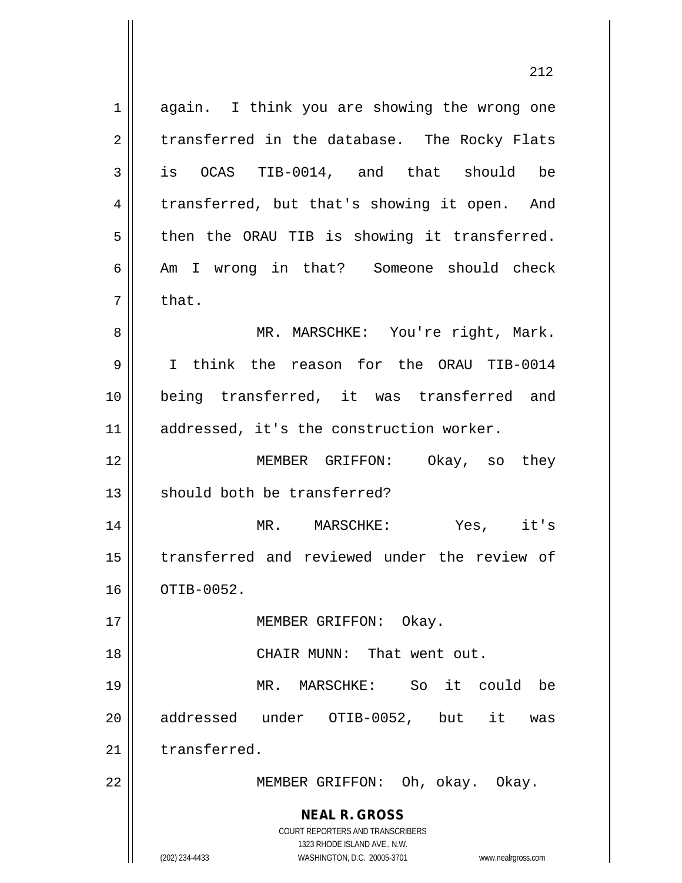again. I think you are showing the wrong one transferred in the database. The Rocky Flats is OCAS TIB-0014, and that should be transferred, but that's showing it open. And then the ORAU TIB is showing it transferred. Am I wrong in that? Someone should check that.

MR. MARSCHKE: You're right, Mark. I think the reason for the ORAU TIB-0014 being transferred, it was transferred and addressed, it's the construction worker.

MEMBER GRIFFON: Okay, so they should both be transferred?

MR. MARSCHKE: Yes, it's transferred and reviewed under the review of OTIB-0052.

MEMBER GRIFFON: Okay.

CHAIR MUNN: That went out.

MR. MARSCHKE: So it could be addressed under OTIB-0052, but it was transferred.

MEMBER GRIFFON: Oh, okay. Okay.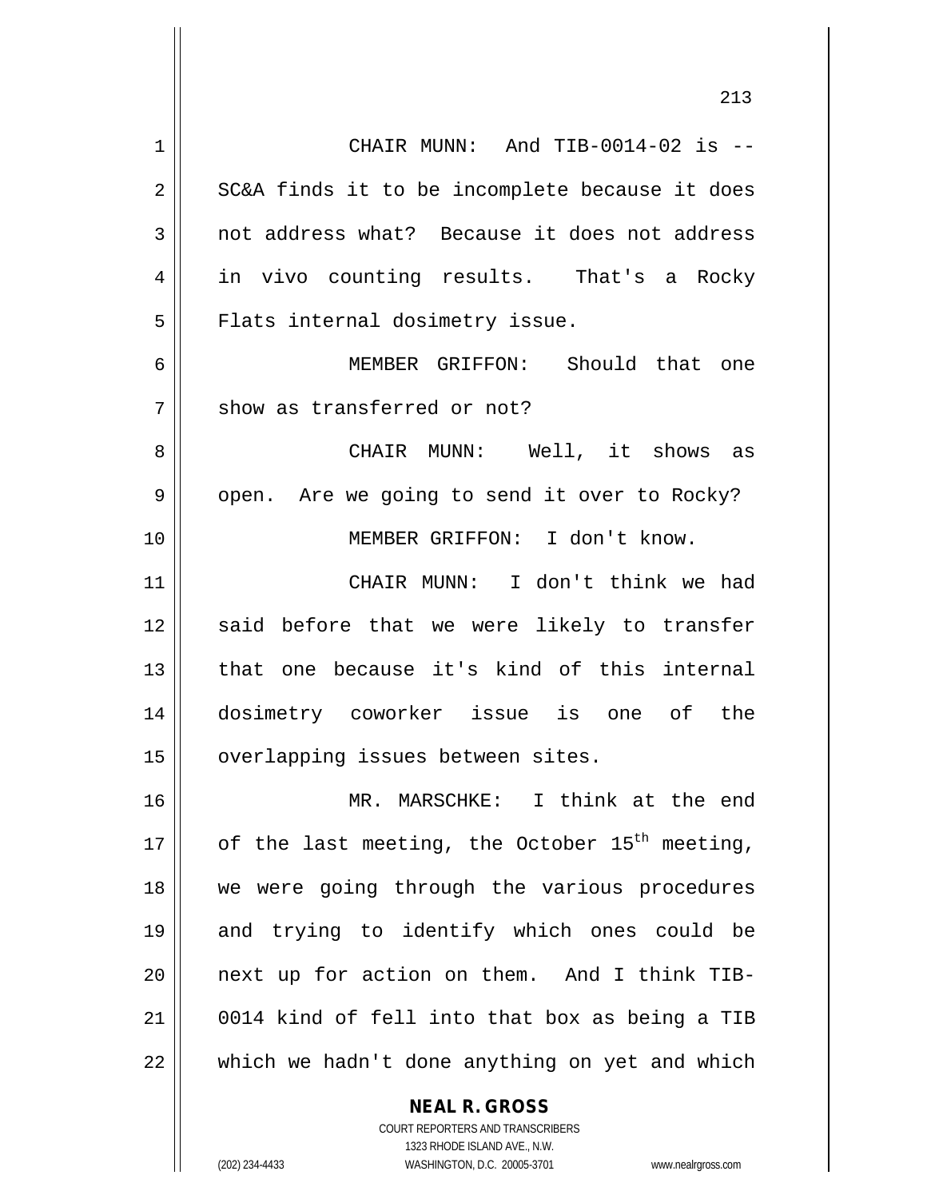CHAIR MUNN: And TIB-0014-02 is -- SC&A finds it to be incomplete because it does not address what? Because it does not address in vivo counting results. That's a Rocky Flats internal dosimetry issue.

MEMBER GRIFFON: Should that one show as transferred or not?

CHAIR MUNN: Well, it shows as open. Are we going to send it over to Rocky?

MEMBER GRIFFON: I don't know.

CHAIR MUNN: I don't think we had said before that we were likely to transfer that one because it's kind of this internal dosimetry coworker issue is one of the overlapping issues between sites.

MR. MARSCHKE: I think at the end of the last meeting, the October 15th meeting, we were going through the various procedures and trying to identify which ones could be next up for action on them. And I think TIB-0014 kind of fell into that box as being a TIB which we hadn't done anything on yet and which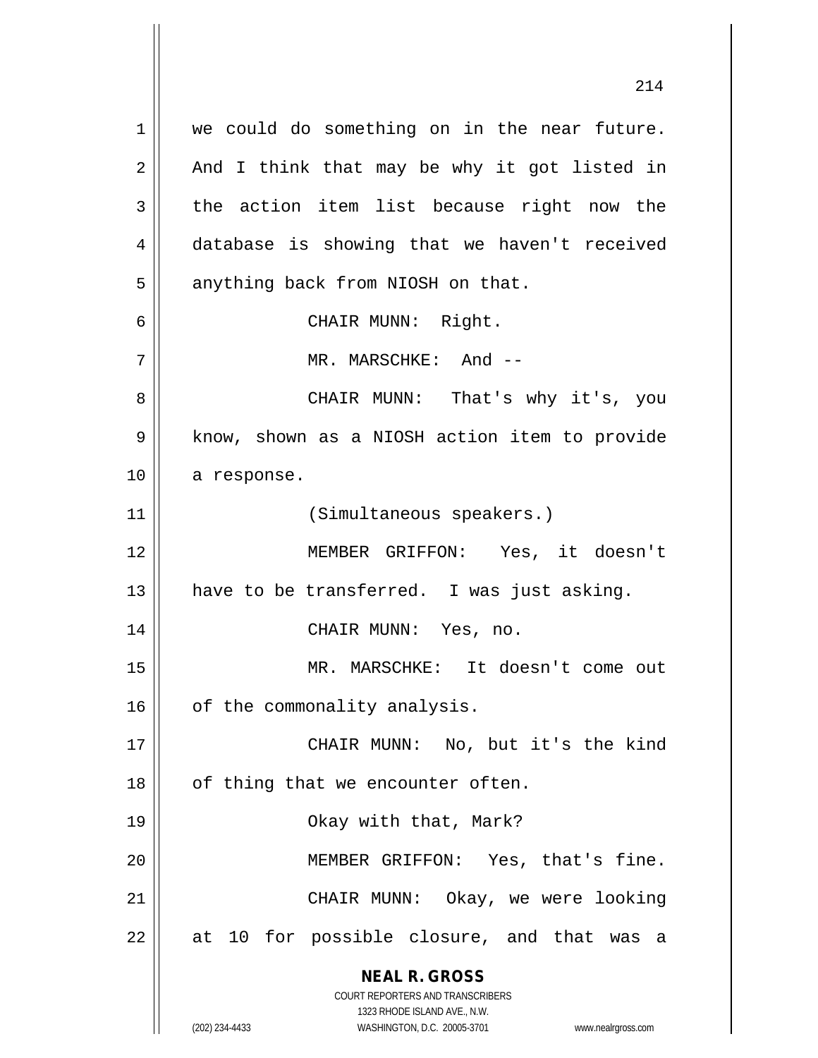we could do something on in the near future. And I think that may be why it got listed in the action item list because right now the database is showing that we haven't received anything back from NIOSH on that.

CHAIR MUNN: Right.

MR. MARSCHKE: And --

CHAIR MUNN: That's why it's, you know, shown as a NIOSH action item to provide a response.

(Simultaneous speakers.)

MEMBER GRIFFON: Yes, it doesn't have to be transferred. I was just asking.

CHAIR MUNN: Yes, no.

MR. MARSCHKE: It doesn't come out of the commonality analysis.

CHAIR MUNN: No, but it's the kind of thing that we encounter often.

Okay with that, Mark?

MEMBER GRIFFON: Yes, that's fine.

CHAIR MUNN: Okay, we were looking at 10 for possible closure, and that was a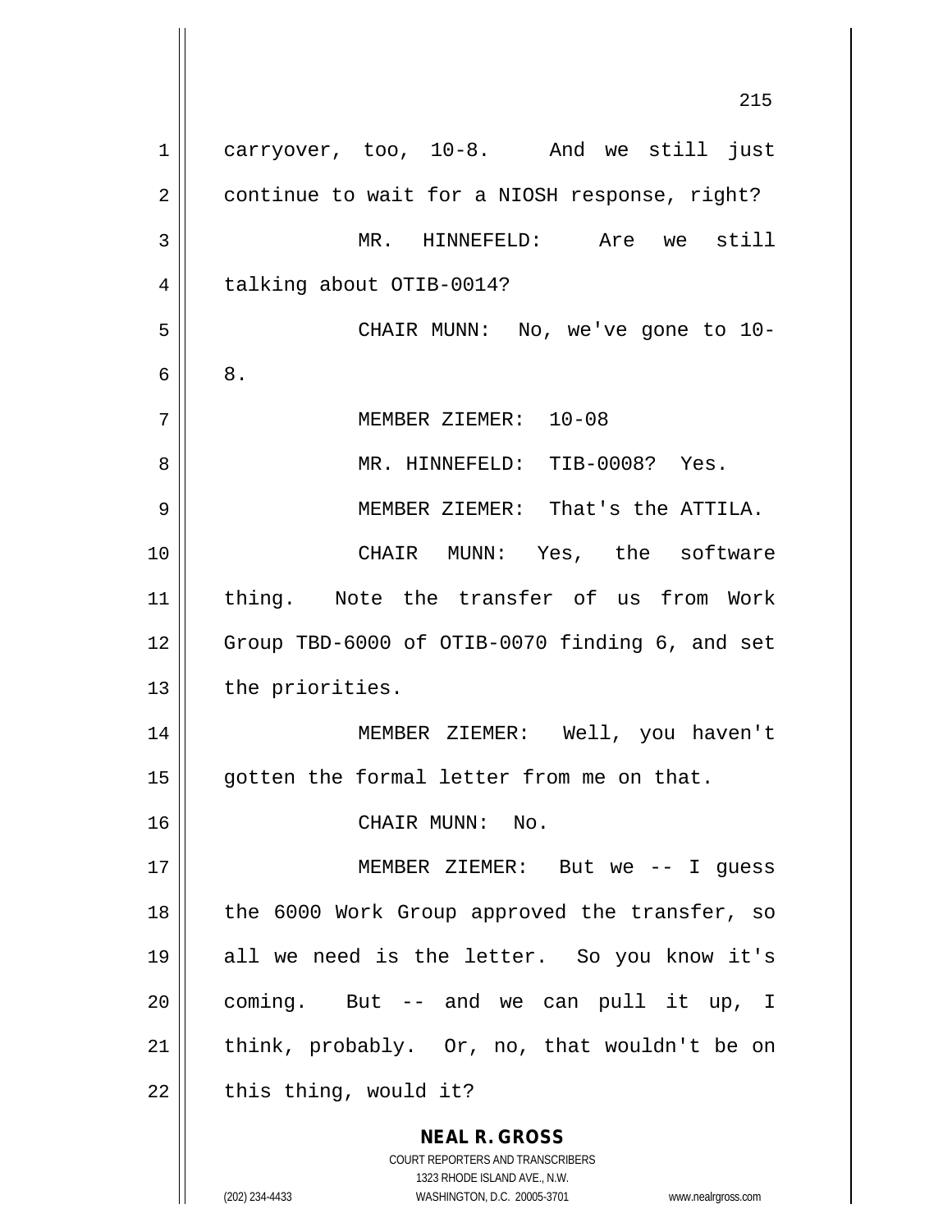carryover, too, 10-8. And we still just continue to wait for a NIOSH response, right?

MR. HINNEFELD: Are we still talking about OTIB-0014?

CHAIR MUNN: No, we've gone to 10-8.

MEMBER ZIEMER: 10-08

MR. HINNEFELD: TIB-0008? Yes.

MEMBER ZIEMER: That's the ATTILA.

CHAIR MUNN: Yes, the software thing. Note the transfer of us from Work Group TBD-6000 of OTIB-0070 finding 6, and set the priorities.

MEMBER ZIEMER: Well, you haven't gotten the formal letter from me on that.

CHAIR MUNN: No.

MEMBER ZIEMER: But we -- I guess the 6000 Work Group approved the transfer, so all we need is the letter. So you know it's coming. But -- and we can pull it up, I think, probably. Or, no, that wouldn't be on this thing, would it?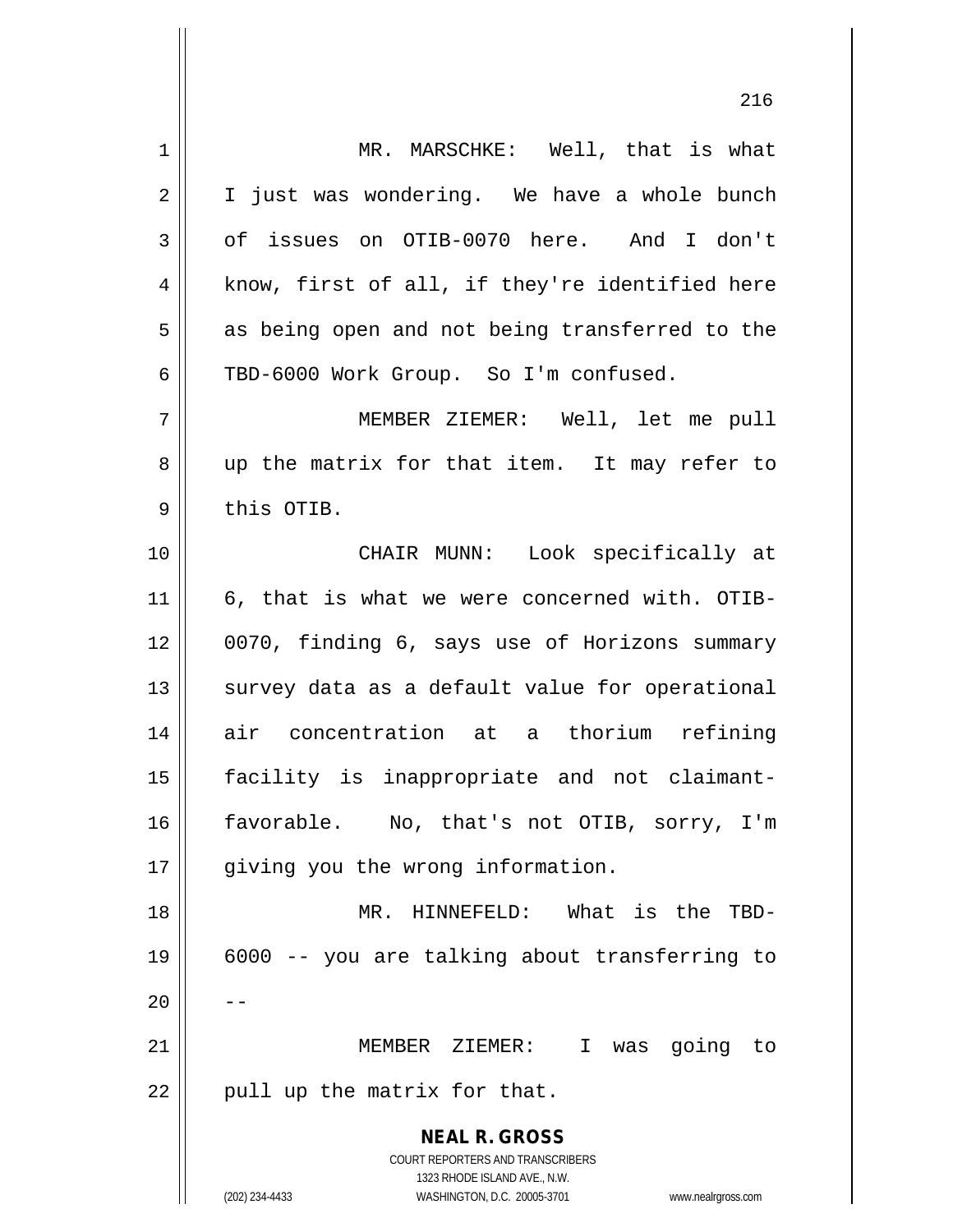MR. MARSCHKE: Well, that is what I just was wondering. We have a whole bunch of issues on OTIB-0070 here. And I don't know, first of all, if they're identified here as being open and not being transferred to the TBD-6000 Work Group. So I'm confused.

MEMBER ZIEMER: Well, let me pull up the matrix for that item. It may refer to this OTIB.

CHAIR MUNN: Look specifically at 6, that is what we were concerned with. OTIB-0070, finding 6, says use of Horizons summary survey data as a default value for operational air concentration at a thorium refining facility is inappropriate and not claimant-favorable. No, that's not OTIB, sorry, I'm giving you the wrong information.

MR. HINNEFELD: What is the TBD-6000 -- you are talking about transferring to --

MEMBER ZIEMER: I was going to pull up the matrix for that.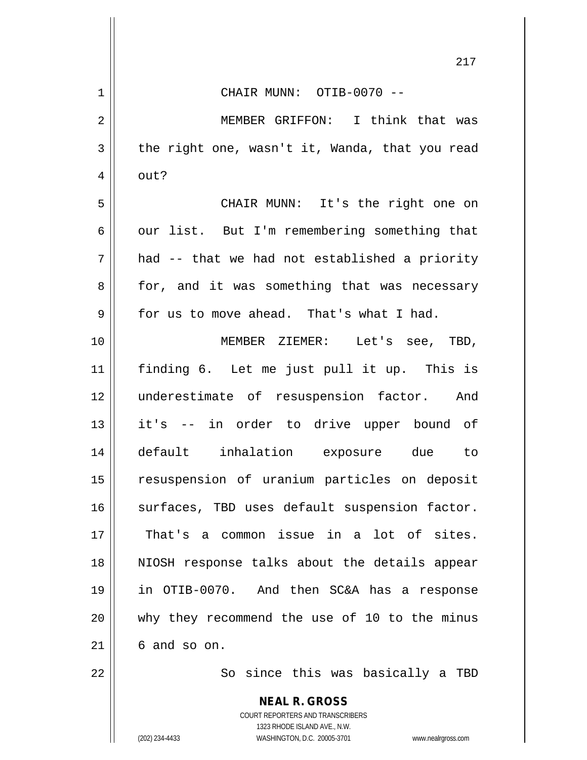CHAIR MUNN: OTIB-0070 --

MEMBER GRIFFON: I think that was the right one, wasn't it, Wanda, that you read out?

CHAIR MUNN: It's the right one on our list. But I'm remembering something that had -- that we had not established a priority for, and it was something that was necessary for us to move ahead. That's what I had.

MEMBER ZIEMER: Let's see, TBD, finding 6. Let me just pull it up. This is underestimate of resuspension factor. And it's -- in order to drive upper bound of default inhalation exposure due to resuspension of uranium particles on deposit surfaces, TBD uses default suspension factor. That's a common issue in a lot of sites. NIOSH response talks about the details appear in OTIB-0070. And then SC&A has a response why they recommend the use of 10 to the minus 6 and so on.

So since this was basically a TBD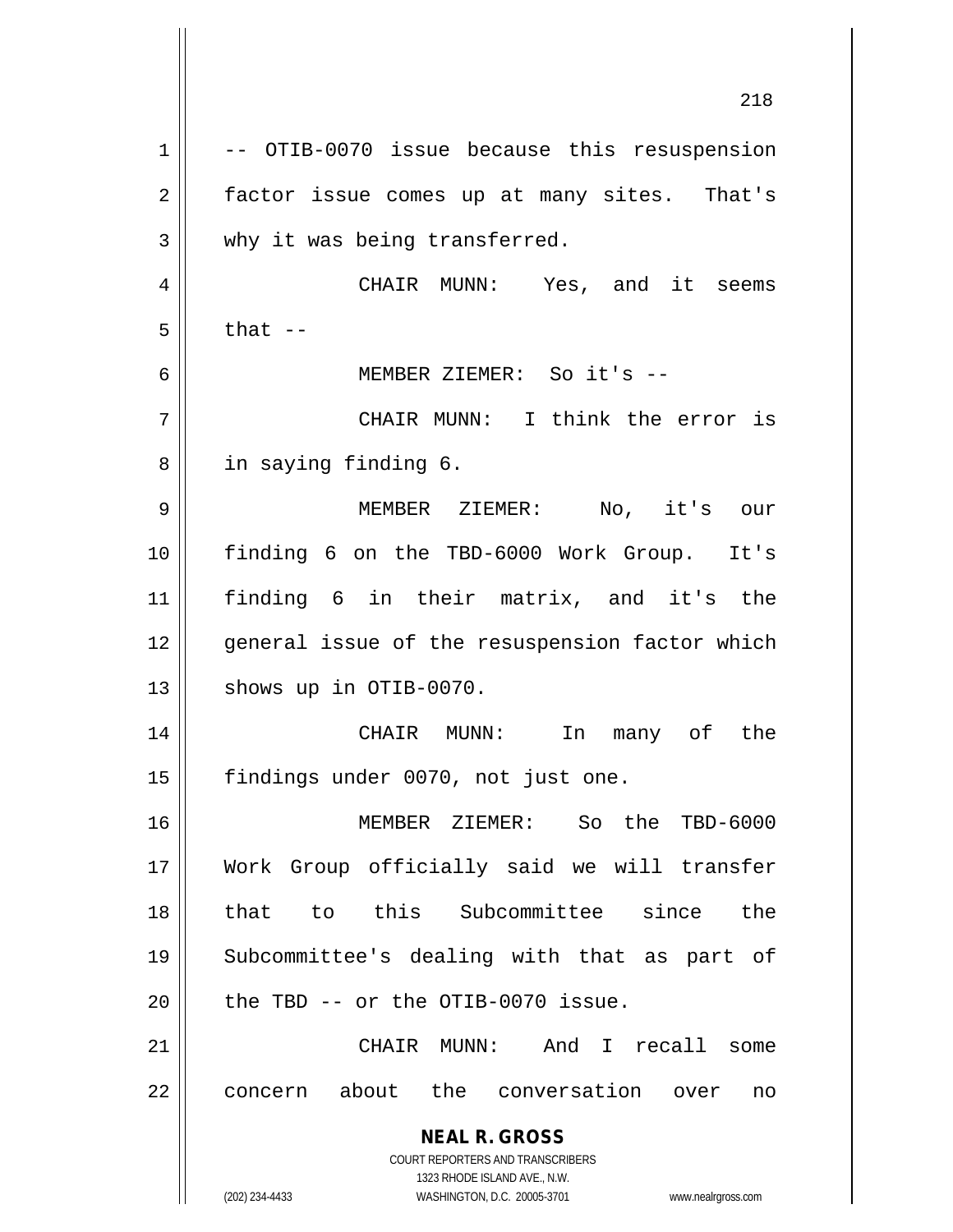-- OTIB-0070 issue because this resuspension factor issue comes up at many sites. That's why it was being transferred.

CHAIR MUNN: Yes, and it seems that --

MEMBER ZIEMER: So it's --

CHAIR MUNN: I think the error is in saying finding 6.

MEMBER ZIEMER: No, it's our finding 6 on the TBD-6000 Work Group. It's finding 6 in their matrix, and it's the general issue of the resuspension factor which shows up in OTIB-0070.

CHAIR MUNN: In many of the findings under 0070, not just one.

MEMBER ZIEMER: So the TBD-6000 Work Group officially said we will transfer that to this Subcommittee since the Subcommittee's dealing with that as part of the TBD -- or the OTIB-0070 issue.

CHAIR MUNN: And I recall some concern about the conversation over no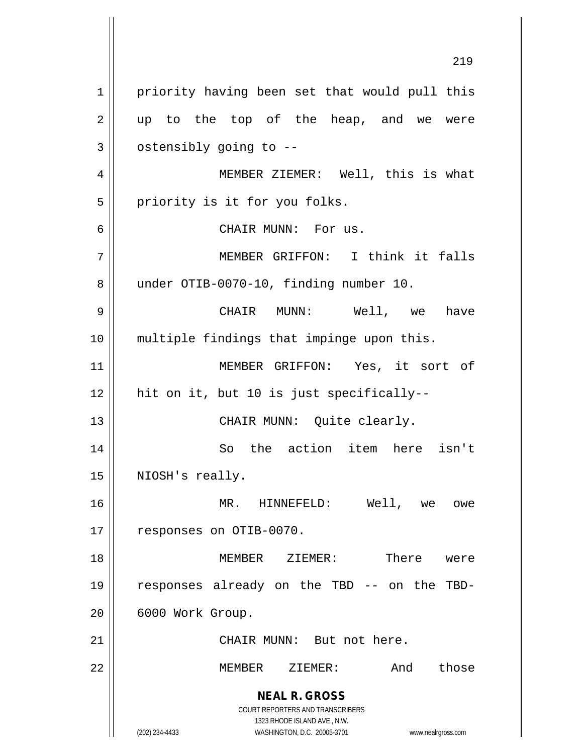priority having been set that would pull this up to the top of the heap, and we were ostensibly going to --

MEMBER ZIEMER: Well, this is what priority is it for you folks.

CHAIR MUNN: For us.

MEMBER GRIFFON: I think it falls under OTIB-0070-10, finding number 10.

CHAIR MUNN: Well, we have multiple findings that impinge upon this.

MEMBER GRIFFON: Yes, it sort of hit on it, but 10 is just specifically--

CHAIR MUNN: Quite clearly.

So the action item here isn't NIOSH's really.

MR. HINNEFELD: Well, we owe responses on OTIB-0070.

MEMBER ZIEMER: There were responses already on the TBD -- on the TBD-6000 Work Group.

CHAIR MUNN: But not here.

MEMBER ZIEMER: And those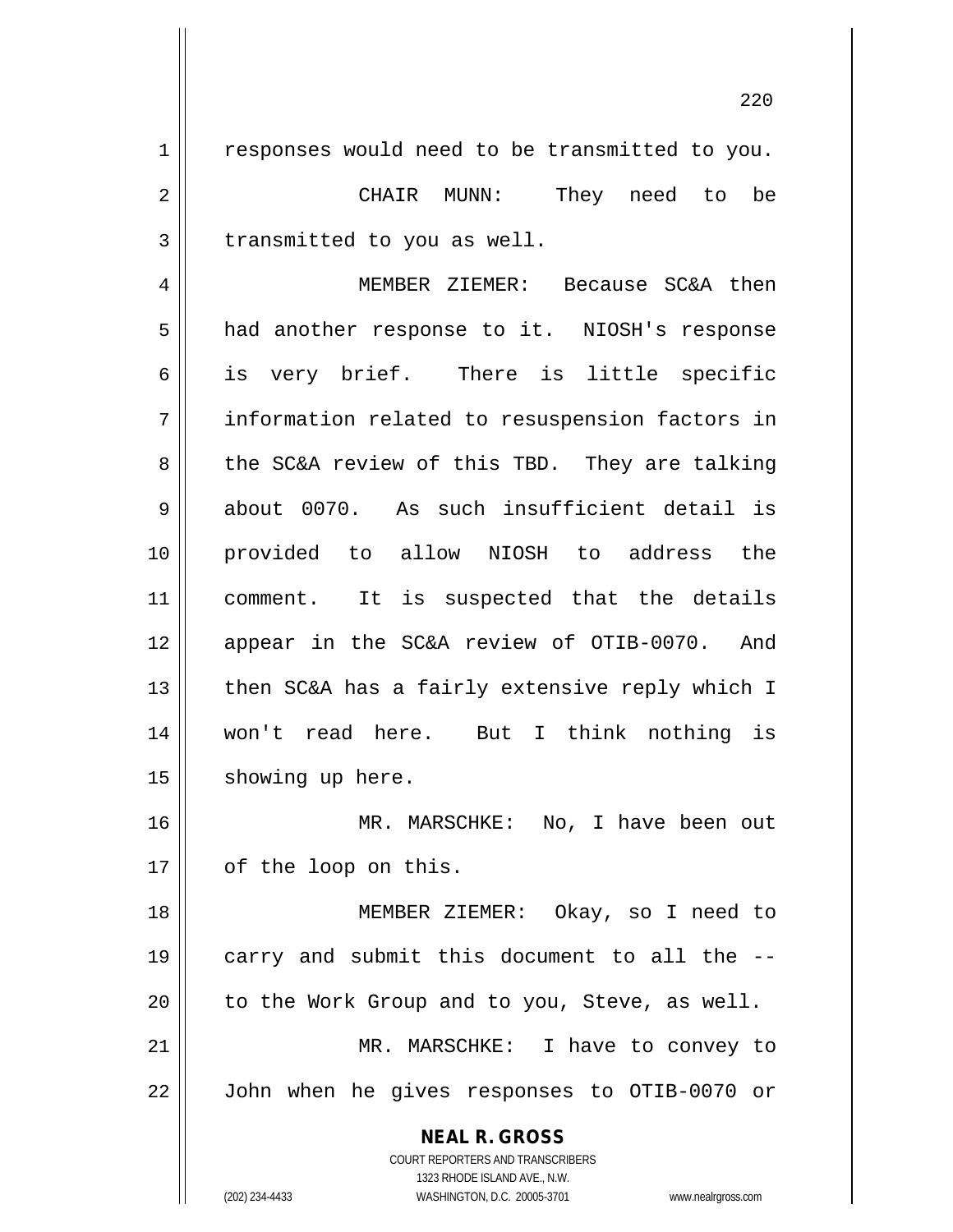responses would need to be transmitted to you.

CHAIR MUNN: They need to be transmitted to you as well.

MEMBER ZIEMER: Because SC&A then had another response to it. NIOSH's response is very brief. There is little specific information related to resuspension factors in the SC&A review of this TBD. They are talking about 0070. As such insufficient detail is provided to allow NIOSH to address the comment. It is suspected that the details appear in the SC&A review of OTIB-0070. And then SC&A has a fairly extensive reply which I won't read here. But I think nothing is showing up here.

MR. MARSCHKE: No, I have been out of the loop on this.

MEMBER ZIEMER: Okay, so I need to carry and submit this document to all the -- to the Work Group and to you, Steve, as well.

MR. MARSCHKE: I have to convey to John when he gives responses to OTIB-0070 or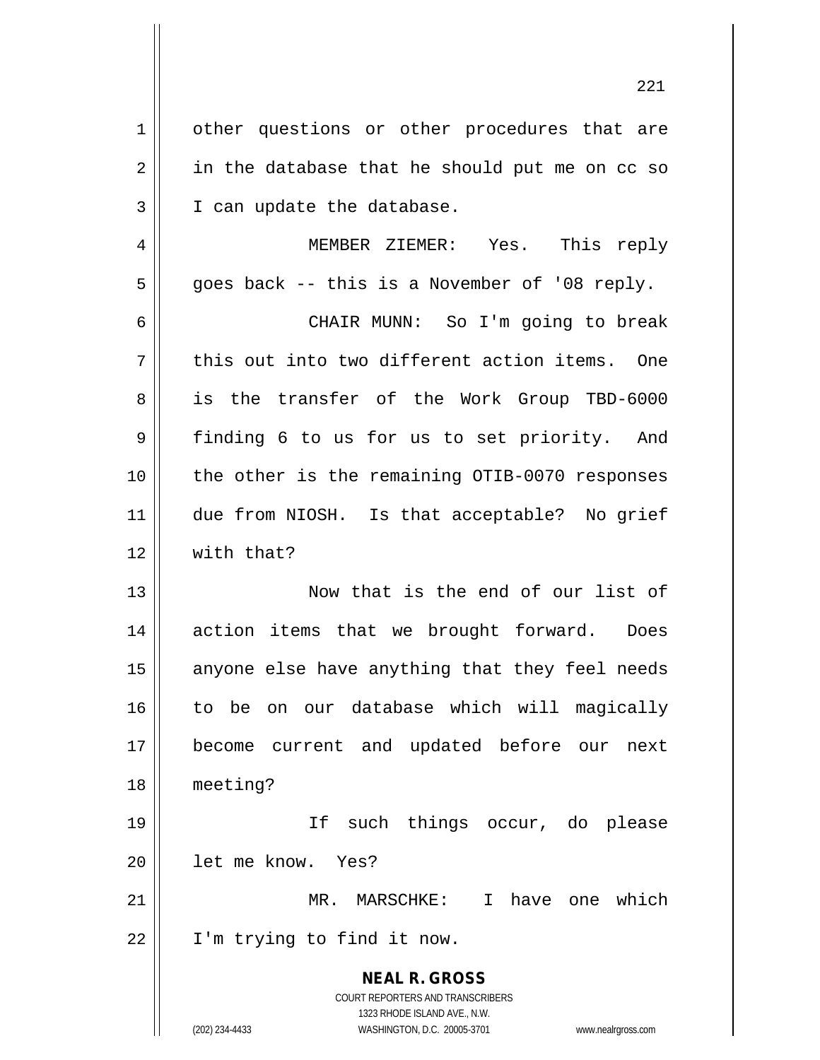other questions or other procedures that are in the database that he should put me on cc so I can update the database.

MEMBER ZIEMER: Yes. This reply goes back -- this is a November of '08 reply.

CHAIR MUNN: So I'm going to break this out into two different action items. One is the transfer of the Work Group TBD-6000 finding 6 to us for us to set priority. And the other is the remaining OTIB-0070 responses due from NIOSH. Is that acceptable? No grief with that?

Now that is the end of our list of action items that we brought forward. Does anyone else have anything that they feel needs to be on our database which will magically become current and updated before our next meeting?

If such things occur, do please let me know. Yes?

MR. MARSCHKE: I have one which I'm trying to find it now.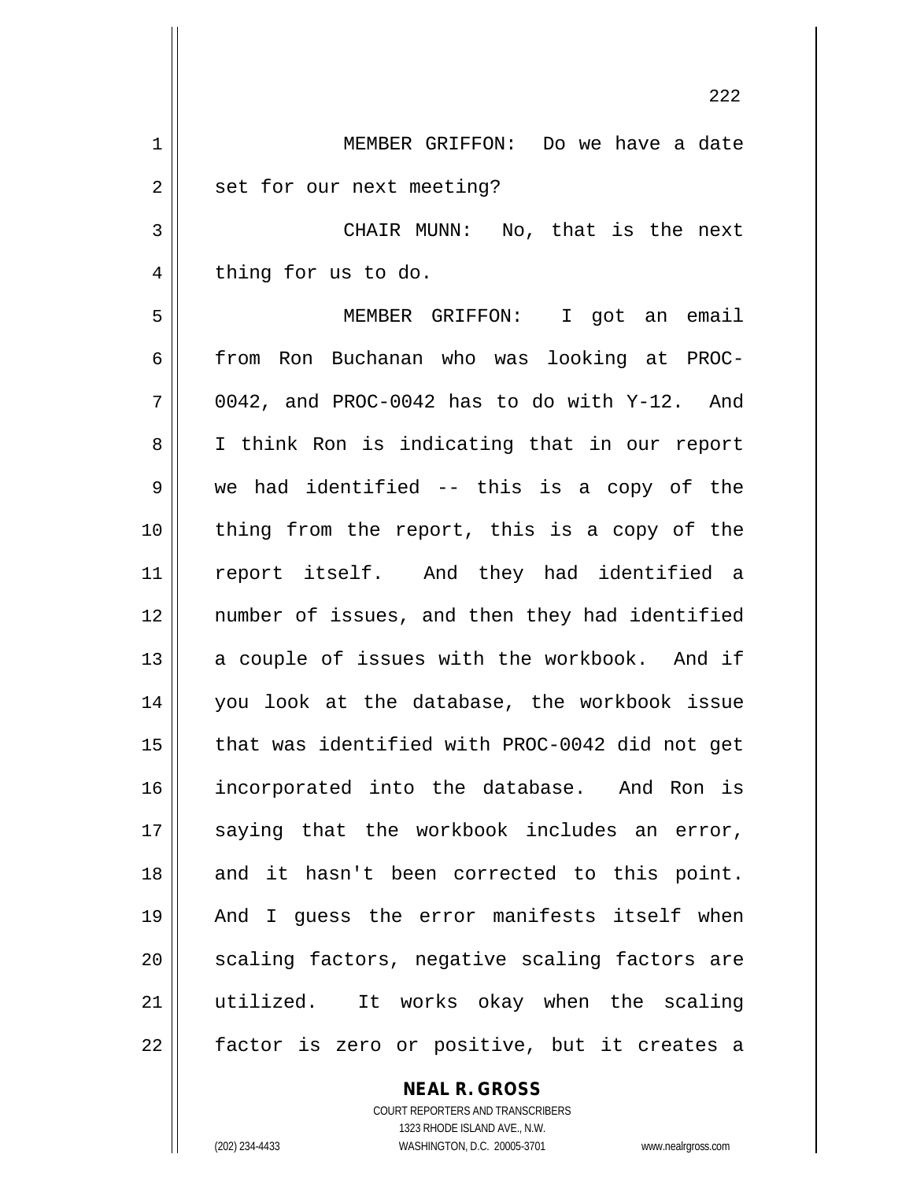MEMBER GRIFFON: Do we have a date set for our next meeting?

CHAIR MUNN: No, that is the next thing for us to do.

MEMBER GRIFFON: I got an email from Ron Buchanan who was looking at PROC-0042, and PROC-0042 has to do with Y-12. And I think Ron is indicating that in our report we had identified -- this is a copy of the thing from the report, this is a copy of the report itself. And they had identified a number of issues, and then they had identified a couple of issues with the workbook. And if you look at the database, the workbook issue that was identified with PROC-0042 did not get incorporated into the database. And Ron is saying that the workbook includes an error, and it hasn't been corrected to this point. And I guess the error manifests itself when scaling factors, negative scaling factors are utilized. It works okay when the scaling factor is zero or positive, but it creates a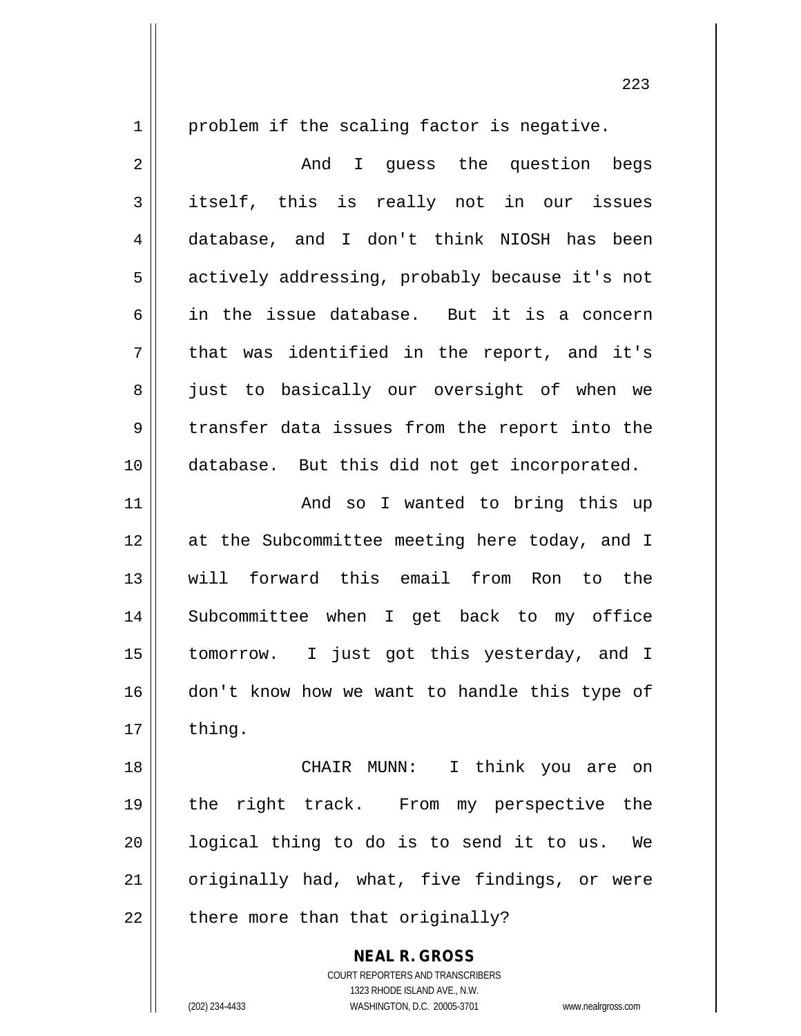problem if the scaling factor is negative.

And I guess the question begs itself, this is really not in our issues database, and I don't think NIOSH has been actively addressing, probably because it's not in the issue database. But it is a concern that was identified in the report, and it's just to basically our oversight of when we transfer data issues from the report into the database. But this did not get incorporated.

And so I wanted to bring this up at the Subcommittee meeting here today, and I will forward this email from Ron to the Subcommittee when I get back to my office tomorrow. I just got this yesterday, and I don't know how we want to handle this type of thing.

CHAIR MUNN: I think you are on the right track. From my perspective the logical thing to do is to send it to us. We originally had, what, five findings, or were there more than that originally?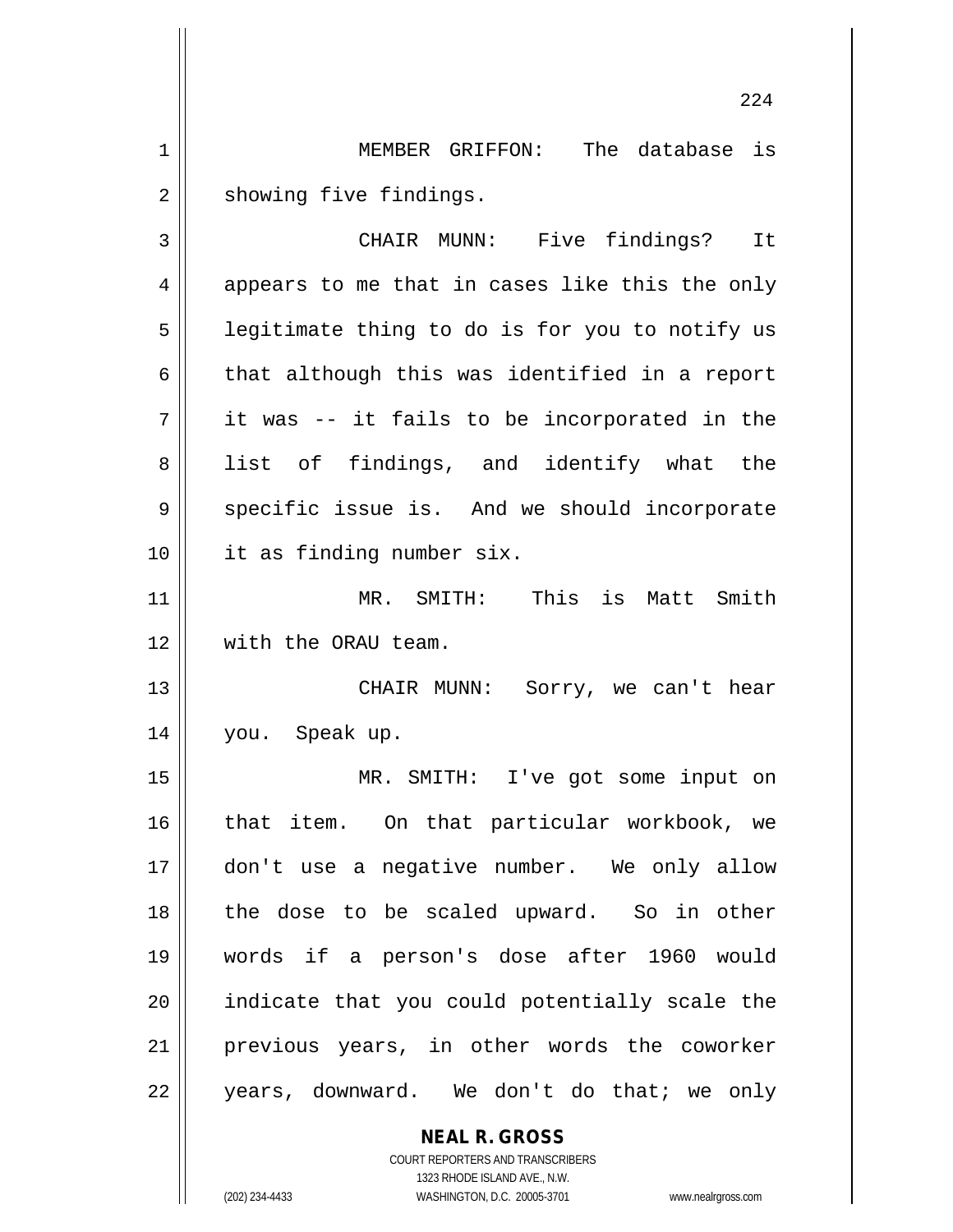MEMBER GRIFFON: The database is showing five findings.

CHAIR MUNN: Five findings? It appears to me that in cases like this the only legitimate thing to do is for you to notify us that although this was identified in a report it was -- it fails to be incorporated in the list of findings, and identify what the specific issue is. And we should incorporate it as finding number six.

MR. SMITH: This is Matt Smith with the ORAU team.

CHAIR MUNN: Sorry, we can't hear you. Speak up.

MR. SMITH: I've got some input on that item. On that particular workbook, we don't use a negative number. We only allow the dose to be scaled upward. So in other words if a person's dose after 1960 would indicate that you could potentially scale the previous years, in other words the coworker years, downward. We don't do that; we only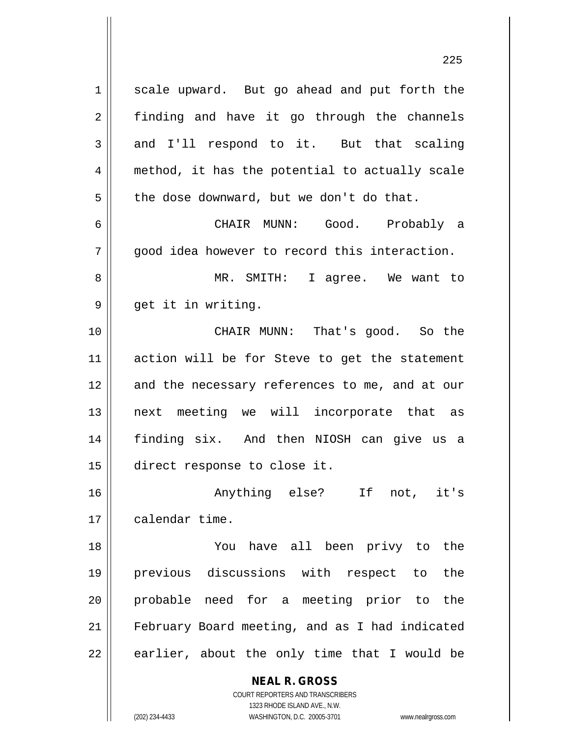scale upward. But go ahead and put forth the finding and have it go through the channels and I'll respond to it. But that scaling method, it has the potential to actually scale the dose downward, but we don't do that.

CHAIR MUNN: Good. Probably a good idea however to record this interaction.

MR. SMITH: I agree. We want to get it in writing.

CHAIR MUNN: That's good. So the action will be for Steve to get the statement and the necessary references to me, and at our next meeting we will incorporate that as finding six. And then NIOSH can give us a direct response to close it.

Anything else? If not, it's calendar time.

You have all been privy to the previous discussions with respect to the probable need for a meeting prior to the February Board meeting, and as I had indicated earlier, about the only time that I would be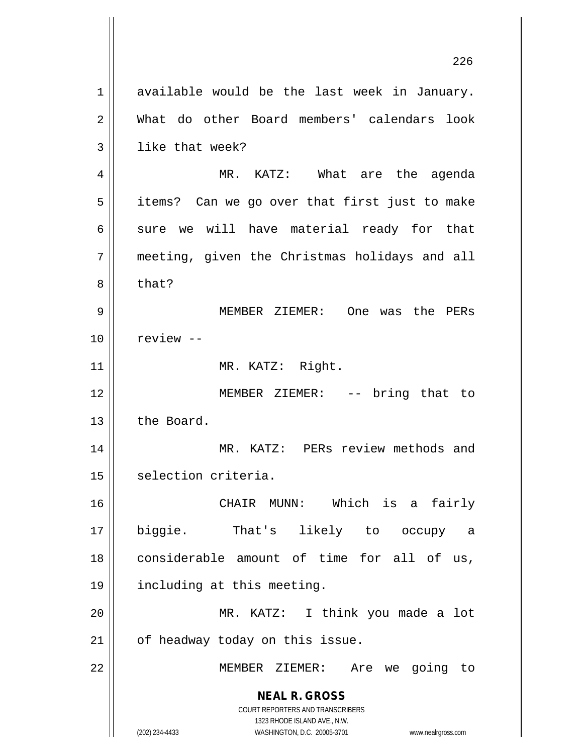available would be the last week in January. What do other Board members' calendars look like that week?

MR. KATZ: What are the agenda items? Can we go over that first just to make sure we will have material ready for that meeting, given the Christmas holidays and all that?

MEMBER ZIEMER: One was the PERs review --

MR. KATZ: Right.

MEMBER ZIEMER: -- bring that to the Board.

MR. KATZ: PERs review methods and selection criteria.

CHAIR MUNN: Which is a fairly biggie. That's likely to occupy a considerable amount of time for all of us, including at this meeting.

MR. KATZ: I think you made a lot of headway today on this issue.

MEMBER ZIEMER: Are we going to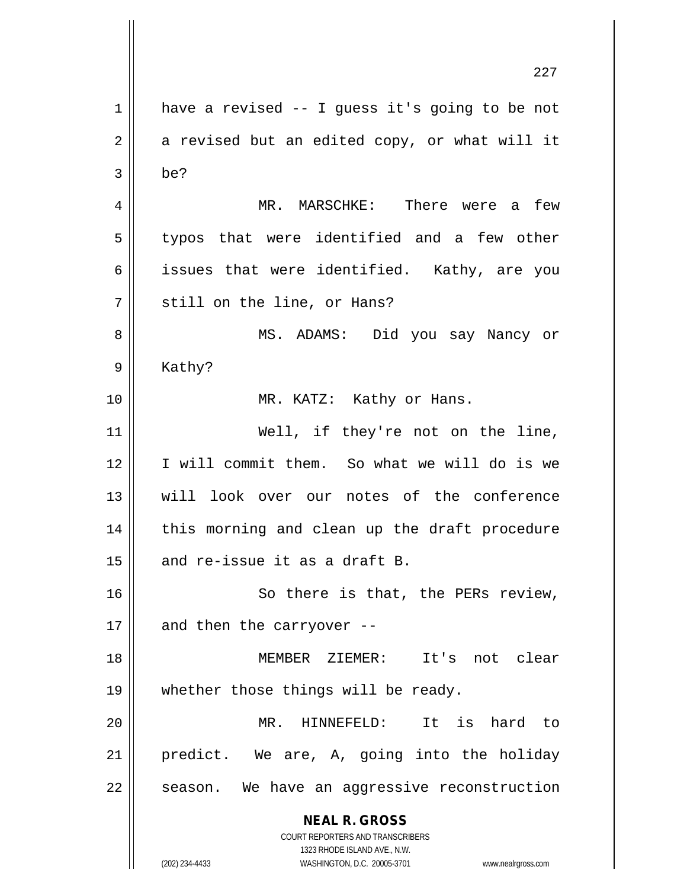have a revised -- I guess it's going to be not a revised but an edited copy, or what will it be?

MR. MARSCHKE: There were a few typos that were identified and a few other issues that were identified. Kathy, are you still on the line, or Hans?

MS. ADAMS: Did you say Nancy or Kathy?

MR. KATZ: Kathy or Hans.

Well, if they're not on the line, I will commit them. So what we will do is we will look over our notes of the conference this morning and clean up the draft procedure and re-issue it as a draft B.

So there is that, the PERs review, and then the carryover --

MEMBER ZIEMER: It's not clear whether those things will be ready.

MR. HINNEFELD: It is hard to predict. We are, A, going into the holiday season. We have an aggressive reconstruction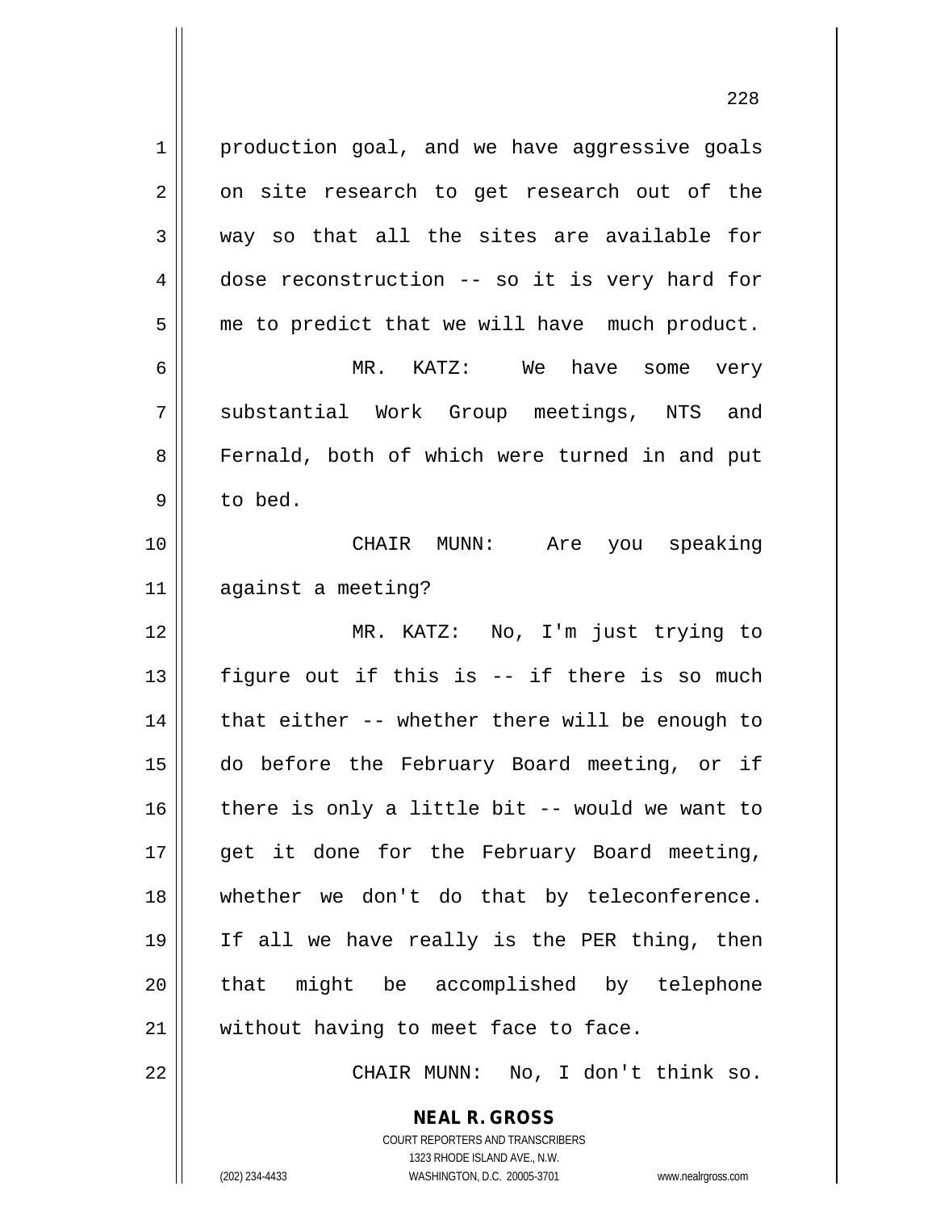production goal, and we have aggressive goals on site research to get research out of the way so that all the sites are available for dose reconstruction -- so it is very hard for me to predict that we will have much product.

MR. KATZ: We have some very substantial Work Group meetings, NTS and Fernald, both of which were turned in and put to bed.

CHAIR MUNN: Are you speaking against a meeting?

MR. KATZ: No, I'm just trying to figure out if this is -- if there is so much that either -- whether there will be enough to do before the February Board meeting, or if there is only a little bit -- would we want to get it done for the February Board meeting, whether we don't do that by teleconference. If all we have really is the PER thing, then that might be accomplished by telephone without having to meet face to face.

CHAIR MUNN: No, I don't think so.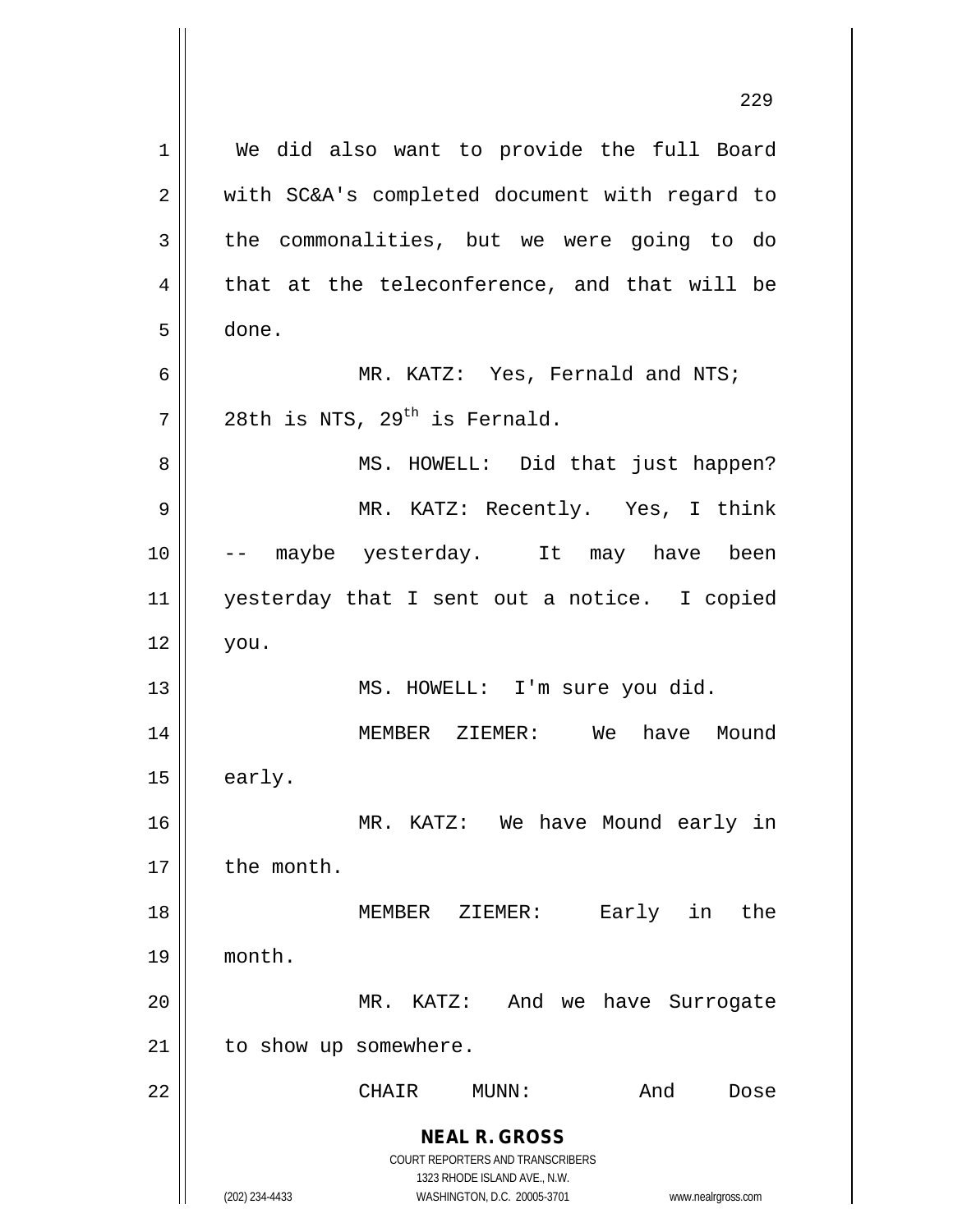We did also want to provide the full Board with SC&A's completed document with regard to the commonalities, but we were going to do that at the teleconference, and that will be done.

MR. KATZ: Yes, Fernald and NTS; 28th is NTS, 29th is Fernald.

MS. HOWELL: Did that just happen?

MR. KATZ: Recently. Yes, I think -- maybe yesterday. It may have been yesterday that I sent out a notice. I copied you.

MS. HOWELL: I'm sure you did.

MEMBER ZIEMER: We have Mound early.

MR. KATZ: We have Mound early in the month.

MEMBER ZIEMER: Early in the month.

MR. KATZ: And we have Surrogate to show up somewhere.

CHAIR MUNN: And Dose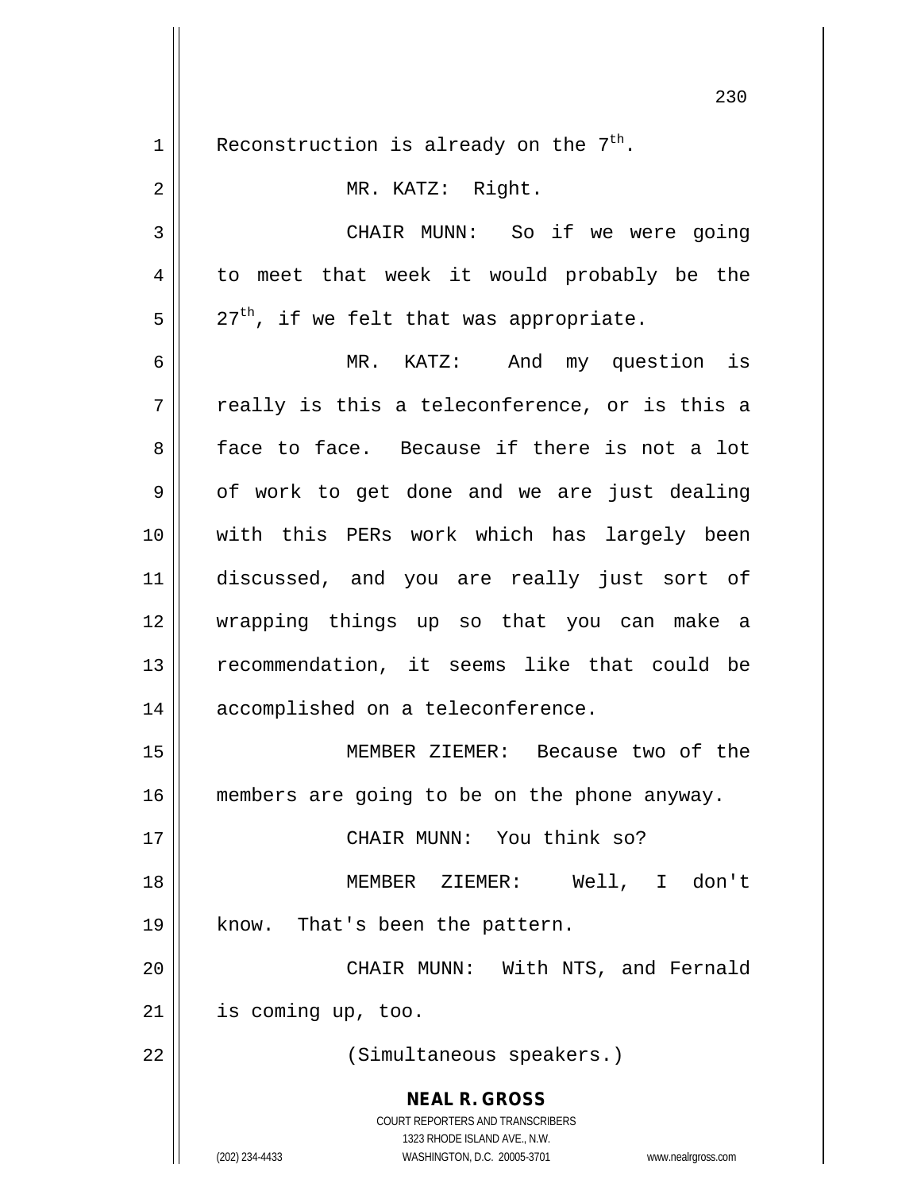Reconstruction is already on the 7th.

MR. KATZ: Right.

CHAIR MUNN: So if we were going to meet that week it would probably be the 27th, if we felt that was appropriate.

MR. KATZ: And my question is really is this a teleconference, or is this a face to face. Because if there is not a lot of work to get done and we are just dealing with this PERs work which has largely been discussed, and you are really just sort of wrapping things up so that you can make a recommendation, it seems like that could be accomplished on a teleconference.

MEMBER ZIEMER: Because two of the members are going to be on the phone anyway.

CHAIR MUNN: You think so?

MEMBER ZIEMER: Well, I don't know. That's been the pattern.

CHAIR MUNN: With NTS, and Fernald is coming up, too.

(Simultaneous speakers.)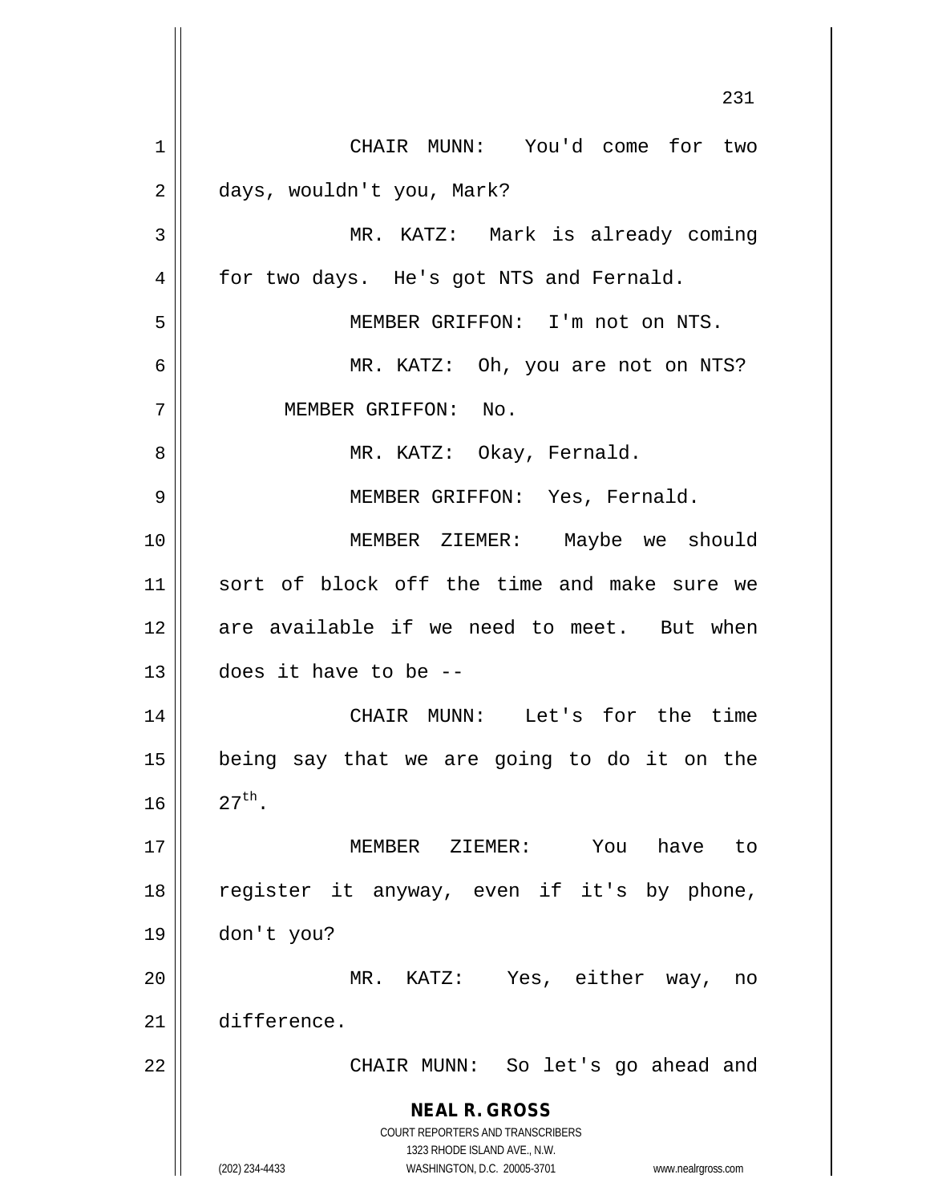CHAIR MUNN: You'd come for two days, wouldn't you, Mark?

MR. KATZ: Mark is already coming for two days. He's got NTS and Fernald.

MEMBER GRIFFON: I'm not on NTS.

MR. KATZ: Oh, you are not on NTS?

MEMBER GRIFFON: No.

MR. KATZ: Okay, Fernald.

MEMBER GRIFFON: Yes, Fernald.

MEMBER ZIEMER: Maybe we should sort of block off the time and make sure we are available if we need to meet. But when does it have to be --

CHAIR MUNN: Let's for the time being say that we are going to do it on the 27th.

MEMBER ZIEMER: You have to register it anyway, even if it's by phone, don't you?

MR. KATZ: Yes, either way, no difference.

CHAIR MUNN: So let's go ahead and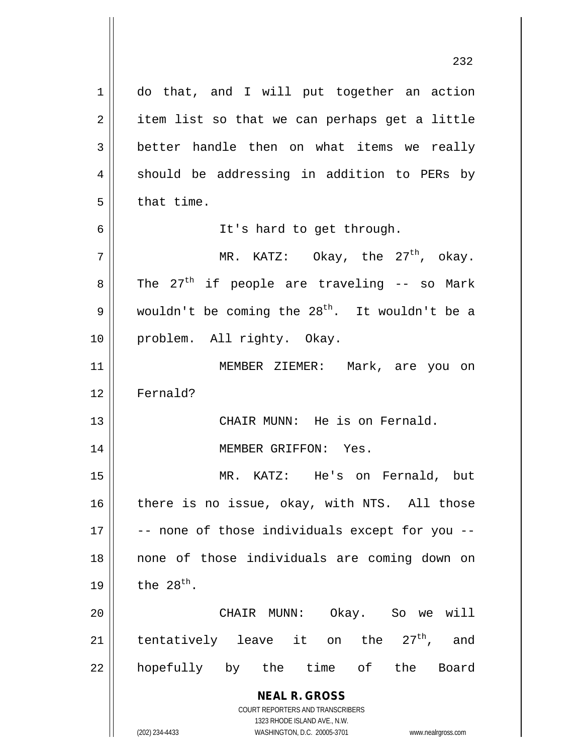do that, and I will put together an action item list so that we can perhaps get a little better handle then on what items we really should be addressing in addition to PERs by that time.

It's hard to get through.

MR. KATZ: Okay, the 27th, okay. The 27th if people are traveling -- so Mark wouldn't be coming the 28th. It wouldn't be a problem. All righty. Okay.

MEMBER ZIEMER: Mark, are you on Fernald?

CHAIR MUNN: He is on Fernald.

MEMBER GRIFFON: Yes.

MR. KATZ: He's on Fernald, but there is no issue, okay, with NTS. All those -- none of those individuals except for you -- none of those individuals are coming down on the 28th.

CHAIR MUNN: Okay. So we will tentatively leave it on the 27th, and hopefully by the time of the Board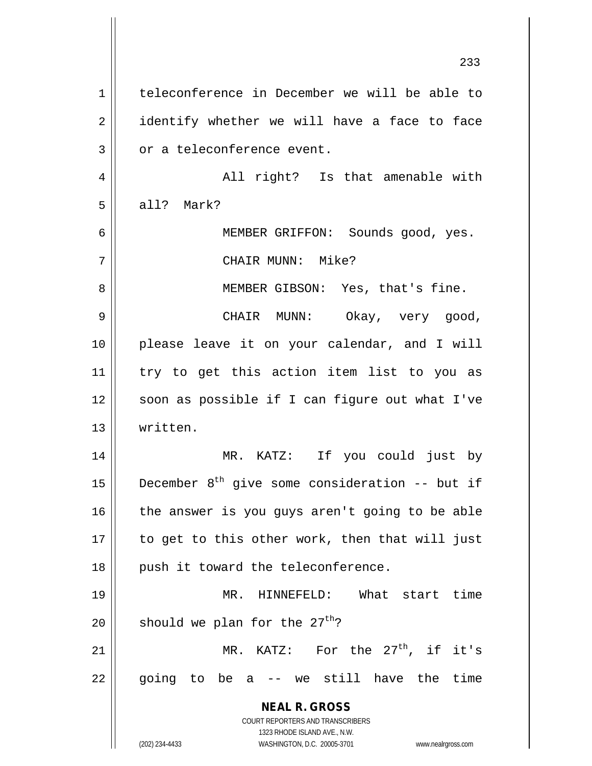teleconference in December we will be able to identify whether we will have a face to face or a teleconference event.

All right? Is that amenable with all? Mark?

MEMBER GRIFFON: Sounds good, yes.

CHAIR MUNN: Mike?

MEMBER GIBSON: Yes, that's fine.

CHAIR MUNN: Okay, very good, please leave it on your calendar, and I will try to get this action item list to you as soon as possible if I can figure out what I've written.

MR. KATZ: If you could just by December 8th give some consideration -- but if the answer is you guys aren't going to be able to get to this other work, then that will just push it toward the teleconference.

MR. HINNEFELD: What start time should we plan for the 27th?

MR. KATZ: For the 27th, if it's going to be a -- we still have the time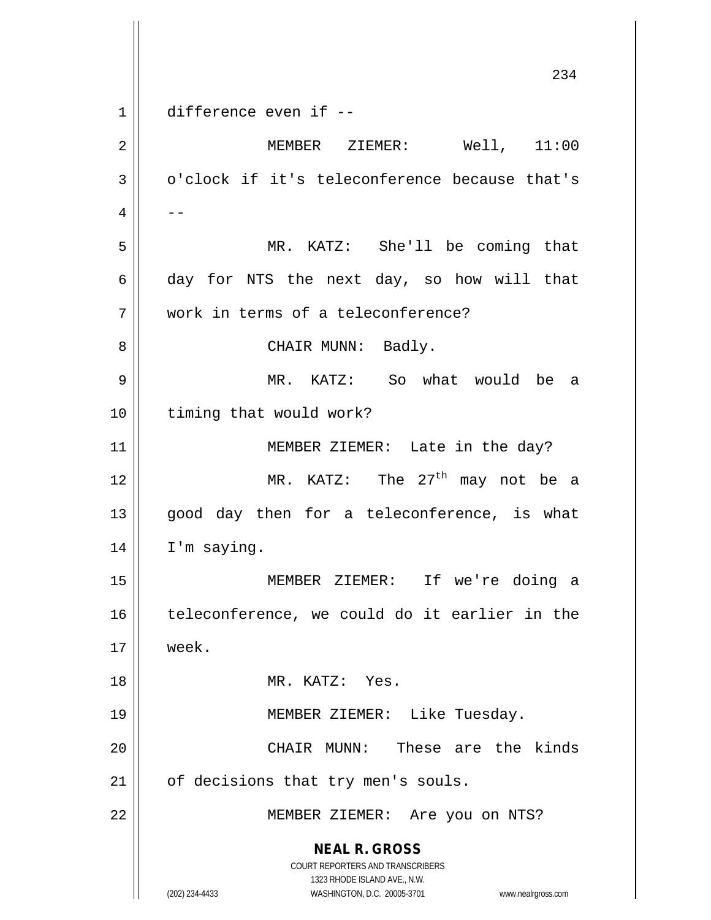difference even if --

MEMBER ZIEMER: Well, 11:00 o'clock if it's teleconference because that's --

MR. KATZ: She'll be coming that day for NTS the next day, so how will that work in terms of a teleconference?

CHAIR MUNN: Badly.

MR. KATZ: So what would be a timing that would work?

MEMBER ZIEMER: Late in the day?

MR. KATZ: The 27th may not be a good day then for a teleconference, is what I'm saying.

MEMBER ZIEMER: If we're doing a teleconference, we could do it earlier in the week.

MR. KATZ: Yes.

MEMBER ZIEMER: Like Tuesday.

CHAIR MUNN: These are the kinds of decisions that try men's souls.

MEMBER ZIEMER: Are you on NTS?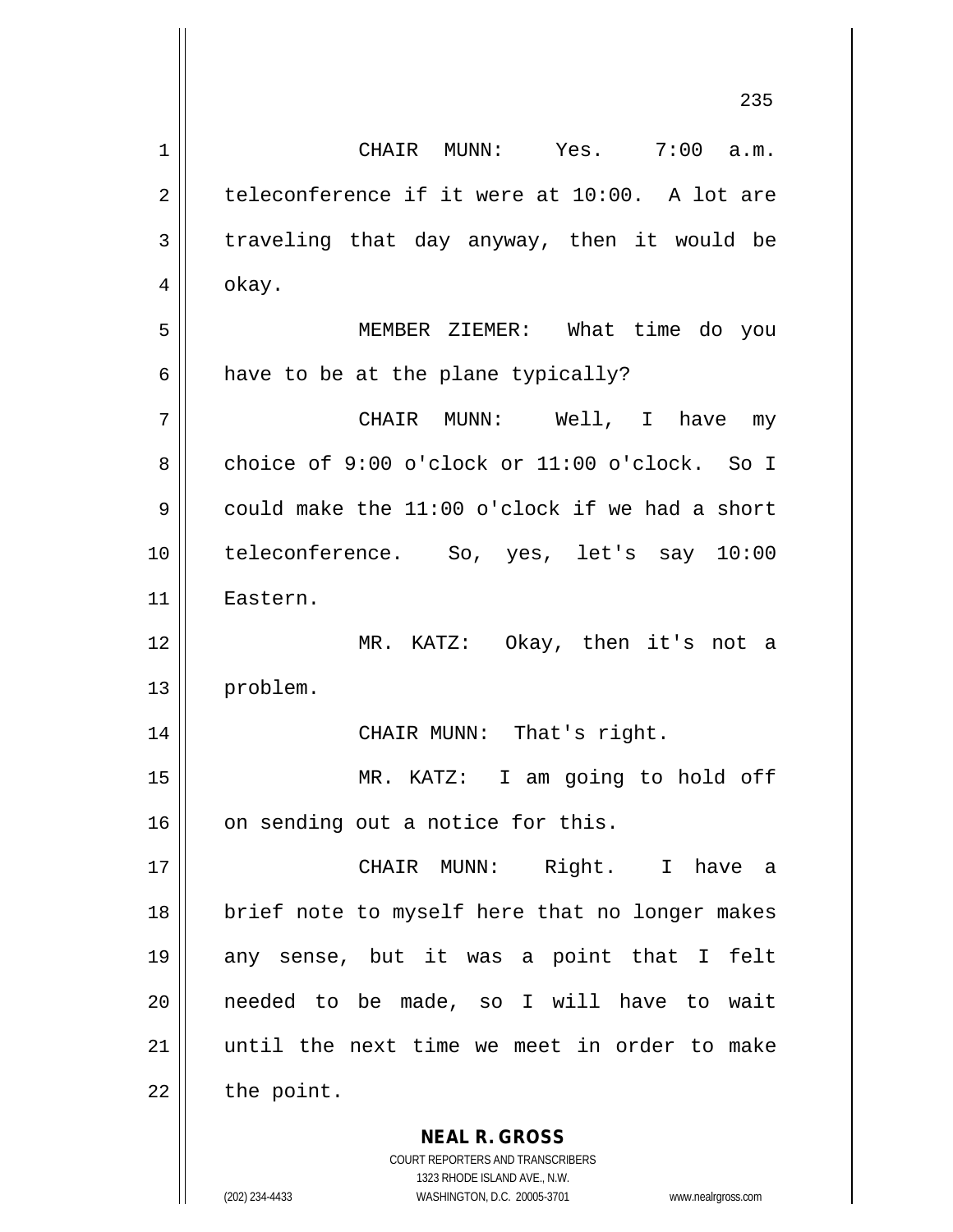CHAIR MUNN: Yes. 7:00 a.m. teleconference if it were at 10:00. A lot are traveling that day anyway, then it would be okay.

MEMBER ZIEMER: What time do you have to be at the plane typically?

CHAIR MUNN: Well, I have my choice of 9:00 o'clock or 11:00 o'clock. So I could make the 11:00 o'clock if we had a short teleconference. So, yes, let's say 10:00 Eastern.

MR. KATZ: Okay, then it's not a problem.

CHAIR MUNN: That's right.

MR. KATZ: I am going to hold off on sending out a notice for this.

CHAIR MUNN: Right. I have a brief note to myself here that no longer makes any sense, but it was a point that I felt needed to be made, so I will have to wait until the next time we meet in order to make the point.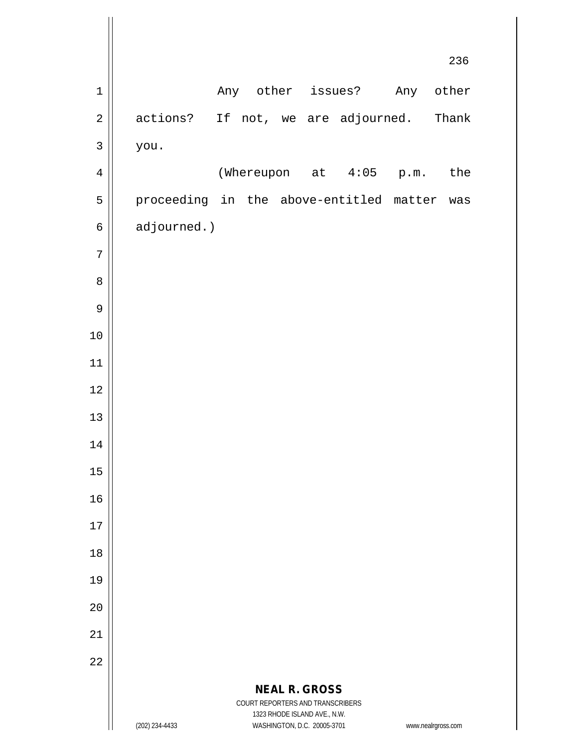Any other issues? Any other actions? If not, we are adjourned. Thank you.

(Whereupon at 4:05 p.m. the proceeding in the above-entitled matter was adjourned.)